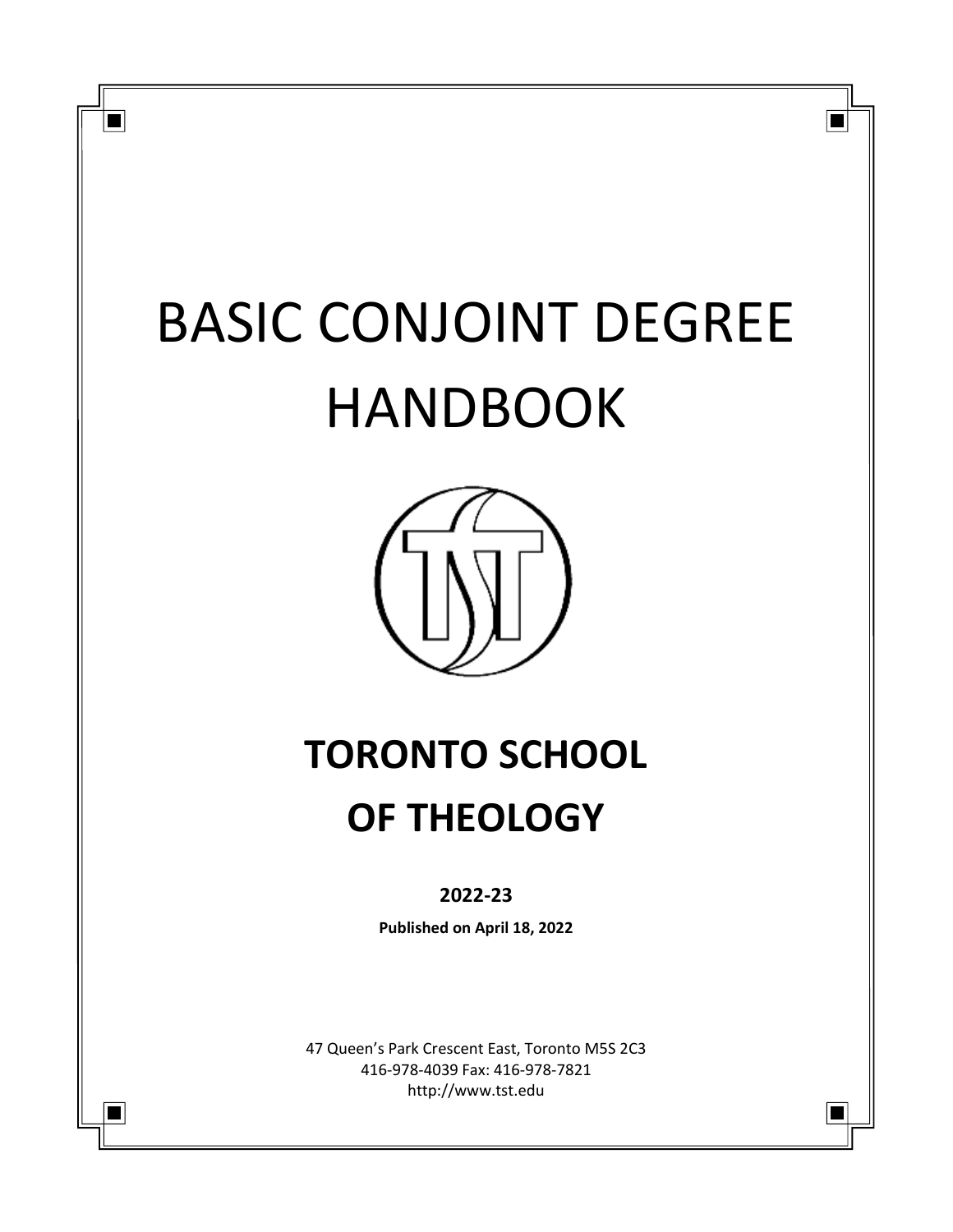# BASIC CONJOINT DEGREE HANDBOOK

## TORONTO SCHOOL OF THEOLOGY

**2022-23**

**Published on April 18, 2022**

47 Queen's Park Crescent East, Toronto M5S 2C3
416-978-4039 Fax: 416-978-7821
http://www.tst.edu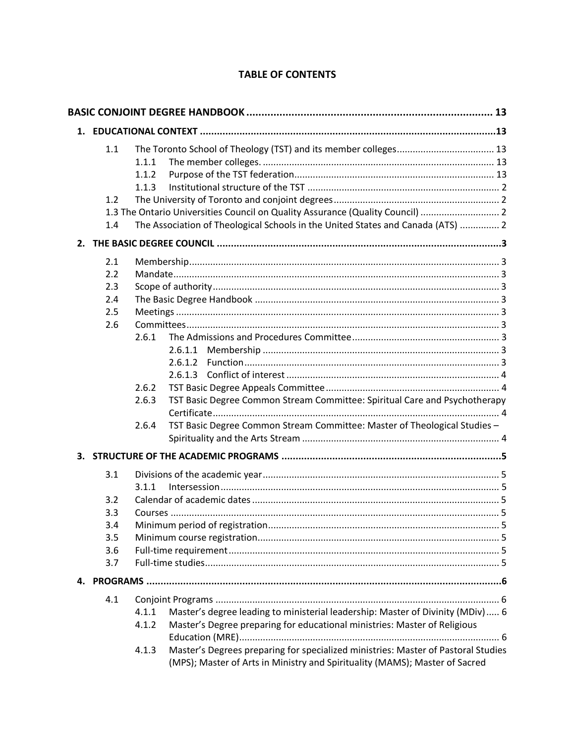# TABLE OF CONTENTS

**BASIC CONJOINT DEGREE HANDBOOK** .................................................................................. 13

**1. EDUCATIONAL CONTEXT** ........................................................................................................13

- 1.1 The Toronto School of Theology (TST) and its member colleges.................................... 13
  - 1.1.1 The member colleges. ....................................................................................... 13
  - 1.1.2 Purpose of the TST federation........................................................................... 13
  - 1.1.3 Institutional structure of the TST ........................................................................ 2
- 1.2 The University of Toronto and conjoint degrees.............................................................. 2
- 1.3 The Ontario Universities Council on Quality Assurance (Quality Council) ............................. 2
- 1.4 The Association of Theological Schools in the United States and Canada (ATS) ............... 2

**2. THE BASIC DEGREE COUNCIL** ....................................................................................................3

- 2.1 Membership..................................................................................................................... 3
- 2.2 Mandate........................................................................................................................... 3
- 2.3 Scope of authority............................................................................................................ 3
- 2.4 The Basic Degree Handbook ............................................................................................ 3
- 2.5 Meetings .......................................................................................................................... 3
- 2.6 Committees...................................................................................................................... 3
  - 2.6.1 The Admissions and Procedures Committee........................................................ 3
    - 2.6.1.1 Membership ......................................................................................... 3
    - 2.6.1.2 Function................................................................................................ 3
    - 2.6.1.3 Conflict of interest ................................................................................ 4
  - 2.6.2 TST Basic Degree Appeals Committee................................................................. 4
  - 2.6.3 TST Basic Degree Common Stream Committee: Spiritual Care and Psychotherapy Certificate............................................................................................................ 4
  - 2.6.4 TST Basic Degree Common Stream Committee: Master of Theological Studies – Spirituality and the Arts Stream .......................................................................... 4

**3. STRUCTURE OF THE ACADEMIC PROGRAMS** ..............................................................................5

- 3.1 Divisions of the academic year......................................................................................... 5
  - 3.1.1 Intersession......................................................................................................... 5
- 3.2 Calendar of academic dates ............................................................................................. 5
- 3.3 Courses ............................................................................................................................ 5
- 3.4 Minimum period of registration....................................................................................... 5
- 3.5 Minimum course registration........................................................................................... 5
- 3.6 Full-time requirement...................................................................................................... 5
- 3.7 Full-time studies............................................................................................................... 5

**4. PROGRAMS** ...............................................................................................................................6

- 4.1 Conjoint Programs ........................................................................................................... 6
  - 4.1.1 Master's degree leading to ministerial leadership: Master of Divinity (MDiv)..... 6
  - 4.1.2 Master's Degree preparing for educational ministries: Master of Religious Education (MRE).................................................................................................. 6
  - 4.1.3 Master's Degrees preparing for specialized ministries: Master of Pastoral Studies (MPS); Master of Arts in Ministry and Spirituality (MAMS); Master of Sacred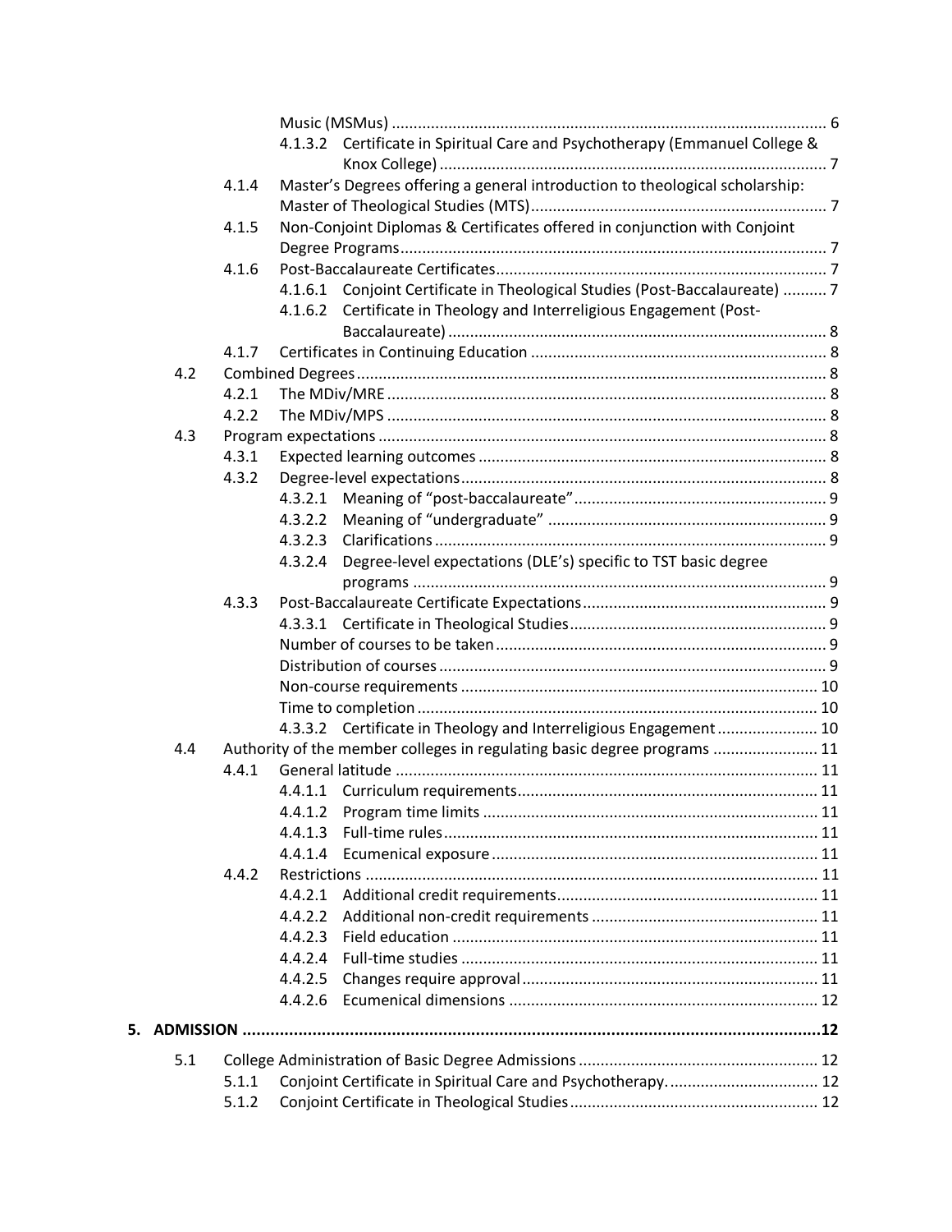Music (MSMus) .................................................................................................. 6

4.1.3.2 Certificate in Spiritual Care and Psychotherapy (Emmanuel College & Knox College) ........................................................................................ 7

4.1.4 Master's Degrees offering a general introduction to theological scholarship: Master of Theological Studies (MTS)..................................................................... 7

4.1.5 Non-Conjoint Diplomas & Certificates offered in conjunction with Conjoint Degree Programs.................................................................................................. 7

4.1.6 Post-Baccalaureate Certificates............................................................................ 7

4.1.6.1 Conjoint Certificate in Theological Studies (Post-Baccalaureate) .......... 7

4.1.6.2 Certificate in Theology and Interreligious Engagement (Post-Baccalaureate) ...................................................................................... 8

4.1.7 Certificates in Continuing Education .................................................................... 8

4.2 Combined Degrees.............................................................................................................. 8

4.2.1 The MDiv/MRE ..................................................................................................... 8

4.2.2 The MDiv/MPS ..................................................................................................... 8

4.3 Program expectations ........................................................................................................ 8

4.3.1 Expected learning outcomes ................................................................................ 8

4.3.2 Degree-level expectations.................................................................................... 8

4.3.2.1 Meaning of "post-baccalaureate".......................................................... 9

4.3.2.2 Meaning of "undergraduate" ................................................................ 9

4.3.2.3 Clarifications ......................................................................................... 9

4.3.2.4 Degree-level expectations (DLE's) specific to TST basic degree programs .............................................................................................. 9

4.3.3 Post-Baccalaureate Certificate Expectations........................................................ 9

4.3.3.1 Certificate in Theological Studies........................................................... 9

Number of courses to be taken............................................................................ 9

Distribution of courses ........................................................................................ 9

Non-course requirements .................................................................................. 10

Time to completion ............................................................................................ 10

4.3.3.2 Certificate in Theology and Interreligious Engagement....................... 10

4.4 Authority of the member colleges in regulating basic degree programs ........................ 11

4.4.1 General latitude ................................................................................................. 11

4.4.1.1 Curriculum requirements..................................................................... 11

4.4.1.2 Program time limits ............................................................................. 11

4.4.1.3 Full-time rules...................................................................................... 11

4.4.1.4 Ecumenical exposure ........................................................................... 11

4.4.2 Restrictions ........................................................................................................ 11

4.4.2.1 Additional credit requirements............................................................ 11

4.4.2.2 Additional non-credit requirements .................................................... 11

4.4.2.3 Field education .................................................................................... 11

4.4.2.4 Full-time studies .................................................................................. 11

4.4.2.5 Changes require approval.................................................................... 11

4.4.2.6 Ecumenical dimensions ....................................................................... 12

**5. ADMISSION ..............................................................................................................................12**

5.1 College Administration of Basic Degree Admissions ....................................................... 12

5.1.1 Conjoint Certificate in Spiritual Care and Psychotherapy. .................................. 12

5.1.2 Conjoint Certificate in Theological Studies......................................................... 12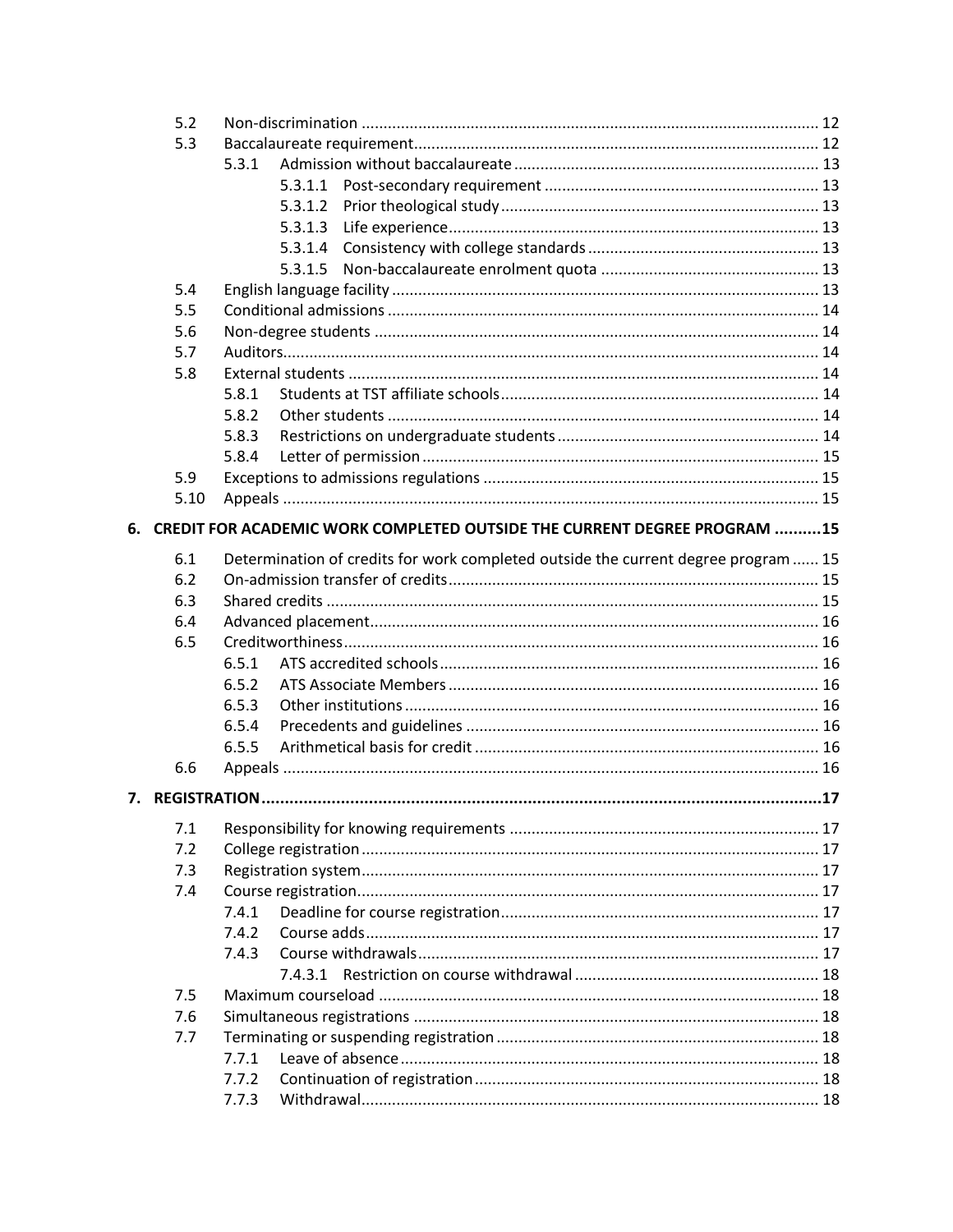- 5.2 Non-discrimination ........................................................................................................ 12
- 5.3 Baccalaureate requirement............................................................................................ 12
  - 5.3.1 Admission without baccalaureate ..................................................................... 13
    - 5.3.1.1 Post-secondary requirement .............................................................. 13
    - 5.3.1.2 Prior theological study ........................................................................ 13
    - 5.3.1.3 Life experience.................................................................................... 13
    - 5.3.1.4 Consistency with college standards ..................................................... 13
    - 5.3.1.5 Non-baccalaureate enrolment quota .................................................. 13
- 5.4 English language facility ................................................................................................ 13
- 5.5 Conditional admissions ................................................................................................. 14
- 5.6 Non-degree students .................................................................................................... 14
- 5.7 Auditors......................................................................................................................... 14
- 5.8 External students .......................................................................................................... 14
  - 5.8.1 Students at TST affiliate schools ........................................................................ 14
  - 5.8.2 Other students ................................................................................................... 14
  - 5.8.3 Restrictions on undergraduate students ........................................................... 14
  - 5.8.4 Letter of permission .......................................................................................... 15
- 5.9 Exceptions to admissions regulations ........................................................................... 15
- 5.10 Appeals ......................................................................................................................... 15

**6. CREDIT FOR ACADEMIC WORK COMPLETED OUTSIDE THE CURRENT DEGREE PROGRAM ..........15**

- 6.1 Determination of credits for work completed outside the current degree program ...... 15
- 6.2 On-admission transfer of credits................................................................................... 15
- 6.3 Shared credits ............................................................................................................... 15
- 6.4 Advanced placement..................................................................................................... 16
- 6.5 Creditworthiness........................................................................................................... 16
  - 6.5.1 ATS accredited schools...................................................................................... 16
  - 6.5.2 ATS Associate Members .................................................................................... 16
  - 6.5.3 Other institutions .............................................................................................. 16
  - 6.5.4 Precedents and guidelines ................................................................................ 16
  - 6.5.5 Arithmetical basis for credit .............................................................................. 16
- 6.6 Appeals ......................................................................................................................... 16

**7. REGISTRATION.........................................................................................................................17**

- 7.1 Responsibility for knowing requirements ...................................................................... 17
- 7.2 College registration ....................................................................................................... 17
- 7.3 Registration system....................................................................................................... 17
- 7.4 Course registration........................................................................................................ 17
  - 7.4.1 Deadline for course registration ........................................................................ 17
  - 7.4.2 Course adds....................................................................................................... 17
  - 7.4.3 Course withdrawals........................................................................................... 17
    - 7.4.3.1 Restriction on course withdrawal ........................................................ 18
- 7.5 Maximum courseload .................................................................................................... 18
- 7.6 Simultaneous registrations ............................................................................................ 18
- 7.7 Terminating or suspending registration ......................................................................... 18
  - 7.7.1 Leave of absence ............................................................................................... 18
  - 7.7.2 Continuation of registration .............................................................................. 18
  - 7.7.3 Withdrawal........................................................................................................ 18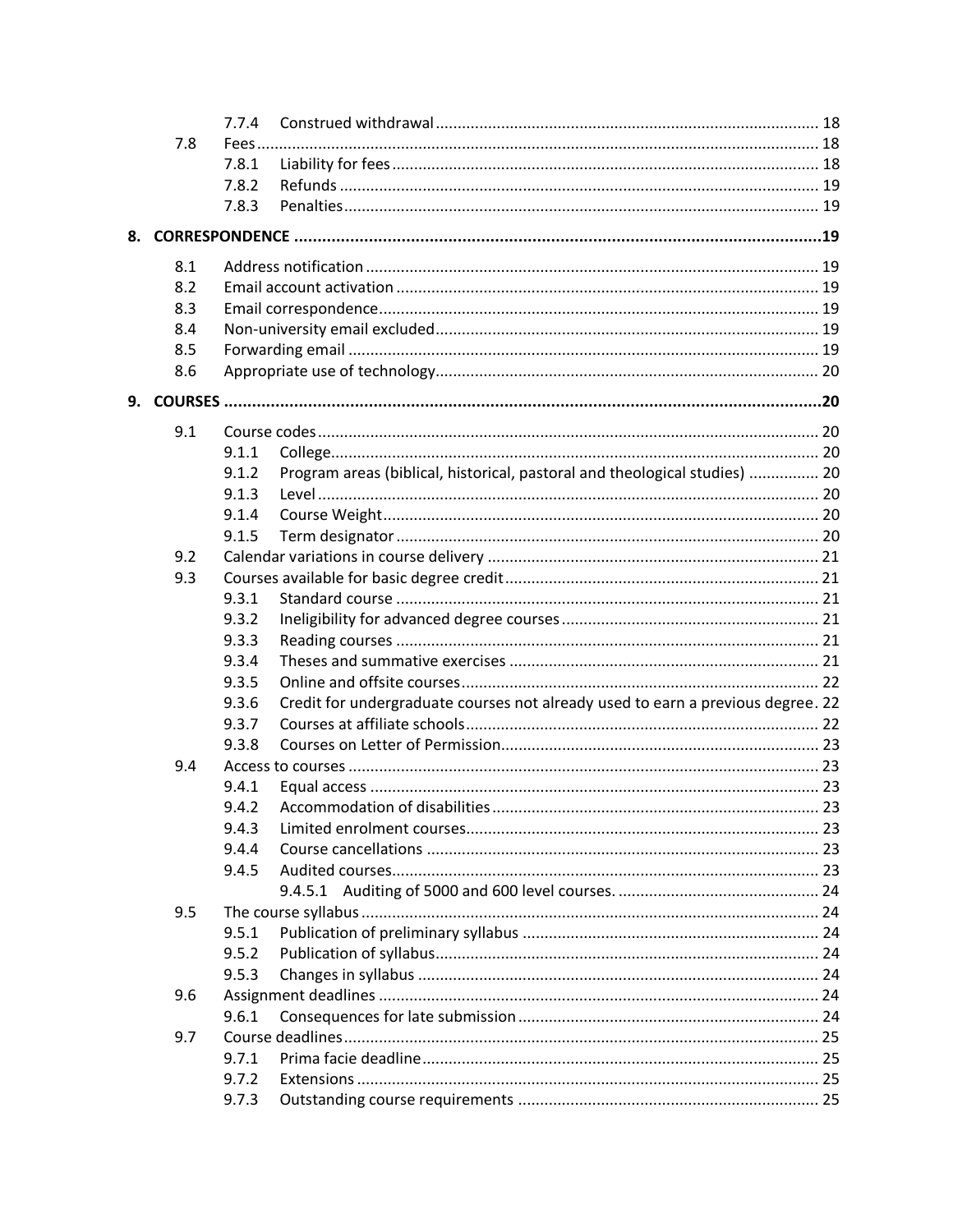7.7.4 Construed withdrawal ........ 18
7.8 Fees ........ 18
7.8.1 Liability for fees ........ 18
7.8.2 Refunds ........ 19
7.8.3 Penalties ........ 19

**8. CORRESPONDENCE ........ 19**

8.1 Address notification ........ 19
8.2 Email account activation ........ 19
8.3 Email correspondence ........ 19
8.4 Non-university email excluded ........ 19
8.5 Forwarding email ........ 19
8.6 Appropriate use of technology ........ 20

**9. COURSES ........ 20**

9.1 Course codes ........ 20
9.1.1 College ........ 20
9.1.2 Program areas (biblical, historical, pastoral and theological studies) ........ 20
9.1.3 Level ........ 20
9.1.4 Course Weight ........ 20
9.1.5 Term designator ........ 20
9.2 Calendar variations in course delivery ........ 21
9.3 Courses available for basic degree credit ........ 21
9.3.1 Standard course ........ 21
9.3.2 Ineligibility for advanced degree courses ........ 21
9.3.3 Reading courses ........ 21
9.3.4 Theses and summative exercises ........ 21
9.3.5 Online and offsite courses ........ 22
9.3.6 Credit for undergraduate courses not already used to earn a previous degree. 22
9.3.7 Courses at affiliate schools ........ 22
9.3.8 Courses on Letter of Permission ........ 23
9.4 Access to courses ........ 23
9.4.1 Equal access ........ 23
9.4.2 Accommodation of disabilities ........ 23
9.4.3 Limited enrolment courses ........ 23
9.4.4 Course cancellations ........ 23
9.4.5 Audited courses ........ 23
9.4.5.1 Auditing of 5000 and 600 level courses. ........ 24
9.5 The course syllabus ........ 24
9.5.1 Publication of preliminary syllabus ........ 24
9.5.2 Publication of syllabus ........ 24
9.5.3 Changes in syllabus ........ 24
9.6 Assignment deadlines ........ 24
9.6.1 Consequences for late submission ........ 24
9.7 Course deadlines ........ 25
9.7.1 Prima facie deadline ........ 25
9.7.2 Extensions ........ 25
9.7.3 Outstanding course requirements ........ 25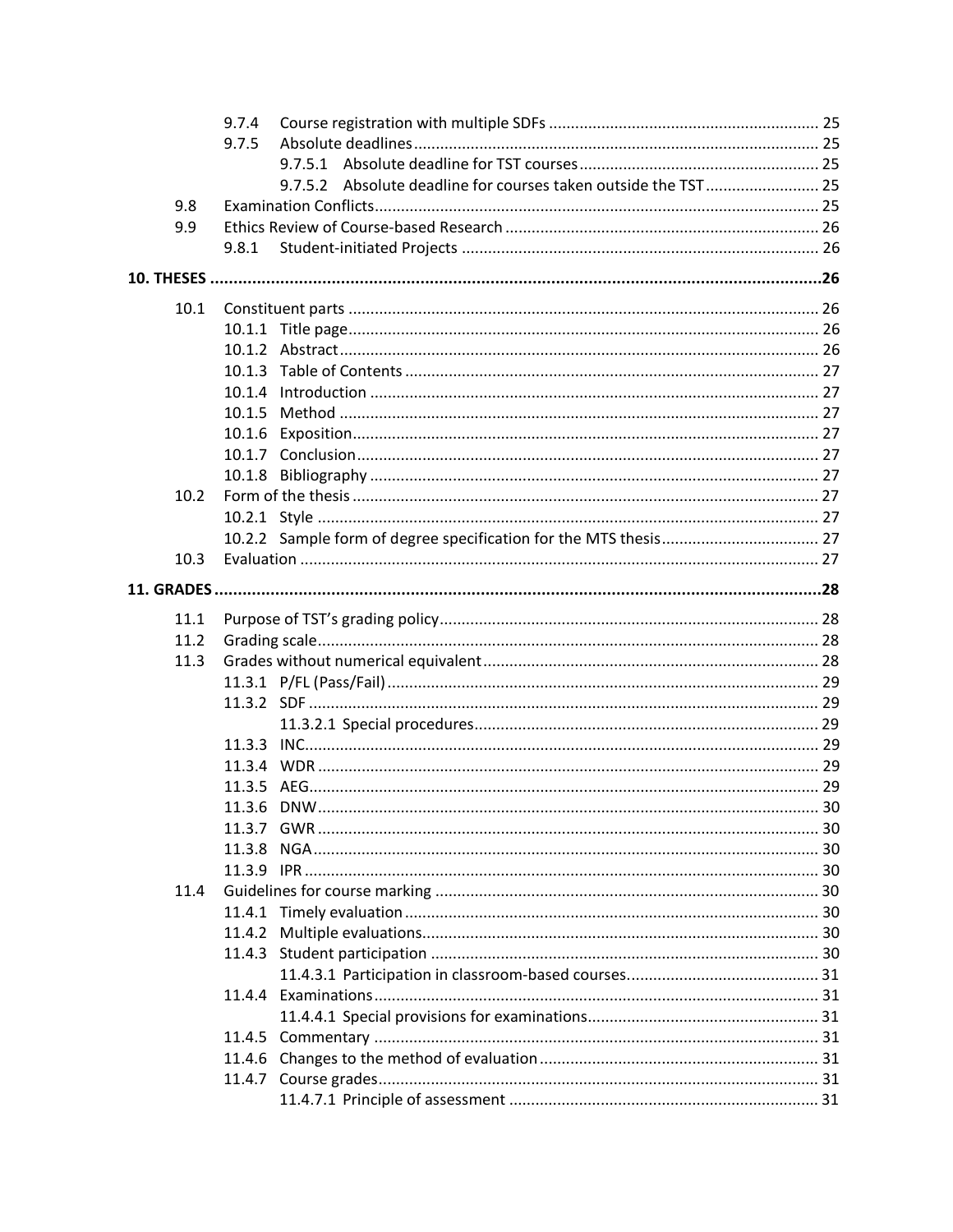- 9.7.4 Course registration with multiple SDFs ............................................................. 25
- 9.7.5 Absolute deadlines ............................................................................................ 25
  - 9.7.5.1 Absolute deadline for TST courses ....................................................... 25
  - 9.7.5.2 Absolute deadline for courses taken outside the TST .......................... 25
- 9.8 Examination Conflicts ..................................................................................................... 25
- 9.9 Ethics Review of Course-based Research ....................................................................... 26
  - 9.8.1 Student-initiated Projects ................................................................................. 26

**10. THESES .................................................................................................................................26**

- 10.1 Constituent parts .......................................................................................................... 26
  - 10.1.1 Title page ........................................................................................................... 26
  - 10.1.2 Abstract ............................................................................................................. 26
  - 10.1.3 Table of Contents .............................................................................................. 27
  - 10.1.4 Introduction ...................................................................................................... 27
  - 10.1.5 Method .............................................................................................................. 27
  - 10.1.6 Exposition .......................................................................................................... 27
  - 10.1.7 Conclusion ......................................................................................................... 27
  - 10.1.8 Bibliography ...................................................................................................... 27
- 10.2 Form of the thesis .......................................................................................................... 27
  - 10.2.1 Style .................................................................................................................. 27
  - 10.2.2 Sample form of degree specification for the MTS thesis .................................... 27
- 10.3 Evaluation ...................................................................................................................... 27

**11. GRADES .................................................................................................................................28**

- 11.1 Purpose of TST's grading policy ...................................................................................... 28
- 11.2 Grading scale .................................................................................................................. 28
- 11.3 Grades without numerical equivalent ............................................................................ 28
  - 11.3.1 P/FL (Pass/Fail) .................................................................................................. 29
  - 11.3.2 SDF .................................................................................................................... 29
    - 11.3.2.1 Special procedures .............................................................................. 29
  - 11.3.3 INC ..................................................................................................................... 29
  - 11.3.4 WDR .................................................................................................................. 29
  - 11.3.5 AEG .................................................................................................................... 29
  - 11.3.6 DNW .................................................................................................................. 30
  - 11.3.7 GWR .................................................................................................................. 30
  - 11.3.8 NGA ................................................................................................................... 30
  - 11.3.9 IPR ..................................................................................................................... 30
- 11.4 Guidelines for course marking ....................................................................................... 30
  - 11.4.1 Timely evaluation .............................................................................................. 30
  - 11.4.2 Multiple evaluations .......................................................................................... 30
  - 11.4.3 Student participation ........................................................................................ 30
    - 11.4.3.1 Participation in classroom-based courses ............................................ 31
  - 11.4.4 Examinations ..................................................................................................... 31
    - 11.4.4.1 Special provisions for examinations ..................................................... 31
  - 11.4.5 Commentary ..................................................................................................... 31
  - 11.4.6 Changes to the method of evaluation ................................................................ 31
  - 11.4.7 Course grades .................................................................................................... 31
    - 11.4.7.1 Principle of assessment ....................................................................... 31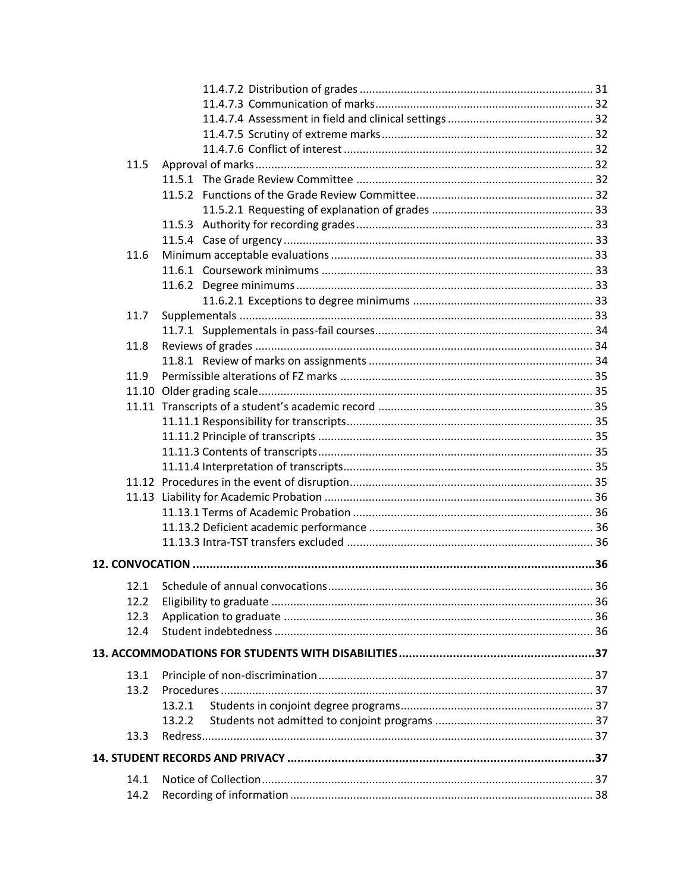11.4.7.2 Distribution of grades ..... 31
11.4.7.3 Communication of marks ..... 32
11.4.7.4 Assessment in field and clinical settings ..... 32
11.4.7.5 Scrutiny of extreme marks ..... 32
11.4.7.6 Conflict of interest ..... 32

11.5 Approval of marks ..... 32
11.5.1 The Grade Review Committee ..... 32
11.5.2 Functions of the Grade Review Committee ..... 32
11.5.2.1 Requesting of explanation of grades ..... 33
11.5.3 Authority for recording grades ..... 33
11.5.4 Case of urgency ..... 33

11.6 Minimum acceptable evaluations ..... 33
11.6.1 Coursework minimums ..... 33
11.6.2 Degree minimums ..... 33
11.6.2.1 Exceptions to degree minimums ..... 33

11.7 Supplementals ..... 33
11.7.1 Supplementals in pass-fail courses ..... 34

11.8 Reviews of grades ..... 34
11.8.1 Review of marks on assignments ..... 34

11.9 Permissible alterations of FZ marks ..... 35

11.10 Older grading scale ..... 35

11.11 Transcripts of a student's academic record ..... 35
11.11.1 Responsibility for transcripts ..... 35
11.11.2 Principle of transcripts ..... 35
11.11.3 Contents of transcripts ..... 35
11.11.4 Interpretation of transcripts ..... 35

11.12 Procedures in the event of disruption ..... 35

11.13 Liability for Academic Probation ..... 36
11.13.1 Terms of Academic Probation ..... 36
11.13.2 Deficient academic performance ..... 36
11.13.3 Intra-TST transfers excluded ..... 36

**12. CONVOCATION ..... 36**

12.1 Schedule of annual convocations ..... 36
12.2 Eligibility to graduate ..... 36
12.3 Application to graduate ..... 36
12.4 Student indebtedness ..... 36

**13. ACCOMMODATIONS FOR STUDENTS WITH DISABILITIES ..... 37**

13.1 Principle of non-discrimination ..... 37
13.2 Procedures ..... 37
13.2.1 Students in conjoint degree programs ..... 37
13.2.2 Students not admitted to conjoint programs ..... 37
13.3 Redress ..... 37

**14. STUDENT RECORDS AND PRIVACY ..... 37**

14.1 Notice of Collection ..... 37
14.2 Recording of information ..... 38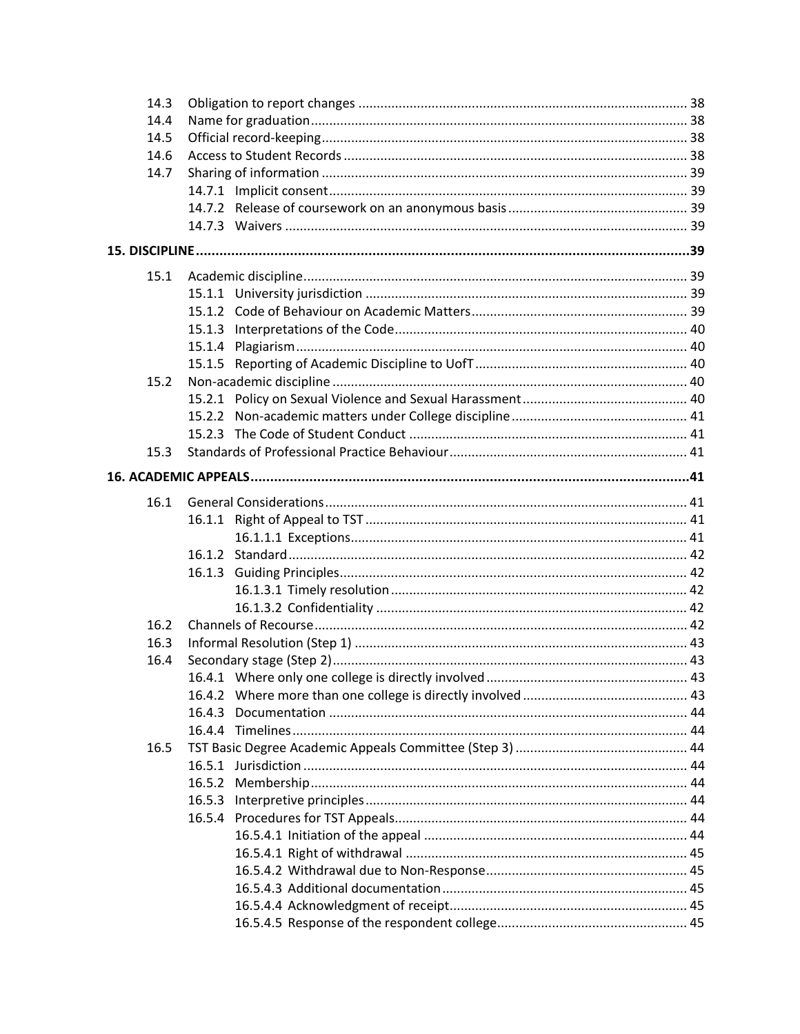14.3 Obligation to report changes ..... 38
14.4 Name for graduation ..... 38
14.5 Official record-keeping ..... 38
14.6 Access to Student Records ..... 38
14.7 Sharing of information ..... 39
    14.7.1 Implicit consent ..... 39
    14.7.2 Release of coursework on an anonymous basis ..... 39
    14.7.3 Waivers ..... 39

**15. DISCIPLINE ..... 39**

15.1 Academic discipline ..... 39
    15.1.1 University jurisdiction ..... 39
    15.1.2 Code of Behaviour on Academic Matters ..... 39
    15.1.3 Interpretations of the Code ..... 40
    15.1.4 Plagiarism ..... 40
    15.1.5 Reporting of Academic Discipline to UofT ..... 40
15.2 Non-academic discipline ..... 40
    15.2.1 Policy on Sexual Violence and Sexual Harassment ..... 40
    15.2.2 Non-academic matters under College discipline ..... 41
    15.2.3 The Code of Student Conduct ..... 41
15.3 Standards of Professional Practice Behaviour ..... 41

**16. ACADEMIC APPEALS ..... 41**

16.1 General Considerations ..... 41
    16.1.1 Right of Appeal to TST ..... 41
        16.1.1.1 Exceptions ..... 41
    16.1.2 Standard ..... 42
    16.1.3 Guiding Principles ..... 42
        16.1.3.1 Timely resolution ..... 42
        16.1.3.2 Confidentiality ..... 42
16.2 Channels of Recourse ..... 42
16.3 Informal Resolution (Step 1) ..... 43
16.4 Secondary stage (Step 2) ..... 43
    16.4.1 Where only one college is directly involved ..... 43
    16.4.2 Where more than one college is directly involved ..... 43
    16.4.3 Documentation ..... 44
    16.4.4 Timelines ..... 44
16.5 TST Basic Degree Academic Appeals Committee (Step 3) ..... 44
    16.5.1 Jurisdiction ..... 44
    16.5.2 Membership ..... 44
    16.5.3 Interpretive principles ..... 44
    16.5.4 Procedures for TST Appeals ..... 44
        16.5.4.1 Initiation of the appeal ..... 44
        16.5.4.1 Right of withdrawal ..... 45
        16.5.4.2 Withdrawal due to Non-Response ..... 45
        16.5.4.3 Additional documentation ..... 45
        16.5.4.4 Acknowledgment of receipt ..... 45
        16.5.4.5 Response of the respondent college ..... 45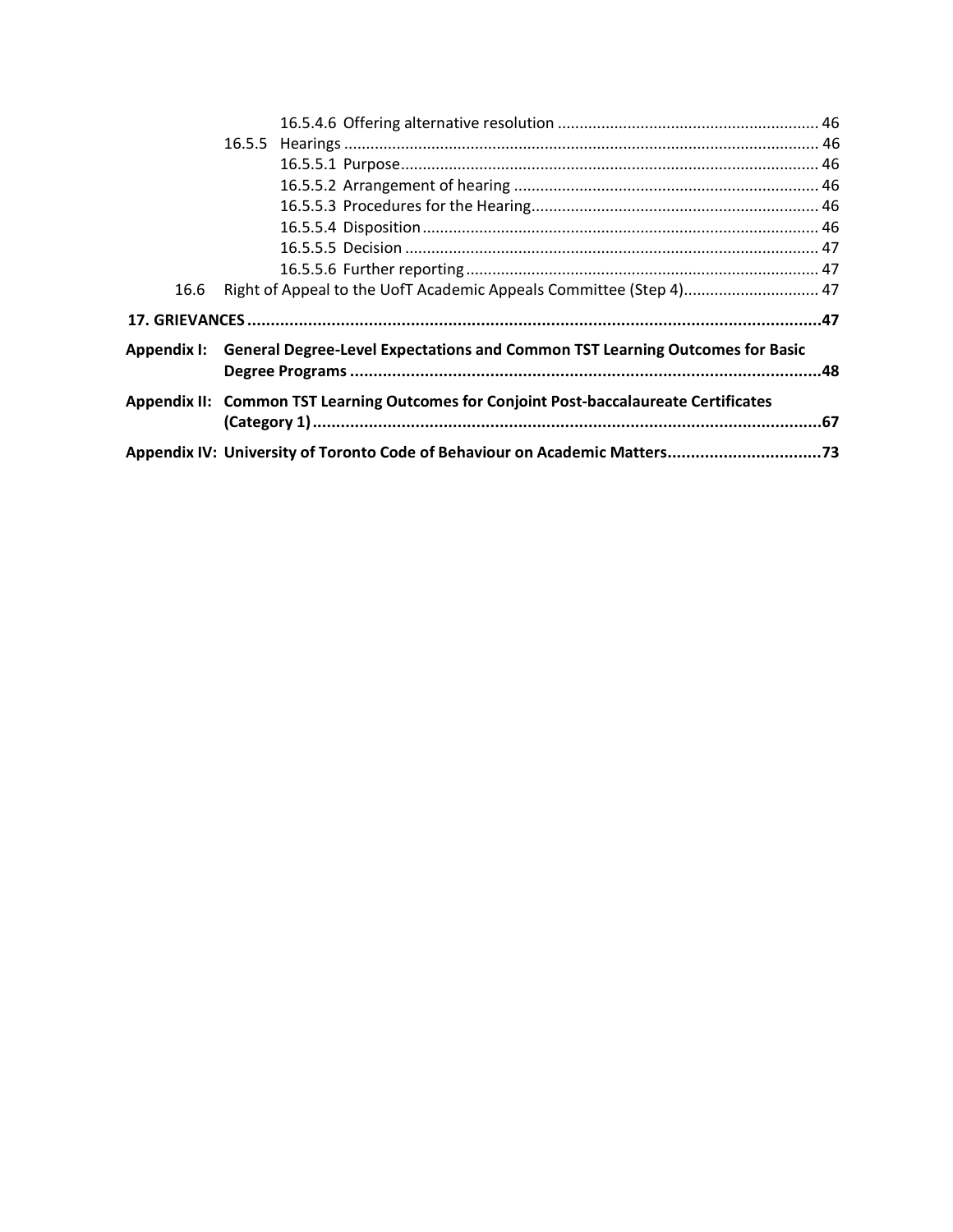16.5.4.6 Offering alternative resolution ............................................................ 46

16.5.5 Hearings ............................................................................................................ 46

16.5.5.1 Purpose................................................................................................ 46

16.5.5.2 Arrangement of hearing ...................................................................... 46

16.5.5.3 Procedures for the Hearing.................................................................. 46

16.5.5.4 Disposition........................................................................................... 46

16.5.5.5 Decision .............................................................................................. 47

16.5.5.6 Further reporting ................................................................................. 47

16.6 Right of Appeal to the UofT Academic Appeals Committee (Step 4)............................... 47

**17. GRIEVANCES ...........................................................................................................................47**

**Appendix I: General Degree-Level Expectations and Common TST Learning Outcomes for Basic Degree Programs .....................................................................................................48**

**Appendix II: Common TST Learning Outcomes for Conjoint Post-baccalaureate Certificates (Category 1) .............................................................................................................67**

**Appendix IV: University of Toronto Code of Behaviour on Academic Matters.................................73**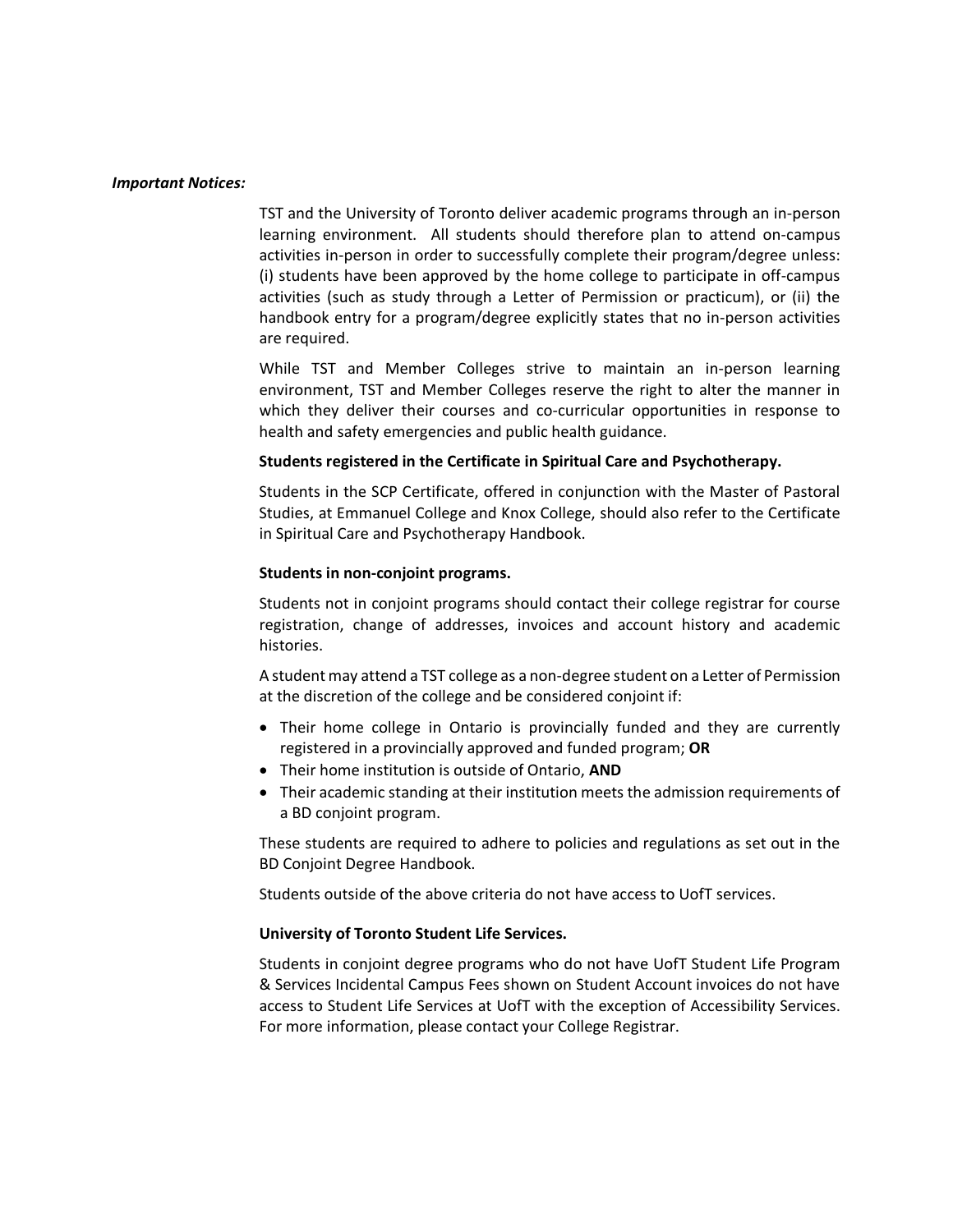***Important Notices:***

TST and the University of Toronto deliver academic programs through an in-person learning environment. All students should therefore plan to attend on-campus activities in-person in order to successfully complete their program/degree unless: (i) students have been approved by the home college to participate in off-campus activities (such as study through a Letter of Permission or practicum), or (ii) the handbook entry for a program/degree explicitly states that no in-person activities are required.

While TST and Member Colleges strive to maintain an in-person learning environment, TST and Member Colleges reserve the right to alter the manner in which they deliver their courses and co-curricular opportunities in response to health and safety emergencies and public health guidance.

**Students registered in the Certificate in Spiritual Care and Psychotherapy.**

Students in the SCP Certificate, offered in conjunction with the Master of Pastoral Studies, at Emmanuel College and Knox College, should also refer to the Certificate in Spiritual Care and Psychotherapy Handbook.

**Students in non-conjoint programs.**

Students not in conjoint programs should contact their college registrar for course registration, change of addresses, invoices and account history and academic histories.

A student may attend a TST college as a non-degree student on a Letter of Permission at the discretion of the college and be considered conjoint if:

- Their home college in Ontario is provincially funded and they are currently registered in a provincially approved and funded program; **OR**
- Their home institution is outside of Ontario, **AND**
- Their academic standing at their institution meets the admission requirements of a BD conjoint program.

These students are required to adhere to policies and regulations as set out in the BD Conjoint Degree Handbook.

Students outside of the above criteria do not have access to UofT services.

**University of Toronto Student Life Services.**

Students in conjoint degree programs who do not have UofT Student Life Program & Services Incidental Campus Fees shown on Student Account invoices do not have access to Student Life Services at UofT with the exception of Accessibility Services. For more information, please contact your College Registrar.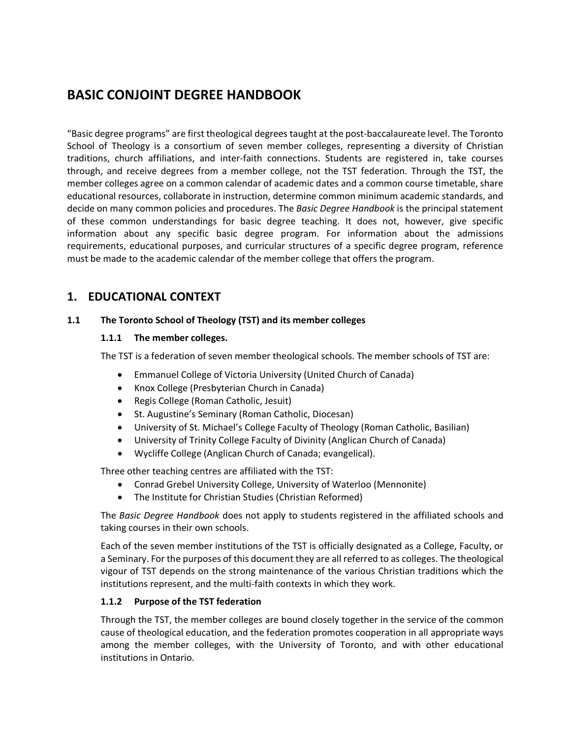# BASIC CONJOINT DEGREE HANDBOOK

"Basic degree programs" are first theological degrees taught at the post-baccalaureate level. The Toronto School of Theology is a consortium of seven member colleges, representing a diversity of Christian traditions, church affiliations, and inter-faith connections. Students are registered in, take courses through, and receive degrees from a member college, not the TST federation. Through the TST, the member colleges agree on a common calendar of academic dates and a common course timetable, share educational resources, collaborate in instruction, determine common minimum academic standards, and decide on many common policies and procedures. The *Basic Degree Handbook* is the principal statement of these common understandings for basic degree teaching. It does not, however, give specific information about any specific basic degree program. For information about the admissions requirements, educational purposes, and curricular structures of a specific degree program, reference must be made to the academic calendar of the member college that offers the program.

## 1. EDUCATIONAL CONTEXT

### 1.1 The Toronto School of Theology (TST) and its member colleges

#### 1.1.1 The member colleges.

The TST is a federation of seven member theological schools. The member schools of TST are:

- Emmanuel College of Victoria University (United Church of Canada)
- Knox College (Presbyterian Church in Canada)
- Regis College (Roman Catholic, Jesuit)
- St. Augustine's Seminary (Roman Catholic, Diocesan)
- University of St. Michael's College Faculty of Theology (Roman Catholic, Basilian)
- University of Trinity College Faculty of Divinity (Anglican Church of Canada)
- Wycliffe College (Anglican Church of Canada; evangelical).

Three other teaching centres are affiliated with the TST:

- Conrad Grebel University College, University of Waterloo (Mennonite)
- The Institute for Christian Studies (Christian Reformed)

The *Basic Degree Handbook* does not apply to students registered in the affiliated schools and taking courses in their own schools.

Each of the seven member institutions of the TST is officially designated as a College, Faculty, or a Seminary. For the purposes of this document they are all referred to as colleges. The theological vigour of TST depends on the strong maintenance of the various Christian traditions which the institutions represent, and the multi-faith contexts in which they work.

#### 1.1.2 Purpose of the TST federation

Through the TST, the member colleges are bound closely together in the service of the common cause of theological education, and the federation promotes cooperation in all appropriate ways among the member colleges, with the University of Toronto, and with other educational institutions in Ontario.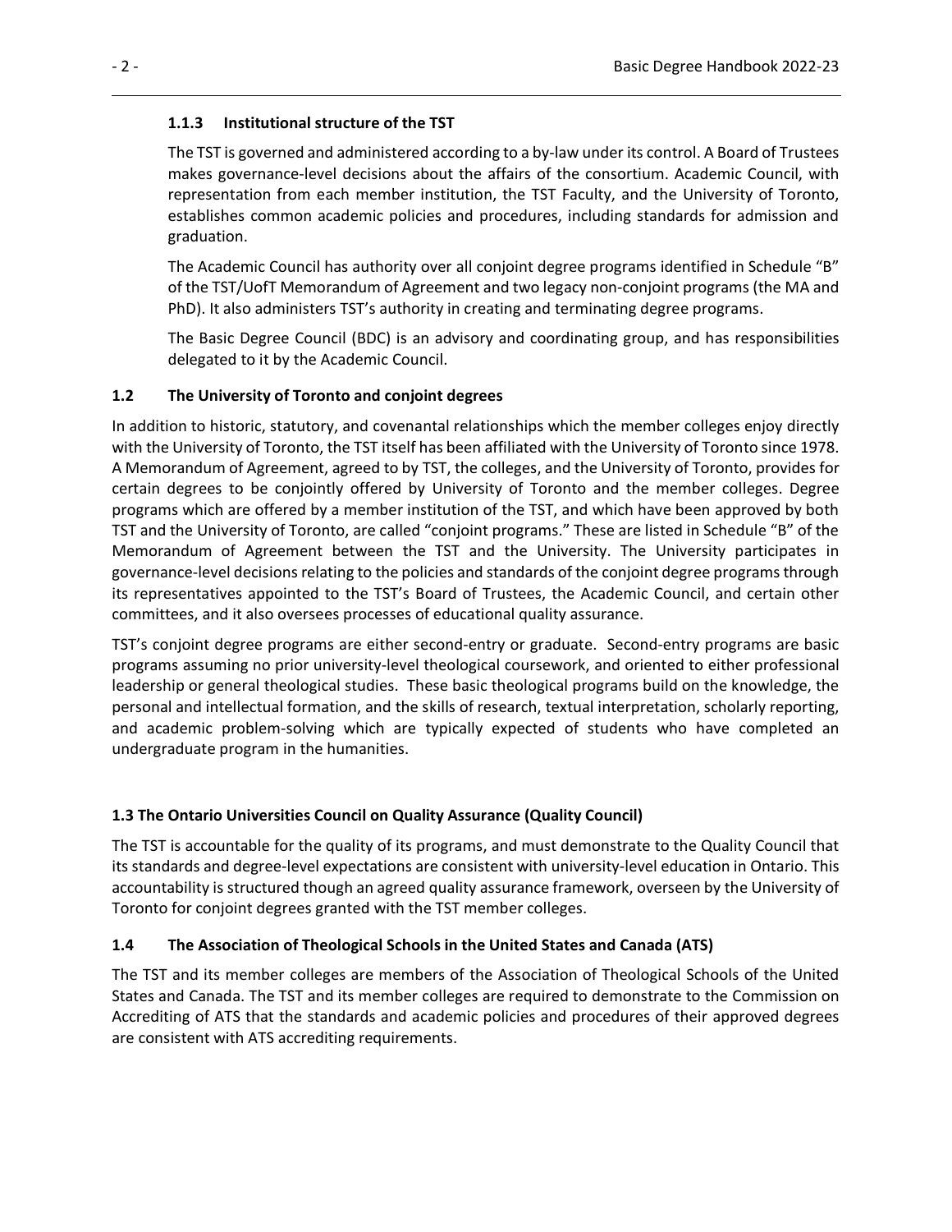### 1.1.3 Institutional structure of the TST

The TST is governed and administered according to a by-law under its control. A Board of Trustees makes governance-level decisions about the affairs of the consortium. Academic Council, with representation from each member institution, the TST Faculty, and the University of Toronto, establishes common academic policies and procedures, including standards for admission and graduation.

The Academic Council has authority over all conjoint degree programs identified in Schedule "B" of the TST/UofT Memorandum of Agreement and two legacy non-conjoint programs (the MA and PhD). It also administers TST's authority in creating and terminating degree programs.

The Basic Degree Council (BDC) is an advisory and coordinating group, and has responsibilities delegated to it by the Academic Council.

## 1.2 The University of Toronto and conjoint degrees

In addition to historic, statutory, and covenantal relationships which the member colleges enjoy directly with the University of Toronto, the TST itself has been affiliated with the University of Toronto since 1978. A Memorandum of Agreement, agreed to by TST, the colleges, and the University of Toronto, provides for certain degrees to be conjointly offered by University of Toronto and the member colleges. Degree programs which are offered by a member institution of the TST, and which have been approved by both TST and the University of Toronto, are called "conjoint programs." These are listed in Schedule "B" of the Memorandum of Agreement between the TST and the University. The University participates in governance-level decisions relating to the policies and standards of the conjoint degree programs through its representatives appointed to the TST's Board of Trustees, the Academic Council, and certain other committees, and it also oversees processes of educational quality assurance.

TST's conjoint degree programs are either second-entry or graduate. Second-entry programs are basic programs assuming no prior university-level theological coursework, and oriented to either professional leadership or general theological studies. These basic theological programs build on the knowledge, the personal and intellectual formation, and the skills of research, textual interpretation, scholarly reporting, and academic problem-solving which are typically expected of students who have completed an undergraduate program in the humanities.

## 1.3 The Ontario Universities Council on Quality Assurance (Quality Council)

The TST is accountable for the quality of its programs, and must demonstrate to the Quality Council that its standards and degree-level expectations are consistent with university-level education in Ontario. This accountability is structured though an agreed quality assurance framework, overseen by the University of Toronto for conjoint degrees granted with the TST member colleges.

## 1.4 The Association of Theological Schools in the United States and Canada (ATS)

The TST and its member colleges are members of the Association of Theological Schools of the United States and Canada. The TST and its member colleges are required to demonstrate to the Commission on Accrediting of ATS that the standards and academic policies and procedures of their approved degrees are consistent with ATS accrediting requirements.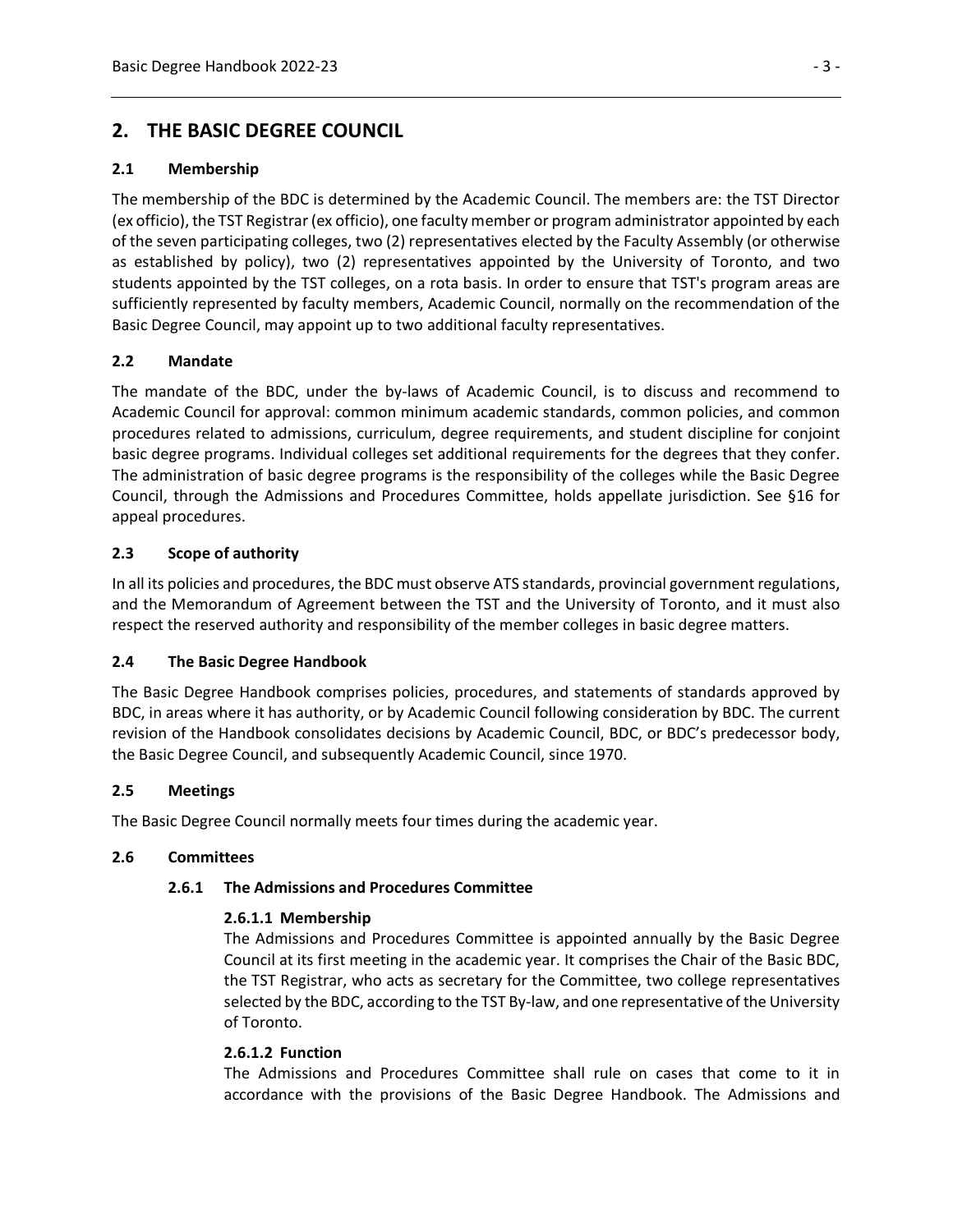## 2. THE BASIC DEGREE COUNCIL

### 2.1 Membership

The membership of the BDC is determined by the Academic Council. The members are: the TST Director (ex officio), the TST Registrar (ex officio), one faculty member or program administrator appointed by each of the seven participating colleges, two (2) representatives elected by the Faculty Assembly (or otherwise as established by policy), two (2) representatives appointed by the University of Toronto, and two students appointed by the TST colleges, on a rota basis. In order to ensure that TST's program areas are sufficiently represented by faculty members, Academic Council, normally on the recommendation of the Basic Degree Council, may appoint up to two additional faculty representatives.

### 2.2 Mandate

The mandate of the BDC, under the by-laws of Academic Council, is to discuss and recommend to Academic Council for approval: common minimum academic standards, common policies, and common procedures related to admissions, curriculum, degree requirements, and student discipline for conjoint basic degree programs. Individual colleges set additional requirements for the degrees that they confer. The administration of basic degree programs is the responsibility of the colleges while the Basic Degree Council, through the Admissions and Procedures Committee, holds appellate jurisdiction. See §16 for appeal procedures.

### 2.3 Scope of authority

In all its policies and procedures, the BDC must observe ATS standards, provincial government regulations, and the Memorandum of Agreement between the TST and the University of Toronto, and it must also respect the reserved authority and responsibility of the member colleges in basic degree matters.

### 2.4 The Basic Degree Handbook

The Basic Degree Handbook comprises policies, procedures, and statements of standards approved by BDC, in areas where it has authority, or by Academic Council following consideration by BDC. The current revision of the Handbook consolidates decisions by Academic Council, BDC, or BDC's predecessor body, the Basic Degree Council, and subsequently Academic Council, since 1970.

### 2.5 Meetings

The Basic Degree Council normally meets four times during the academic year.

### 2.6 Committees

#### 2.6.1 The Admissions and Procedures Committee

##### 2.6.1.1 Membership

The Admissions and Procedures Committee is appointed annually by the Basic Degree Council at its first meeting in the academic year. It comprises the Chair of the Basic BDC, the TST Registrar, who acts as secretary for the Committee, two college representatives selected by the BDC, according to the TST By-law, and one representative of the University of Toronto.

##### 2.6.1.2 Function

The Admissions and Procedures Committee shall rule on cases that come to it in accordance with the provisions of the Basic Degree Handbook. The Admissions and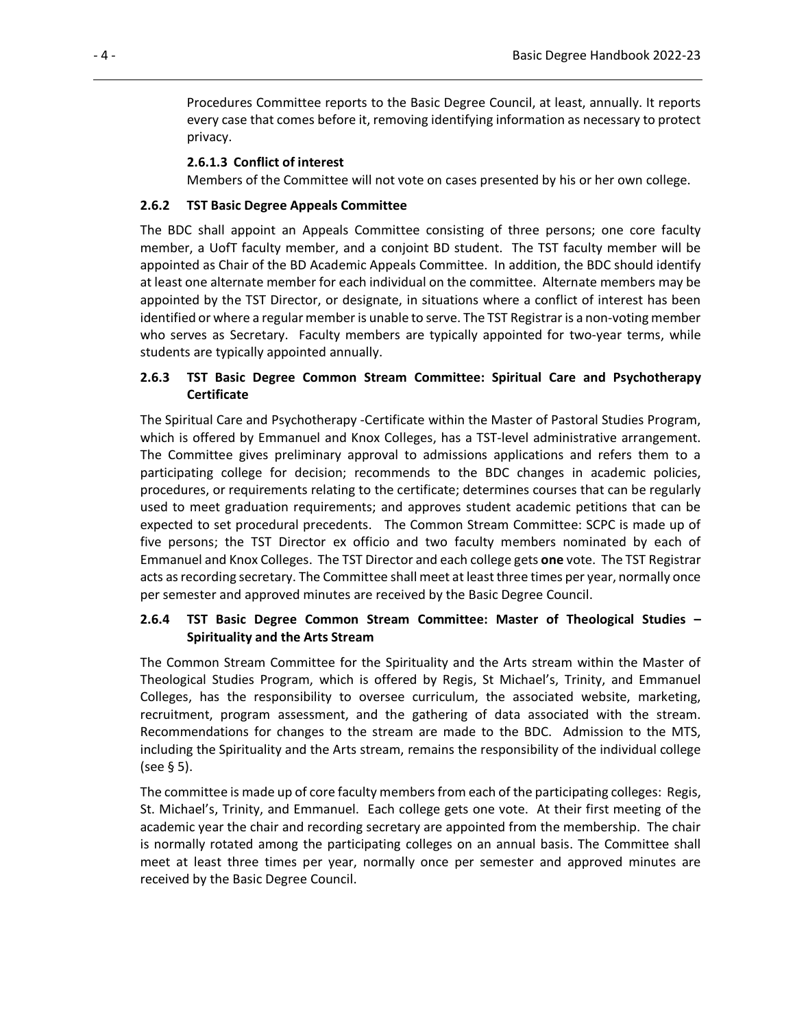Procedures Committee reports to the Basic Degree Council, at least, annually. It reports every case that comes before it, removing identifying information as necessary to protect privacy.

#### 2.6.1.3 Conflict of interest

Members of the Committee will not vote on cases presented by his or her own college.

### 2.6.2 TST Basic Degree Appeals Committee

The BDC shall appoint an Appeals Committee consisting of three persons; one core faculty member, a UofT faculty member, and a conjoint BD student. The TST faculty member will be appointed as Chair of the BD Academic Appeals Committee. In addition, the BDC should identify at least one alternate member for each individual on the committee. Alternate members may be appointed by the TST Director, or designate, in situations where a conflict of interest has been identified or where a regular member is unable to serve. The TST Registrar is a non-voting member who serves as Secretary. Faculty members are typically appointed for two-year terms, while students are typically appointed annually.

### 2.6.3 TST Basic Degree Common Stream Committee: Spiritual Care and Psychotherapy Certificate

The Spiritual Care and Psychotherapy -Certificate within the Master of Pastoral Studies Program, which is offered by Emmanuel and Knox Colleges, has a TST-level administrative arrangement. The Committee gives preliminary approval to admissions applications and refers them to a participating college for decision; recommends to the BDC changes in academic policies, procedures, or requirements relating to the certificate; determines courses that can be regularly used to meet graduation requirements; and approves student academic petitions that can be expected to set procedural precedents. The Common Stream Committee: SCPC is made up of five persons; the TST Director ex officio and two faculty members nominated by each of Emmanuel and Knox Colleges. The TST Director and each college gets **one** vote. The TST Registrar acts as recording secretary. The Committee shall meet at least three times per year, normally once per semester and approved minutes are received by the Basic Degree Council.

### 2.6.4 TST Basic Degree Common Stream Committee: Master of Theological Studies – Spirituality and the Arts Stream

The Common Stream Committee for the Spirituality and the Arts stream within the Master of Theological Studies Program, which is offered by Regis, St Michael's, Trinity, and Emmanuel Colleges, has the responsibility to oversee curriculum, the associated website, marketing, recruitment, program assessment, and the gathering of data associated with the stream. Recommendations for changes to the stream are made to the BDC. Admission to the MTS, including the Spirituality and the Arts stream, remains the responsibility of the individual college (see § 5).

The committee is made up of core faculty members from each of the participating colleges: Regis, St. Michael's, Trinity, and Emmanuel. Each college gets one vote. At their first meeting of the academic year the chair and recording secretary are appointed from the membership. The chair is normally rotated among the participating colleges on an annual basis. The Committee shall meet at least three times per year, normally once per semester and approved minutes are received by the Basic Degree Council.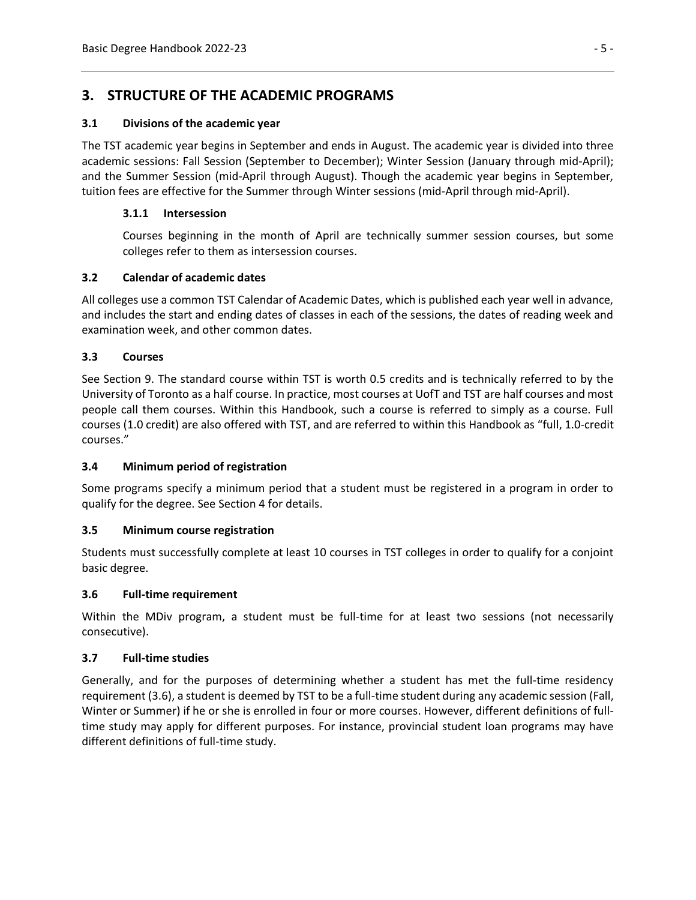# 3. STRUCTURE OF THE ACADEMIC PROGRAMS

## 3.1 Divisions of the academic year

The TST academic year begins in September and ends in August. The academic year is divided into three academic sessions: Fall Session (September to December); Winter Session (January through mid-April); and the Summer Session (mid-April through August). Though the academic year begins in September, tuition fees are effective for the Summer through Winter sessions (mid-April through mid-April).

### 3.1.1 Intersession

Courses beginning in the month of April are technically summer session courses, but some colleges refer to them as intersession courses.

## 3.2 Calendar of academic dates

All colleges use a common TST Calendar of Academic Dates, which is published each year well in advance, and includes the start and ending dates of classes in each of the sessions, the dates of reading week and examination week, and other common dates.

## 3.3 Courses

See Section 9. The standard course within TST is worth 0.5 credits and is technically referred to by the University of Toronto as a half course. In practice, most courses at UofT and TST are half courses and most people call them courses. Within this Handbook, such a course is referred to simply as a course. Full courses (1.0 credit) are also offered with TST, and are referred to within this Handbook as "full, 1.0-credit courses."

## 3.4 Minimum period of registration

Some programs specify a minimum period that a student must be registered in a program in order to qualify for the degree. See Section 4 for details.

## 3.5 Minimum course registration

Students must successfully complete at least 10 courses in TST colleges in order to qualify for a conjoint basic degree.

## 3.6 Full-time requirement

Within the MDiv program, a student must be full-time for at least two sessions (not necessarily consecutive).

## 3.7 Full-time studies

Generally, and for the purposes of determining whether a student has met the full-time residency requirement (3.6), a student is deemed by TST to be a full-time student during any academic session (Fall, Winter or Summer) if he or she is enrolled in four or more courses. However, different definitions of full-time study may apply for different purposes. For instance, provincial student loan programs may have different definitions of full-time study.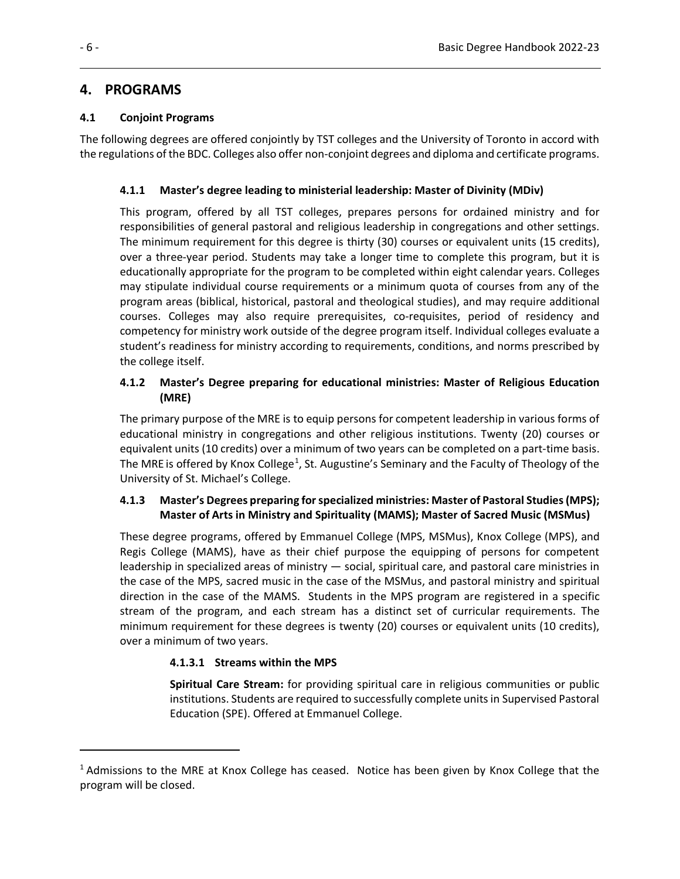# 4. PROGRAMS

## 4.1 Conjoint Programs

The following degrees are offered conjointly by TST colleges and the University of Toronto in accord with the regulations of the BDC. Colleges also offer non-conjoint degrees and diploma and certificate programs.

### 4.1.1 Master's degree leading to ministerial leadership: Master of Divinity (MDiv)

This program, offered by all TST colleges, prepares persons for ordained ministry and for responsibilities of general pastoral and religious leadership in congregations and other settings. The minimum requirement for this degree is thirty (30) courses or equivalent units (15 credits), over a three-year period. Students may take a longer time to complete this program, but it is educationally appropriate for the program to be completed within eight calendar years. Colleges may stipulate individual course requirements or a minimum quota of courses from any of the program areas (biblical, historical, pastoral and theological studies), and may require additional courses. Colleges may also require prerequisites, co-requisites, period of residency and competency for ministry work outside of the degree program itself. Individual colleges evaluate a student's readiness for ministry according to requirements, conditions, and norms prescribed by the college itself.

### 4.1.2 Master's Degree preparing for educational ministries: Master of Religious Education (MRE)

The primary purpose of the MRE is to equip persons for competent leadership in various forms of educational ministry in congregations and other religious institutions. Twenty (20) courses or equivalent units (10 credits) over a minimum of two years can be completed on a part-time basis. The MRE is offered by Knox College[1], St. Augustine's Seminary and the Faculty of Theology of the University of St. Michael's College.

### 4.1.3 Master's Degrees preparing for specialized ministries: Master of Pastoral Studies (MPS); Master of Arts in Ministry and Spirituality (MAMS); Master of Sacred Music (MSMus)

These degree programs, offered by Emmanuel College (MPS, MSMus), Knox College (MPS), and Regis College (MAMS), have as their chief purpose the equipping of persons for competent leadership in specialized areas of ministry — social, spiritual care, and pastoral care ministries in the case of the MPS, sacred music in the case of the MSMus, and pastoral ministry and spiritual direction in the case of the MAMS. Students in the MPS program are registered in a specific stream of the program, and each stream has a distinct set of curricular requirements. The minimum requirement for these degrees is twenty (20) courses or equivalent units (10 credits), over a minimum of two years.

#### 4.1.3.1 Streams within the MPS

**Spiritual Care Stream:** for providing spiritual care in religious communities or public institutions. Students are required to successfully complete units in Supervised Pastoral Education (SPE). Offered at Emmanuel College.

---

[1] Admissions to the MRE at Knox College has ceased. Notice has been given by Knox College that the program will be closed.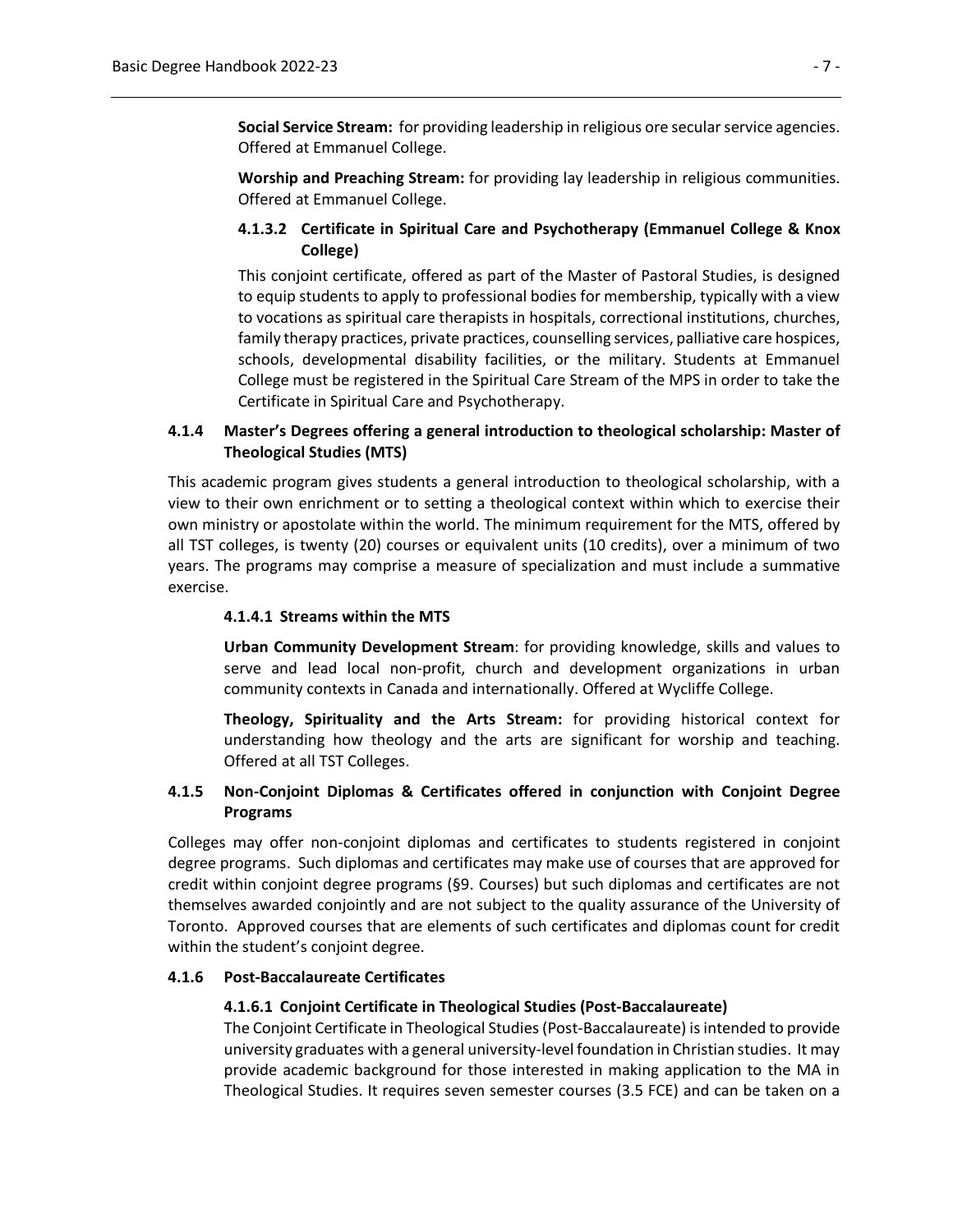**Social Service Stream:** for providing leadership in religious ore secular service agencies. Offered at Emmanuel College.

**Worship and Preaching Stream:** for providing lay leadership in religious communities. Offered at Emmanuel College.

#### 4.1.3.2 Certificate in Spiritual Care and Psychotherapy (Emmanuel College & Knox College)

This conjoint certificate, offered as part of the Master of Pastoral Studies, is designed to equip students to apply to professional bodies for membership, typically with a view to vocations as spiritual care therapists in hospitals, correctional institutions, churches, family therapy practices, private practices, counselling services, palliative care hospices, schools, developmental disability facilities, or the military. Students at Emmanuel College must be registered in the Spiritual Care Stream of the MPS in order to take the Certificate in Spiritual Care and Psychotherapy.

### 4.1.4 Master's Degrees offering a general introduction to theological scholarship: Master of Theological Studies (MTS)

This academic program gives students a general introduction to theological scholarship, with a view to their own enrichment or to setting a theological context within which to exercise their own ministry or apostolate within the world. The minimum requirement for the MTS, offered by all TST colleges, is twenty (20) courses or equivalent units (10 credits), over a minimum of two years. The programs may comprise a measure of specialization and must include a summative exercise.

#### 4.1.4.1 Streams within the MTS

**Urban Community Development Stream**: for providing knowledge, skills and values to serve and lead local non-profit, church and development organizations in urban community contexts in Canada and internationally. Offered at Wycliffe College.

**Theology, Spirituality and the Arts Stream:** for providing historical context for understanding how theology and the arts are significant for worship and teaching. Offered at all TST Colleges.

### 4.1.5 Non-Conjoint Diplomas & Certificates offered in conjunction with Conjoint Degree Programs

Colleges may offer non-conjoint diplomas and certificates to students registered in conjoint degree programs. Such diplomas and certificates may make use of courses that are approved for credit within conjoint degree programs (§9. Courses) but such diplomas and certificates are not themselves awarded conjointly and are not subject to the quality assurance of the University of Toronto. Approved courses that are elements of such certificates and diplomas count for credit within the student's conjoint degree.

### 4.1.6 Post-Baccalaureate Certificates

#### 4.1.6.1 Conjoint Certificate in Theological Studies (Post-Baccalaureate)

The Conjoint Certificate in Theological Studies (Post-Baccalaureate) is intended to provide university graduates with a general university-level foundation in Christian studies. It may provide academic background for those interested in making application to the MA in Theological Studies. It requires seven semester courses (3.5 FCE) and can be taken on a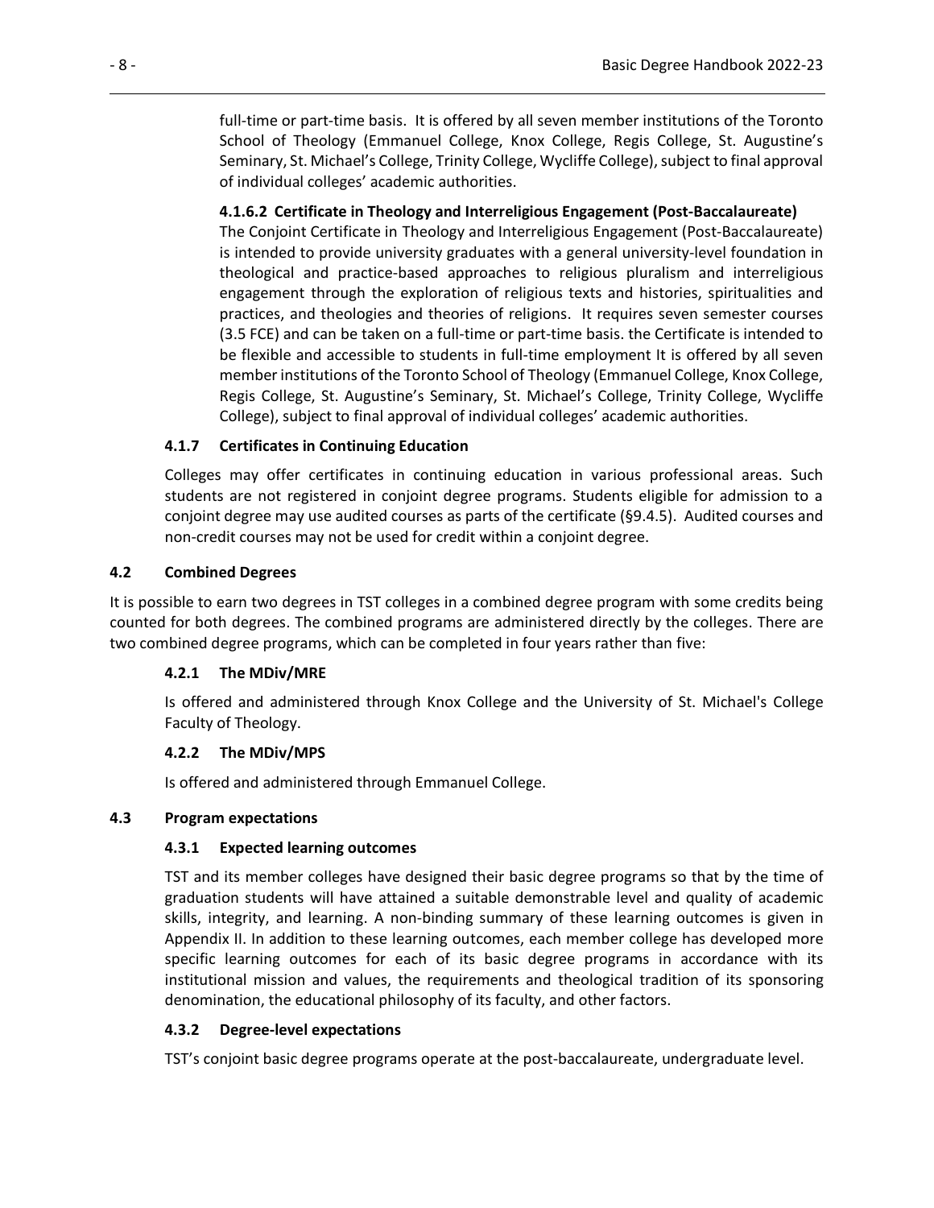full-time or part-time basis. It is offered by all seven member institutions of the Toronto School of Theology (Emmanuel College, Knox College, Regis College, St. Augustine's Seminary, St. Michael's College, Trinity College, Wycliffe College), subject to final approval of individual colleges' academic authorities.

#### 4.1.6.2 Certificate in Theology and Interreligious Engagement (Post-Baccalaureate)

The Conjoint Certificate in Theology and Interreligious Engagement (Post-Baccalaureate) is intended to provide university graduates with a general university-level foundation in theological and practice-based approaches to religious pluralism and interreligious engagement through the exploration of religious texts and histories, spiritualities and practices, and theologies and theories of religions. It requires seven semester courses (3.5 FCE) and can be taken on a full-time or part-time basis. the Certificate is intended to be flexible and accessible to students in full-time employment It is offered by all seven member institutions of the Toronto School of Theology (Emmanuel College, Knox College, Regis College, St. Augustine's Seminary, St. Michael's College, Trinity College, Wycliffe College), subject to final approval of individual colleges' academic authorities.

### 4.1.7 Certificates in Continuing Education

Colleges may offer certificates in continuing education in various professional areas. Such students are not registered in conjoint degree programs. Students eligible for admission to a conjoint degree may use audited courses as parts of the certificate (§9.4.5). Audited courses and non-credit courses may not be used for credit within a conjoint degree.

## 4.2 Combined Degrees

It is possible to earn two degrees in TST colleges in a combined degree program with some credits being counted for both degrees. The combined programs are administered directly by the colleges. There are two combined degree programs, which can be completed in four years rather than five:

### 4.2.1 The MDiv/MRE

Is offered and administered through Knox College and the University of St. Michael's College Faculty of Theology.

### 4.2.2 The MDiv/MPS

Is offered and administered through Emmanuel College.

## 4.3 Program expectations

### 4.3.1 Expected learning outcomes

TST and its member colleges have designed their basic degree programs so that by the time of graduation students will have attained a suitable demonstrable level and quality of academic skills, integrity, and learning. A non-binding summary of these learning outcomes is given in Appendix II. In addition to these learning outcomes, each member college has developed more specific learning outcomes for each of its basic degree programs in accordance with its institutional mission and values, the requirements and theological tradition of its sponsoring denomination, the educational philosophy of its faculty, and other factors.

### 4.3.2 Degree-level expectations

TST's conjoint basic degree programs operate at the post-baccalaureate, undergraduate level.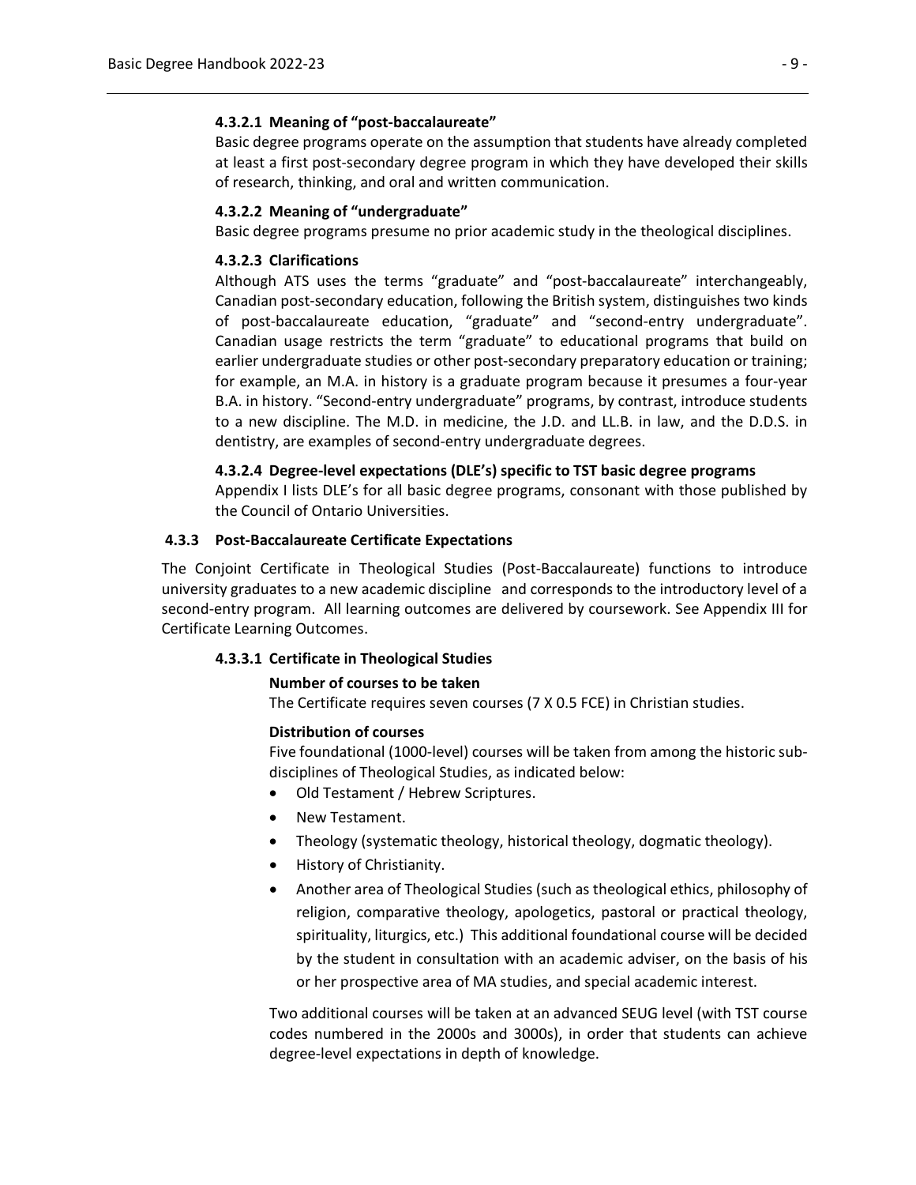#### 4.3.2.1 Meaning of "post-baccalaureate"

Basic degree programs operate on the assumption that students have already completed at least a first post-secondary degree program in which they have developed their skills of research, thinking, and oral and written communication.

#### 4.3.2.2 Meaning of "undergraduate"

Basic degree programs presume no prior academic study in the theological disciplines.

#### 4.3.2.3 Clarifications

Although ATS uses the terms "graduate" and "post-baccalaureate" interchangeably, Canadian post-secondary education, following the British system, distinguishes two kinds of post-baccalaureate education, "graduate" and "second-entry undergraduate". Canadian usage restricts the term "graduate" to educational programs that build on earlier undergraduate studies or other post-secondary preparatory education or training; for example, an M.A. in history is a graduate program because it presumes a four-year B.A. in history. "Second-entry undergraduate" programs, by contrast, introduce students to a new discipline. The M.D. in medicine, the J.D. and LL.B. in law, and the D.D.S. in dentistry, are examples of second-entry undergraduate degrees.

#### 4.3.2.4 Degree-level expectations (DLE's) specific to TST basic degree programs

Appendix I lists DLE's for all basic degree programs, consonant with those published by the Council of Ontario Universities.

### 4.3.3 Post-Baccalaureate Certificate Expectations

The Conjoint Certificate in Theological Studies (Post-Baccalaureate) functions to introduce university graduates to a new academic discipline and corresponds to the introductory level of a second-entry program. All learning outcomes are delivered by coursework. See Appendix III for Certificate Learning Outcomes.

#### 4.3.3.1 Certificate in Theological Studies

**Number of courses to be taken**

The Certificate requires seven courses (7 X 0.5 FCE) in Christian studies.

**Distribution of courses**

Five foundational (1000-level) courses will be taken from among the historic sub-disciplines of Theological Studies, as indicated below:

- Old Testament / Hebrew Scriptures.
- New Testament.
- Theology (systematic theology, historical theology, dogmatic theology).
- History of Christianity.
- Another area of Theological Studies (such as theological ethics, philosophy of religion, comparative theology, apologetics, pastoral or practical theology, spirituality, liturgics, etc.) This additional foundational course will be decided by the student in consultation with an academic adviser, on the basis of his or her prospective area of MA studies, and special academic interest.

Two additional courses will be taken at an advanced SEUG level (with TST course codes numbered in the 2000s and 3000s), in order that students can achieve degree-level expectations in depth of knowledge.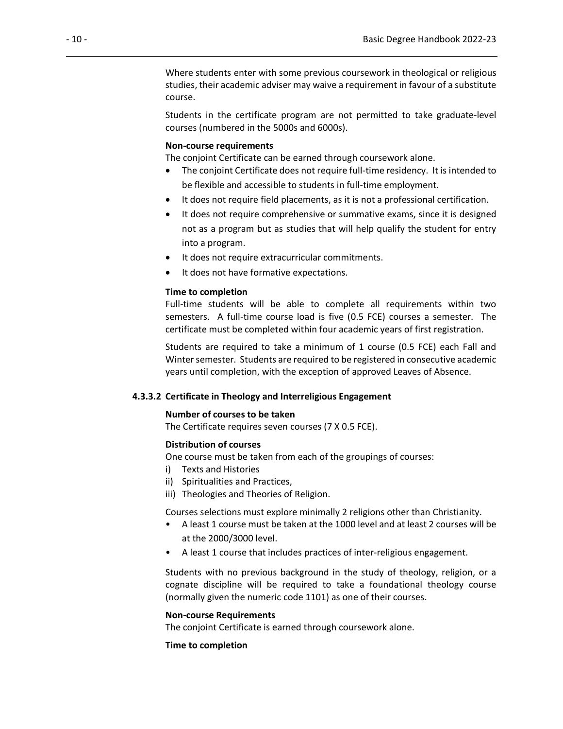Where students enter with some previous coursework in theological or religious studies, their academic adviser may waive a requirement in favour of a substitute course.

Students in the certificate program are not permitted to take graduate-level courses (numbered in the 5000s and 6000s).

**Non-course requirements**

The conjoint Certificate can be earned through coursework alone.

- The conjoint Certificate does not require full-time residency. It is intended to be flexible and accessible to students in full-time employment.
- It does not require field placements, as it is not a professional certification.
- It does not require comprehensive or summative exams, since it is designed not as a program but as studies that will help qualify the student for entry into a program.
- It does not require extracurricular commitments.
- It does not have formative expectations.

**Time to completion**

Full-time students will be able to complete all requirements within two semesters. A full-time course load is five (0.5 FCE) courses a semester. The certificate must be completed within four academic years of first registration.

Students are required to take a minimum of 1 course (0.5 FCE) each Fall and Winter semester. Students are required to be registered in consecutive academic years until completion, with the exception of approved Leaves of Absence.

#### 4.3.3.2 Certificate in Theology and Interreligious Engagement

**Number of courses to be taken**

The Certificate requires seven courses (7 X 0.5 FCE).

**Distribution of courses**

One course must be taken from each of the groupings of courses:

i) Texts and Histories
ii) Spiritualities and Practices,
iii) Theologies and Theories of Religion.

Courses selections must explore minimally 2 religions other than Christianity.

- A least 1 course must be taken at the 1000 level and at least 2 courses will be at the 2000/3000 level.
- A least 1 course that includes practices of inter-religious engagement.

Students with no previous background in the study of theology, religion, or a cognate discipline will be required to take a foundational theology course (normally given the numeric code 1101) as one of their courses.

**Non-course Requirements**

The conjoint Certificate is earned through coursework alone.

**Time to completion**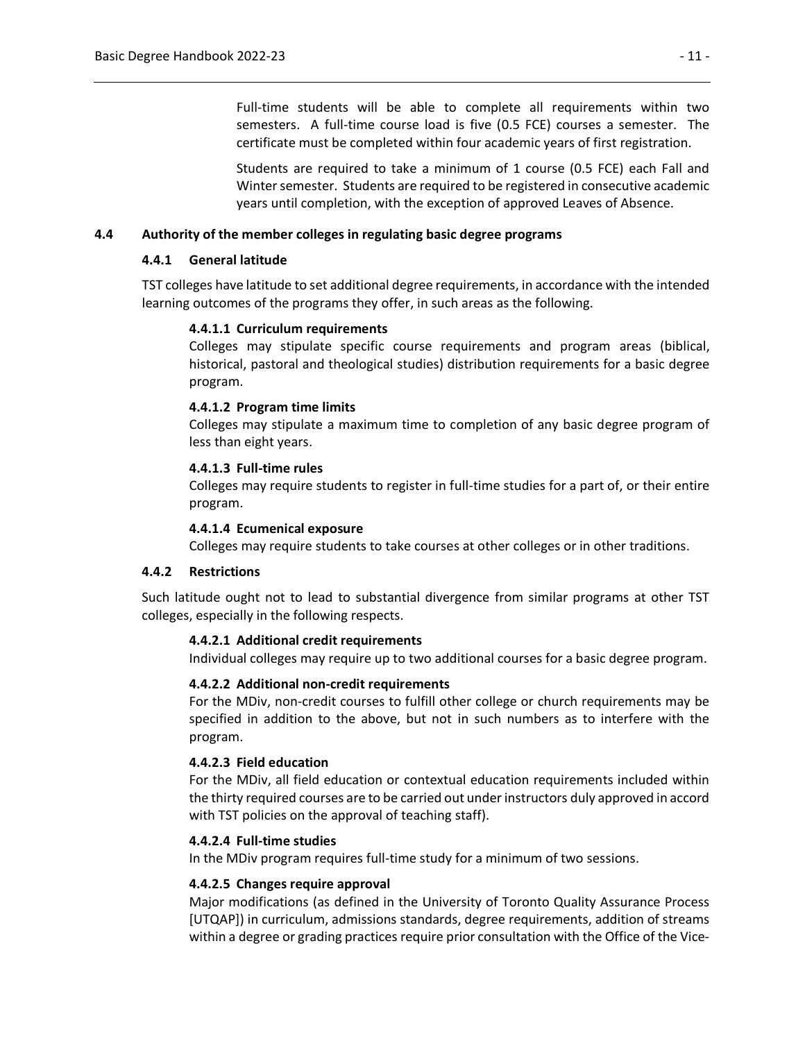Full-time students will be able to complete all requirements within two semesters. A full-time course load is five (0.5 FCE) courses a semester. The certificate must be completed within four academic years of first registration.

Students are required to take a minimum of 1 course (0.5 FCE) each Fall and Winter semester. Students are required to be registered in consecutive academic years until completion, with the exception of approved Leaves of Absence.

## 4.4 Authority of the member colleges in regulating basic degree programs

### 4.4.1 General latitude

TST colleges have latitude to set additional degree requirements, in accordance with the intended learning outcomes of the programs they offer, in such areas as the following.

#### 4.4.1.1 Curriculum requirements

Colleges may stipulate specific course requirements and program areas (biblical, historical, pastoral and theological studies) distribution requirements for a basic degree program.

#### 4.4.1.2 Program time limits

Colleges may stipulate a maximum time to completion of any basic degree program of less than eight years.

#### 4.4.1.3 Full-time rules

Colleges may require students to register in full-time studies for a part of, or their entire program.

#### 4.4.1.4 Ecumenical exposure

Colleges may require students to take courses at other colleges or in other traditions.

### 4.4.2 Restrictions

Such latitude ought not to lead to substantial divergence from similar programs at other TST colleges, especially in the following respects.

#### 4.4.2.1 Additional credit requirements

Individual colleges may require up to two additional courses for a basic degree program.

#### 4.4.2.2 Additional non-credit requirements

For the MDiv, non-credit courses to fulfill other college or church requirements may be specified in addition to the above, but not in such numbers as to interfere with the program.

#### 4.4.2.3 Field education

For the MDiv, all field education or contextual education requirements included within the thirty required courses are to be carried out under instructors duly approved in accord with TST policies on the approval of teaching staff).

#### 4.4.2.4 Full-time studies

In the MDiv program requires full-time study for a minimum of two sessions.

#### 4.4.2.5 Changes require approval

Major modifications (as defined in the University of Toronto Quality Assurance Process [UTQAP]) in curriculum, admissions standards, degree requirements, addition of streams within a degree or grading practices require prior consultation with the Office of the Vice-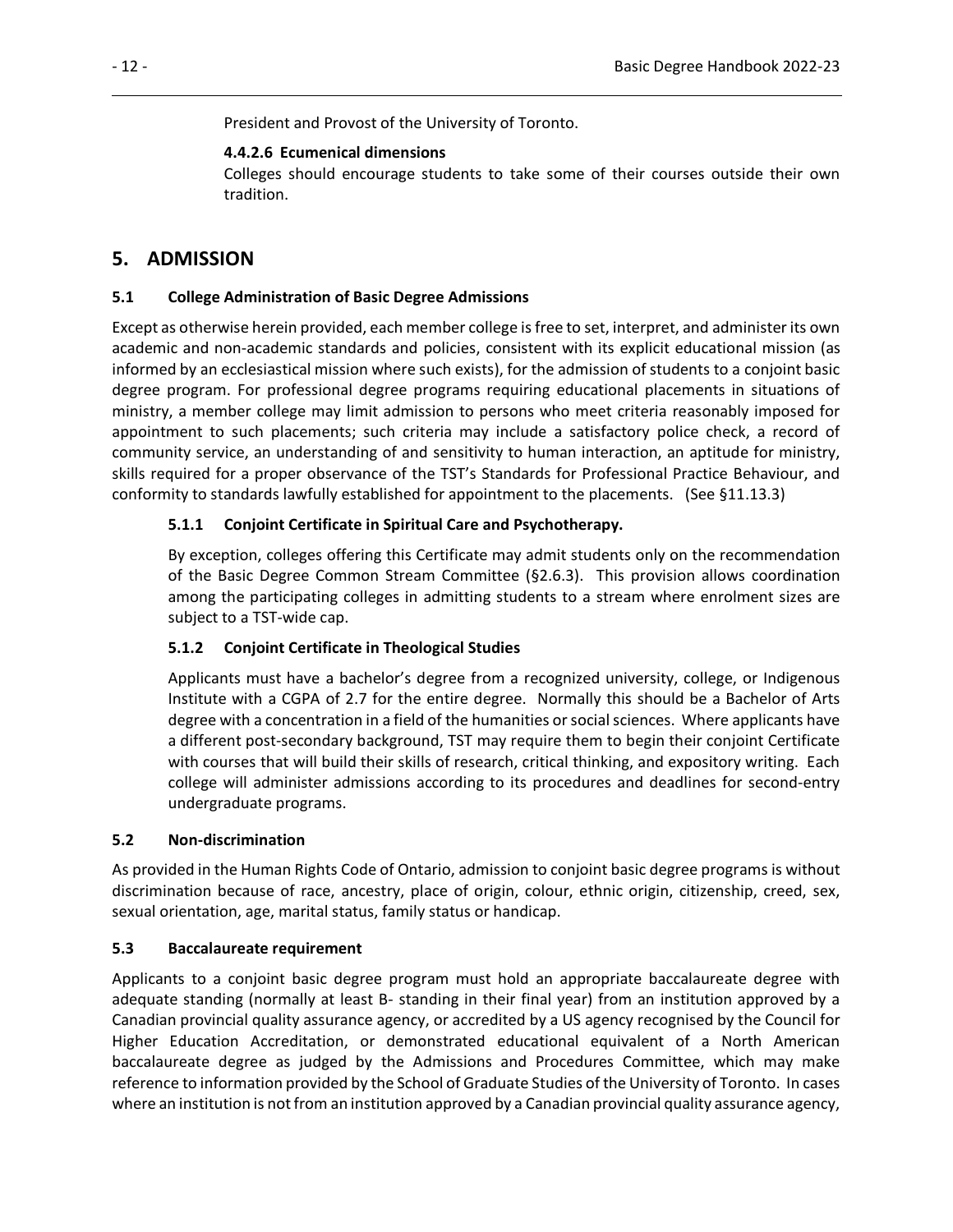President and Provost of the University of Toronto.

#### 4.4.2.6 Ecumenical dimensions

Colleges should encourage students to take some of their courses outside their own tradition.

# 5. ADMISSION

## 5.1 College Administration of Basic Degree Admissions

Except as otherwise herein provided, each member college is free to set, interpret, and administer its own academic and non-academic standards and policies, consistent with its explicit educational mission (as informed by an ecclesiastical mission where such exists), for the admission of students to a conjoint basic degree program. For professional degree programs requiring educational placements in situations of ministry, a member college may limit admission to persons who meet criteria reasonably imposed for appointment to such placements; such criteria may include a satisfactory police check, a record of community service, an understanding of and sensitivity to human interaction, an aptitude for ministry, skills required for a proper observance of the TST's Standards for Professional Practice Behaviour, and conformity to standards lawfully established for appointment to the placements. (See §11.13.3)

### 5.1.1 Conjoint Certificate in Spiritual Care and Psychotherapy.

By exception, colleges offering this Certificate may admit students only on the recommendation of the Basic Degree Common Stream Committee (§2.6.3). This provision allows coordination among the participating colleges in admitting students to a stream where enrolment sizes are subject to a TST-wide cap.

### 5.1.2 Conjoint Certificate in Theological Studies

Applicants must have a bachelor's degree from a recognized university, college, or Indigenous Institute with a CGPA of 2.7 for the entire degree. Normally this should be a Bachelor of Arts degree with a concentration in a field of the humanities or social sciences. Where applicants have a different post-secondary background, TST may require them to begin their conjoint Certificate with courses that will build their skills of research, critical thinking, and expository writing. Each college will administer admissions according to its procedures and deadlines for second-entry undergraduate programs.

## 5.2 Non-discrimination

As provided in the Human Rights Code of Ontario, admission to conjoint basic degree programs is without discrimination because of race, ancestry, place of origin, colour, ethnic origin, citizenship, creed, sex, sexual orientation, age, marital status, family status or handicap.

## 5.3 Baccalaureate requirement

Applicants to a conjoint basic degree program must hold an appropriate baccalaureate degree with adequate standing (normally at least B- standing in their final year) from an institution approved by a Canadian provincial quality assurance agency, or accredited by a US agency recognised by the Council for Higher Education Accreditation, or demonstrated educational equivalent of a North American baccalaureate degree as judged by the Admissions and Procedures Committee, which may make reference to information provided by the School of Graduate Studies of the University of Toronto. In cases where an institution is not from an institution approved by a Canadian provincial quality assurance agency,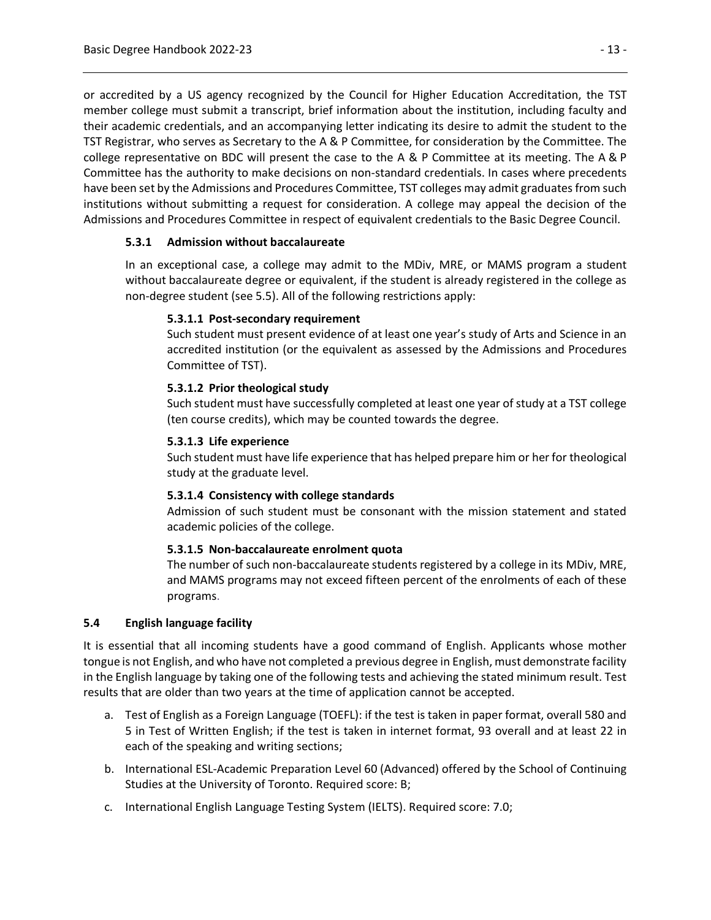or accredited by a US agency recognized by the Council for Higher Education Accreditation, the TST member college must submit a transcript, brief information about the institution, including faculty and their academic credentials, and an accompanying letter indicating its desire to admit the student to the TST Registrar, who serves as Secretary to the A & P Committee, for consideration by the Committee. The college representative on BDC will present the case to the A & P Committee at its meeting. The A & P Committee has the authority to make decisions on non-standard credentials. In cases where precedents have been set by the Admissions and Procedures Committee, TST colleges may admit graduates from such institutions without submitting a request for consideration. A college may appeal the decision of the Admissions and Procedures Committee in respect of equivalent credentials to the Basic Degree Council.

### 5.3.1 Admission without baccalaureate

In an exceptional case, a college may admit to the MDiv, MRE, or MAMS program a student without baccalaureate degree or equivalent, if the student is already registered in the college as non-degree student (see 5.5). All of the following restrictions apply:

#### 5.3.1.1 Post-secondary requirement

Such student must present evidence of at least one year's study of Arts and Science in an accredited institution (or the equivalent as assessed by the Admissions and Procedures Committee of TST).

#### 5.3.1.2 Prior theological study

Such student must have successfully completed at least one year of study at a TST college (ten course credits), which may be counted towards the degree.

#### 5.3.1.3 Life experience

Such student must have life experience that has helped prepare him or her for theological study at the graduate level.

#### 5.3.1.4 Consistency with college standards

Admission of such student must be consonant with the mission statement and stated academic policies of the college.

#### 5.3.1.5 Non-baccalaureate enrolment quota

The number of such non-baccalaureate students registered by a college in its MDiv, MRE, and MAMS programs may not exceed fifteen percent of the enrolments of each of these programs.

## 5.4 English language facility

It is essential that all incoming students have a good command of English. Applicants whose mother tongue is not English, and who have not completed a previous degree in English, must demonstrate facility in the English language by taking one of the following tests and achieving the stated minimum result. Test results that are older than two years at the time of application cannot be accepted.

a. Test of English as a Foreign Language (TOEFL): if the test is taken in paper format, overall 580 and 5 in Test of Written English; if the test is taken in internet format, 93 overall and at least 22 in each of the speaking and writing sections;

b. International ESL-Academic Preparation Level 60 (Advanced) offered by the School of Continuing Studies at the University of Toronto. Required score: B;

c. International English Language Testing System (IELTS). Required score: 7.0;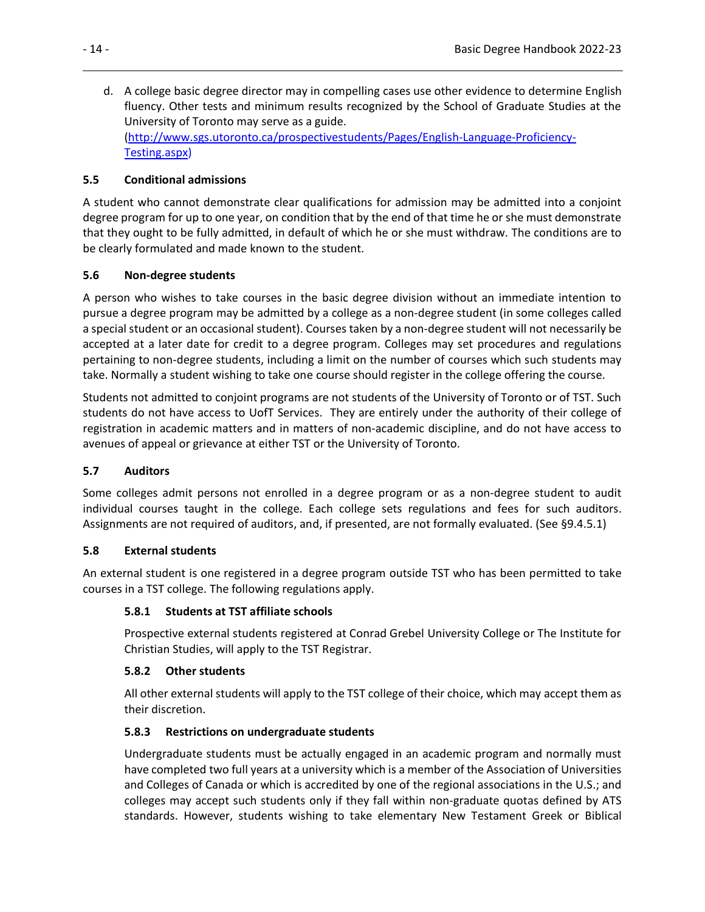d. A college basic degree director may in compelling cases use other evidence to determine English fluency. Other tests and minimum results recognized by the School of Graduate Studies at the University of Toronto may serve as a guide. ([http://www.sgs.utoronto.ca/prospectivestudents/Pages/English-Language-Proficiency-Testing.aspx](http://www.sgs.utoronto.ca/prospectivestudents/Pages/English-Language-Proficiency-Testing.aspx))

### 5.5 Conditional admissions

A student who cannot demonstrate clear qualifications for admission may be admitted into a conjoint degree program for up to one year, on condition that by the end of that time he or she must demonstrate that they ought to be fully admitted, in default of which he or she must withdraw. The conditions are to be clearly formulated and made known to the student.

### 5.6 Non-degree students

A person who wishes to take courses in the basic degree division without an immediate intention to pursue a degree program may be admitted by a college as a non-degree student (in some colleges called a special student or an occasional student). Courses taken by a non-degree student will not necessarily be accepted at a later date for credit to a degree program. Colleges may set procedures and regulations pertaining to non-degree students, including a limit on the number of courses which such students may take. Normally a student wishing to take one course should register in the college offering the course.

Students not admitted to conjoint programs are not students of the University of Toronto or of TST. Such students do not have access to UofT Services. They are entirely under the authority of their college of registration in academic matters and in matters of non-academic discipline, and do not have access to avenues of appeal or grievance at either TST or the University of Toronto.

### 5.7 Auditors

Some colleges admit persons not enrolled in a degree program or as a non-degree student to audit individual courses taught in the college. Each college sets regulations and fees for such auditors. Assignments are not required of auditors, and, if presented, are not formally evaluated. (See §9.4.5.1)

### 5.8 External students

An external student is one registered in a degree program outside TST who has been permitted to take courses in a TST college. The following regulations apply.

#### 5.8.1 Students at TST affiliate schools

Prospective external students registered at Conrad Grebel University College or The Institute for Christian Studies, will apply to the TST Registrar.

#### 5.8.2 Other students

All other external students will apply to the TST college of their choice, which may accept them as their discretion.

#### 5.8.3 Restrictions on undergraduate students

Undergraduate students must be actually engaged in an academic program and normally must have completed two full years at a university which is a member of the Association of Universities and Colleges of Canada or which is accredited by one of the regional associations in the U.S.; and colleges may accept such students only if they fall within non-graduate quotas defined by ATS standards. However, students wishing to take elementary New Testament Greek or Biblical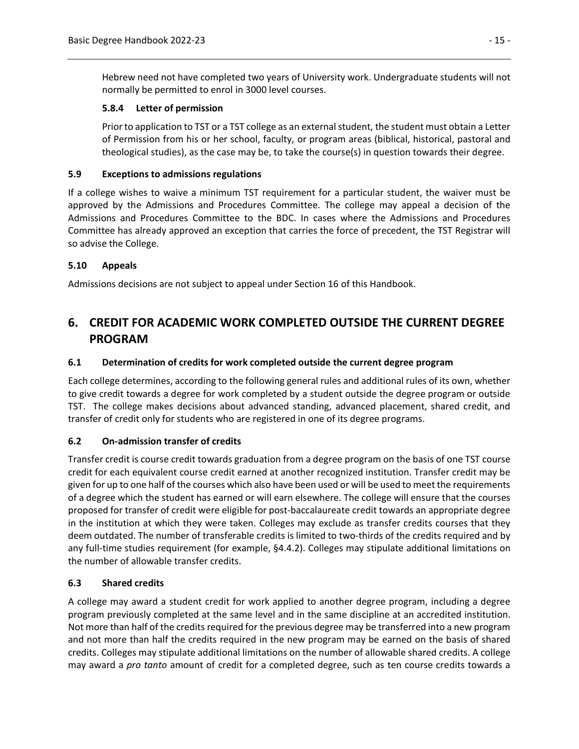Hebrew need not have completed two years of University work. Undergraduate students will not normally be permitted to enrol in 3000 level courses.

#### 5.8.4 Letter of permission

Prior to application to TST or a TST college as an external student, the student must obtain a Letter of Permission from his or her school, faculty, or program areas (biblical, historical, pastoral and theological studies), as the case may be, to take the course(s) in question towards their degree.

### 5.9 Exceptions to admissions regulations

If a college wishes to waive a minimum TST requirement for a particular student, the waiver must be approved by the Admissions and Procedures Committee. The college may appeal a decision of the Admissions and Procedures Committee to the BDC. In cases where the Admissions and Procedures Committee has already approved an exception that carries the force of precedent, the TST Registrar will so advise the College.

### 5.10 Appeals

Admissions decisions are not subject to appeal under Section 16 of this Handbook.

## 6. CREDIT FOR ACADEMIC WORK COMPLETED OUTSIDE THE CURRENT DEGREE PROGRAM

### 6.1 Determination of credits for work completed outside the current degree program

Each college determines, according to the following general rules and additional rules of its own, whether to give credit towards a degree for work completed by a student outside the degree program or outside TST. The college makes decisions about advanced standing, advanced placement, shared credit, and transfer of credit only for students who are registered in one of its degree programs.

### 6.2 On-admission transfer of credits

Transfer credit is course credit towards graduation from a degree program on the basis of one TST course credit for each equivalent course credit earned at another recognized institution. Transfer credit may be given for up to one half of the courses which also have been used or will be used to meet the requirements of a degree which the student has earned or will earn elsewhere. The college will ensure that the courses proposed for transfer of credit were eligible for post-baccalaureate credit towards an appropriate degree in the institution at which they were taken. Colleges may exclude as transfer credits courses that they deem outdated. The number of transferable credits is limited to two-thirds of the credits required and by any full-time studies requirement (for example, §4.4.2). Colleges may stipulate additional limitations on the number of allowable transfer credits.

### 6.3 Shared credits

A college may award a student credit for work applied to another degree program, including a degree program previously completed at the same level and in the same discipline at an accredited institution. Not more than half of the credits required for the previous degree may be transferred into a new program and not more than half the credits required in the new program may be earned on the basis of shared credits. Colleges may stipulate additional limitations on the number of allowable shared credits. A college may award a *pro tanto* amount of credit for a completed degree, such as ten course credits towards a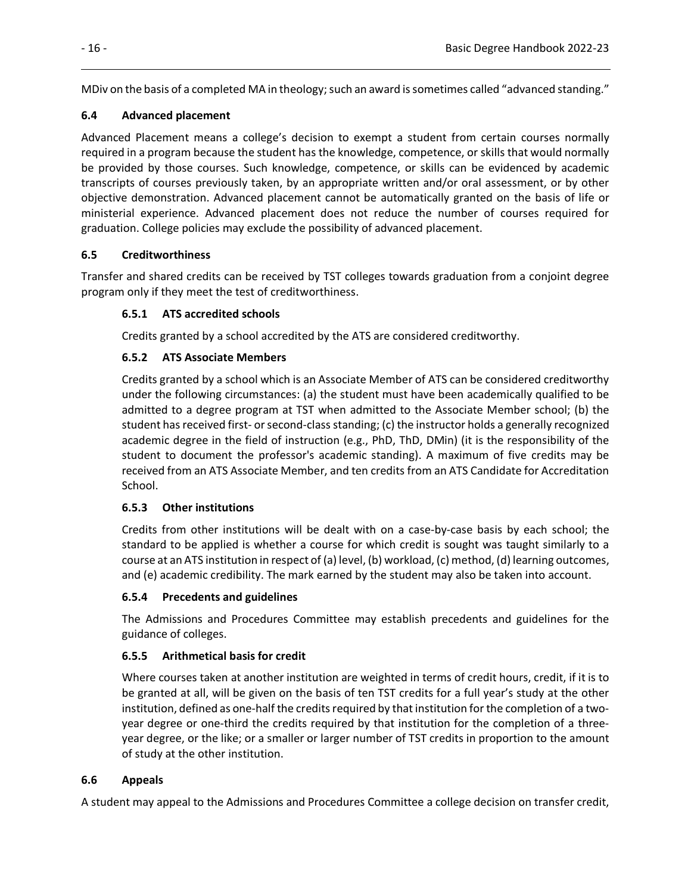MDiv on the basis of a completed MA in theology; such an award is sometimes called "advanced standing."

### 6.4 Advanced placement

Advanced Placement means a college's decision to exempt a student from certain courses normally required in a program because the student has the knowledge, competence, or skills that would normally be provided by those courses. Such knowledge, competence, or skills can be evidenced by academic transcripts of courses previously taken, by an appropriate written and/or oral assessment, or by other objective demonstration. Advanced placement cannot be automatically granted on the basis of life or ministerial experience. Advanced placement does not reduce the number of courses required for graduation. College policies may exclude the possibility of advanced placement.

### 6.5 Creditworthiness

Transfer and shared credits can be received by TST colleges towards graduation from a conjoint degree program only if they meet the test of creditworthiness.

#### 6.5.1 ATS accredited schools

Credits granted by a school accredited by the ATS are considered creditworthy.

#### 6.5.2 ATS Associate Members

Credits granted by a school which is an Associate Member of ATS can be considered creditworthy under the following circumstances: (a) the student must have been academically qualified to be admitted to a degree program at TST when admitted to the Associate Member school; (b) the student has received first- or second-class standing; (c) the instructor holds a generally recognized academic degree in the field of instruction (e.g., PhD, ThD, DMin) (it is the responsibility of the student to document the professor's academic standing). A maximum of five credits may be received from an ATS Associate Member, and ten credits from an ATS Candidate for Accreditation School.

#### 6.5.3 Other institutions

Credits from other institutions will be dealt with on a case-by-case basis by each school; the standard to be applied is whether a course for which credit is sought was taught similarly to a course at an ATS institution in respect of (a) level, (b) workload, (c) method, (d) learning outcomes, and (e) academic credibility. The mark earned by the student may also be taken into account.

#### 6.5.4 Precedents and guidelines

The Admissions and Procedures Committee may establish precedents and guidelines for the guidance of colleges.

#### 6.5.5 Arithmetical basis for credit

Where courses taken at another institution are weighted in terms of credit hours, credit, if it is to be granted at all, will be given on the basis of ten TST credits for a full year's study at the other institution, defined as one-half the credits required by that institution for the completion of a two-year degree or one-third the credits required by that institution for the completion of a three-year degree, or the like; or a smaller or larger number of TST credits in proportion to the amount of study at the other institution.

### 6.6 Appeals

A student may appeal to the Admissions and Procedures Committee a college decision on transfer credit,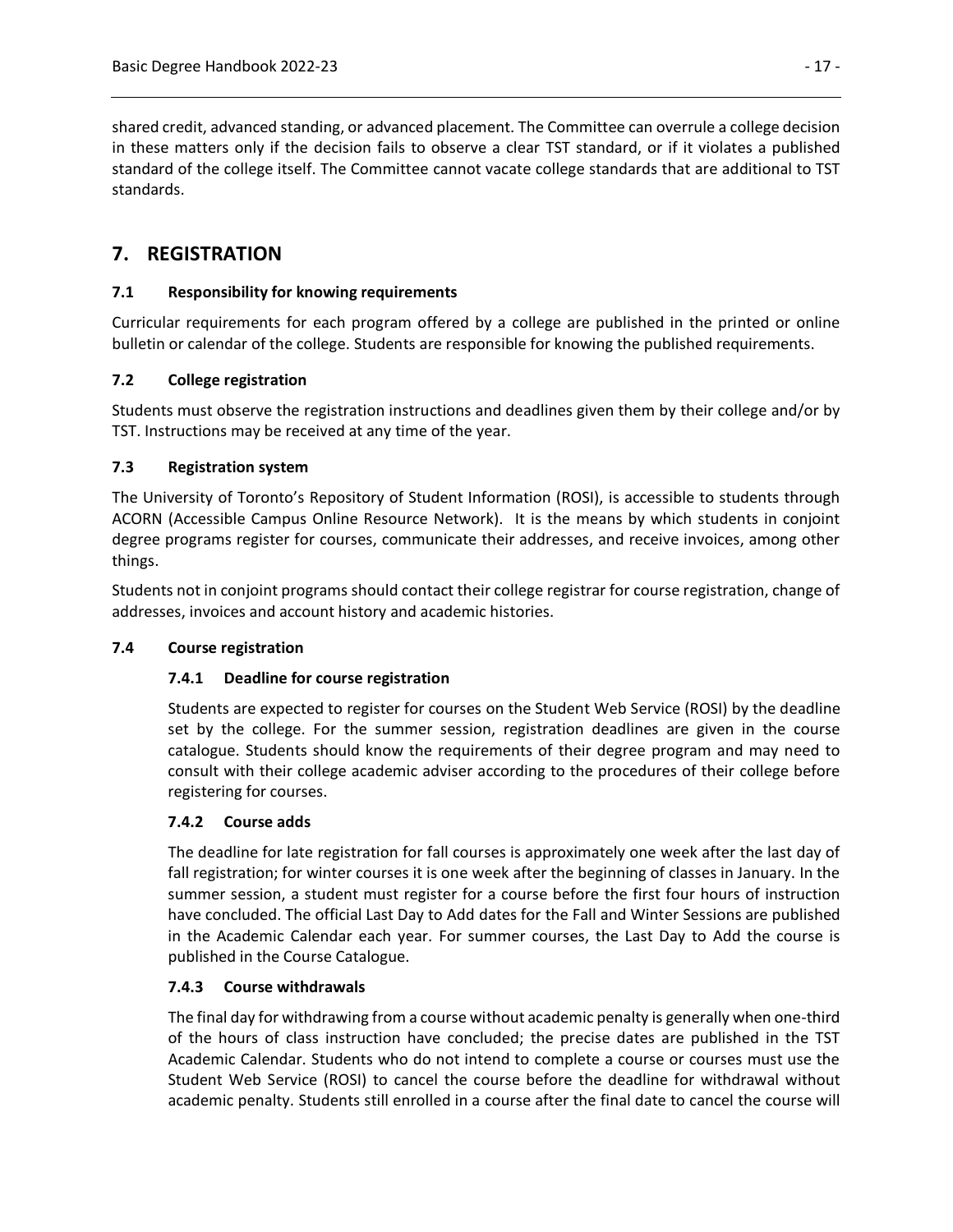shared credit, advanced standing, or advanced placement. The Committee can overrule a college decision in these matters only if the decision fails to observe a clear TST standard, or if it violates a published standard of the college itself. The Committee cannot vacate college standards that are additional to TST standards.

# 7. REGISTRATION

### 7.1 Responsibility for knowing requirements

Curricular requirements for each program offered by a college are published in the printed or online bulletin or calendar of the college. Students are responsible for knowing the published requirements.

### 7.2 College registration

Students must observe the registration instructions and deadlines given them by their college and/or by TST. Instructions may be received at any time of the year.

### 7.3 Registration system

The University of Toronto's Repository of Student Information (ROSI), is accessible to students through ACORN (Accessible Campus Online Resource Network). It is the means by which students in conjoint degree programs register for courses, communicate their addresses, and receive invoices, among other things.

Students not in conjoint programs should contact their college registrar for course registration, change of addresses, invoices and account history and academic histories.

### 7.4 Course registration

#### 7.4.1 Deadline for course registration

Students are expected to register for courses on the Student Web Service (ROSI) by the deadline set by the college. For the summer session, registration deadlines are given in the course catalogue. Students should know the requirements of their degree program and may need to consult with their college academic adviser according to the procedures of their college before registering for courses.

#### 7.4.2 Course adds

The deadline for late registration for fall courses is approximately one week after the last day of fall registration; for winter courses it is one week after the beginning of classes in January. In the summer session, a student must register for a course before the first four hours of instruction have concluded. The official Last Day to Add dates for the Fall and Winter Sessions are published in the Academic Calendar each year. For summer courses, the Last Day to Add the course is published in the Course Catalogue.

#### 7.4.3 Course withdrawals

The final day for withdrawing from a course without academic penalty is generally when one-third of the hours of class instruction have concluded; the precise dates are published in the TST Academic Calendar. Students who do not intend to complete a course or courses must use the Student Web Service (ROSI) to cancel the course before the deadline for withdrawal without academic penalty. Students still enrolled in a course after the final date to cancel the course will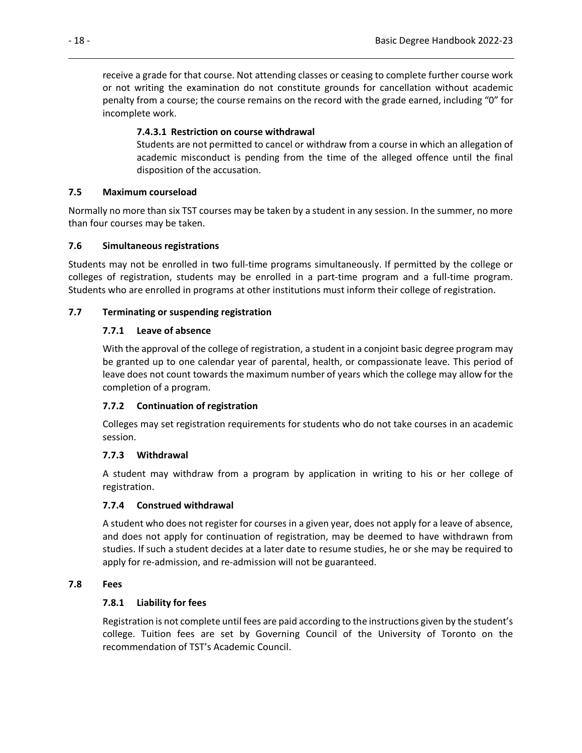receive a grade for that course. Not attending classes or ceasing to complete further course work or not writing the examination do not constitute grounds for cancellation without academic penalty from a course; the course remains on the record with the grade earned, including "0" for incomplete work.

##### 7.4.3.1 Restriction on course withdrawal

Students are not permitted to cancel or withdraw from a course in which an allegation of academic misconduct is pending from the time of the alleged offence until the final disposition of the accusation.

### 7.5 Maximum courseload

Normally no more than six TST courses may be taken by a student in any session. In the summer, no more than four courses may be taken.

### 7.6 Simultaneous registrations

Students may not be enrolled in two full-time programs simultaneously. If permitted by the college or colleges of registration, students may be enrolled in a part-time program and a full-time program. Students who are enrolled in programs at other institutions must inform their college of registration.

### 7.7 Terminating or suspending registration

#### 7.7.1 Leave of absence

With the approval of the college of registration, a student in a conjoint basic degree program may be granted up to one calendar year of parental, health, or compassionate leave. This period of leave does not count towards the maximum number of years which the college may allow for the completion of a program.

#### 7.7.2 Continuation of registration

Colleges may set registration requirements for students who do not take courses in an academic session.

#### 7.7.3 Withdrawal

A student may withdraw from a program by application in writing to his or her college of registration.

#### 7.7.4 Construed withdrawal

A student who does not register for courses in a given year, does not apply for a leave of absence, and does not apply for continuation of registration, may be deemed to have withdrawn from studies. If such a student decides at a later date to resume studies, he or she may be required to apply for re-admission, and re-admission will not be guaranteed.

### 7.8 Fees

#### 7.8.1 Liability for fees

Registration is not complete until fees are paid according to the instructions given by the student's college. Tuition fees are set by Governing Council of the University of Toronto on the recommendation of TST's Academic Council.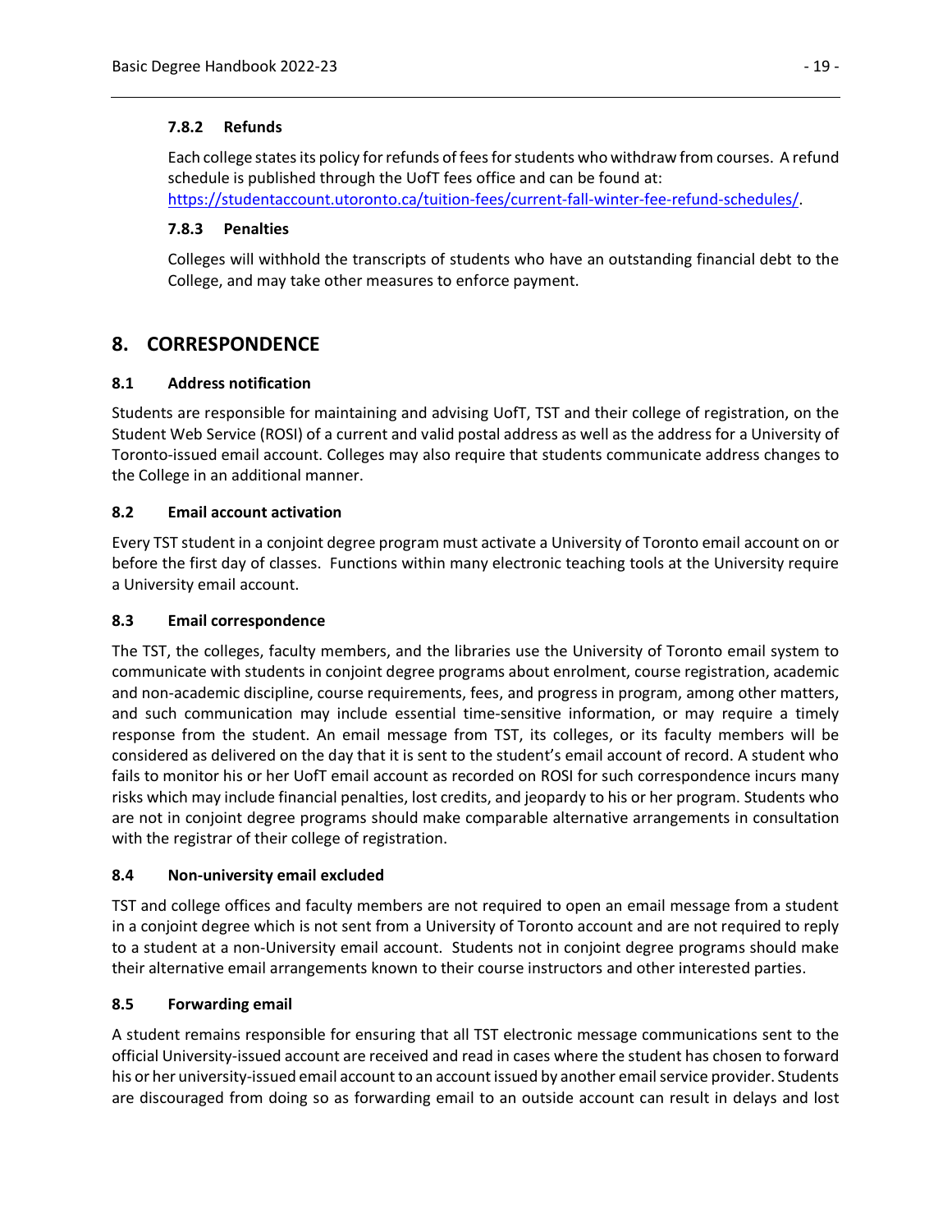#### 7.8.2 Refunds

Each college states its policy for refunds of fees for students who withdraw from courses. A refund schedule is published through the UofT fees office and can be found at: [https://studentaccount.utoronto.ca/tuition-fees/current-fall-winter-fee-refund-schedules/](https://studentaccount.utoronto.ca/tuition-fees/current-fall-winter-fee-refund-schedules/).

#### 7.8.3 Penalties

Colleges will withhold the transcripts of students who have an outstanding financial debt to the College, and may take other measures to enforce payment.

## 8. CORRESPONDENCE

### 8.1 Address notification

Students are responsible for maintaining and advising UofT, TST and their college of registration, on the Student Web Service (ROSI) of a current and valid postal address as well as the address for a University of Toronto-issued email account. Colleges may also require that students communicate address changes to the College in an additional manner.

### 8.2 Email account activation

Every TST student in a conjoint degree program must activate a University of Toronto email account on or before the first day of classes. Functions within many electronic teaching tools at the University require a University email account.

### 8.3 Email correspondence

The TST, the colleges, faculty members, and the libraries use the University of Toronto email system to communicate with students in conjoint degree programs about enrolment, course registration, academic and non-academic discipline, course requirements, fees, and progress in program, among other matters, and such communication may include essential time-sensitive information, or may require a timely response from the student. An email message from TST, its colleges, or its faculty members will be considered as delivered on the day that it is sent to the student's email account of record. A student who fails to monitor his or her UofT email account as recorded on ROSI for such correspondence incurs many risks which may include financial penalties, lost credits, and jeopardy to his or her program. Students who are not in conjoint degree programs should make comparable alternative arrangements in consultation with the registrar of their college of registration.

### 8.4 Non-university email excluded

TST and college offices and faculty members are not required to open an email message from a student in a conjoint degree which is not sent from a University of Toronto account and are not required to reply to a student at a non-University email account. Students not in conjoint degree programs should make their alternative email arrangements known to their course instructors and other interested parties.

### 8.5 Forwarding email

A student remains responsible for ensuring that all TST electronic message communications sent to the official University-issued account are received and read in cases where the student has chosen to forward his or her university-issued email account to an account issued by another email service provider. Students are discouraged from doing so as forwarding email to an outside account can result in delays and lost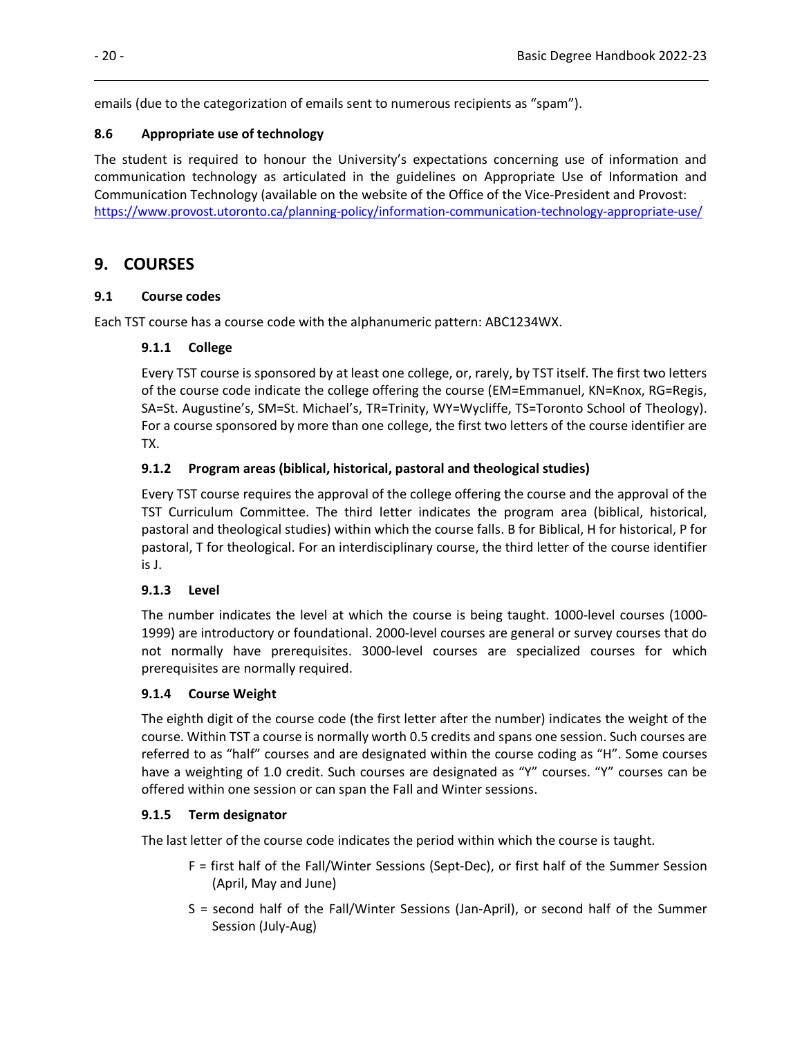emails (due to the categorization of emails sent to numerous recipients as “spam”).

### 8.6 Appropriate use of technology

The student is required to honour the University’s expectations concerning use of information and communication technology as articulated in the guidelines on Appropriate Use of Information and Communication Technology (available on the website of the Office of the Vice-President and Provost: https://www.provost.utoronto.ca/planning-policy/information-communication-technology-appropriate-use/

## 9. COURSES

### 9.1 Course codes

Each TST course has a course code with the alphanumeric pattern: ABC1234WX.

#### 9.1.1 College

Every TST course is sponsored by at least one college, or, rarely, by TST itself. The first two letters of the course code indicate the college offering the course (EM=Emmanuel, KN=Knox, RG=Regis, SA=St. Augustine’s, SM=St. Michael’s, TR=Trinity, WY=Wycliffe, TS=Toronto School of Theology). For a course sponsored by more than one college, the first two letters of the course identifier are TX.

#### 9.1.2 Program areas (biblical, historical, pastoral and theological studies)

Every TST course requires the approval of the college offering the course and the approval of the TST Curriculum Committee. The third letter indicates the program area (biblical, historical, pastoral and theological studies) within which the course falls. B for Biblical, H for historical, P for pastoral, T for theological. For an interdisciplinary course, the third letter of the course identifier is J.

#### 9.1.3 Level

The number indicates the level at which the course is being taught. 1000-level courses (1000-1999) are introductory or foundational. 2000-level courses are general or survey courses that do not normally have prerequisites. 3000-level courses are specialized courses for which prerequisites are normally required.

#### 9.1.4 Course Weight

The eighth digit of the course code (the first letter after the number) indicates the weight of the course. Within TST a course is normally worth 0.5 credits and spans one session. Such courses are referred to as “half” courses and are designated within the course coding as “H”. Some courses have a weighting of 1.0 credit. Such courses are designated as “Y” courses. “Y” courses can be offered within one session or can span the Fall and Winter sessions.

#### 9.1.5 Term designator

The last letter of the course code indicates the period within which the course is taught.

- F = first half of the Fall/Winter Sessions (Sept-Dec), or first half of the Summer Session (April, May and June)
- S = second half of the Fall/Winter Sessions (Jan-April), or second half of the Summer Session (July-Aug)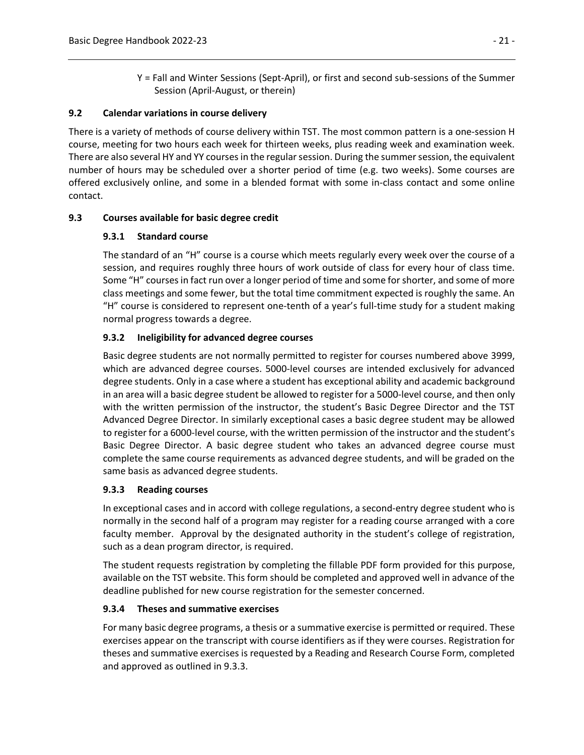Y = Fall and Winter Sessions (Sept-April), or first and second sub-sessions of the Summer Session (April-August, or therein)

## 9.2 Calendar variations in course delivery

There is a variety of methods of course delivery within TST. The most common pattern is a one-session H course, meeting for two hours each week for thirteen weeks, plus reading week and examination week. There are also several HY and YY courses in the regular session. During the summer session, the equivalent number of hours may be scheduled over a shorter period of time (e.g. two weeks). Some courses are offered exclusively online, and some in a blended format with some in-class contact and some online contact.

## 9.3 Courses available for basic degree credit

### 9.3.1 Standard course

The standard of an "H" course is a course which meets regularly every week over the course of a session, and requires roughly three hours of work outside of class for every hour of class time. Some "H" courses in fact run over a longer period of time and some for shorter, and some of more class meetings and some fewer, but the total time commitment expected is roughly the same. An "H" course is considered to represent one-tenth of a year's full-time study for a student making normal progress towards a degree.

### 9.3.2 Ineligibility for advanced degree courses

Basic degree students are not normally permitted to register for courses numbered above 3999, which are advanced degree courses. 5000-level courses are intended exclusively for advanced degree students. Only in a case where a student has exceptional ability and academic background in an area will a basic degree student be allowed to register for a 5000-level course, and then only with the written permission of the instructor, the student's Basic Degree Director and the TST Advanced Degree Director. In similarly exceptional cases a basic degree student may be allowed to register for a 6000-level course, with the written permission of the instructor and the student's Basic Degree Director. A basic degree student who takes an advanced degree course must complete the same course requirements as advanced degree students, and will be graded on the same basis as advanced degree students.

### 9.3.3 Reading courses

In exceptional cases and in accord with college regulations, a second-entry degree student who is normally in the second half of a program may register for a reading course arranged with a core faculty member. Approval by the designated authority in the student's college of registration, such as a dean program director, is required.

The student requests registration by completing the fillable PDF form provided for this purpose, available on the TST website. This form should be completed and approved well in advance of the deadline published for new course registration for the semester concerned.

### 9.3.4 Theses and summative exercises

For many basic degree programs, a thesis or a summative exercise is permitted or required. These exercises appear on the transcript with course identifiers as if they were courses. Registration for theses and summative exercises is requested by a Reading and Research Course Form, completed and approved as outlined in 9.3.3.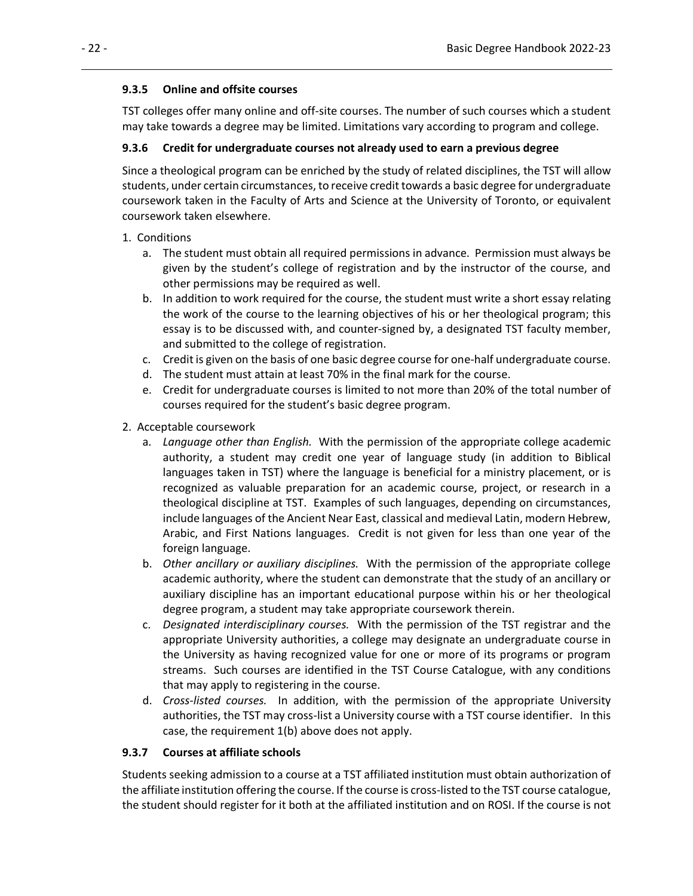### 9.3.5 Online and offsite courses

TST colleges offer many online and off-site courses. The number of such courses which a student may take towards a degree may be limited. Limitations vary according to program and college.

### 9.3.6 Credit for undergraduate courses not already used to earn a previous degree

Since a theological program can be enriched by the study of related disciplines, the TST will allow students, under certain circumstances, to receive credit towards a basic degree for undergraduate coursework taken in the Faculty of Arts and Science at the University of Toronto, or equivalent coursework taken elsewhere.

1. Conditions
   a. The student must obtain all required permissions in advance. Permission must always be given by the student's college of registration and by the instructor of the course, and other permissions may be required as well.
   b. In addition to work required for the course, the student must write a short essay relating the work of the course to the learning objectives of his or her theological program; this essay is to be discussed with, and counter-signed by, a designated TST faculty member, and submitted to the college of registration.
   c. Credit is given on the basis of one basic degree course for one-half undergraduate course.
   d. The student must attain at least 70% in the final mark for the course.
   e. Credit for undergraduate courses is limited to not more than 20% of the total number of courses required for the student's basic degree program.
2. Acceptable coursework
   a. *Language other than English.* With the permission of the appropriate college academic authority, a student may credit one year of language study (in addition to Biblical languages taken in TST) where the language is beneficial for a ministry placement, or is recognized as valuable preparation for an academic course, project, or research in a theological discipline at TST. Examples of such languages, depending on circumstances, include languages of the Ancient Near East, classical and medieval Latin, modern Hebrew, Arabic, and First Nations languages. Credit is not given for less than one year of the foreign language.
   b. *Other ancillary or auxiliary disciplines.* With the permission of the appropriate college academic authority, where the student can demonstrate that the study of an ancillary or auxiliary discipline has an important educational purpose within his or her theological degree program, a student may take appropriate coursework therein.
   c. *Designated interdisciplinary courses.* With the permission of the TST registrar and the appropriate University authorities, a college may designate an undergraduate course in the University as having recognized value for one or more of its programs or program streams. Such courses are identified in the TST Course Catalogue, with any conditions that may apply to registering in the course.
   d. *Cross-listed courses.* In addition, with the permission of the appropriate University authorities, the TST may cross-list a University course with a TST course identifier. In this case, the requirement 1(b) above does not apply.

### 9.3.7 Courses at affiliate schools

Students seeking admission to a course at a TST affiliated institution must obtain authorization of the affiliate institution offering the course. If the course is cross-listed to the TST course catalogue, the student should register for it both at the affiliated institution and on ROSI. If the course is not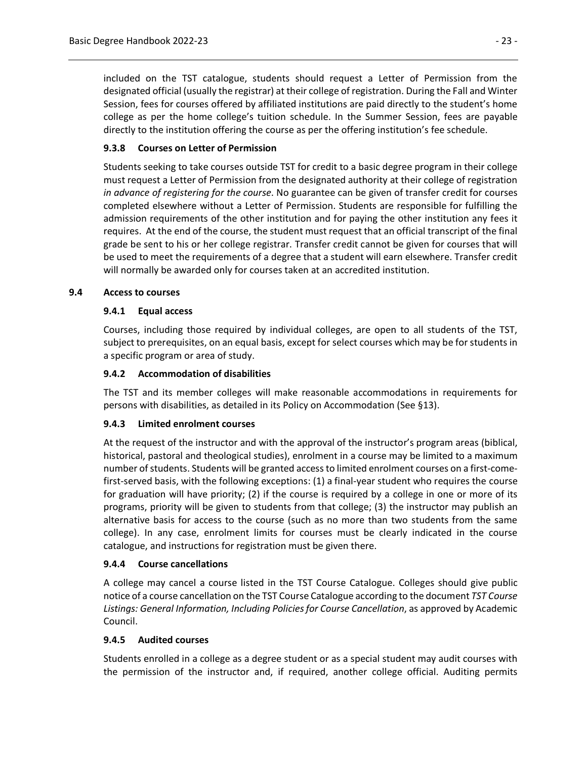included on the TST catalogue, students should request a Letter of Permission from the designated official (usually the registrar) at their college of registration. During the Fall and Winter Session, fees for courses offered by affiliated institutions are paid directly to the student's home college as per the home college's tuition schedule. In the Summer Session, fees are payable directly to the institution offering the course as per the offering institution's fee schedule.

#### 9.3.8 Courses on Letter of Permission

Students seeking to take courses outside TST for credit to a basic degree program in their college must request a Letter of Permission from the designated authority at their college of registration *in advance of registering for the course*. No guarantee can be given of transfer credit for courses completed elsewhere without a Letter of Permission. Students are responsible for fulfilling the admission requirements of the other institution and for paying the other institution any fees it requires. At the end of the course, the student must request that an official transcript of the final grade be sent to his or her college registrar. Transfer credit cannot be given for courses that will be used to meet the requirements of a degree that a student will earn elsewhere. Transfer credit will normally be awarded only for courses taken at an accredited institution.

### 9.4 Access to courses

#### 9.4.1 Equal access

Courses, including those required by individual colleges, are open to all students of the TST, subject to prerequisites, on an equal basis, except for select courses which may be for students in a specific program or area of study.

#### 9.4.2 Accommodation of disabilities

The TST and its member colleges will make reasonable accommodations in requirements for persons with disabilities, as detailed in its Policy on Accommodation (See §13).

#### 9.4.3 Limited enrolment courses

At the request of the instructor and with the approval of the instructor's program areas (biblical, historical, pastoral and theological studies), enrolment in a course may be limited to a maximum number of students. Students will be granted access to limited enrolment courses on a first-come-first-served basis, with the following exceptions: (1) a final-year student who requires the course for graduation will have priority; (2) if the course is required by a college in one or more of its programs, priority will be given to students from that college; (3) the instructor may publish an alternative basis for access to the course (such as no more than two students from the same college). In any case, enrolment limits for courses must be clearly indicated in the course catalogue, and instructions for registration must be given there.

#### 9.4.4 Course cancellations

A college may cancel a course listed in the TST Course Catalogue. Colleges should give public notice of a course cancellation on the TST Course Catalogue according to the document *TST Course Listings: General Information, Including Policies for Course Cancellation*, as approved by Academic Council.

#### 9.4.5 Audited courses

Students enrolled in a college as a degree student or as a special student may audit courses with the permission of the instructor and, if required, another college official. Auditing permits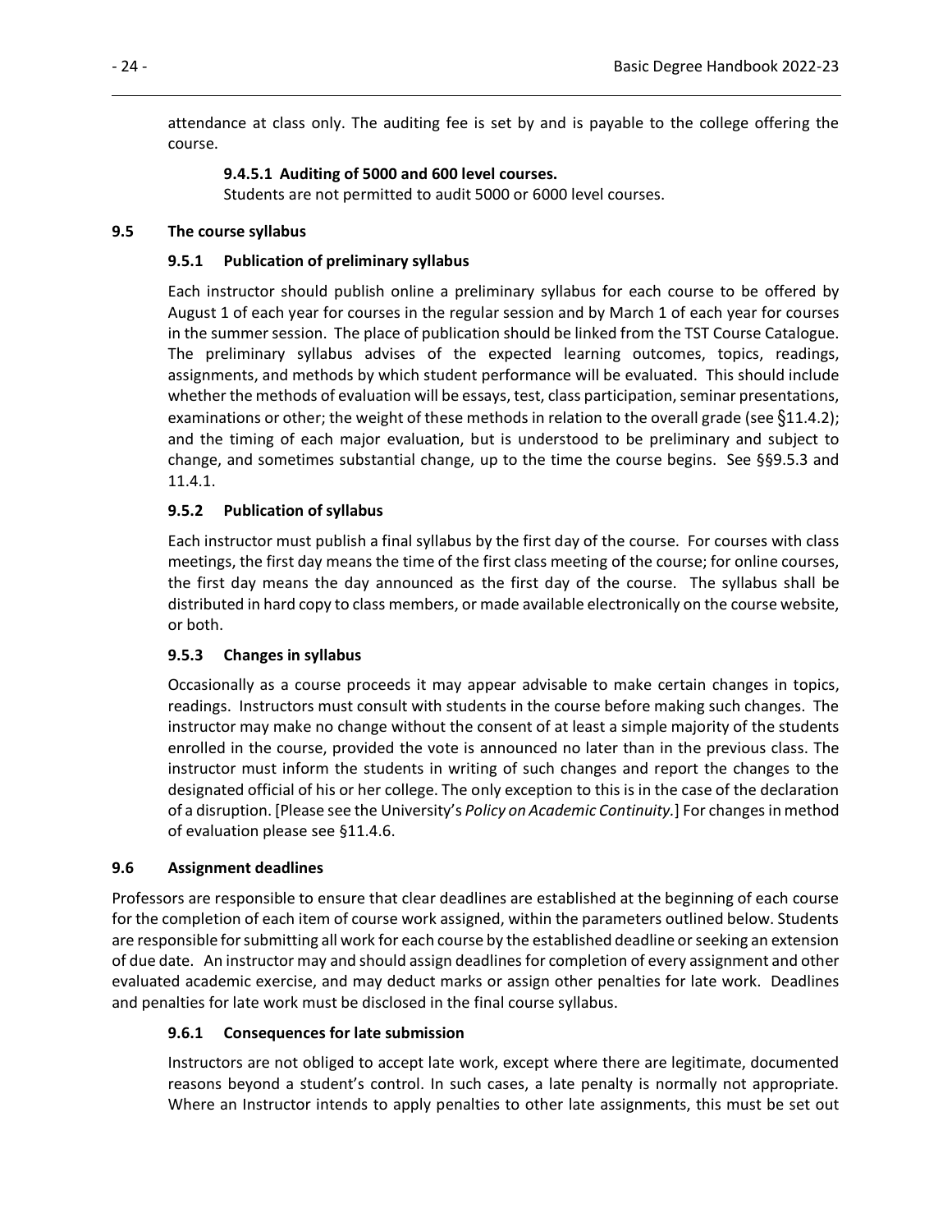attendance at class only. The auditing fee is set by and is payable to the college offering the course.

#### 9.4.5.1 Auditing of 5000 and 600 level courses.

Students are not permitted to audit 5000 or 6000 level courses.

## 9.5 The course syllabus

### 9.5.1 Publication of preliminary syllabus

Each instructor should publish online a preliminary syllabus for each course to be offered by August 1 of each year for courses in the regular session and by March 1 of each year for courses in the summer session. The place of publication should be linked from the TST Course Catalogue. The preliminary syllabus advises of the expected learning outcomes, topics, readings, assignments, and methods by which student performance will be evaluated. This should include whether the methods of evaluation will be essays, test, class participation, seminar presentations, examinations or other; the weight of these methods in relation to the overall grade (see §11.4.2); and the timing of each major evaluation, but is understood to be preliminary and subject to change, and sometimes substantial change, up to the time the course begins. See §§9.5.3 and 11.4.1.

### 9.5.2 Publication of syllabus

Each instructor must publish a final syllabus by the first day of the course. For courses with class meetings, the first day means the time of the first class meeting of the course; for online courses, the first day means the day announced as the first day of the course. The syllabus shall be distributed in hard copy to class members, or made available electronically on the course website, or both.

### 9.5.3 Changes in syllabus

Occasionally as a course proceeds it may appear advisable to make certain changes in topics, readings. Instructors must consult with students in the course before making such changes. The instructor may make no change without the consent of at least a simple majority of the students enrolled in the course, provided the vote is announced no later than in the previous class. The instructor must inform the students in writing of such changes and report the changes to the designated official of his or her college. The only exception to this is in the case of the declaration of a disruption. [Please see the University's *Policy on Academic Continuity.*] For changes in method of evaluation please see §11.4.6.

## 9.6 Assignment deadlines

Professors are responsible to ensure that clear deadlines are established at the beginning of each course for the completion of each item of course work assigned, within the parameters outlined below. Students are responsible for submitting all work for each course by the established deadline or seeking an extension of due date. An instructor may and should assign deadlines for completion of every assignment and other evaluated academic exercise, and may deduct marks or assign other penalties for late work. Deadlines and penalties for late work must be disclosed in the final course syllabus.

### 9.6.1 Consequences for late submission

Instructors are not obliged to accept late work, except where there are legitimate, documented reasons beyond a student's control. In such cases, a late penalty is normally not appropriate. Where an Instructor intends to apply penalties to other late assignments, this must be set out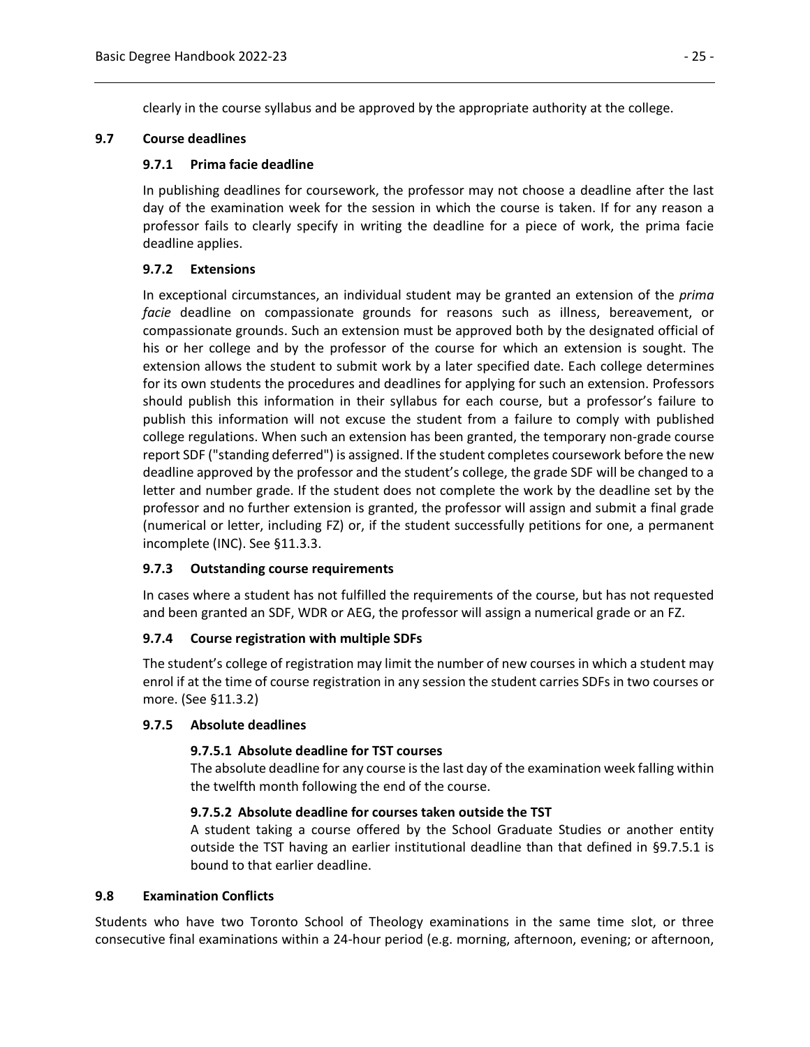clearly in the course syllabus and be approved by the appropriate authority at the college.

## 9.7 Course deadlines

### 9.7.1 Prima facie deadline

In publishing deadlines for coursework, the professor may not choose a deadline after the last day of the examination week for the session in which the course is taken. If for any reason a professor fails to clearly specify in writing the deadline for a piece of work, the prima facie deadline applies.

### 9.7.2 Extensions

In exceptional circumstances, an individual student may be granted an extension of the *prima facie* deadline on compassionate grounds for reasons such as illness, bereavement, or compassionate grounds. Such an extension must be approved both by the designated official of his or her college and by the professor of the course for which an extension is sought. The extension allows the student to submit work by a later specified date. Each college determines for its own students the procedures and deadlines for applying for such an extension. Professors should publish this information in their syllabus for each course, but a professor's failure to publish this information will not excuse the student from a failure to comply with published college regulations. When such an extension has been granted, the temporary non-grade course report SDF ("standing deferred") is assigned. If the student completes coursework before the new deadline approved by the professor and the student's college, the grade SDF will be changed to a letter and number grade. If the student does not complete the work by the deadline set by the professor and no further extension is granted, the professor will assign and submit a final grade (numerical or letter, including FZ) or, if the student successfully petitions for one, a permanent incomplete (INC). See §11.3.3.

### 9.7.3 Outstanding course requirements

In cases where a student has not fulfilled the requirements of the course, but has not requested and been granted an SDF, WDR or AEG, the professor will assign a numerical grade or an FZ.

### 9.7.4 Course registration with multiple SDFs

The student's college of registration may limit the number of new courses in which a student may enrol if at the time of course registration in any session the student carries SDFs in two courses or more. (See §11.3.2)

### 9.7.5 Absolute deadlines

#### 9.7.5.1 Absolute deadline for TST courses

The absolute deadline for any course is the last day of the examination week falling within the twelfth month following the end of the course.

#### 9.7.5.2 Absolute deadline for courses taken outside the TST

A student taking a course offered by the School Graduate Studies or another entity outside the TST having an earlier institutional deadline than that defined in §9.7.5.1 is bound to that earlier deadline.

## 9.8 Examination Conflicts

Students who have two Toronto School of Theology examinations in the same time slot, or three consecutive final examinations within a 24-hour period (e.g. morning, afternoon, evening; or afternoon,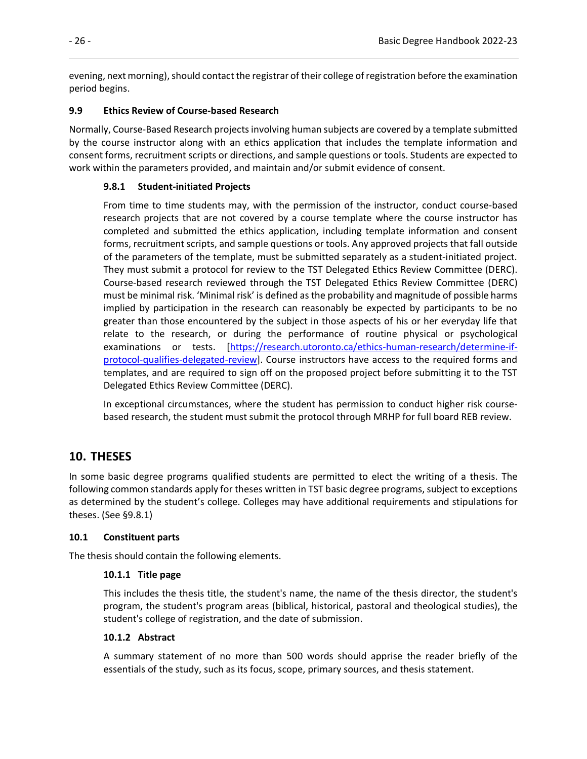evening, next morning), should contact the registrar of their college of registration before the examination period begins.

### 9.9 Ethics Review of Course-based Research

Normally, Course-Based Research projects involving human subjects are covered by a template submitted by the course instructor along with an ethics application that includes the template information and consent forms, recruitment scripts or directions, and sample questions or tools. Students are expected to work within the parameters provided, and maintain and/or submit evidence of consent.

#### 9.8.1 Student-initiated Projects

From time to time students may, with the permission of the instructor, conduct course-based research projects that are not covered by a course template where the course instructor has completed and submitted the ethics application, including template information and consent forms, recruitment scripts, and sample questions or tools. Any approved projects that fall outside of the parameters of the template, must be submitted separately as a student-initiated project. They must submit a protocol for review to the TST Delegated Ethics Review Committee (DERC). Course-based research reviewed through the TST Delegated Ethics Review Committee (DERC) must be minimal risk. 'Minimal risk' is defined as the probability and magnitude of possible harms implied by participation in the research can reasonably be expected by participants to be no greater than those encountered by the subject in those aspects of his or her everyday life that relate to the research, or during the performance of routine physical or psychological examinations or tests. [https://research.utoronto.ca/ethics-human-research/determine-if-protocol-qualifies-delegated-review]. Course instructors have access to the required forms and templates, and are required to sign off on the proposed project before submitting it to the TST Delegated Ethics Review Committee (DERC).

In exceptional circumstances, where the student has permission to conduct higher risk course-based research, the student must submit the protocol through MRHP for full board REB review.

## 10. THESES

In some basic degree programs qualified students are permitted to elect the writing of a thesis. The following common standards apply for theses written in TST basic degree programs, subject to exceptions as determined by the student's college. Colleges may have additional requirements and stipulations for theses. (See §9.8.1)

### 10.1 Constituent parts

The thesis should contain the following elements.

#### 10.1.1 Title page

This includes the thesis title, the student's name, the name of the thesis director, the student's program, the student's program areas (biblical, historical, pastoral and theological studies), the student's college of registration, and the date of submission.

#### 10.1.2 Abstract

A summary statement of no more than 500 words should apprise the reader briefly of the essentials of the study, such as its focus, scope, primary sources, and thesis statement.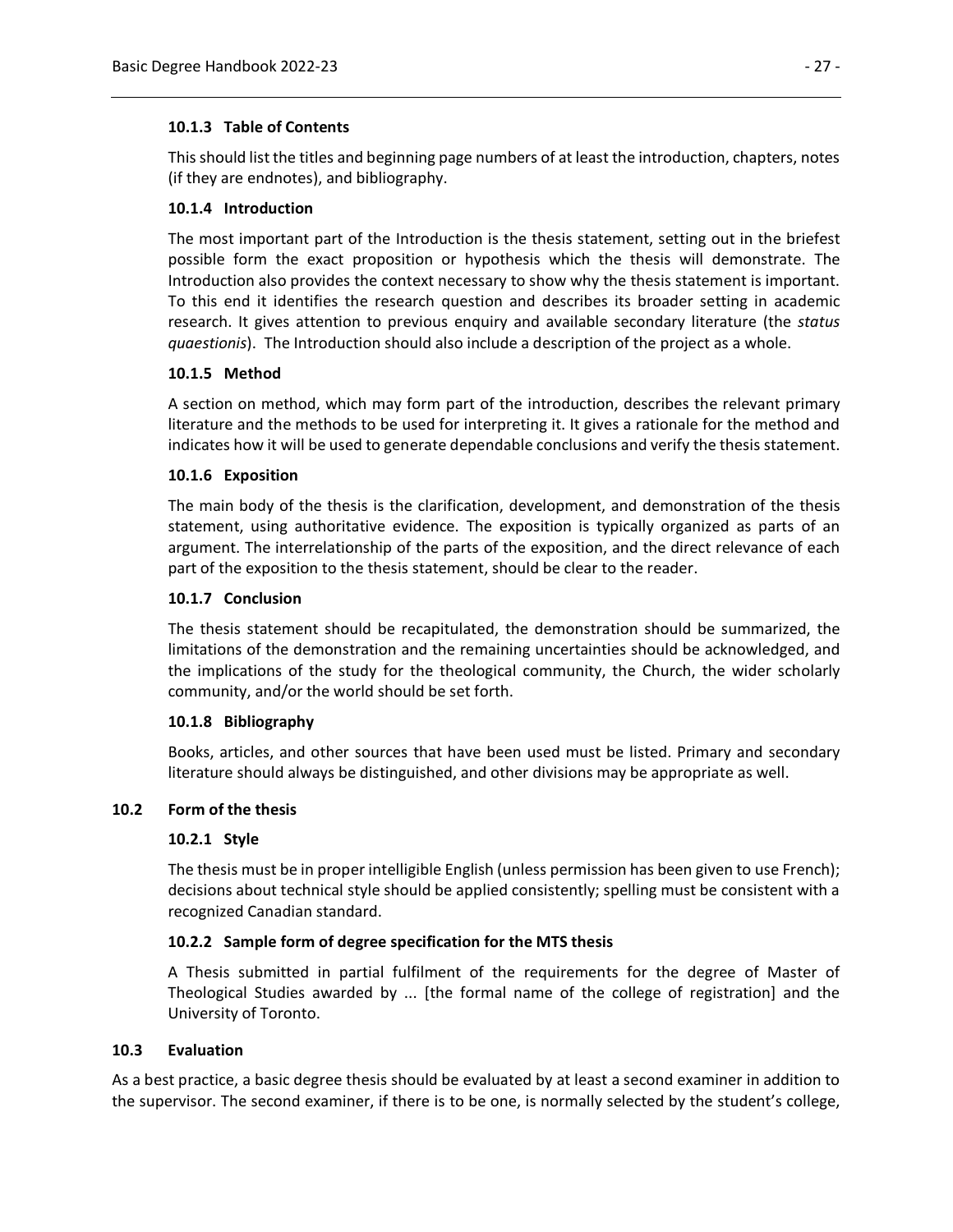#### 10.1.3 Table of Contents

This should list the titles and beginning page numbers of at least the introduction, chapters, notes (if they are endnotes), and bibliography.

#### 10.1.4 Introduction

The most important part of the Introduction is the thesis statement, setting out in the briefest possible form the exact proposition or hypothesis which the thesis will demonstrate. The Introduction also provides the context necessary to show why the thesis statement is important. To this end it identifies the research question and describes its broader setting in academic research. It gives attention to previous enquiry and available secondary literature (the *status quaestionis*). The Introduction should also include a description of the project as a whole.

#### 10.1.5 Method

A section on method, which may form part of the introduction, describes the relevant primary literature and the methods to be used for interpreting it. It gives a rationale for the method and indicates how it will be used to generate dependable conclusions and verify the thesis statement.

#### 10.1.6 Exposition

The main body of the thesis is the clarification, development, and demonstration of the thesis statement, using authoritative evidence. The exposition is typically organized as parts of an argument. The interrelationship of the parts of the exposition, and the direct relevance of each part of the exposition to the thesis statement, should be clear to the reader.

#### 10.1.7 Conclusion

The thesis statement should be recapitulated, the demonstration should be summarized, the limitations of the demonstration and the remaining uncertainties should be acknowledged, and the implications of the study for the theological community, the Church, the wider scholarly community, and/or the world should be set forth.

#### 10.1.8 Bibliography

Books, articles, and other sources that have been used must be listed. Primary and secondary literature should always be distinguished, and other divisions may be appropriate as well.

### 10.2 Form of the thesis

#### 10.2.1 Style

The thesis must be in proper intelligible English (unless permission has been given to use French); decisions about technical style should be applied consistently; spelling must be consistent with a recognized Canadian standard.

#### 10.2.2 Sample form of degree specification for the MTS thesis

A Thesis submitted in partial fulfilment of the requirements for the degree of Master of Theological Studies awarded by ... [the formal name of the college of registration] and the University of Toronto.

### 10.3 Evaluation

As a best practice, a basic degree thesis should be evaluated by at least a second examiner in addition to the supervisor. The second examiner, if there is to be one, is normally selected by the student's college,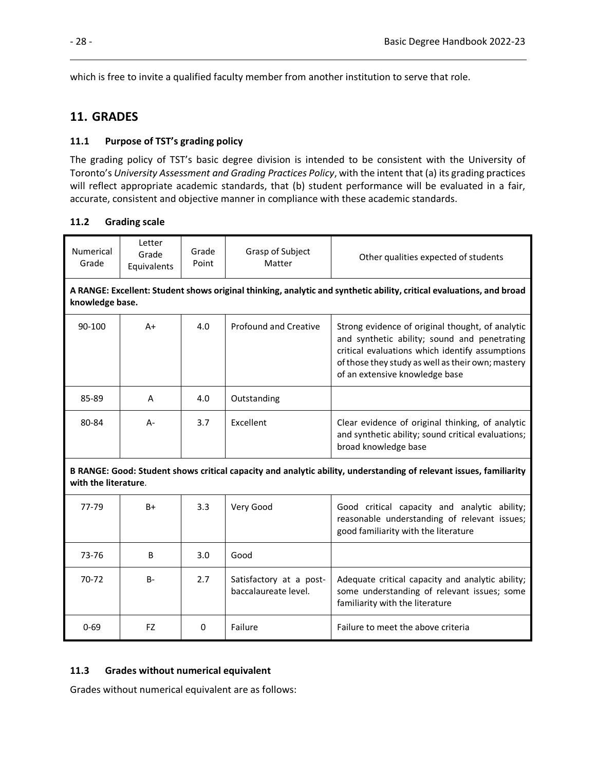which is free to invite a qualified faculty member from another institution to serve that role.

## 11. GRADES

### 11.1 Purpose of TST's grading policy

The grading policy of TST's basic degree division is intended to be consistent with the University of Toronto's *University Assessment and Grading Practices Policy*, with the intent that (a) its grading practices will reflect appropriate academic standards, that (b) student performance will be evaluated in a fair, accurate, consistent and objective manner in compliance with these academic standards.

### 11.2 Grading scale

| Numerical Grade | Letter Grade Equivalents | Grade Point | Grasp of Subject Matter | Other qualities expected of students |
|---|---|---|---|---|
| **A RANGE: Excellent: Student shows original thinking, analytic and synthetic ability, critical evaluations, and broad knowledge base.** | | | | |
| 90-100 | A+ | 4.0 | Profound and Creative | Strong evidence of original thought, of analytic and synthetic ability; sound and penetrating critical evaluations which identify assumptions of those they study as well as their own; mastery of an extensive knowledge base |
| 85-89 | A | 4.0 | Outstanding | |
| 80-84 | A- | 3.7 | Excellent | Clear evidence of original thinking, of analytic and synthetic ability; sound critical evaluations; broad knowledge base |
| **B RANGE: Good: Student shows critical capacity and analytic ability, understanding of relevant issues, familiarity with the literature**. | | | | |
| 77-79 | B+ | 3.3 | Very Good | Good critical capacity and analytic ability; reasonable understanding of relevant issues; good familiarity with the literature |
| 73-76 | B | 3.0 | Good | |
| 70-72 | B- | 2.7 | Satisfactory at a post-baccalaureate level. | Adequate critical capacity and analytic ability; some understanding of relevant issues; some familiarity with the literature |
| 0-69 | FZ | 0 | Failure | Failure to meet the above criteria |

### 11.3 Grades without numerical equivalent

Grades without numerical equivalent are as follows: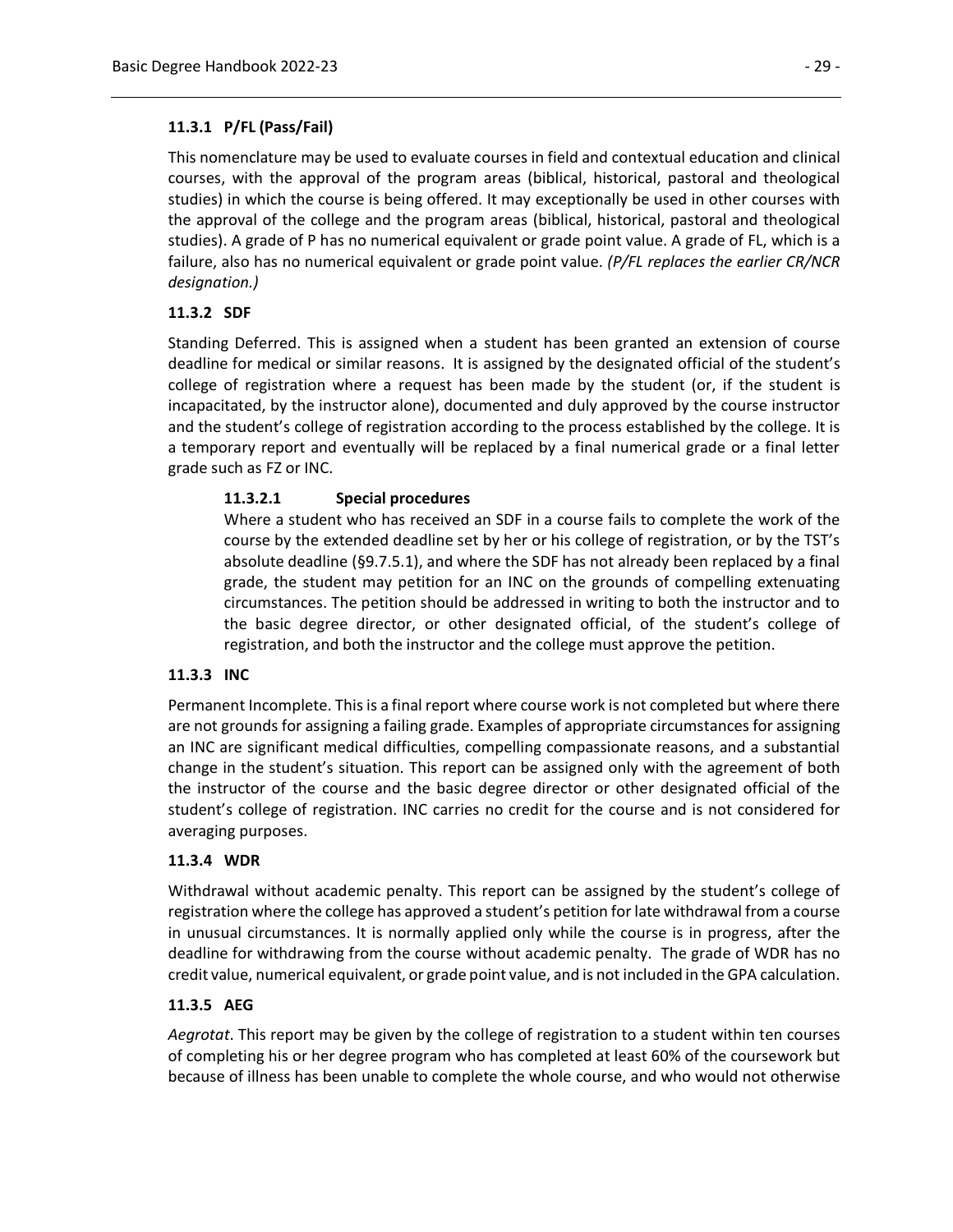### 11.3.1 P/FL (Pass/Fail)

This nomenclature may be used to evaluate courses in field and contextual education and clinical courses, with the approval of the program areas (biblical, historical, pastoral and theological studies) in which the course is being offered. It may exceptionally be used in other courses with the approval of the college and the program areas (biblical, historical, pastoral and theological studies). A grade of P has no numerical equivalent or grade point value. A grade of FL, which is a failure, also has no numerical equivalent or grade point value. *(P/FL replaces the earlier CR/NCR designation.)*

### 11.3.2 SDF

Standing Deferred. This is assigned when a student has been granted an extension of course deadline for medical or similar reasons. It is assigned by the designated official of the student's college of registration where a request has been made by the student (or, if the student is incapacitated, by the instructor alone), documented and duly approved by the course instructor and the student's college of registration according to the process established by the college. It is a temporary report and eventually will be replaced by a final numerical grade or a final letter grade such as FZ or INC.

#### 11.3.2.1 Special procedures

Where a student who has received an SDF in a course fails to complete the work of the course by the extended deadline set by her or his college of registration, or by the TST's absolute deadline (§9.7.5.1), and where the SDF has not already been replaced by a final grade, the student may petition for an INC on the grounds of compelling extenuating circumstances. The petition should be addressed in writing to both the instructor and to the basic degree director, or other designated official, of the student's college of registration, and both the instructor and the college must approve the petition.

### 11.3.3 INC

Permanent Incomplete. This is a final report where course work is not completed but where there are not grounds for assigning a failing grade. Examples of appropriate circumstances for assigning an INC are significant medical difficulties, compelling compassionate reasons, and a substantial change in the student's situation. This report can be assigned only with the agreement of both the instructor of the course and the basic degree director or other designated official of the student's college of registration. INC carries no credit for the course and is not considered for averaging purposes.

### 11.3.4 WDR

Withdrawal without academic penalty. This report can be assigned by the student's college of registration where the college has approved a student's petition for late withdrawal from a course in unusual circumstances. It is normally applied only while the course is in progress, after the deadline for withdrawing from the course without academic penalty. The grade of WDR has no credit value, numerical equivalent, or grade point value, and is not included in the GPA calculation.

### 11.3.5 AEG

*Aegrotat*. This report may be given by the college of registration to a student within ten courses of completing his or her degree program who has completed at least 60% of the coursework but because of illness has been unable to complete the whole course, and who would not otherwise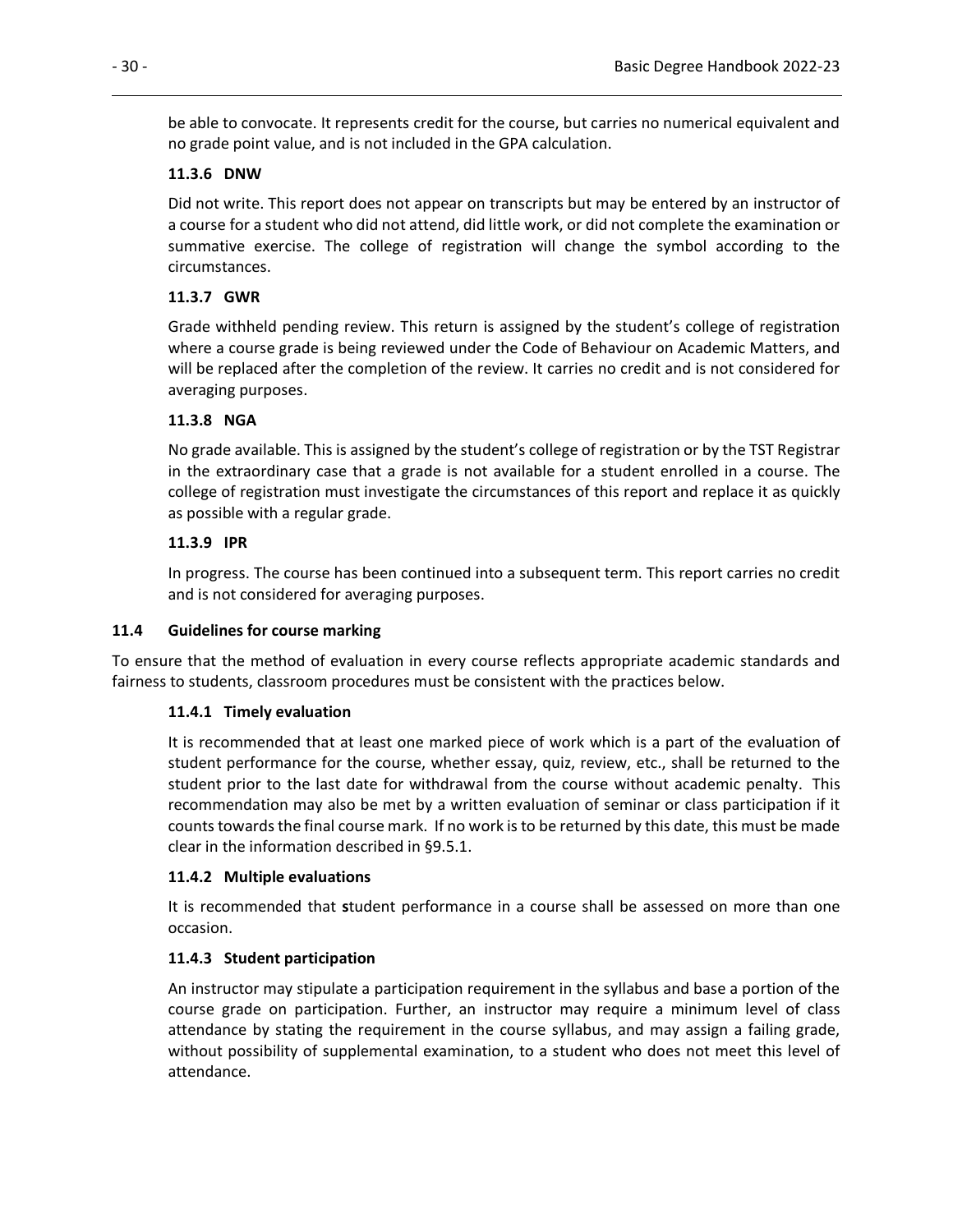be able to convocate. It represents credit for the course, but carries no numerical equivalent and no grade point value, and is not included in the GPA calculation.

#### 11.3.6 DNW

Did not write. This report does not appear on transcripts but may be entered by an instructor of a course for a student who did not attend, did little work, or did not complete the examination or summative exercise. The college of registration will change the symbol according to the circumstances.

#### 11.3.7 GWR

Grade withheld pending review. This return is assigned by the student's college of registration where a course grade is being reviewed under the Code of Behaviour on Academic Matters, and will be replaced after the completion of the review. It carries no credit and is not considered for averaging purposes.

#### 11.3.8 NGA

No grade available. This is assigned by the student's college of registration or by the TST Registrar in the extraordinary case that a grade is not available for a student enrolled in a course. The college of registration must investigate the circumstances of this report and replace it as quickly as possible with a regular grade.

#### 11.3.9 IPR

In progress. The course has been continued into a subsequent term. This report carries no credit and is not considered for averaging purposes.

### 11.4 Guidelines for course marking

To ensure that the method of evaluation in every course reflects appropriate academic standards and fairness to students, classroom procedures must be consistent with the practices below.

#### 11.4.1 Timely evaluation

It is recommended that at least one marked piece of work which is a part of the evaluation of student performance for the course, whether essay, quiz, review, etc., shall be returned to the student prior to the last date for withdrawal from the course without academic penalty. This recommendation may also be met by a written evaluation of seminar or class participation if it counts towards the final course mark. If no work is to be returned by this date, this must be made clear in the information described in §9.5.1.

#### 11.4.2 Multiple evaluations

It is recommended that student performance in a course shall be assessed on more than one occasion.

#### 11.4.3 Student participation

An instructor may stipulate a participation requirement in the syllabus and base a portion of the course grade on participation. Further, an instructor may require a minimum level of class attendance by stating the requirement in the course syllabus, and may assign a failing grade, without possibility of supplemental examination, to a student who does not meet this level of attendance.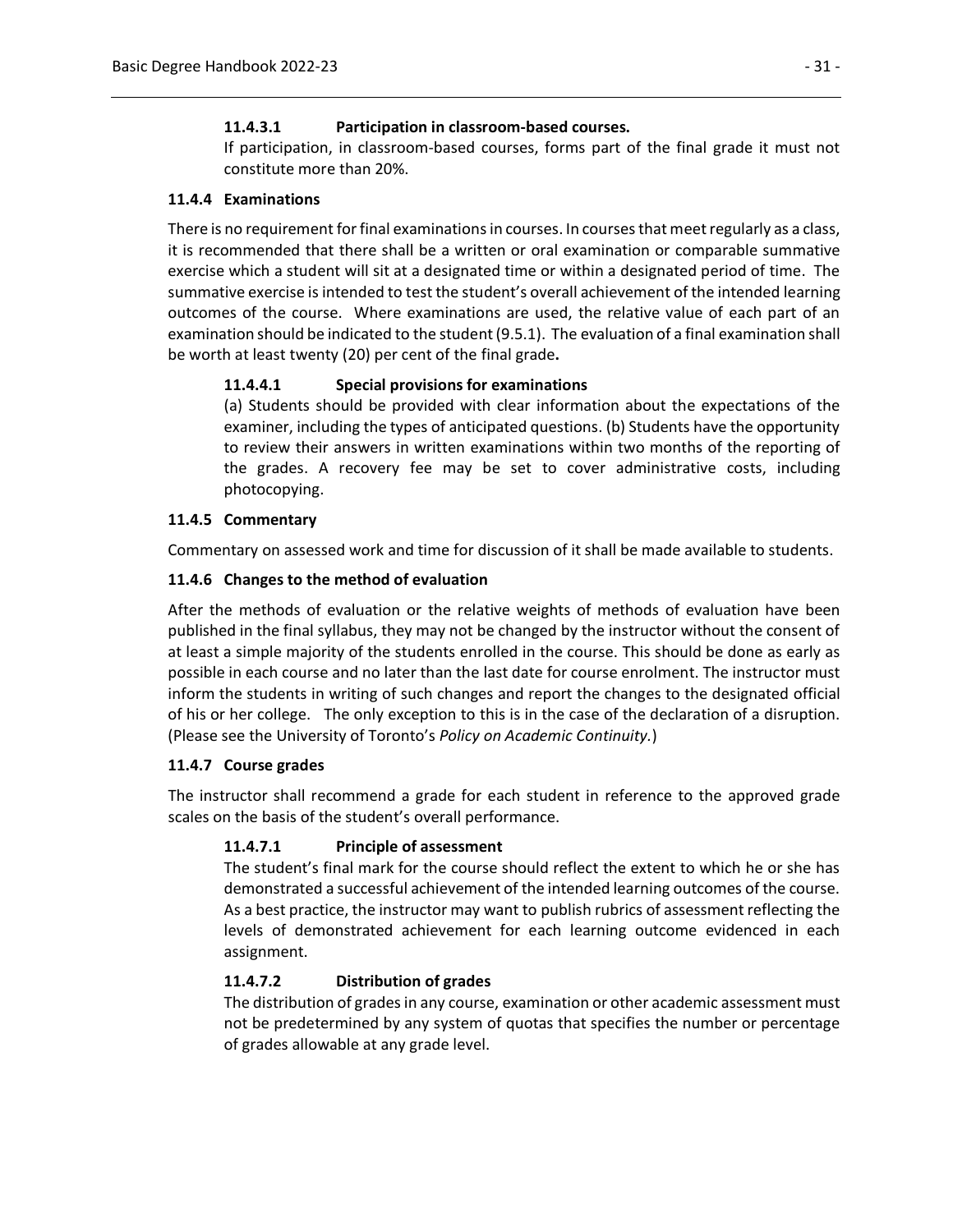#### 11.4.3.1 Participation in classroom-based courses.

If participation, in classroom-based courses, forms part of the final grade it must not constitute more than 20%.

### 11.4.4 Examinations

There is no requirement for final examinations in courses. In courses that meet regularly as a class, it is recommended that there shall be a written or oral examination or comparable summative exercise which a student will sit at a designated time or within a designated period of time. The summative exercise is intended to test the student's overall achievement of the intended learning outcomes of the course. Where examinations are used, the relative value of each part of an examination should be indicated to the student (9.5.1). The evaluation of a final examination shall be worth at least twenty (20) per cent of the final grade**.**

#### 11.4.4.1 Special provisions for examinations

(a) Students should be provided with clear information about the expectations of the examiner, including the types of anticipated questions. (b) Students have the opportunity to review their answers in written examinations within two months of the reporting of the grades. A recovery fee may be set to cover administrative costs, including photocopying.

### 11.4.5 Commentary

Commentary on assessed work and time for discussion of it shall be made available to students.

### 11.4.6 Changes to the method of evaluation

After the methods of evaluation or the relative weights of methods of evaluation have been published in the final syllabus, they may not be changed by the instructor without the consent of at least a simple majority of the students enrolled in the course. This should be done as early as possible in each course and no later than the last date for course enrolment. The instructor must inform the students in writing of such changes and report the changes to the designated official of his or her college. The only exception to this is in the case of the declaration of a disruption. (Please see the University of Toronto's *Policy on Academic Continuity.*)

### 11.4.7 Course grades

The instructor shall recommend a grade for each student in reference to the approved grade scales on the basis of the student's overall performance.

#### 11.4.7.1 Principle of assessment

The student's final mark for the course should reflect the extent to which he or she has demonstrated a successful achievement of the intended learning outcomes of the course. As a best practice, the instructor may want to publish rubrics of assessment reflecting the levels of demonstrated achievement for each learning outcome evidenced in each assignment.

#### 11.4.7.2 Distribution of grades

The distribution of grades in any course, examination or other academic assessment must not be predetermined by any system of quotas that specifies the number or percentage of grades allowable at any grade level.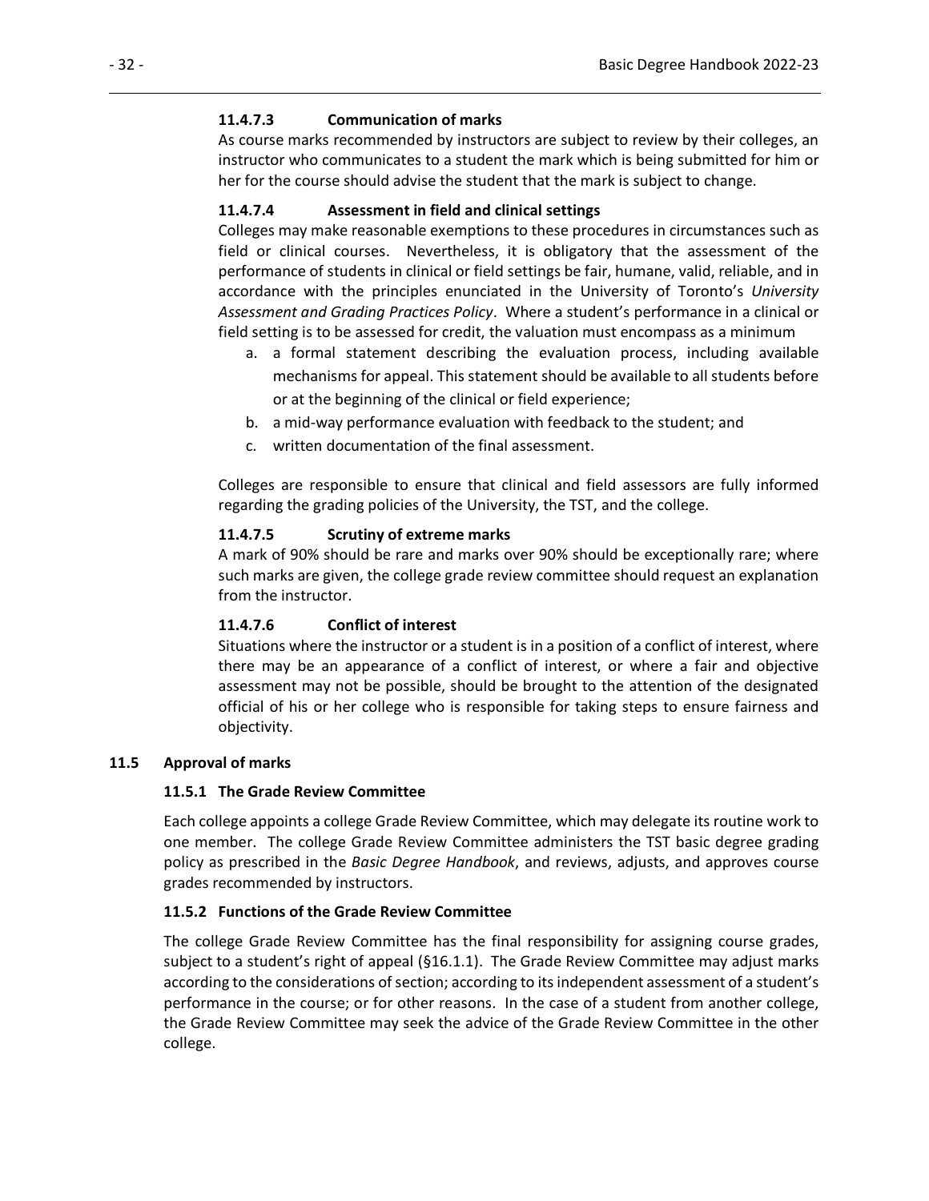#### 11.4.7.3 Communication of marks

As course marks recommended by instructors are subject to review by their colleges, an instructor who communicates to a student the mark which is being submitted for him or her for the course should advise the student that the mark is subject to change.

#### 11.4.7.4 Assessment in field and clinical settings

Colleges may make reasonable exemptions to these procedures in circumstances such as field or clinical courses. Nevertheless, it is obligatory that the assessment of the performance of students in clinical or field settings be fair, humane, valid, reliable, and in accordance with the principles enunciated in the University of Toronto's *University Assessment and Grading Practices Policy*. Where a student's performance in a clinical or field setting is to be assessed for credit, the valuation must encompass as a minimum

a. a formal statement describing the evaluation process, including available mechanisms for appeal. This statement should be available to all students before or at the beginning of the clinical or field experience;
b. a mid-way performance evaluation with feedback to the student; and
c. written documentation of the final assessment.

Colleges are responsible to ensure that clinical and field assessors are fully informed regarding the grading policies of the University, the TST, and the college.

#### 11.4.7.5 Scrutiny of extreme marks

A mark of 90% should be rare and marks over 90% should be exceptionally rare; where such marks are given, the college grade review committee should request an explanation from the instructor.

#### 11.4.7.6 Conflict of interest

Situations where the instructor or a student is in a position of a conflict of interest, where there may be an appearance of a conflict of interest, or where a fair and objective assessment may not be possible, should be brought to the attention of the designated official of his or her college who is responsible for taking steps to ensure fairness and objectivity.

## 11.5 Approval of marks

### 11.5.1 The Grade Review Committee

Each college appoints a college Grade Review Committee, which may delegate its routine work to one member. The college Grade Review Committee administers the TST basic degree grading policy as prescribed in the *Basic Degree Handbook*, and reviews, adjusts, and approves course grades recommended by instructors.

### 11.5.2 Functions of the Grade Review Committee

The college Grade Review Committee has the final responsibility for assigning course grades, subject to a student's right of appeal (§16.1.1). The Grade Review Committee may adjust marks according to the considerations of section; according to its independent assessment of a student's performance in the course; or for other reasons. In the case of a student from another college, the Grade Review Committee may seek the advice of the Grade Review Committee in the other college.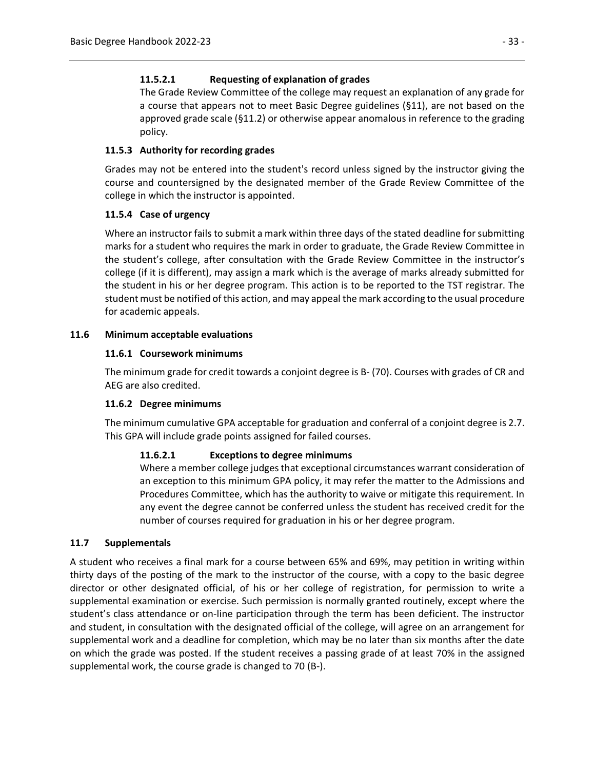#### 11.5.2.1 Requesting of explanation of grades

The Grade Review Committee of the college may request an explanation of any grade for a course that appears not to meet Basic Degree guidelines (§11), are not based on the approved grade scale (§11.2) or otherwise appear anomalous in reference to the grading policy.

### 11.5.3 Authority for recording grades

Grades may not be entered into the student's record unless signed by the instructor giving the course and countersigned by the designated member of the Grade Review Committee of the college in which the instructor is appointed.

### 11.5.4 Case of urgency

Where an instructor fails to submit a mark within three days of the stated deadline for submitting marks for a student who requires the mark in order to graduate, the Grade Review Committee in the student's college, after consultation with the Grade Review Committee in the instructor's college (if it is different), may assign a mark which is the average of marks already submitted for the student in his or her degree program. This action is to be reported to the TST registrar. The student must be notified of this action, and may appeal the mark according to the usual procedure for academic appeals.

## 11.6 Minimum acceptable evaluations

### 11.6.1 Coursework minimums

The minimum grade for credit towards a conjoint degree is B- (70). Courses with grades of CR and AEG are also credited.

### 11.6.2 Degree minimums

The minimum cumulative GPA acceptable for graduation and conferral of a conjoint degree is 2.7. This GPA will include grade points assigned for failed courses.

#### 11.6.2.1 Exceptions to degree minimums

Where a member college judges that exceptional circumstances warrant consideration of an exception to this minimum GPA policy, it may refer the matter to the Admissions and Procedures Committee, which has the authority to waive or mitigate this requirement. In any event the degree cannot be conferred unless the student has received credit for the number of courses required for graduation in his or her degree program.

## 11.7 Supplementals

A student who receives a final mark for a course between 65% and 69%, may petition in writing within thirty days of the posting of the mark to the instructor of the course, with a copy to the basic degree director or other designated official, of his or her college of registration, for permission to write a supplemental examination or exercise. Such permission is normally granted routinely, except where the student's class attendance or on-line participation through the term has been deficient. The instructor and student, in consultation with the designated official of the college, will agree on an arrangement for supplemental work and a deadline for completion, which may be no later than six months after the date on which the grade was posted. If the student receives a passing grade of at least 70% in the assigned supplemental work, the course grade is changed to 70 (B-).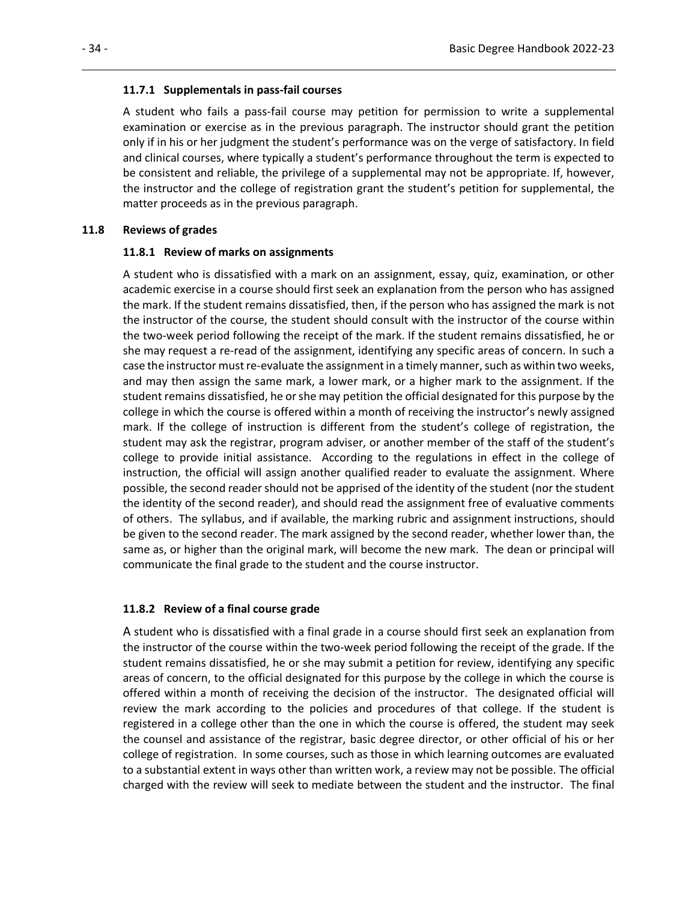#### 11.7.1 Supplementals in pass-fail courses

A student who fails a pass-fail course may petition for permission to write a supplemental examination or exercise as in the previous paragraph. The instructor should grant the petition only if in his or her judgment the student's performance was on the verge of satisfactory. In field and clinical courses, where typically a student's performance throughout the term is expected to be consistent and reliable, the privilege of a supplemental may not be appropriate. If, however, the instructor and the college of registration grant the student's petition for supplemental, the matter proceeds as in the previous paragraph.

### 11.8 Reviews of grades

#### 11.8.1 Review of marks on assignments

A student who is dissatisfied with a mark on an assignment, essay, quiz, examination, or other academic exercise in a course should first seek an explanation from the person who has assigned the mark. If the student remains dissatisfied, then, if the person who has assigned the mark is not the instructor of the course, the student should consult with the instructor of the course within the two-week period following the receipt of the mark. If the student remains dissatisfied, he or she may request a re-read of the assignment, identifying any specific areas of concern. In such a case the instructor must re-evaluate the assignment in a timely manner, such as within two weeks, and may then assign the same mark, a lower mark, or a higher mark to the assignment. If the student remains dissatisfied, he or she may petition the official designated for this purpose by the college in which the course is offered within a month of receiving the instructor's newly assigned mark. If the college of instruction is different from the student's college of registration, the student may ask the registrar, program adviser, or another member of the staff of the student's college to provide initial assistance. According to the regulations in effect in the college of instruction, the official will assign another qualified reader to evaluate the assignment. Where possible, the second reader should not be apprised of the identity of the student (nor the student the identity of the second reader), and should read the assignment free of evaluative comments of others. The syllabus, and if available, the marking rubric and assignment instructions, should be given to the second reader. The mark assigned by the second reader, whether lower than, the same as, or higher than the original mark, will become the new mark. The dean or principal will communicate the final grade to the student and the course instructor.

#### 11.8.2 Review of a final course grade

A student who is dissatisfied with a final grade in a course should first seek an explanation from the instructor of the course within the two-week period following the receipt of the grade. If the student remains dissatisfied, he or she may submit a petition for review, identifying any specific areas of concern, to the official designated for this purpose by the college in which the course is offered within a month of receiving the decision of the instructor. The designated official will review the mark according to the policies and procedures of that college. If the student is registered in a college other than the one in which the course is offered, the student may seek the counsel and assistance of the registrar, basic degree director, or other official of his or her college of registration. In some courses, such as those in which learning outcomes are evaluated to a substantial extent in ways other than written work, a review may not be possible. The official charged with the review will seek to mediate between the student and the instructor. The final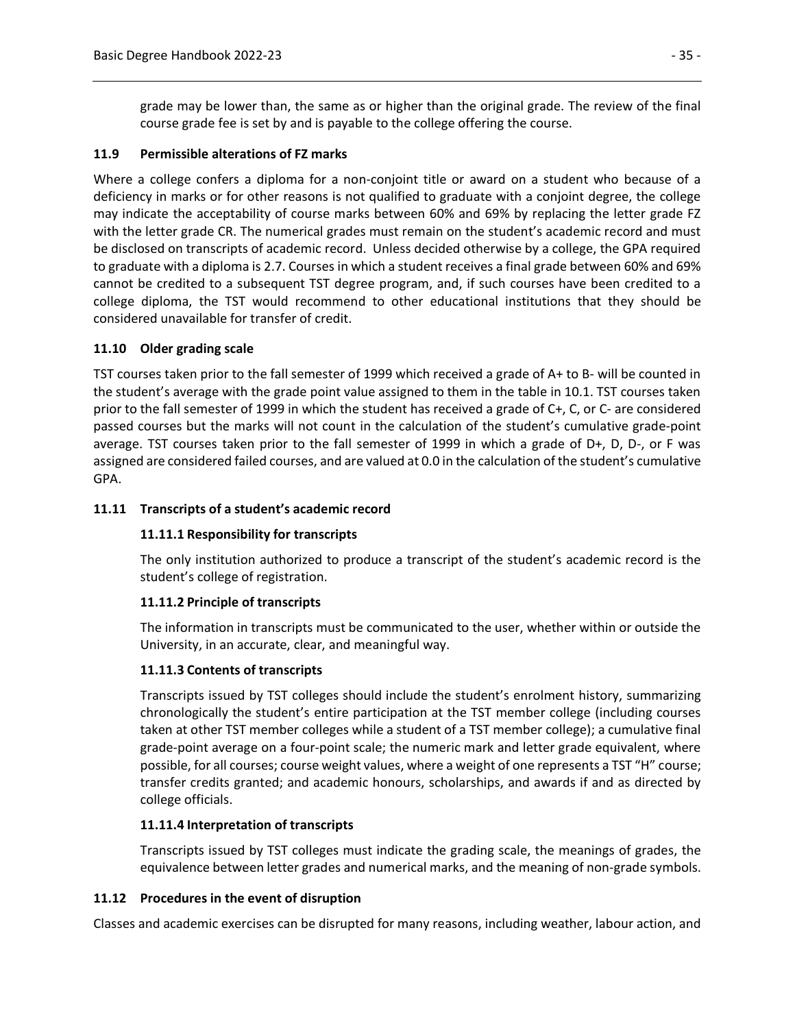grade may be lower than, the same as or higher than the original grade. The review of the final course grade fee is set by and is payable to the college offering the course.

### 11.9 Permissible alterations of FZ marks

Where a college confers a diploma for a non-conjoint title or award on a student who because of a deficiency in marks or for other reasons is not qualified to graduate with a conjoint degree, the college may indicate the acceptability of course marks between 60% and 69% by replacing the letter grade FZ with the letter grade CR. The numerical grades must remain on the student's academic record and must be disclosed on transcripts of academic record. Unless decided otherwise by a college, the GPA required to graduate with a diploma is 2.7. Courses in which a student receives a final grade between 60% and 69% cannot be credited to a subsequent TST degree program, and, if such courses have been credited to a college diploma, the TST would recommend to other educational institutions that they should be considered unavailable for transfer of credit.

### 11.10 Older grading scale

TST courses taken prior to the fall semester of 1999 which received a grade of A+ to B- will be counted in the student's average with the grade point value assigned to them in the table in 10.1. TST courses taken prior to the fall semester of 1999 in which the student has received a grade of C+, C, or C- are considered passed courses but the marks will not count in the calculation of the student's cumulative grade-point average. TST courses taken prior to the fall semester of 1999 in which a grade of D+, D, D-, or F was assigned are considered failed courses, and are valued at 0.0 in the calculation of the student's cumulative GPA.

### 11.11 Transcripts of a student's academic record

#### 11.11.1 Responsibility for transcripts

The only institution authorized to produce a transcript of the student's academic record is the student's college of registration.

#### 11.11.2 Principle of transcripts

The information in transcripts must be communicated to the user, whether within or outside the University, in an accurate, clear, and meaningful way.

#### 11.11.3 Contents of transcripts

Transcripts issued by TST colleges should include the student's enrolment history, summarizing chronologically the student's entire participation at the TST member college (including courses taken at other TST member colleges while a student of a TST member college); a cumulative final grade-point average on a four-point scale; the numeric mark and letter grade equivalent, where possible, for all courses; course weight values, where a weight of one represents a TST "H" course; transfer credits granted; and academic honours, scholarships, and awards if and as directed by college officials.

#### 11.11.4 Interpretation of transcripts

Transcripts issued by TST colleges must indicate the grading scale, the meanings of grades, the equivalence between letter grades and numerical marks, and the meaning of non-grade symbols.

### 11.12 Procedures in the event of disruption

Classes and academic exercises can be disrupted for many reasons, including weather, labour action, and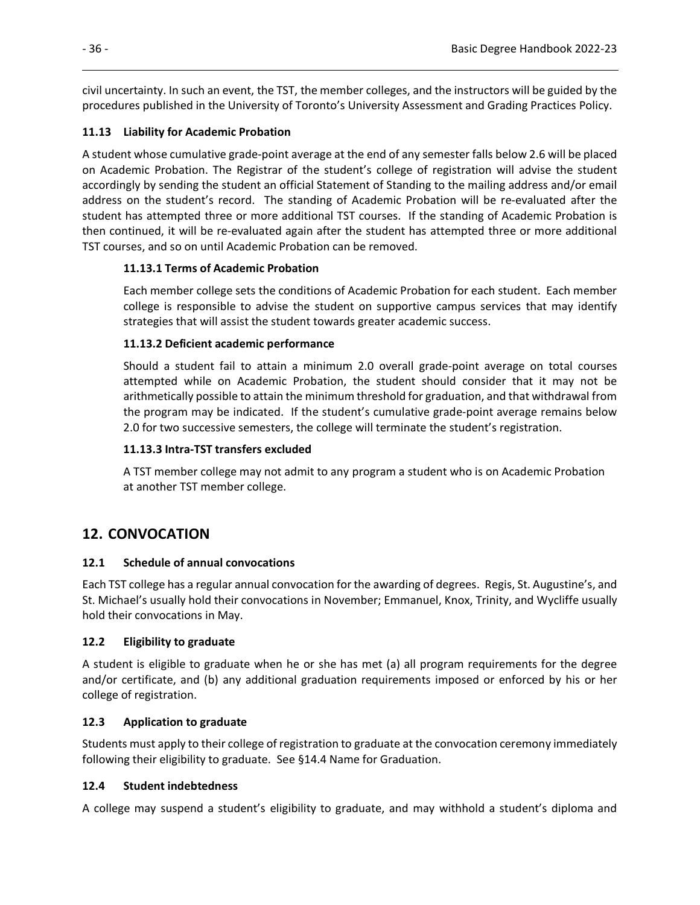civil uncertainty. In such an event, the TST, the member colleges, and the instructors will be guided by the procedures published in the University of Toronto's University Assessment and Grading Practices Policy.

### 11.13 Liability for Academic Probation

A student whose cumulative grade-point average at the end of any semester falls below 2.6 will be placed on Academic Probation. The Registrar of the student's college of registration will advise the student accordingly by sending the student an official Statement of Standing to the mailing address and/or email address on the student's record. The standing of Academic Probation will be re-evaluated after the student has attempted three or more additional TST courses. If the standing of Academic Probation is then continued, it will be re-evaluated again after the student has attempted three or more additional TST courses, and so on until Academic Probation can be removed.

#### 11.13.1 Terms of Academic Probation

Each member college sets the conditions of Academic Probation for each student. Each member college is responsible to advise the student on supportive campus services that may identify strategies that will assist the student towards greater academic success.

#### 11.13.2 Deficient academic performance

Should a student fail to attain a minimum 2.0 overall grade-point average on total courses attempted while on Academic Probation, the student should consider that it may not be arithmetically possible to attain the minimum threshold for graduation, and that withdrawal from the program may be indicated. If the student's cumulative grade-point average remains below 2.0 for two successive semesters, the college will terminate the student's registration.

#### 11.13.3 Intra-TST transfers excluded

A TST member college may not admit to any program a student who is on Academic Probation at another TST member college.

## 12. CONVOCATION

### 12.1 Schedule of annual convocations

Each TST college has a regular annual convocation for the awarding of degrees. Regis, St. Augustine's, and St. Michael's usually hold their convocations in November; Emmanuel, Knox, Trinity, and Wycliffe usually hold their convocations in May.

### 12.2 Eligibility to graduate

A student is eligible to graduate when he or she has met (a) all program requirements for the degree and/or certificate, and (b) any additional graduation requirements imposed or enforced by his or her college of registration.

### 12.3 Application to graduate

Students must apply to their college of registration to graduate at the convocation ceremony immediately following their eligibility to graduate. See §14.4 Name for Graduation.

### 12.4 Student indebtedness

A college may suspend a student's eligibility to graduate, and may withhold a student's diploma and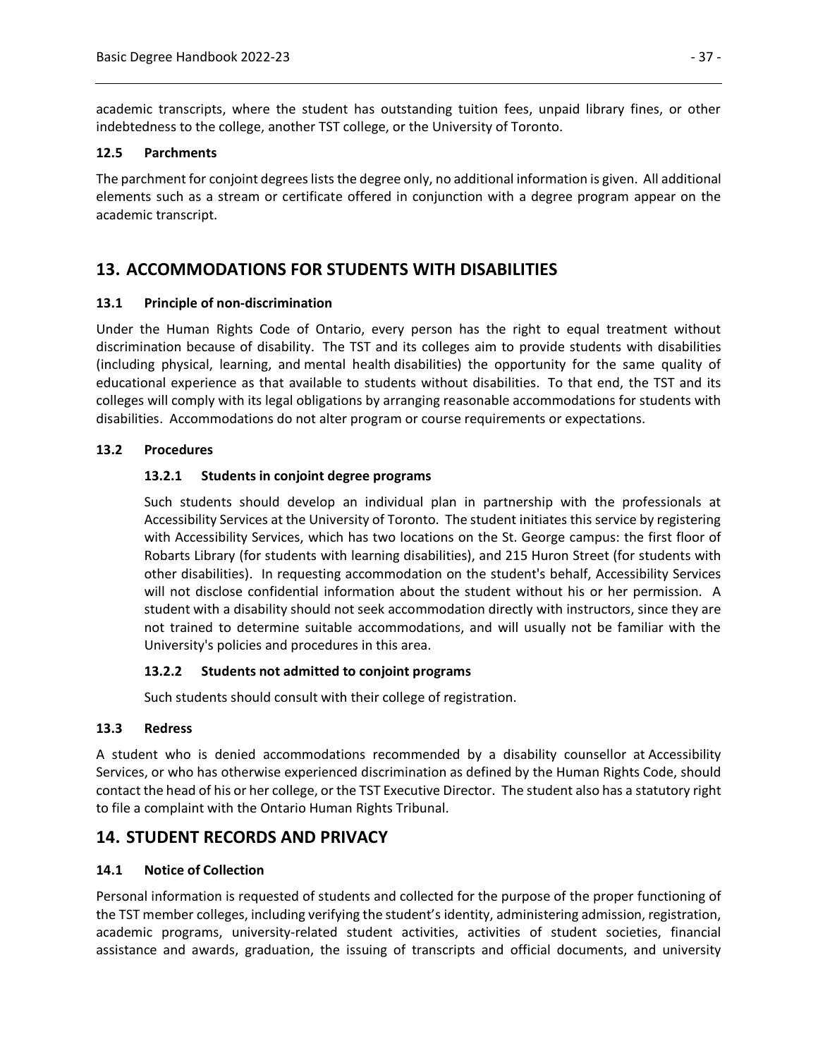academic transcripts, where the student has outstanding tuition fees, unpaid library fines, or other indebtedness to the college, another TST college, or the University of Toronto.

### 12.5 Parchments

The parchment for conjoint degrees lists the degree only, no additional information is given. All additional elements such as a stream or certificate offered in conjunction with a degree program appear on the academic transcript.

## 13. ACCOMMODATIONS FOR STUDENTS WITH DISABILITIES

### 13.1 Principle of non-discrimination

Under the Human Rights Code of Ontario, every person has the right to equal treatment without discrimination because of disability. The TST and its colleges aim to provide students with disabilities (including physical, learning, and mental health disabilities) the opportunity for the same quality of educational experience as that available to students without disabilities. To that end, the TST and its colleges will comply with its legal obligations by arranging reasonable accommodations for students with disabilities. Accommodations do not alter program or course requirements or expectations.

### 13.2 Procedures

#### 13.2.1 Students in conjoint degree programs

Such students should develop an individual plan in partnership with the professionals at Accessibility Services at the University of Toronto. The student initiates this service by registering with Accessibility Services, which has two locations on the St. George campus: the first floor of Robarts Library (for students with learning disabilities), and 215 Huron Street (for students with other disabilities). In requesting accommodation on the student's behalf, Accessibility Services will not disclose confidential information about the student without his or her permission. A student with a disability should not seek accommodation directly with instructors, since they are not trained to determine suitable accommodations, and will usually not be familiar with the University's policies and procedures in this area.

#### 13.2.2 Students not admitted to conjoint programs

Such students should consult with their college of registration.

### 13.3 Redress

A student who is denied accommodations recommended by a disability counsellor at Accessibility Services, or who has otherwise experienced discrimination as defined by the Human Rights Code, should contact the head of his or her college, or the TST Executive Director. The student also has a statutory right to file a complaint with the Ontario Human Rights Tribunal.

## 14. STUDENT RECORDS AND PRIVACY

### 14.1 Notice of Collection

Personal information is requested of students and collected for the purpose of the proper functioning of the TST member colleges, including verifying the student's identity, administering admission, registration, academic programs, university-related student activities, activities of student societies, financial assistance and awards, graduation, the issuing of transcripts and official documents, and university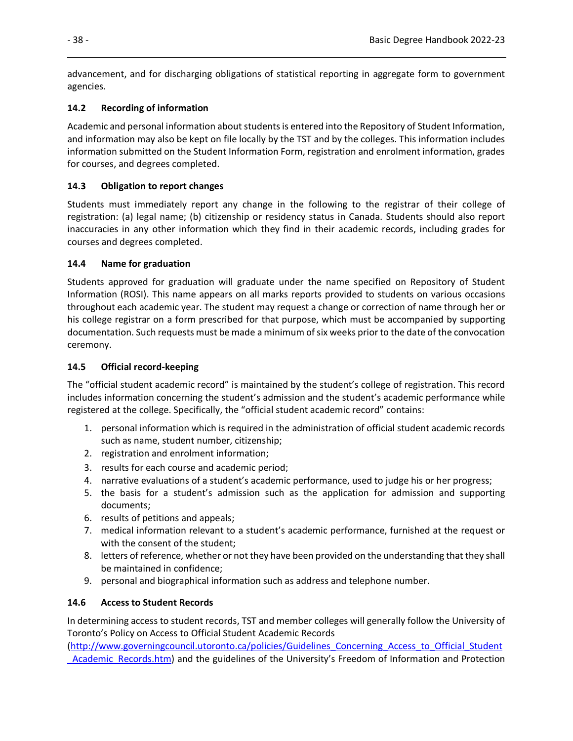advancement, and for discharging obligations of statistical reporting in aggregate form to government agencies.

### 14.2 Recording of information

Academic and personal information about students is entered into the Repository of Student Information, and information may also be kept on file locally by the TST and by the colleges. This information includes information submitted on the Student Information Form, registration and enrolment information, grades for courses, and degrees completed.

### 14.3 Obligation to report changes

Students must immediately report any change in the following to the registrar of their college of registration: (a) legal name; (b) citizenship or residency status in Canada. Students should also report inaccuracies in any other information which they find in their academic records, including grades for courses and degrees completed.

### 14.4 Name for graduation

Students approved for graduation will graduate under the name specified on Repository of Student Information (ROSI). This name appears on all marks reports provided to students on various occasions throughout each academic year. The student may request a change or correction of name through her or his college registrar on a form prescribed for that purpose, which must be accompanied by supporting documentation. Such requests must be made a minimum of six weeks prior to the date of the convocation ceremony.

### 14.5 Official record-keeping

The "official student academic record" is maintained by the student's college of registration. This record includes information concerning the student's admission and the student's academic performance while registered at the college. Specifically, the "official student academic record" contains:

1. personal information which is required in the administration of official student academic records such as name, student number, citizenship;
2. registration and enrolment information;
3. results for each course and academic period;
4. narrative evaluations of a student's academic performance, used to judge his or her progress;
5. the basis for a student's admission such as the application for admission and supporting documents;
6. results of petitions and appeals;
7. medical information relevant to a student's academic performance, furnished at the request or with the consent of the student;
8. letters of reference, whether or not they have been provided on the understanding that they shall be maintained in confidence;
9. personal and biographical information such as address and telephone number.

### 14.6 Access to Student Records

In determining access to student records, TST and member colleges will generally follow the University of Toronto's Policy on Access to Official Student Academic Records (http://www.governingcouncil.utoronto.ca/policies/Guidelines_Concerning_Access_to_Official_Student_Academic_Records.htm) and the guidelines of the University's Freedom of Information and Protection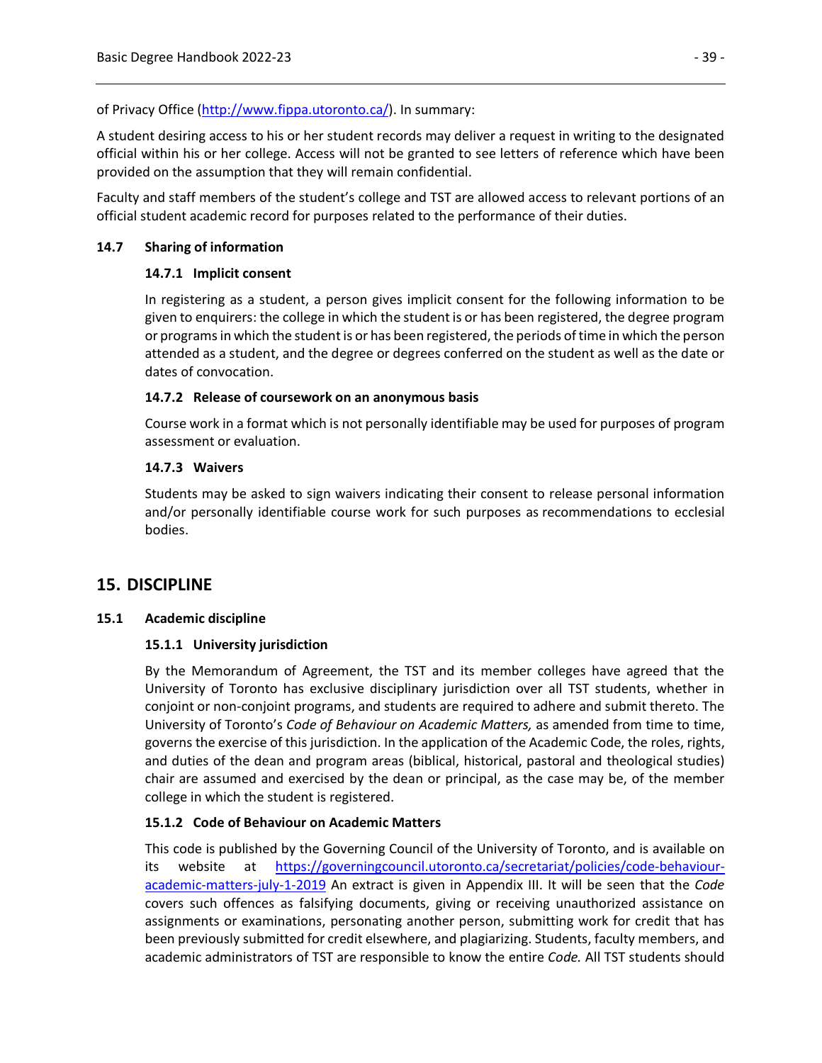of Privacy Office (http://www.fippa.utoronto.ca/). In summary:

A student desiring access to his or her student records may deliver a request in writing to the designated official within his or her college. Access will not be granted to see letters of reference which have been provided on the assumption that they will remain confidential.

Faculty and staff members of the student's college and TST are allowed access to relevant portions of an official student academic record for purposes related to the performance of their duties.

### 14.7 Sharing of information

#### 14.7.1 Implicit consent

In registering as a student, a person gives implicit consent for the following information to be given to enquirers: the college in which the student is or has been registered, the degree program or programs in which the student is or has been registered, the periods of time in which the person attended as a student, and the degree or degrees conferred on the student as well as the date or dates of convocation.

#### 14.7.2 Release of coursework on an anonymous basis

Course work in a format which is not personally identifiable may be used for purposes of program assessment or evaluation.

#### 14.7.3 Waivers

Students may be asked to sign waivers indicating their consent to release personal information and/or personally identifiable course work for such purposes as recommendations to ecclesial bodies.

## 15. DISCIPLINE

### 15.1 Academic discipline

#### 15.1.1 University jurisdiction

By the Memorandum of Agreement, the TST and its member colleges have agreed that the University of Toronto has exclusive disciplinary jurisdiction over all TST students, whether in conjoint or non-conjoint programs, and students are required to adhere and submit thereto. The University of Toronto's *Code of Behaviour on Academic Matters,* as amended from time to time, governs the exercise of this jurisdiction. In the application of the Academic Code, the roles, rights, and duties of the dean and program areas (biblical, historical, pastoral and theological studies) chair are assumed and exercised by the dean or principal, as the case may be, of the member college in which the student is registered.

#### 15.1.2 Code of Behaviour on Academic Matters

This code is published by the Governing Council of the University of Toronto, and is available on its website at https://governingcouncil.utoronto.ca/secretariat/policies/code-behaviour-academic-matters-july-1-2019 An extract is given in Appendix III. It will be seen that the *Code* covers such offences as falsifying documents, giving or receiving unauthorized assistance on assignments or examinations, personating another person, submitting work for credit that has been previously submitted for credit elsewhere, and plagiarizing. Students, faculty members, and academic administrators of TST are responsible to know the entire *Code.* All TST students should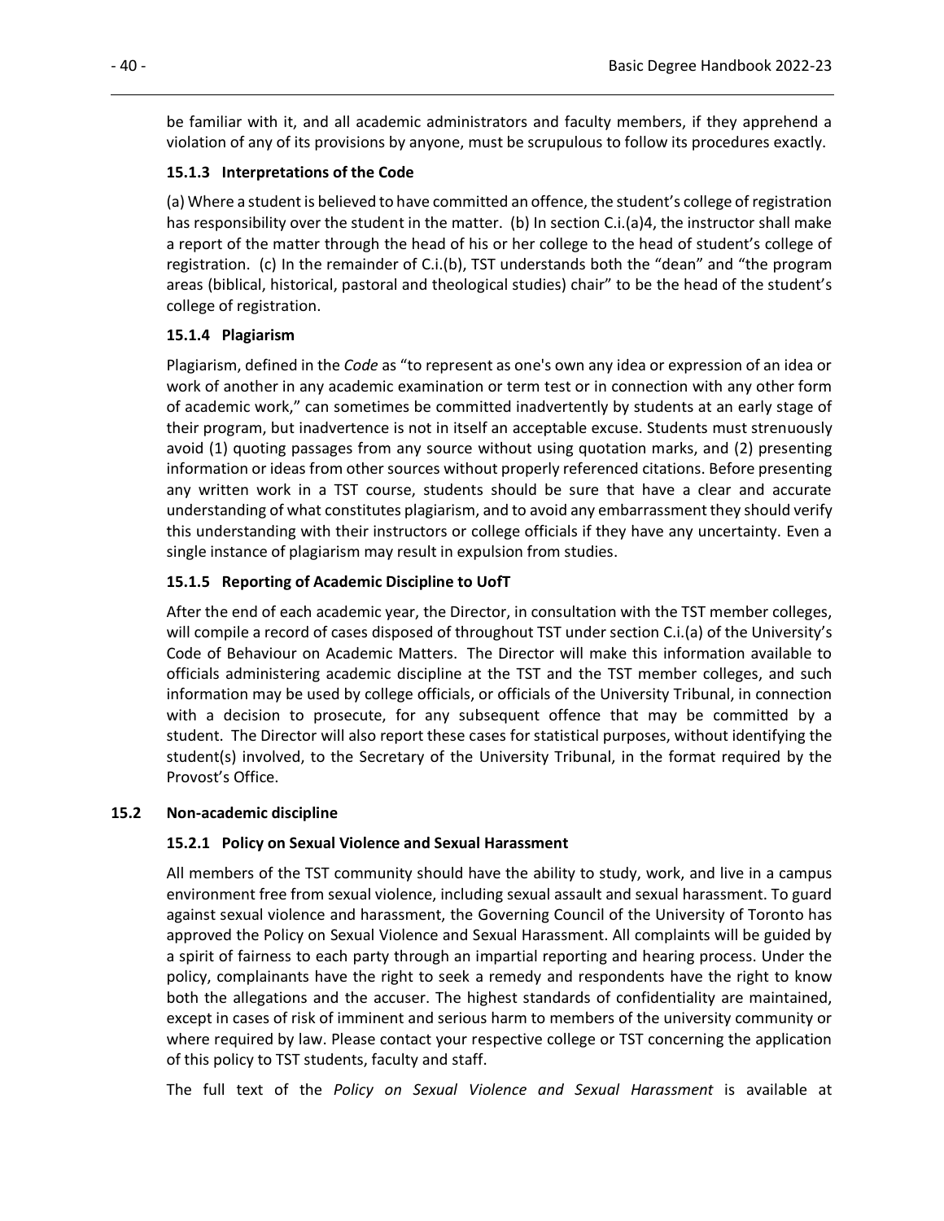be familiar with it, and all academic administrators and faculty members, if they apprehend a violation of any of its provisions by anyone, must be scrupulous to follow its procedures exactly.

#### 15.1.3 Interpretations of the Code

(a) Where a student is believed to have committed an offence, the student's college of registration has responsibility over the student in the matter. (b) In section C.i.(a)4, the instructor shall make a report of the matter through the head of his or her college to the head of student's college of registration. (c) In the remainder of C.i.(b), TST understands both the "dean" and "the program areas (biblical, historical, pastoral and theological studies) chair" to be the head of the student's college of registration.

#### 15.1.4 Plagiarism

Plagiarism, defined in the *Code* as "to represent as one's own any idea or expression of an idea or work of another in any academic examination or term test or in connection with any other form of academic work," can sometimes be committed inadvertently by students at an early stage of their program, but inadvertence is not in itself an acceptable excuse. Students must strenuously avoid (1) quoting passages from any source without using quotation marks, and (2) presenting information or ideas from other sources without properly referenced citations. Before presenting any written work in a TST course, students should be sure that have a clear and accurate understanding of what constitutes plagiarism, and to avoid any embarrassment they should verify this understanding with their instructors or college officials if they have any uncertainty. Even a single instance of plagiarism may result in expulsion from studies.

#### 15.1.5 Reporting of Academic Discipline to UofT

After the end of each academic year, the Director, in consultation with the TST member colleges, will compile a record of cases disposed of throughout TST under section C.i.(a) of the University's Code of Behaviour on Academic Matters. The Director will make this information available to officials administering academic discipline at the TST and the TST member colleges, and such information may be used by college officials, or officials of the University Tribunal, in connection with a decision to prosecute, for any subsequent offence that may be committed by a student. The Director will also report these cases for statistical purposes, without identifying the student(s) involved, to the Secretary of the University Tribunal, in the format required by the Provost's Office.

### 15.2 Non-academic discipline

#### 15.2.1 Policy on Sexual Violence and Sexual Harassment

All members of the TST community should have the ability to study, work, and live in a campus environment free from sexual violence, including sexual assault and sexual harassment. To guard against sexual violence and harassment, the Governing Council of the University of Toronto has approved the Policy on Sexual Violence and Sexual Harassment. All complaints will be guided by a spirit of fairness to each party through an impartial reporting and hearing process. Under the policy, complainants have the right to seek a remedy and respondents have the right to know both the allegations and the accuser. The highest standards of confidentiality are maintained, except in cases of risk of imminent and serious harm to members of the university community or where required by law. Please contact your respective college or TST concerning the application of this policy to TST students, faculty and staff.

The full text of the *Policy on Sexual Violence and Sexual Harassment* is available at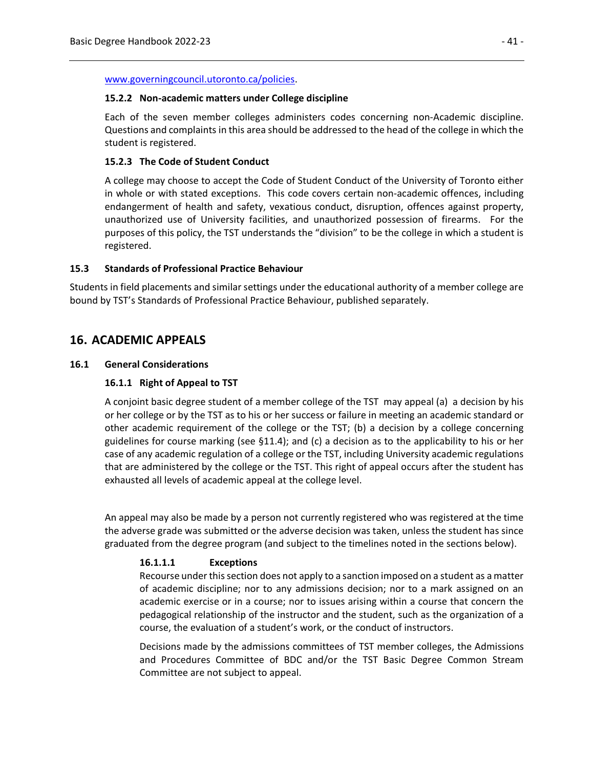www.governingcouncil.utoronto.ca/policies.

#### 15.2.2 Non-academic matters under College discipline

Each of the seven member colleges administers codes concerning non-Academic discipline. Questions and complaints in this area should be addressed to the head of the college in which the student is registered.

#### 15.2.3 The Code of Student Conduct

A college may choose to accept the Code of Student Conduct of the University of Toronto either in whole or with stated exceptions. This code covers certain non-academic offences, including endangerment of health and safety, vexatious conduct, disruption, offences against property, unauthorized use of University facilities, and unauthorized possession of firearms. For the purposes of this policy, the TST understands the "division" to be the college in which a student is registered.

### 15.3 Standards of Professional Practice Behaviour

Students in field placements and similar settings under the educational authority of a member college are bound by TST's Standards of Professional Practice Behaviour, published separately.

## 16. ACADEMIC APPEALS

### 16.1 General Considerations

#### 16.1.1 Right of Appeal to TST

A conjoint basic degree student of a member college of the TST may appeal (a) a decision by his or her college or by the TST as to his or her success or failure in meeting an academic standard or other academic requirement of the college or the TST; (b) a decision by a college concerning guidelines for course marking (see §11.4); and (c) a decision as to the applicability to his or her case of any academic regulation of a college or the TST, including University academic regulations that are administered by the college or the TST. This right of appeal occurs after the student has exhausted all levels of academic appeal at the college level.

An appeal may also be made by a person not currently registered who was registered at the time the adverse grade was submitted or the adverse decision was taken, unless the student has since graduated from the degree program (and subject to the timelines noted in the sections below).

##### 16.1.1.1 Exceptions

Recourse under this section does not apply to a sanction imposed on a student as a matter of academic discipline; nor to any admissions decision; nor to a mark assigned on an academic exercise or in a course; nor to issues arising within a course that concern the pedagogical relationship of the instructor and the student, such as the organization of a course, the evaluation of a student's work, or the conduct of instructors.

Decisions made by the admissions committees of TST member colleges, the Admissions and Procedures Committee of BDC and/or the TST Basic Degree Common Stream Committee are not subject to appeal.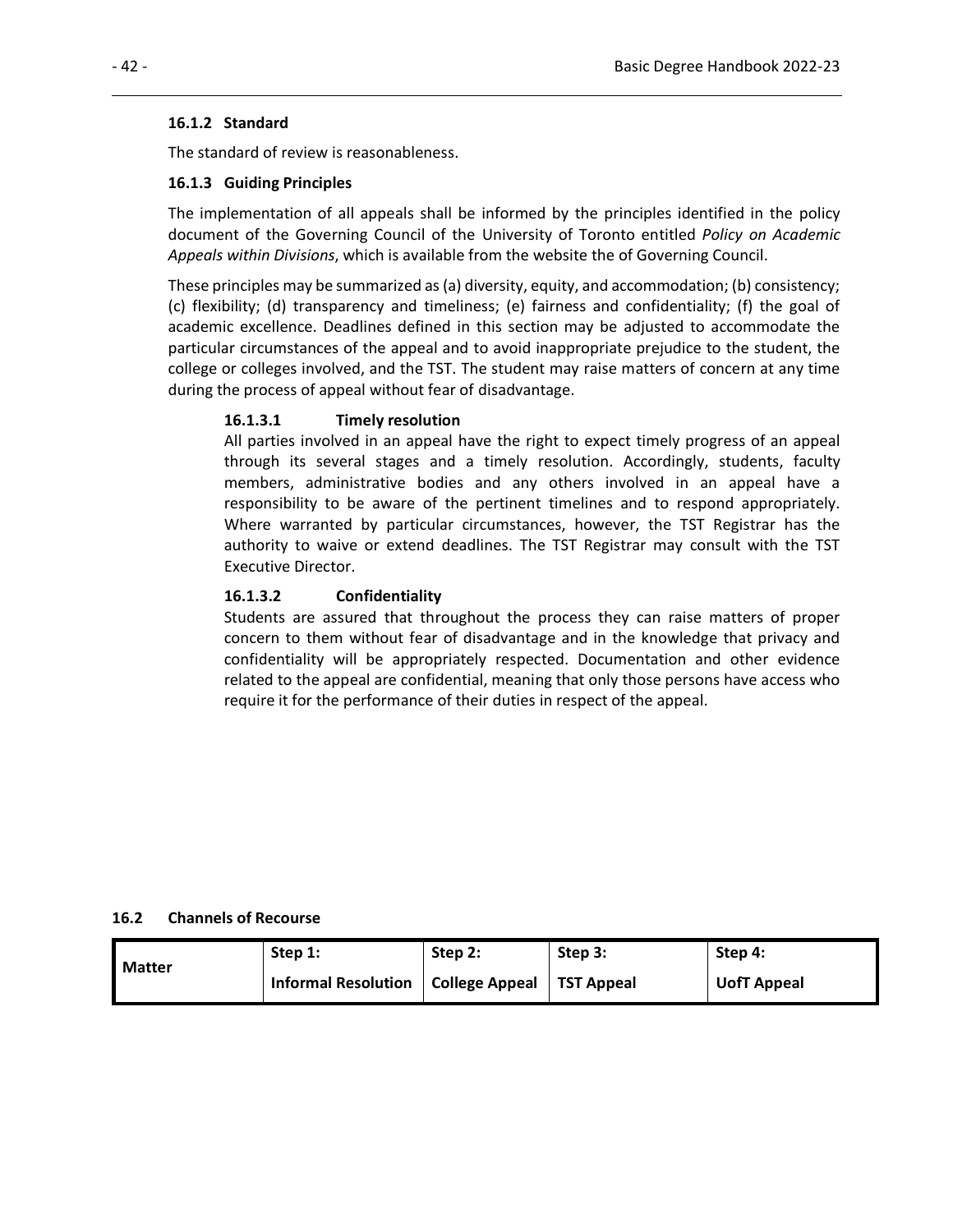#### 16.1.2 Standard

The standard of review is reasonableness.

#### 16.1.3 Guiding Principles

The implementation of all appeals shall be informed by the principles identified in the policy document of the Governing Council of the University of Toronto entitled *Policy on Academic Appeals within Divisions*, which is available from the website the of Governing Council.

These principles may be summarized as (a) diversity, equity, and accommodation; (b) consistency; (c) flexibility; (d) transparency and timeliness; (e) fairness and confidentiality; (f) the goal of academic excellence. Deadlines defined in this section may be adjusted to accommodate the particular circumstances of the appeal and to avoid inappropriate prejudice to the student, the college or colleges involved, and the TST. The student may raise matters of concern at any time during the process of appeal without fear of disadvantage.

##### 16.1.3.1 Timely resolution

All parties involved in an appeal have the right to expect timely progress of an appeal through its several stages and a timely resolution. Accordingly, students, faculty members, administrative bodies and any others involved in an appeal have a responsibility to be aware of the pertinent timelines and to respond appropriately. Where warranted by particular circumstances, however, the TST Registrar has the authority to waive or extend deadlines. The TST Registrar may consult with the TST Executive Director.

##### 16.1.3.2 Confidentiality

Students are assured that throughout the process they can raise matters of proper concern to them without fear of disadvantage and in the knowledge that privacy and confidentiality will be appropriately respected. Documentation and other evidence related to the appeal are confidential, meaning that only those persons have access who require it for the performance of their duties in respect of the appeal.

### 16.2 Channels of Recourse

| Matter | Step 1: Informal Resolution | Step 2: College Appeal | Step 3: TST Appeal | Step 4: UofT Appeal |
|---|---|---|---|---|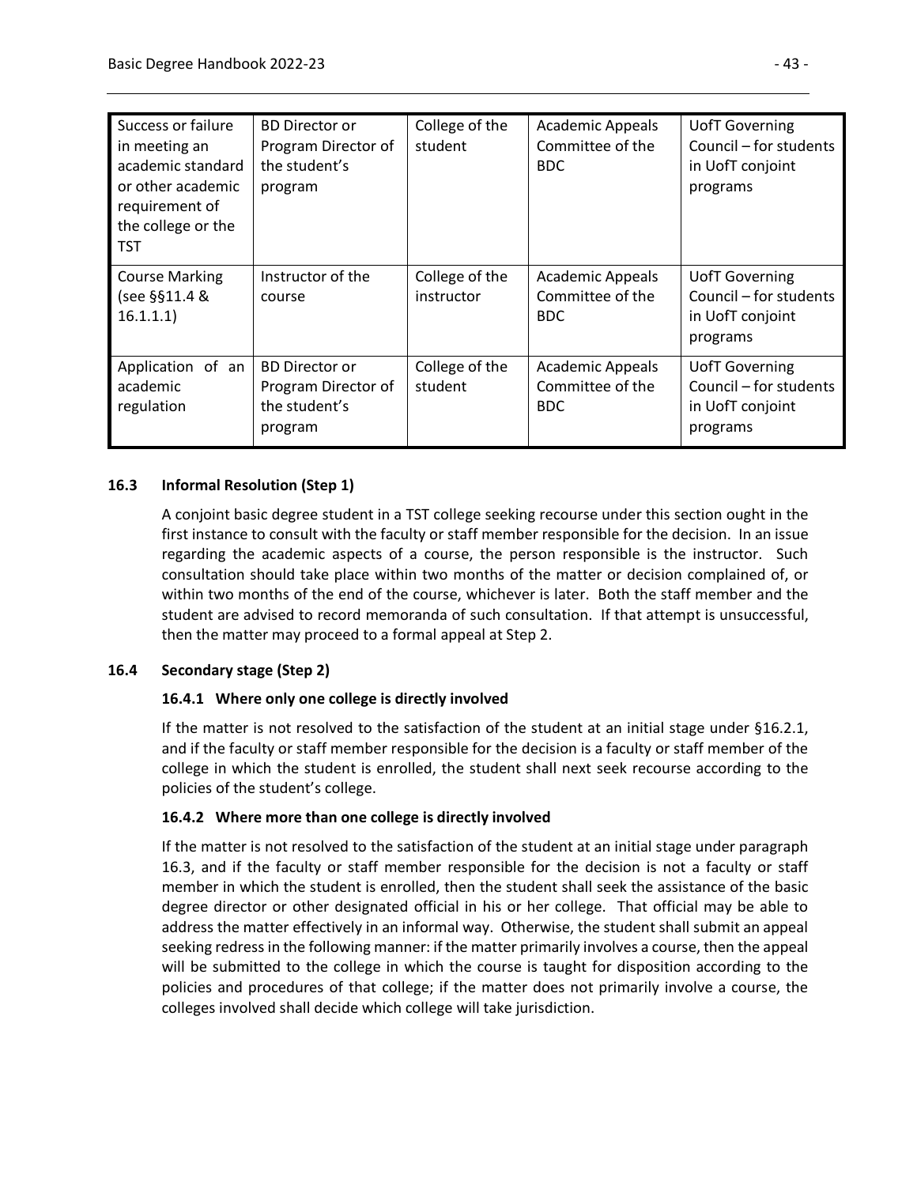| Success or failure in meeting an academic standard or other academic requirement of the college or the TST | BD Director or Program Director of the student's program | College of the student | Academic Appeals Committee of the BDC | UofT Governing Council – for students in UofT conjoint programs |
|---|---|---|---|---|
| Course Marking (see §§11.4 & 16.1.1.1) | Instructor of the course | College of the instructor | Academic Appeals Committee of the BDC | UofT Governing Council – for students in UofT conjoint programs |
| Application of an academic regulation | BD Director or Program Director of the student's program | College of the student | Academic Appeals Committee of the BDC | UofT Governing Council – for students in UofT conjoint programs |

### 16.3 Informal Resolution (Step 1)

A conjoint basic degree student in a TST college seeking recourse under this section ought in the first instance to consult with the faculty or staff member responsible for the decision. In an issue regarding the academic aspects of a course, the person responsible is the instructor. Such consultation should take place within two months of the matter or decision complained of, or within two months of the end of the course, whichever is later. Both the staff member and the student are advised to record memoranda of such consultation. If that attempt is unsuccessful, then the matter may proceed to a formal appeal at Step 2.

### 16.4 Secondary stage (Step 2)

#### 16.4.1 Where only one college is directly involved

If the matter is not resolved to the satisfaction of the student at an initial stage under §16.2.1, and if the faculty or staff member responsible for the decision is a faculty or staff member of the college in which the student is enrolled, the student shall next seek recourse according to the policies of the student's college.

#### 16.4.2 Where more than one college is directly involved

If the matter is not resolved to the satisfaction of the student at an initial stage under paragraph 16.3, and if the faculty or staff member responsible for the decision is not a faculty or staff member in which the student is enrolled, then the student shall seek the assistance of the basic degree director or other designated official in his or her college. That official may be able to address the matter effectively in an informal way. Otherwise, the student shall submit an appeal seeking redress in the following manner: if the matter primarily involves a course, then the appeal will be submitted to the college in which the course is taught for disposition according to the policies and procedures of that college; if the matter does not primarily involve a course, the colleges involved shall decide which college will take jurisdiction.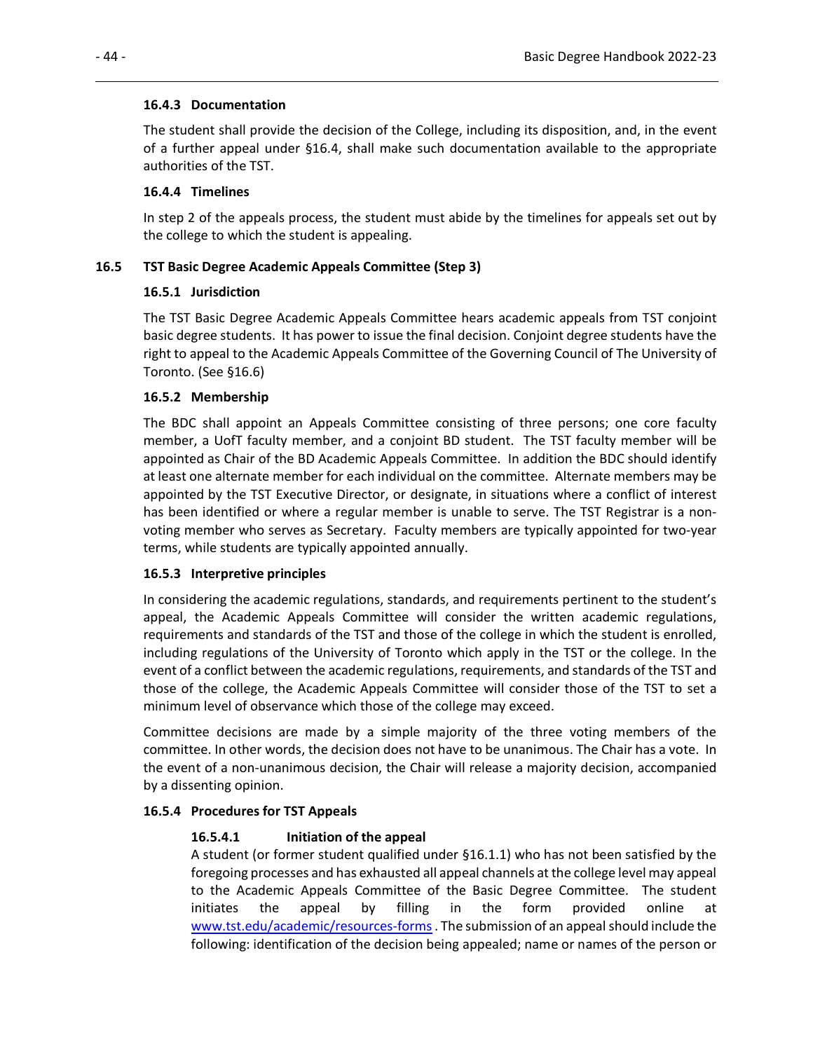#### 16.4.3 Documentation

The student shall provide the decision of the College, including its disposition, and, in the event of a further appeal under §16.4, shall make such documentation available to the appropriate authorities of the TST.

#### 16.4.4 Timelines

In step 2 of the appeals process, the student must abide by the timelines for appeals set out by the college to which the student is appealing.

### 16.5 TST Basic Degree Academic Appeals Committee (Step 3)

#### 16.5.1 Jurisdiction

The TST Basic Degree Academic Appeals Committee hears academic appeals from TST conjoint basic degree students. It has power to issue the final decision. Conjoint degree students have the right to appeal to the Academic Appeals Committee of the Governing Council of The University of Toronto. (See §16.6)

#### 16.5.2 Membership

The BDC shall appoint an Appeals Committee consisting of three persons; one core faculty member, a UofT faculty member, and a conjoint BD student. The TST faculty member will be appointed as Chair of the BD Academic Appeals Committee. In addition the BDC should identify at least one alternate member for each individual on the committee. Alternate members may be appointed by the TST Executive Director, or designate, in situations where a conflict of interest has been identified or where a regular member is unable to serve. The TST Registrar is a non-voting member who serves as Secretary. Faculty members are typically appointed for two-year terms, while students are typically appointed annually.

#### 16.5.3 Interpretive principles

In considering the academic regulations, standards, and requirements pertinent to the student's appeal, the Academic Appeals Committee will consider the written academic regulations, requirements and standards of the TST and those of the college in which the student is enrolled, including regulations of the University of Toronto which apply in the TST or the college. In the event of a conflict between the academic regulations, requirements, and standards of the TST and those of the college, the Academic Appeals Committee will consider those of the TST to set a minimum level of observance which those of the college may exceed.

Committee decisions are made by a simple majority of the three voting members of the committee. In other words, the decision does not have to be unanimous. The Chair has a vote. In the event of a non-unanimous decision, the Chair will release a majority decision, accompanied by a dissenting opinion.

#### 16.5.4 Procedures for TST Appeals

##### 16.5.4.1 Initiation of the appeal

A student (or former student qualified under §16.1.1) who has not been satisfied by the foregoing processes and has exhausted all appeal channels at the college level may appeal to the Academic Appeals Committee of the Basic Degree Committee. The student initiates the appeal by filling in the form provided online at www.tst.edu/academic/resources-forms. The submission of an appeal should include the following: identification of the decision being appealed; name or names of the person or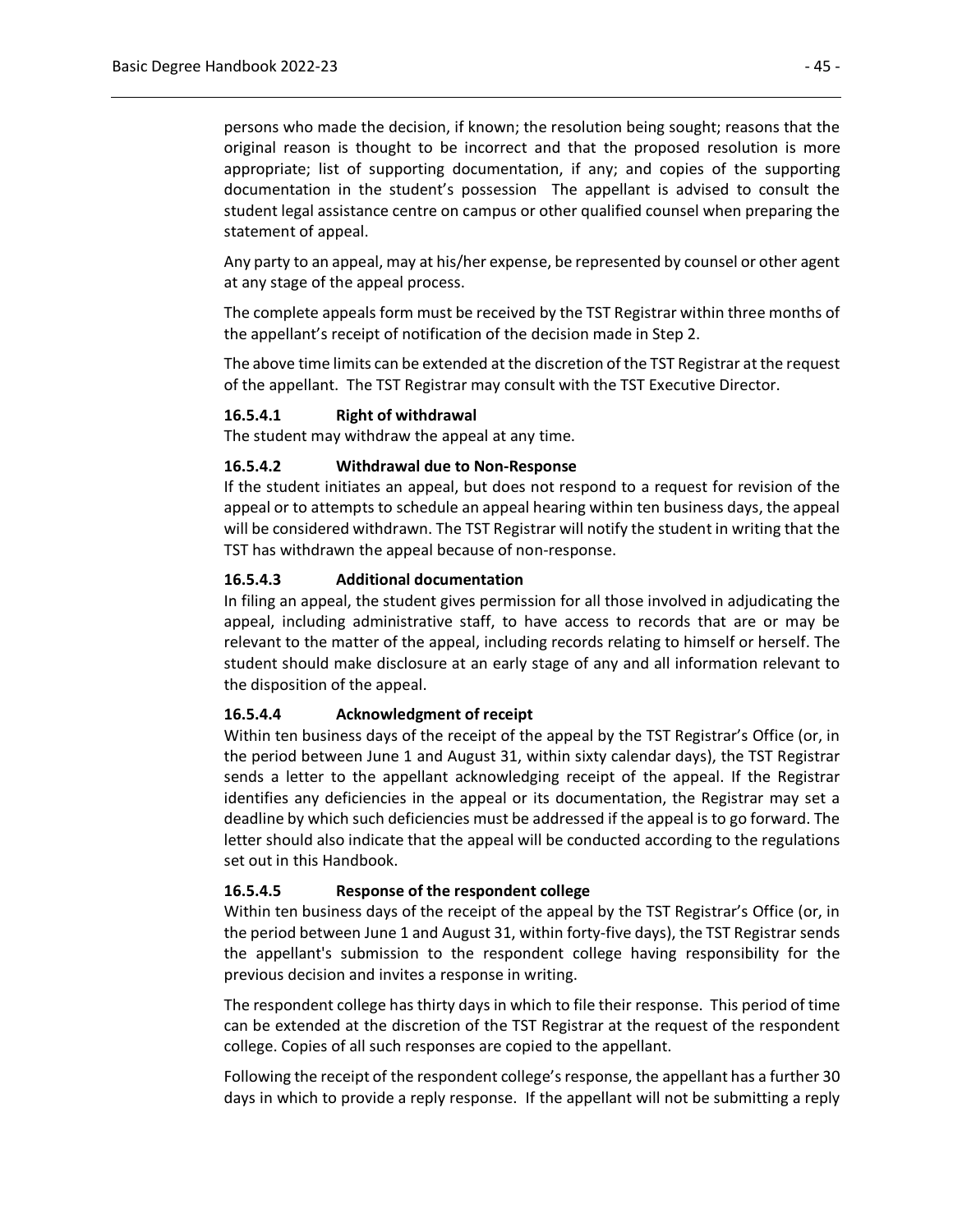persons who made the decision, if known; the resolution being sought; reasons that the original reason is thought to be incorrect and that the proposed resolution is more appropriate; list of supporting documentation, if any; and copies of the supporting documentation in the student's possession The appellant is advised to consult the student legal assistance centre on campus or other qualified counsel when preparing the statement of appeal.

Any party to an appeal, may at his/her expense, be represented by counsel or other agent at any stage of the appeal process.

The complete appeals form must be received by the TST Registrar within three months of the appellant's receipt of notification of the decision made in Step 2.

The above time limits can be extended at the discretion of the TST Registrar at the request of the appellant. The TST Registrar may consult with the TST Executive Director.

#### 16.5.4.1 Right of withdrawal

The student may withdraw the appeal at any time.

#### 16.5.4.2 Withdrawal due to Non-Response

If the student initiates an appeal, but does not respond to a request for revision of the appeal or to attempts to schedule an appeal hearing within ten business days, the appeal will be considered withdrawn. The TST Registrar will notify the student in writing that the TST has withdrawn the appeal because of non-response.

#### 16.5.4.3 Additional documentation

In filing an appeal, the student gives permission for all those involved in adjudicating the appeal, including administrative staff, to have access to records that are or may be relevant to the matter of the appeal, including records relating to himself or herself. The student should make disclosure at an early stage of any and all information relevant to the disposition of the appeal.

#### 16.5.4.4 Acknowledgment of receipt

Within ten business days of the receipt of the appeal by the TST Registrar's Office (or, in the period between June 1 and August 31, within sixty calendar days), the TST Registrar sends a letter to the appellant acknowledging receipt of the appeal. If the Registrar identifies any deficiencies in the appeal or its documentation, the Registrar may set a deadline by which such deficiencies must be addressed if the appeal is to go forward. The letter should also indicate that the appeal will be conducted according to the regulations set out in this Handbook.

#### 16.5.4.5 Response of the respondent college

Within ten business days of the receipt of the appeal by the TST Registrar's Office (or, in the period between June 1 and August 31, within forty-five days), the TST Registrar sends the appellant's submission to the respondent college having responsibility for the previous decision and invites a response in writing.

The respondent college has thirty days in which to file their response. This period of time can be extended at the discretion of the TST Registrar at the request of the respondent college. Copies of all such responses are copied to the appellant.

Following the receipt of the respondent college's response, the appellant has a further 30 days in which to provide a reply response. If the appellant will not be submitting a reply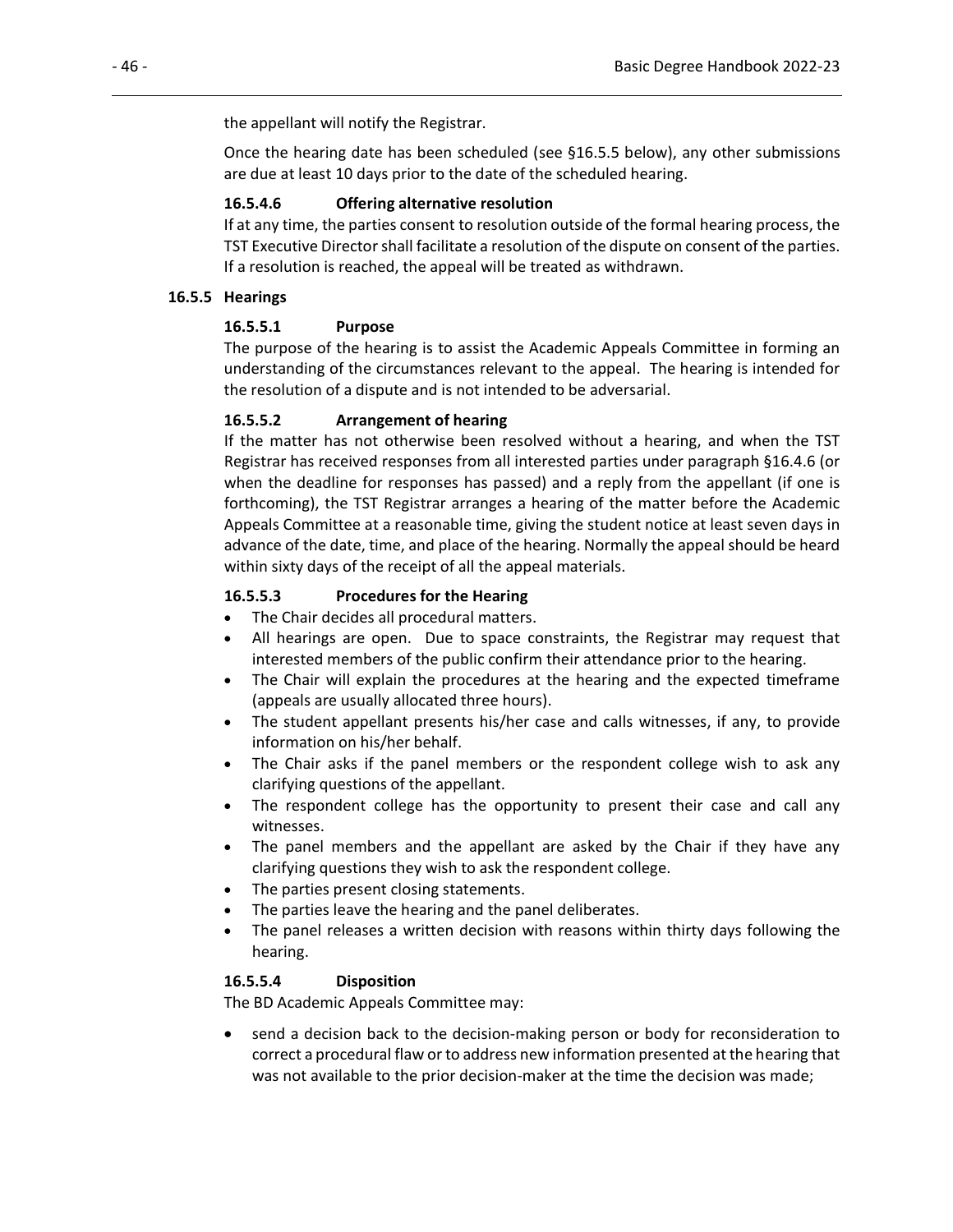the appellant will notify the Registrar.

Once the hearing date has been scheduled (see §16.5.5 below), any other submissions are due at least 10 days prior to the date of the scheduled hearing.

#### 16.5.4.6 Offering alternative resolution

If at any time, the parties consent to resolution outside of the formal hearing process, the TST Executive Director shall facilitate a resolution of the dispute on consent of the parties. If a resolution is reached, the appeal will be treated as withdrawn.

### 16.5.5 Hearings

#### 16.5.5.1 Purpose

The purpose of the hearing is to assist the Academic Appeals Committee in forming an understanding of the circumstances relevant to the appeal. The hearing is intended for the resolution of a dispute and is not intended to be adversarial.

#### 16.5.5.2 Arrangement of hearing

If the matter has not otherwise been resolved without a hearing, and when the TST Registrar has received responses from all interested parties under paragraph §16.4.6 (or when the deadline for responses has passed) and a reply from the appellant (if one is forthcoming), the TST Registrar arranges a hearing of the matter before the Academic Appeals Committee at a reasonable time, giving the student notice at least seven days in advance of the date, time, and place of the hearing. Normally the appeal should be heard within sixty days of the receipt of all the appeal materials.

#### 16.5.5.3 Procedures for the Hearing

- The Chair decides all procedural matters.
- All hearings are open. Due to space constraints, the Registrar may request that interested members of the public confirm their attendance prior to the hearing.
- The Chair will explain the procedures at the hearing and the expected timeframe (appeals are usually allocated three hours).
- The student appellant presents his/her case and calls witnesses, if any, to provide information on his/her behalf.
- The Chair asks if the panel members or the respondent college wish to ask any clarifying questions of the appellant.
- The respondent college has the opportunity to present their case and call any witnesses.
- The panel members and the appellant are asked by the Chair if they have any clarifying questions they wish to ask the respondent college.
- The parties present closing statements.
- The parties leave the hearing and the panel deliberates.
- The panel releases a written decision with reasons within thirty days following the hearing.

#### 16.5.5.4 Disposition

The BD Academic Appeals Committee may:

- send a decision back to the decision-making person or body for reconsideration to correct a procedural flaw or to address new information presented at the hearing that was not available to the prior decision-maker at the time the decision was made;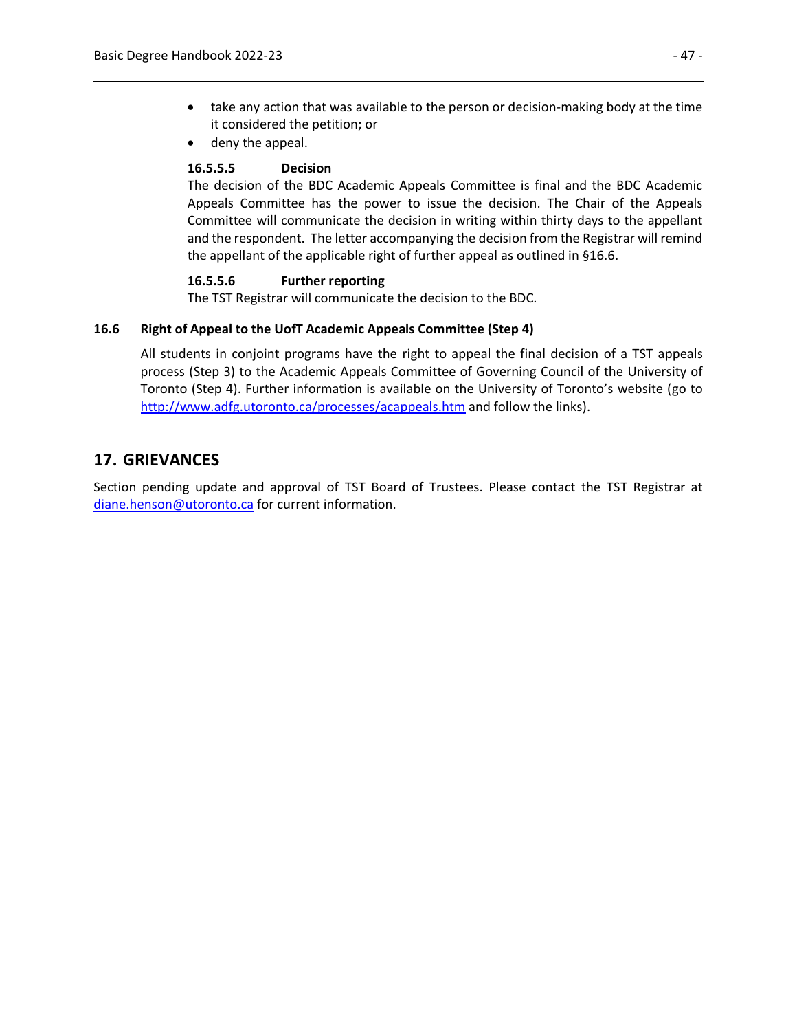- take any action that was available to the person or decision-making body at the time it considered the petition; or
- deny the appeal.

#### 16.5.5.5 Decision

The decision of the BDC Academic Appeals Committee is final and the BDC Academic Appeals Committee has the power to issue the decision. The Chair of the Appeals Committee will communicate the decision in writing within thirty days to the appellant and the respondent. The letter accompanying the decision from the Registrar will remind the appellant of the applicable right of further appeal as outlined in §16.6.

#### 16.5.5.6 Further reporting

The TST Registrar will communicate the decision to the BDC.

### 16.6 Right of Appeal to the UofT Academic Appeals Committee (Step 4)

All students in conjoint programs have the right to appeal the final decision of a TST appeals process (Step 3) to the Academic Appeals Committee of Governing Council of the University of Toronto (Step 4). Further information is available on the University of Toronto's website (go to http://www.adfg.utoronto.ca/processes/acappeals.htm and follow the links).

## 17. GRIEVANCES

Section pending update and approval of TST Board of Trustees. Please contact the TST Registrar at diane.henson@utoronto.ca for current information.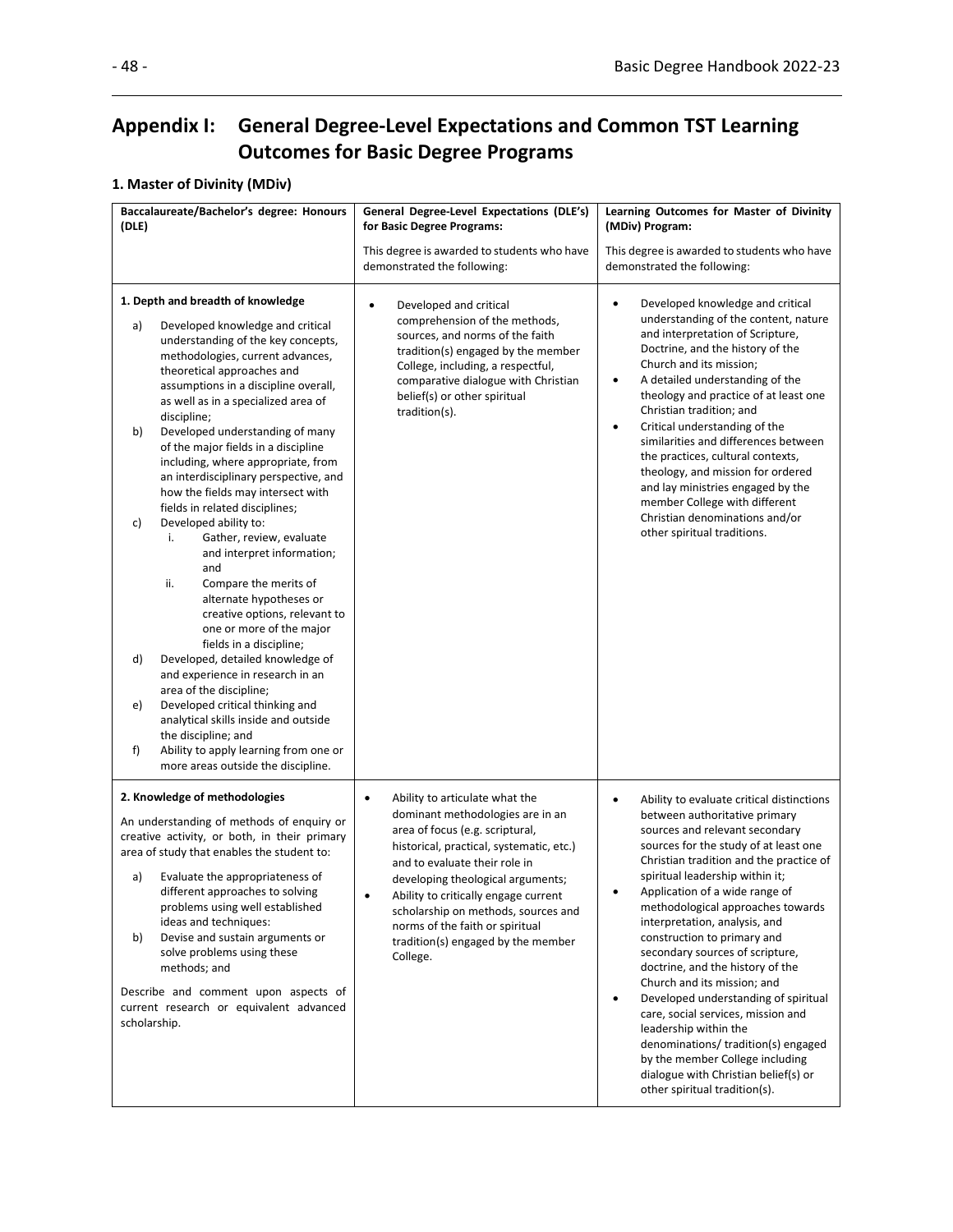# Appendix I: General Degree-Level Expectations and Common TST Learning Outcomes for Basic Degree Programs

## 1. Master of Divinity (MDiv)

| **Baccalaureate/Bachelor's degree: Honours (DLE)** | **General Degree-Level Expectations (DLE's) for Basic Degree Programs:**<br><br>This degree is awarded to students who have demonstrated the following: | **Learning Outcomes for Master of Divinity (MDiv) Program:**<br><br>This degree is awarded to students who have demonstrated the following: |
|---|---|---|
| **1. Depth and breadth of knowledge**<br><br>a) Developed knowledge and critical understanding of the key concepts, methodologies, current advances, theoretical approaches and assumptions in a discipline overall, as well as in a specialized area of discipline;<br>b) Developed understanding of many of the major fields in a discipline including, where appropriate, from an interdisciplinary perspective, and how the fields may intersect with fields in related disciplines;<br>c) Developed ability to:<br>i. Gather, review, evaluate and interpret information; and<br>ii. Compare the merits of alternate hypotheses or creative options, relevant to one or more of the major fields in a discipline;<br>d) Developed, detailed knowledge of and experience in research in an area of the discipline;<br>e) Developed critical thinking and analytical skills inside and outside the discipline; and<br>f) Ability to apply learning from one or more areas outside the discipline. | • Developed and critical comprehension of the methods, sources, and norms of the faith tradition(s) engaged by the member College, including, a respectful, comparative dialogue with Christian belief(s) or other spiritual tradition(s). | • Developed knowledge and critical understanding of the content, nature and interpretation of Scripture, Doctrine, and the history of the Church and its mission;<br>• A detailed understanding of the theology and practice of at least one Christian tradition; and<br>• Critical understanding of the similarities and differences between the practices, cultural contexts, theology, and mission for ordered and lay ministries engaged by the member College with different Christian denominations and/or other spiritual traditions. |
| **2. Knowledge of methodologies**<br><br>An understanding of methods of enquiry or creative activity, or both, in their primary area of study that enables the student to:<br><br>a) Evaluate the appropriateness of different approaches to solving problems using well established ideas and techniques:<br>b) Devise and sustain arguments or solve problems using these methods; and<br><br>Describe and comment upon aspects of current research or equivalent advanced scholarship. | • Ability to articulate what the dominant methodologies are in an area of focus (e.g. scriptural, historical, practical, systematic, etc.) and to evaluate their role in developing theological arguments;<br>• Ability to critically engage current scholarship on methods, sources and norms of the faith or spiritual tradition(s) engaged by the member College. | • Ability to evaluate critical distinctions between authoritative primary sources and relevant secondary sources for the study of at least one Christian tradition and the practice of spiritual leadership within it;<br>• Application of a wide range of methodological approaches towards interpretation, analysis, and construction to primary and secondary sources of scripture, doctrine, and the history of the Church and its mission; and<br>• Developed understanding of spiritual care, social services, mission and leadership within the denominations/ tradition(s) engaged by the member College including dialogue with Christian belief(s) or other spiritual tradition(s). |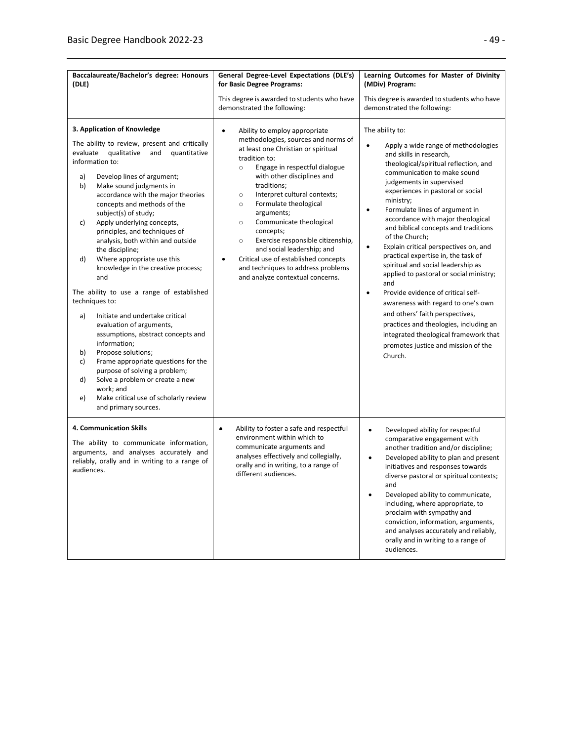| Baccalaureate/Bachelor's degree: Honours (DLE) | General Degree-Level Expectations (DLE's) for Basic Degree Programs:<br><br>This degree is awarded to students who have demonstrated the following: | Learning Outcomes for Master of Divinity (MDiv) Program:<br><br>This degree is awarded to students who have demonstrated the following: |
|---|---|---|
| **3. Application of Knowledge**<br><br>The ability to review, present and critically evaluate qualitative and quantitative information to:<br><br>a) Develop lines of argument;<br>b) Make sound judgments in accordance with the major theories concepts and methods of the subject(s) of study;<br>c) Apply underlying concepts, principles, and techniques of analysis, both within and outside the discipline;<br>d) Where appropriate use this knowledge in the creative process; and<br><br>The ability to use a range of established techniques to:<br><br>a) Initiate and undertake critical evaluation of arguments, assumptions, abstract concepts and information;<br>b) Propose solutions;<br>c) Frame appropriate questions for the purpose of solving a problem;<br>d) Solve a problem or create a new work; and<br>e) Make critical use of scholarly review and primary sources. | • Ability to employ appropriate methodologies, sources and norms of at least one Christian or spiritual tradition to:<br>&nbsp;&nbsp;&nbsp;&nbsp;○ Engage in respectful dialogue with other disciplines and traditions;<br>&nbsp;&nbsp;&nbsp;&nbsp;○ Interpret cultural contexts;<br>&nbsp;&nbsp;&nbsp;&nbsp;○ Formulate theological arguments;<br>&nbsp;&nbsp;&nbsp;&nbsp;○ Communicate theological concepts;<br>&nbsp;&nbsp;&nbsp;&nbsp;○ Exercise responsible citizenship, and social leadership; and<br>• Critical use of established concepts and techniques to address problems and analyze contextual concerns. | The ability to:<br><br>• Apply a wide range of methodologies and skills in research, theological/spiritual reflection, and communication to make sound judgements in supervised experiences in pastoral or social ministry;<br>• Formulate lines of argument in accordance with major theological and biblical concepts and traditions of the Church;<br>• Explain critical perspectives on, and practical expertise in, the task of spiritual and social leadership as applied to pastoral or social ministry; and<br>• Provide evidence of critical self-awareness with regard to one's own and others' faith perspectives, practices and theologies, including an integrated theological framework that promotes justice and mission of the Church. |
| **4. Communication Skills**<br><br>The ability to communicate information, arguments, and analyses accurately and reliably, orally and in writing to a range of audiences. | • Ability to foster a safe and respectful environment within which to communicate arguments and analyses effectively and collegially, orally and in writing, to a range of different audiences. | • Developed ability for respectful comparative engagement with another tradition and/or discipline;<br>• Developed ability to plan and present initiatives and responses towards diverse pastoral or spiritual contexts; and<br>• Developed ability to communicate, including, where appropriate, to proclaim with sympathy and conviction, information, arguments, and analyses accurately and reliably, orally and in writing to a range of audiences. |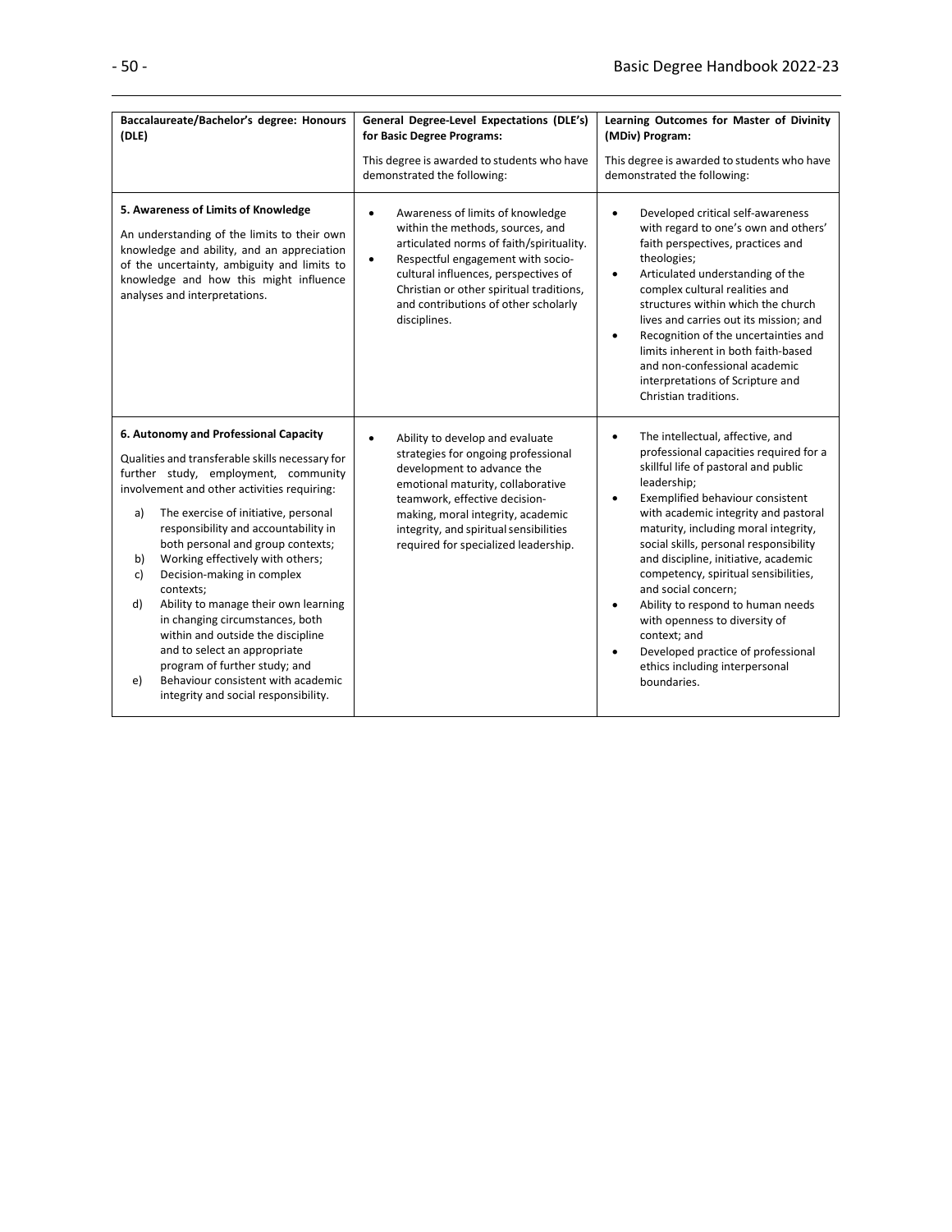| **Baccalaureate/Bachelor's degree: Honours (DLE)** | **General Degree-Level Expectations (DLE's) for Basic Degree Programs:**<br><br>This degree is awarded to students who have demonstrated the following: | **Learning Outcomes for Master of Divinity (MDiv) Program:**<br><br>This degree is awarded to students who have demonstrated the following: |
|---|---|---|
| **5. Awareness of Limits of Knowledge**<br><br>An understanding of the limits to their own knowledge and ability, and an appreciation of the uncertainty, ambiguity and limits to knowledge and how this might influence analyses and interpretations. | • Awareness of limits of knowledge within the methods, sources, and articulated norms of faith/spirituality.<br>• Respectful engagement with socio-cultural influences, perspectives of Christian or other spiritual traditions, and contributions of other scholarly disciplines. | • Developed critical self-awareness with regard to one's own and others' faith perspectives, practices and theologies;<br>• Articulated understanding of the complex cultural realities and structures within which the church lives and carries out its mission; and<br>• Recognition of the uncertainties and limits inherent in both faith-based and non-confessional academic interpretations of Scripture and Christian traditions. |
| **6. Autonomy and Professional Capacity**<br><br>Qualities and transferable skills necessary for further study, employment, community involvement and other activities requiring:<br><br>a) The exercise of initiative, personal responsibility and accountability in both personal and group contexts;<br>b) Working effectively with others;<br>c) Decision-making in complex contexts;<br>d) Ability to manage their own learning in changing circumstances, both within and outside the discipline and to select an appropriate program of further study; and<br>e) Behaviour consistent with academic integrity and social responsibility. | • Ability to develop and evaluate strategies for ongoing professional development to advance the emotional maturity, collaborative teamwork, effective decision-making, moral integrity, academic integrity, and spiritual sensibilities required for specialized leadership. | • The intellectual, affective, and professional capacities required for a skillful life of pastoral and public leadership;<br>• Exemplified behaviour consistent with academic integrity and pastoral maturity, including moral integrity, social skills, personal responsibility and discipline, initiative, academic competency, spiritual sensibilities, and social concern;<br>• Ability to respond to human needs with openness to diversity of context; and<br>• Developed practice of professional ethics including interpersonal boundaries. |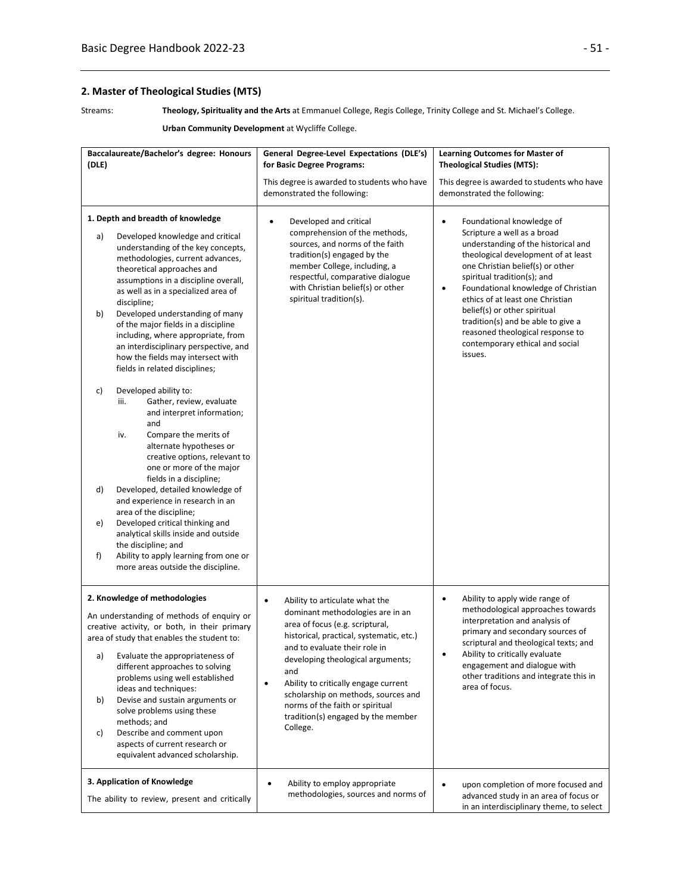## 2. Master of Theological Studies (MTS)

Streams: **Theology, Spirituality and the Arts** at Emmanuel College, Regis College, Trinity College and St. Michael's College.

**Urban Community Development** at Wycliffe College.

| **Baccalaureate/Bachelor's degree: Honours (DLE)** | **General Degree-Level Expectations (DLE's) for Basic Degree Programs:**<br><br>This degree is awarded to students who have demonstrated the following: | **Learning Outcomes for Master of Theological Studies (MTS):**<br><br>This degree is awarded to students who have demonstrated the following: |
|---|---|---|
| **1. Depth and breadth of knowledge**<br>a) Developed knowledge and critical understanding of the key concepts, methodologies, current advances, theoretical approaches and assumptions in a discipline overall, as well as in a specialized area of discipline;<br>b) Developed understanding of many of the major fields in a discipline including, where appropriate, from an interdisciplinary perspective, and how the fields may intersect with fields in related disciplines;<br>c) Developed ability to:<br>iii. Gather, review, evaluate and interpret information; and<br>iv. Compare the merits of alternate hypotheses or creative options, relevant to one or more of the major fields in a discipline;<br>d) Developed, detailed knowledge of and experience in research in an area of the discipline;<br>e) Developed critical thinking and analytical skills inside and outside the discipline; and<br>f) Ability to apply learning from one or more areas outside the discipline. | • Developed and critical comprehension of the methods, sources, and norms of the faith tradition(s) engaged by the member College, including, a respectful, comparative dialogue with Christian belief(s) or other spiritual tradition(s). | • Foundational knowledge of Scripture a well as a broad understanding of the historical and theological development of at least one Christian belief(s) or other spiritual tradition(s); and<br>• Foundational knowledge of Christian ethics of at least one Christian belief(s) or other spiritual tradition(s) and be able to give a reasoned theological response to contemporary ethical and social issues. |
| **2. Knowledge of methodologies**<br>An understanding of methods of enquiry or creative activity, or both, in their primary area of study that enables the student to:<br>a) Evaluate the appropriateness of different approaches to solving problems using well established ideas and techniques:<br>b) Devise and sustain arguments or solve problems using these methods; and<br>c) Describe and comment upon aspects of current research or equivalent advanced scholarship. | • Ability to articulate what the dominant methodologies are in an area of focus (e.g. scriptural, historical, practical, systematic, etc.) and to evaluate their role in developing theological arguments; and<br>• Ability to critically engage current scholarship on methods, sources and norms of the faith or spiritual tradition(s) engaged by the member College. | • Ability to apply wide range of methodological approaches towards interpretation and analysis of primary and secondary sources of scriptural and theological texts; and<br>• Ability to critically evaluate engagement and dialogue with other traditions and integrate this in area of focus. |
| **3. Application of Knowledge**<br>The ability to review, present and critically | • Ability to employ appropriate methodologies, sources and norms of | • upon completion of more focused and advanced study in an area of focus or in an interdisciplinary theme, to select |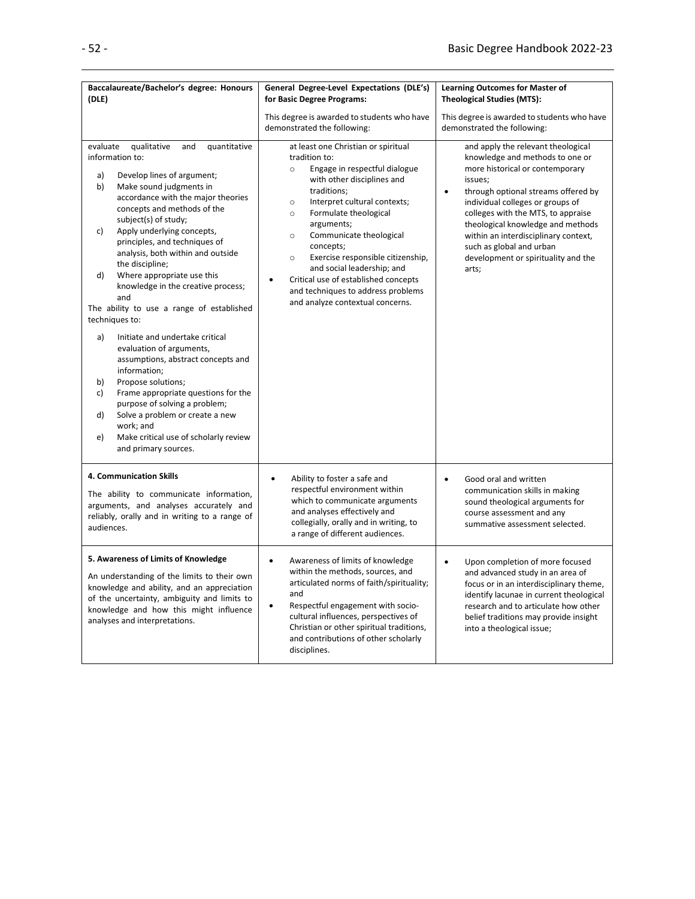| Baccalaureate/Bachelor's degree: Honours (DLE) | General Degree-Level Expectations (DLE's) for Basic Degree Programs:<br><br>This degree is awarded to students who have demonstrated the following: | Learning Outcomes for Master of Theological Studies (MTS):<br><br>This degree is awarded to students who have demonstrated the following: |
|---|---|---|
| evaluate qualitative and quantitative information to:<br>a) Develop lines of argument;<br>b) Make sound judgments in accordance with the major theories concepts and methods of the subject(s) of study;<br>c) Apply underlying concepts, principles, and techniques of analysis, both within and outside the discipline;<br>d) Where appropriate use this knowledge in the creative process; and<br>The ability to use a range of established techniques to:<br>a) Initiate and undertake critical evaluation of arguments, assumptions, abstract concepts and information;<br>b) Propose solutions;<br>c) Frame appropriate questions for the purpose of solving a problem;<br>d) Solve a problem or create a new work; and<br>e) Make critical use of scholarly review and primary sources. | at least one Christian or spiritual tradition to:<br>◦ Engage in respectful dialogue with other disciplines and traditions;<br>◦ Interpret cultural contexts;<br>◦ Formulate theological arguments;<br>◦ Communicate theological concepts;<br>◦ Exercise responsible citizenship, and social leadership; and<br>• Critical use of established concepts and techniques to address problems and analyze contextual concerns. | and apply the relevant theological knowledge and methods to one or more historical or contemporary issues;<br>• through optional streams offered by individual colleges or groups of colleges with the MTS, to appraise theological knowledge and methods within an interdisciplinary context, such as global and urban development or spirituality and the arts; |
| **4. Communication Skills**<br><br>The ability to communicate information, arguments, and analyses accurately and reliably, orally and in writing to a range of audiences. | • Ability to foster a safe and respectful environment within which to communicate arguments and analyses effectively and collegially, orally and in writing, to a range of different audiences. | • Good oral and written communication skills in making sound theological arguments for course assessment and any summative assessment selected. |
| **5. Awareness of Limits of Knowledge**<br><br>An understanding of the limits to their own knowledge and ability, and an appreciation of the uncertainty, ambiguity and limits to knowledge and how this might influence analyses and interpretations. | • Awareness of limits of knowledge within the methods, sources, and articulated norms of faith/spirituality; and<br>• Respectful engagement with socio-cultural influences, perspectives of Christian or other spiritual traditions, and contributions of other scholarly disciplines. | • Upon completion of more focused and advanced study in an area of focus or in an interdisciplinary theme, identify lacunae in current theological research and to articulate how other belief traditions may provide insight into a theological issue; |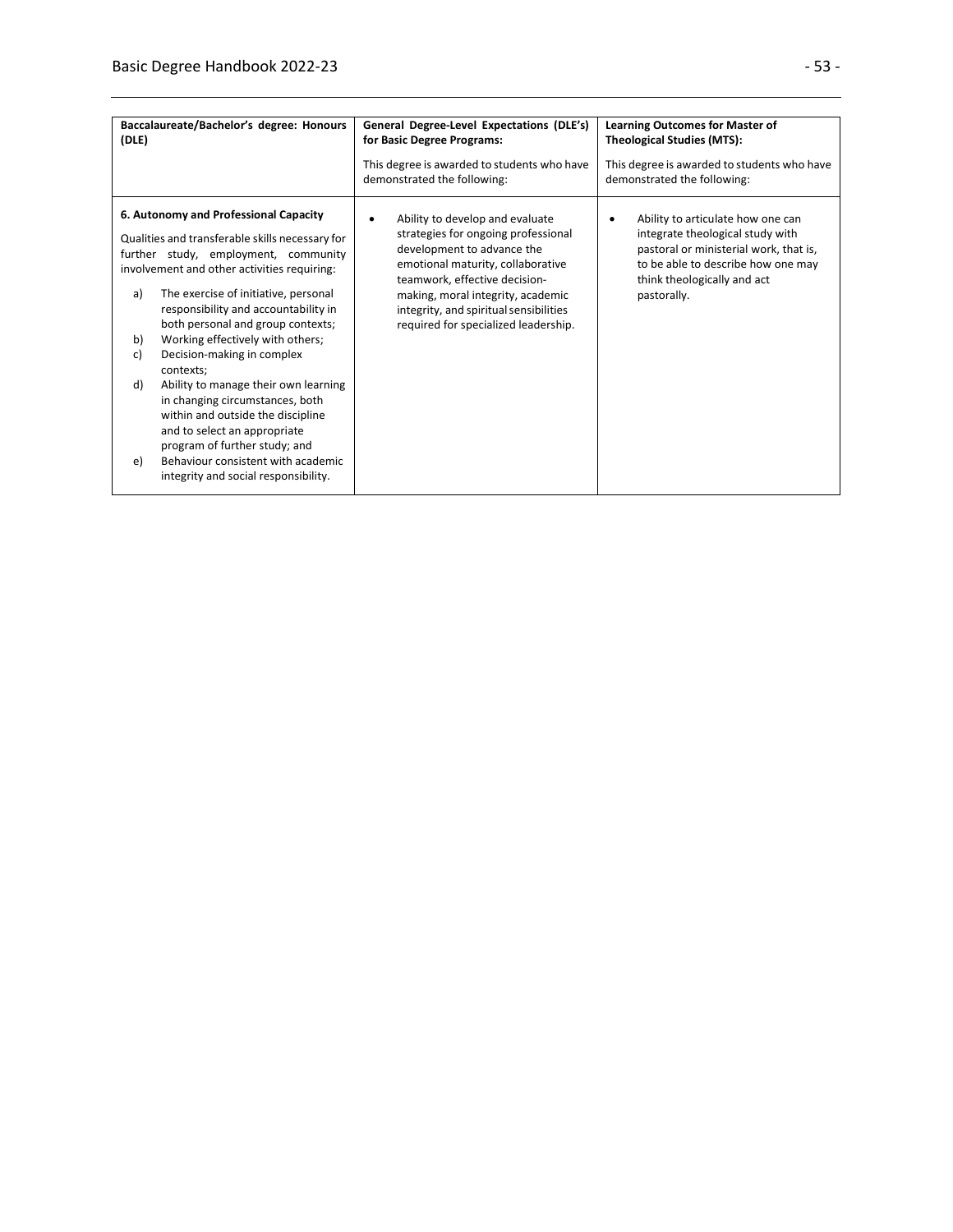| Baccalaureate/Bachelor's degree: Honours (DLE) | General Degree-Level Expectations (DLE's) for Basic Degree Programs:<br><br>This degree is awarded to students who have demonstrated the following: | Learning Outcomes for Master of Theological Studies (MTS):<br><br>This degree is awarded to students who have demonstrated the following: |
|---|---|---|
| **6. Autonomy and Professional Capacity**<br><br>Qualities and transferable skills necessary for further study, employment, community involvement and other activities requiring:<br><br>a) The exercise of initiative, personal responsibility and accountability in both personal and group contexts;<br>b) Working effectively with others;<br>c) Decision-making in complex contexts;<br>d) Ability to manage their own learning in changing circumstances, both within and outside the discipline and to select an appropriate program of further study; and<br>e) Behaviour consistent with academic integrity and social responsibility. | • Ability to develop and evaluate strategies for ongoing professional development to advance the emotional maturity, collaborative teamwork, effective decision-making, moral integrity, academic integrity, and spiritual sensibilities required for specialized leadership. | • Ability to articulate how one can integrate theological study with pastoral or ministerial work, that is, to be able to describe how one may think theologically and act pastorally. |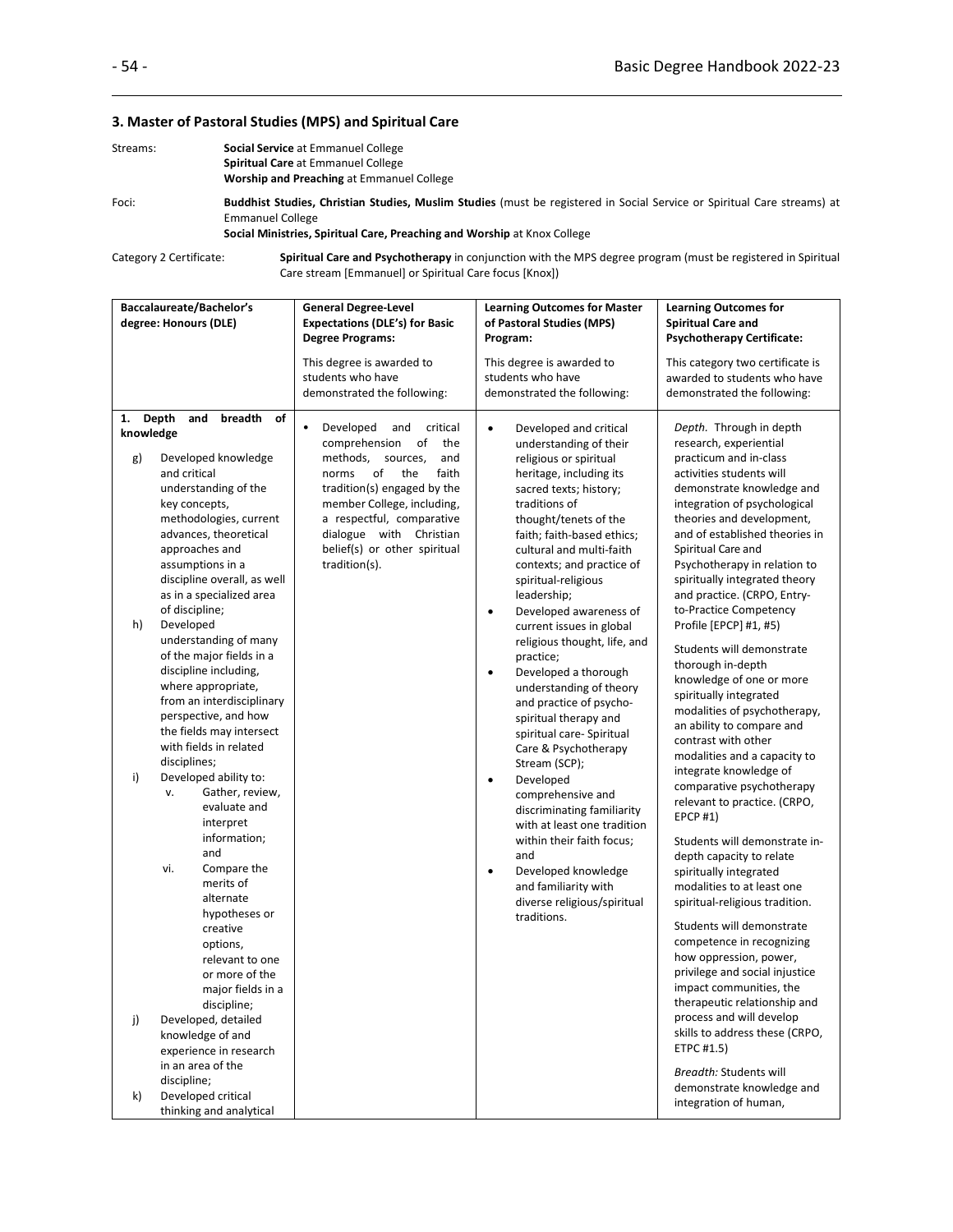### 3. Master of Pastoral Studies (MPS) and Spiritual Care

Streams: **Social Service** at Emmanuel College
**Spiritual Care** at Emmanuel College
**Worship and Preaching** at Emmanuel College

Foci: **Buddhist Studies, Christian Studies, Muslim Studies** (must be registered in Social Service or Spiritual Care streams) at Emmanuel College
**Social Ministries, Spiritual Care, Preaching and Worship** at Knox College

Category 2 Certificate: **Spiritual Care and Psychotherapy** in conjunction with the MPS degree program (must be registered in Spiritual Care stream [Emmanuel] or Spiritual Care focus [Knox])

| Baccalaureate/Bachelor's degree: Honours (DLE) | General Degree-Level Expectations (DLE's) for Basic Degree Programs: This degree is awarded to students who have demonstrated the following: | Learning Outcomes for Master of Pastoral Studies (MPS) Program: This degree is awarded to students who have demonstrated the following: | Learning Outcomes for Spiritual Care and Psychotherapy Certificate: This category two certificate is awarded to students who have demonstrated the following: |
|---|---|---|---|
| **1. Depth and breadth of knowledge**<br>g) Developed knowledge and critical understanding of the key concepts, methodologies, current advances, theoretical approaches and assumptions in a discipline overall, as well as in a specialized area of discipline;<br>h) Developed understanding of many of the major fields in a discipline including, where appropriate, from an interdisciplinary perspective, and how the fields may intersect with fields in related disciplines;<br>i) Developed ability to:<br>v. Gather, review, evaluate and interpret information; and<br>vi. Compare the merits of alternate hypotheses or creative options, relevant to one or more of the major fields in a discipline;<br>j) Developed, detailed knowledge of and experience in research in an area of the discipline;<br>k) Developed critical thinking and analytical | • Developed and critical comprehension of the methods, sources, and norms of the faith tradition(s) engaged by the member College, including, a respectful, comparative dialogue with Christian belief(s) or other spiritual tradition(s). | • Developed and critical understanding of their religious or spiritual heritage, including its sacred texts; history; traditions of thought/tenets of the faith; faith-based ethics; cultural and multi-faith contexts; and practice of spiritual-religious leadership;<br>• Developed awareness of current issues in global religious thought, life, and practice;<br>• Developed a thorough understanding of theory and practice of psycho-spiritual therapy and spiritual care- Spiritual Care & Psychotherapy Stream (SCP);<br>• Developed comprehensive and discriminating familiarity with at least one tradition within their faith focus; and<br>• Developed knowledge and familiarity with diverse religious/spiritual traditions. | *Depth.* Through in depth research, experiential practicum and in-class activities students will demonstrate knowledge and integration of psychological theories and development, and of established theories in Spiritual Care and Psychotherapy in relation to spiritually integrated theory and practice. (CRPO, Entry-to-Practice Competency Profile [EPCP] #1, #5)<br><br>Students will demonstrate thorough in-depth knowledge of one or more spiritually integrated modalities of psychotherapy, an ability to compare and contrast with other modalities and a capacity to integrate knowledge of comparative psychotherapy relevant to practice. (CRPO, EPCP #1)<br><br>Students will demonstrate in-depth capacity to relate spiritually integrated modalities to at least one spiritual-religious tradition.<br><br>Students will demonstrate competence in recognizing how oppression, power, privilege and social injustice impact communities, the therapeutic relationship and process and will develop skills to address these (CRPO, ETPC #1.5)<br><br>*Breadth:* Students will demonstrate knowledge and integration of human, |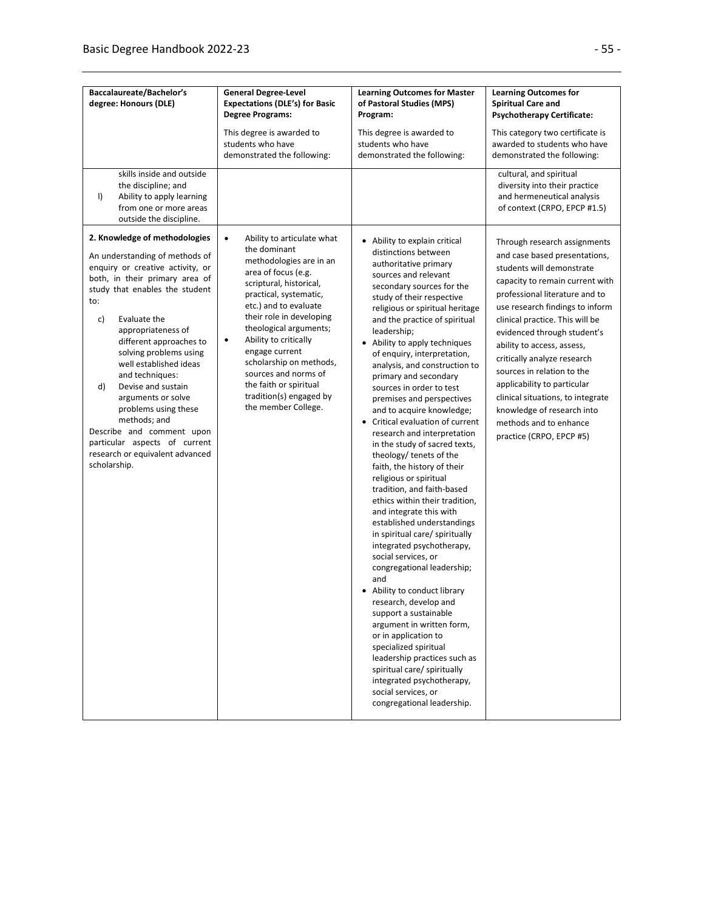| Baccalaureate/Bachelor's degree: Honours (DLE) | General Degree-Level Expectations (DLE's) for Basic Degree Programs: This degree is awarded to students who have demonstrated the following: | Learning Outcomes for Master of Pastoral Studies (MPS) Program: This degree is awarded to students who have demonstrated the following: | Learning Outcomes for Spiritual Care and Psychotherapy Certificate: This category two certificate is awarded to students who have demonstrated the following: |
|---|---|---|---|
| skills inside and outside the discipline; and<br>l) Ability to apply learning from one or more areas outside the discipline. | | | cultural, and spiritual diversity into their practice and hermeneutical analysis of context (CRPO, EPCP #1.5) |
| **2. Knowledge of methodologies**<br><br>An understanding of methods of enquiry or creative activity, or both, in their primary area of study that enables the student to:<br><br>c) Evaluate the appropriateness of different approaches to solving problems using well established ideas and techniques:<br>d) Devise and sustain arguments or solve problems using these methods; and<br><br>Describe and comment upon particular aspects of current research or equivalent advanced scholarship. | • Ability to articulate what the dominant methodologies are in an area of focus (e.g. scriptural, historical, practical, systematic, etc.) and to evaluate their role in developing theological arguments;<br>• Ability to critically engage current scholarship on methods, sources and norms of the faith or spiritual tradition(s) engaged by the member College. | • Ability to explain critical distinctions between authoritative primary sources and relevant secondary sources for the study of their respective religious or spiritual heritage and the practice of spiritual leadership;<br>• Ability to apply techniques of enquiry, interpretation, analysis, and construction to primary and secondary sources in order to test premises and perspectives and to acquire knowledge;<br>• Critical evaluation of current research and interpretation in the study of sacred texts, theology/ tenets of the faith, the history of their religious or spiritual tradition, and faith-based ethics within their tradition, and integrate this with established understandings in spiritual care/ spiritually integrated psychotherapy, social services, or congregational leadership; and<br>• Ability to conduct library research, develop and support a sustainable argument in written form, or in application to specialized spiritual leadership practices such as spiritual care/ spiritually integrated psychotherapy, social services, or congregational leadership. | Through research assignments and case based presentations, students will demonstrate capacity to remain current with professional literature and to use research findings to inform clinical practice. This will be evidenced through student's ability to access, assess, critically analyze research sources in relation to the applicability to particular clinical situations, to integrate knowledge of research into methods and to enhance practice (CRPO, EPCP #5) |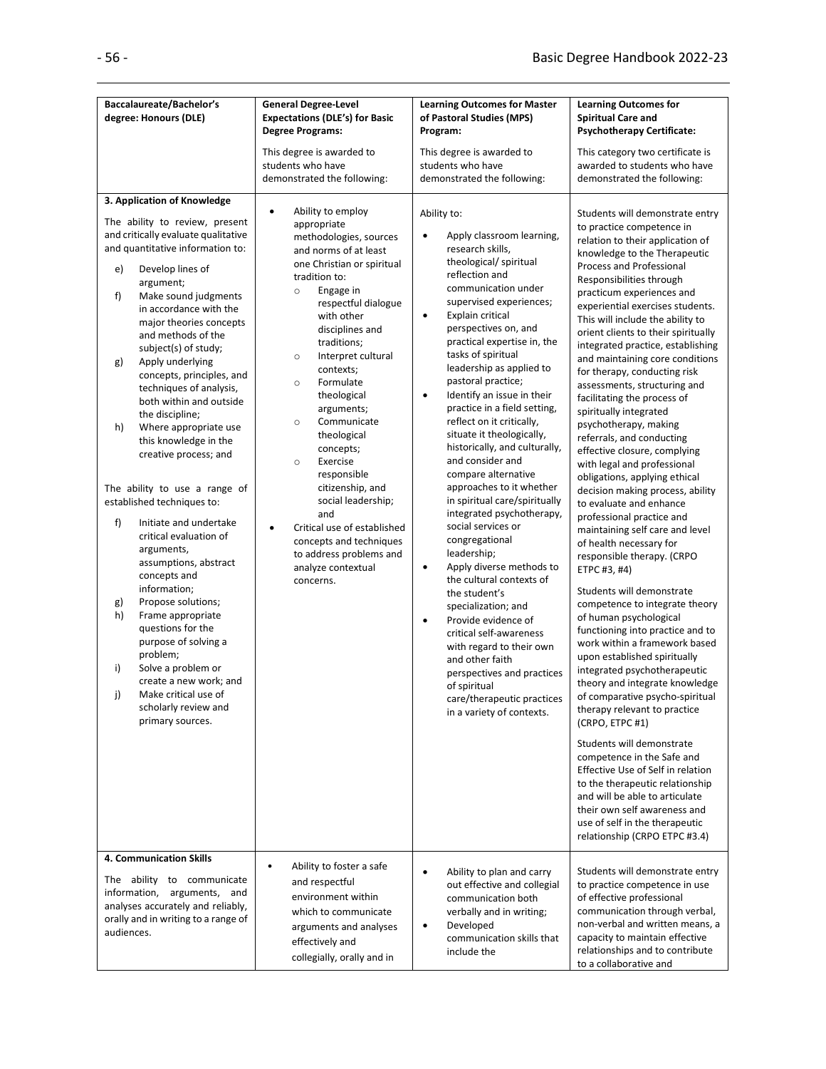| Baccalaureate/Bachelor's degree: Honours (DLE) | General Degree-Level Expectations (DLE's) for Basic Degree Programs:<br><br>This degree is awarded to students who have demonstrated the following: | Learning Outcomes for Master of Pastoral Studies (MPS) Program:<br><br>This degree is awarded to students who have demonstrated the following: | Learning Outcomes for Spiritual Care and Psychotherapy Certificate:<br><br>This category two certificate is awarded to students who have demonstrated the following: |
|---|---|---|---|
| **3. Application of Knowledge**<br><br>The ability to review, present and critically evaluate qualitative and quantitative information to:<br><br>e) Develop lines of argument;<br>f) Make sound judgments in accordance with the major theories concepts and methods of the subject(s) of study;<br>g) Apply underlying concepts, principles, and techniques of analysis, both within and outside the discipline;<br>h) Where appropriate use this knowledge in the creative process; and<br><br>The ability to use a range of established techniques to:<br><br>f) Initiate and undertake critical evaluation of arguments, assumptions, abstract concepts and information;<br>g) Propose solutions;<br>h) Frame appropriate questions for the purpose of solving a problem;<br>i) Solve a problem or create a new work; and<br>j) Make critical use of scholarly review and primary sources. | • Ability to employ appropriate methodologies, sources and norms of at least one Christian or spiritual tradition to:<br>  ○ Engage in respectful dialogue with other disciplines and traditions;<br>  ○ Interpret cultural contexts;<br>  ○ Formulate theological arguments;<br>  ○ Communicate theological concepts;<br>  ○ Exercise responsible citizenship, and social leadership; and<br>• Critical use of established concepts and techniques to address problems and analyze contextual concerns. | Ability to:<br><br>• Apply classroom learning, research skills, theological/ spiritual reflection and communication under supervised experiences;<br>• Explain critical perspectives on, and practical expertise in, the tasks of spiritual leadership as applied to pastoral practice;<br>• Identify an issue in their practice in a field setting, reflect on it critically, situate it theologically, historically, and culturally, and consider and compare alternative approaches to it whether in spiritual care/spiritually integrated psychotherapy, social services or congregational leadership;<br>• Apply diverse methods to the cultural contexts of the student's specialization; and<br>• Provide evidence of critical self-awareness with regard to their own and other faith perspectives and practices of spiritual care/therapeutic practices in a variety of contexts. | Students will demonstrate entry to practice competence in relation to their application of knowledge to the Therapeutic Process and Professional Responsibilities through practicum experiences and experiential exercises students. This will include the ability to orient clients to their spiritually integrated practice, establishing and maintaining core conditions for therapy, conducting risk assessments, structuring and facilitating the process of spiritually integrated psychotherapy, making referrals, and conducting effective closure, complying with legal and professional obligations, applying ethical decision making process, ability to evaluate and enhance professional practice and maintaining self care and level of health necessary for responsible therapy. (CRPO ETPC #3, #4)<br><br>Students will demonstrate competence to integrate theory of human psychological functioning into practice and to work within a framework based upon established spiritually integrated psychotherapeutic theory and integrate knowledge of comparative psycho-spiritual therapy relevant to practice (CRPO, ETPC #1)<br><br>Students will demonstrate competence in the Safe and Effective Use of Self in relation to the therapeutic relationship and will be able to articulate their own self awareness and use of self in the therapeutic relationship (CRPO ETPC #3.4) |
| **4. Communication Skills**<br><br>The ability to communicate information, arguments, and analyses accurately and reliably, orally and in writing to a range of audiences. | • Ability to foster a safe and respectful environment within which to communicate arguments and analyses effectively and collegially, orally and in | • Ability to plan and carry out effective and collegial communication both verbally and in writing;<br>• Developed communication skills that include the | Students will demonstrate entry to practice competence in use of effective professional communication through verbal, non-verbal and written means, a capacity to maintain effective relationships and to contribute to a collaborative and |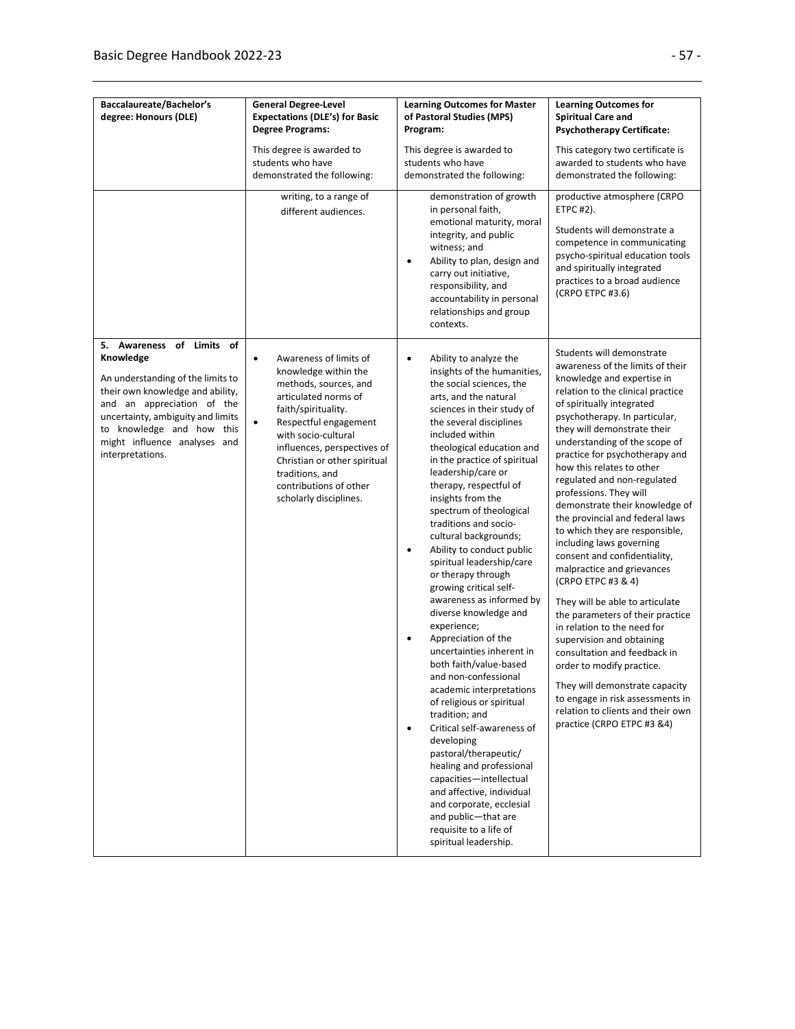| Baccalaureate/Bachelor's degree: Honours (DLE) | General Degree-Level Expectations (DLE's) for Basic Degree Programs: This degree is awarded to students who have demonstrated the following: | Learning Outcomes for Master of Pastoral Studies (MPS) Program: This degree is awarded to students who have demonstrated the following: | Learning Outcomes for Spiritual Care and Psychotherapy Certificate: This category two certificate is awarded to students who have demonstrated the following: |
|---|---|---|---|
| | writing, to a range of different audiences. | demonstration of growth in personal faith, emotional maturity, moral integrity, and public witness; and <br>• Ability to plan, design and carry out initiative, responsibility, and accountability in personal relationships and group contexts. | productive atmosphere (CRPO ETPC #2). <br><br>Students will demonstrate a competence in communicating psycho-spiritual education tools and spiritually integrated practices to a broad audience (CRPO ETPC #3.6) |
| **5. Awareness of Limits of Knowledge** <br><br>An understanding of the limits to their own knowledge and ability, and an appreciation of the uncertainty, ambiguity and limits to knowledge and how this might influence analyses and interpretations. | • Awareness of limits of knowledge within the methods, sources, and articulated norms of faith/spirituality. <br>• Respectful engagement with socio-cultural influences, perspectives of Christian or other spiritual traditions, and contributions of other scholarly disciplines. | • Ability to analyze the insights of the humanities, the social sciences, the arts, and the natural sciences in their study of the several disciplines included within theological education and in the practice of spiritual leadership/care or therapy, respectful of insights from the spectrum of theological traditions and socio-cultural backgrounds; <br>• Ability to conduct public spiritual leadership/care or therapy through growing critical self-awareness as informed by diverse knowledge and experience; <br>• Appreciation of the uncertainties inherent in both faith/value-based and non-confessional academic interpretations of religious or spiritual tradition; and <br>• Critical self-awareness of developing pastoral/therapeutic/ healing and professional capacities—intellectual and affective, individual and corporate, ecclesial and public—that are requisite to a life of spiritual leadership. | Students will demonstrate awareness of the limits of their knowledge and expertise in relation to the clinical practice of spiritually integrated psychotherapy. In particular, they will demonstrate their understanding of the scope of practice for psychotherapy and how this relates to other regulated and non-regulated professions. They will demonstrate their knowledge of the provincial and federal laws to which they are responsible, including laws governing consent and confidentiality, malpractice and grievances (CRPO ETPC #3 & 4) <br><br>They will be able to articulate the parameters of their practice in relation to the need for supervision and obtaining consultation and feedback in order to modify practice. <br><br>They will demonstrate capacity to engage in risk assessments in relation to clients and their own practice (CRPO ETPC #3 &4) |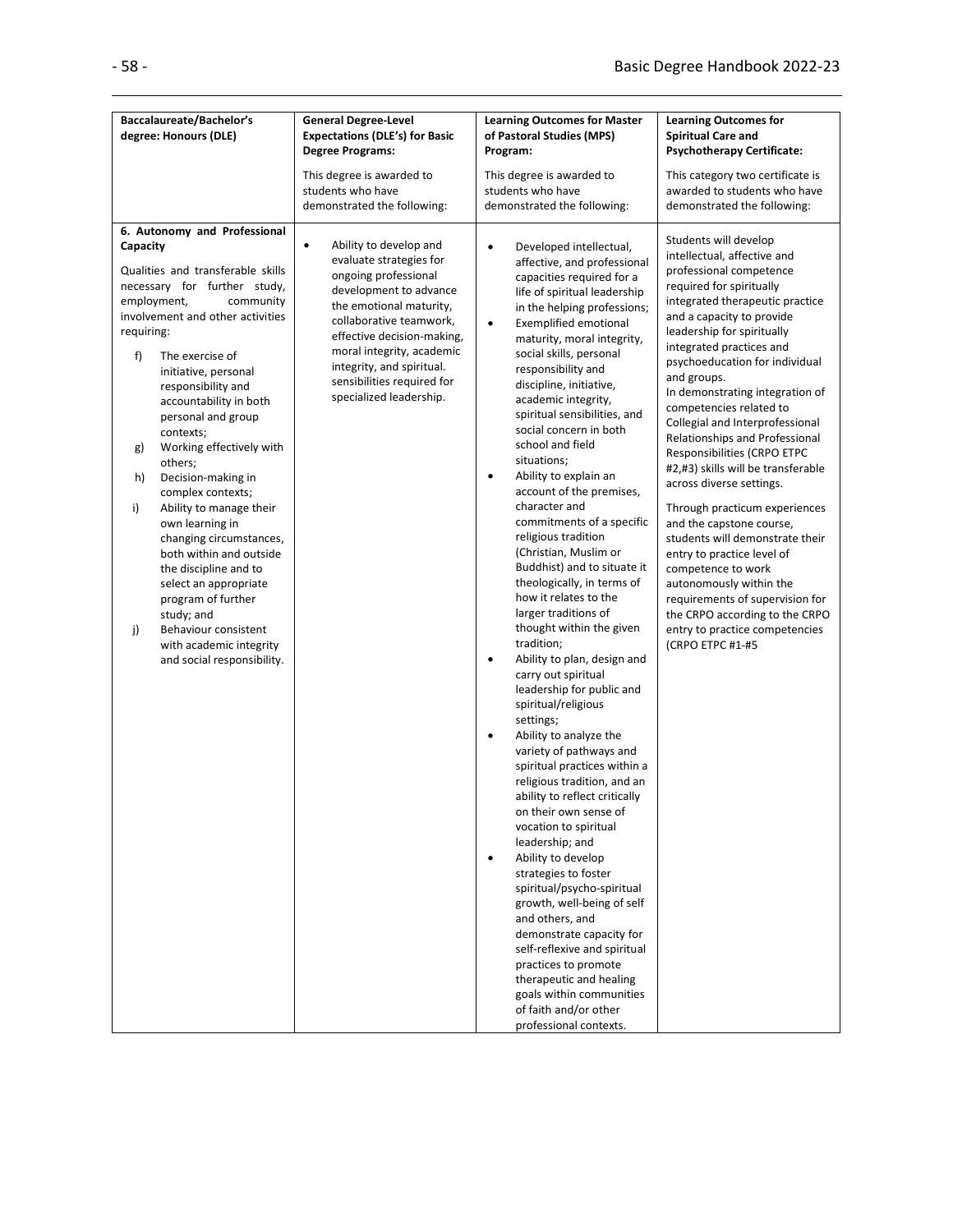| Baccalaureate/Bachelor's degree: Honours (DLE) | General Degree-Level Expectations (DLE's) for Basic Degree Programs: This degree is awarded to students who have demonstrated the following: | Learning Outcomes for Master of Pastoral Studies (MPS) Program: This degree is awarded to students who have demonstrated the following: | Learning Outcomes for Spiritual Care and Psychotherapy Certificate: This category two certificate is awarded to students who have demonstrated the following: |
|---|---|---|---|
| **6. Autonomy and Professional Capacity**<br><br>Qualities and transferable skills necessary for further study, employment, community involvement and other activities requiring:<br>f) The exercise of initiative, personal responsibility and accountability in both personal and group contexts;<br>g) Working effectively with others;<br>h) Decision-making in complex contexts;<br>i) Ability to manage their own learning in changing circumstances, both within and outside the discipline and to select an appropriate program of further study; and<br>j) Behaviour consistent with academic integrity and social responsibility. | • Ability to develop and evaluate strategies for ongoing professional development to advance the emotional maturity, collaborative teamwork, effective decision-making, moral integrity, academic integrity, and spiritual. sensibilities required for specialized leadership. | • Developed intellectual, affective, and professional capacities required for a life of spiritual leadership in the helping professions;<br>• Exemplified emotional maturity, moral integrity, social skills, personal responsibility and discipline, initiative, academic integrity, spiritual sensibilities, and social concern in both school and field situations;<br>• Ability to explain an account of the premises, character and commitments of a specific religious tradition (Christian, Muslim or Buddhist) and to situate it theologically, in terms of how it relates to the larger traditions of thought within the given tradition;<br>• Ability to plan, design and carry out spiritual leadership for public and spiritual/religious settings;<br>• Ability to analyze the variety of pathways and spiritual practices within a religious tradition, and an ability to reflect critically on their own sense of vocation to spiritual leadership; and<br>• Ability to develop strategies to foster spiritual/psycho-spiritual growth, well-being of self and others, and demonstrate capacity for self-reflexive and spiritual practices to promote therapeutic and healing goals within communities of faith and/or other professional contexts. | Students will develop intellectual, affective and professional competence required for spiritually integrated therapeutic practice and a capacity to provide leadership for spiritually integrated practices and psychoeducation for individual and groups.<br>In demonstrating integration of competencies related to Collegial and Interprofessional Relationships and Professional Responsibilities (CRPO ETPC #2,#3) skills will be transferable across diverse settings.<br><br>Through practicum experiences and the capstone course, students will demonstrate their entry to practice level of competence to work autonomously within the requirements of supervision for the CRPO according to the CRPO entry to practice competencies (CRPO ETPC #1-#5 |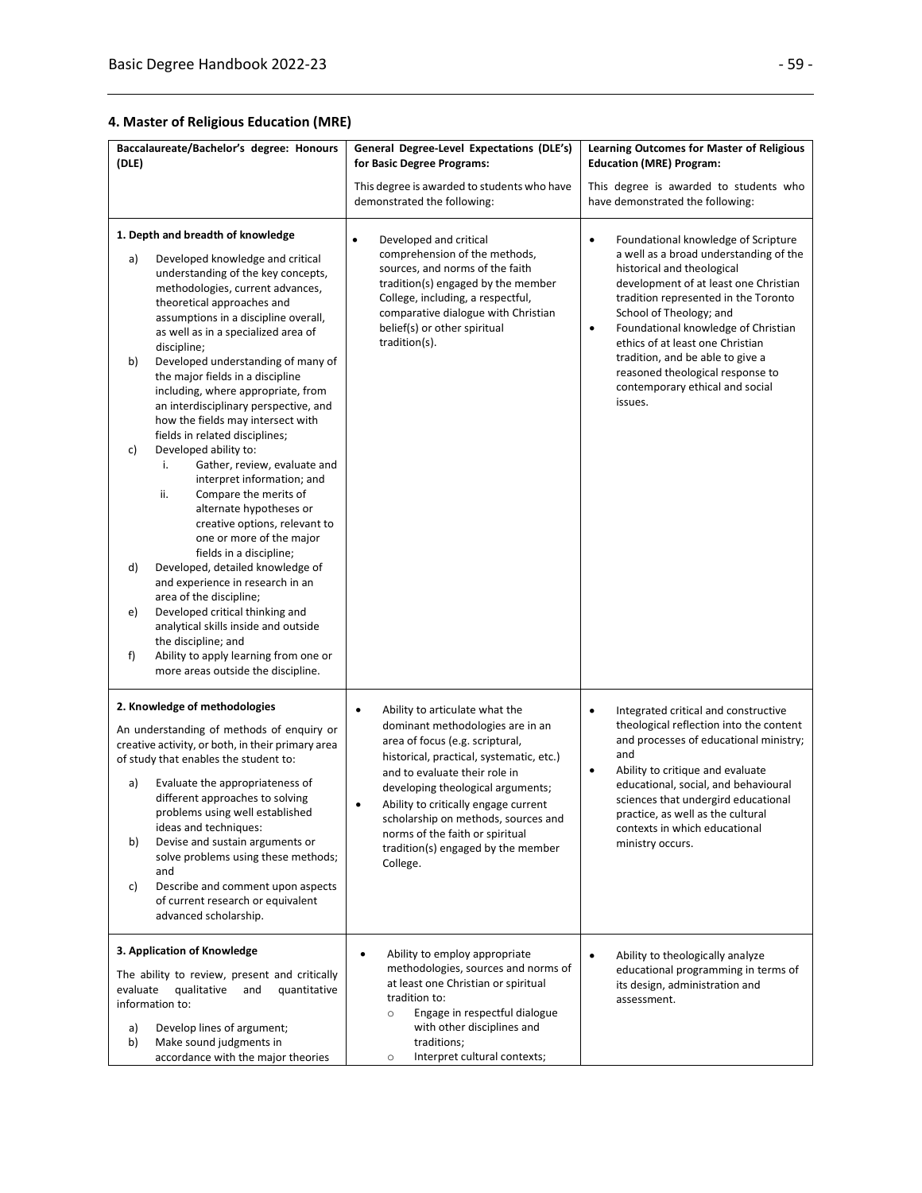## 4. Master of Religious Education (MRE)

| Baccalaureate/Bachelor's degree: Honours (DLE) | General Degree-Level Expectations (DLE's) for Basic Degree Programs:<br><br>This degree is awarded to students who have demonstrated the following: | Learning Outcomes for Master of Religious Education (MRE) Program:<br><br>This degree is awarded to students who have demonstrated the following: |
|---|---|---|
| **1. Depth and breadth of knowledge**<br><br>a) Developed knowledge and critical understanding of the key concepts, methodologies, current advances, theoretical approaches and assumptions in a discipline overall, as well as in a specialized area of discipline;<br>b) Developed understanding of many of the major fields in a discipline including, where appropriate, from an interdisciplinary perspective, and how the fields may intersect with fields in related disciplines;<br>c) Developed ability to:<br>i. Gather, review, evaluate and interpret information; and<br>ii. Compare the merits of alternate hypotheses or creative options, relevant to one or more of the major fields in a discipline;<br>d) Developed, detailed knowledge of and experience in research in an area of the discipline;<br>e) Developed critical thinking and analytical skills inside and outside the discipline; and<br>f) Ability to apply learning from one or more areas outside the discipline. | • Developed and critical comprehension of the methods, sources, and norms of the faith tradition(s) engaged by the member College, including, a respectful, comparative dialogue with Christian belief(s) or other spiritual tradition(s). | • Foundational knowledge of Scripture a well as a broad understanding of the historical and theological development of at least one Christian tradition represented in the Toronto School of Theology; and<br>• Foundational knowledge of Christian ethics of at least one Christian tradition, and be able to give a reasoned theological response to contemporary ethical and social issues. |
| **2. Knowledge of methodologies**<br><br>An understanding of methods of enquiry or creative activity, or both, in their primary area of study that enables the student to:<br><br>a) Evaluate the appropriateness of different approaches to solving problems using well established ideas and techniques:<br>b) Devise and sustain arguments or solve problems using these methods; and<br>c) Describe and comment upon aspects of current research or equivalent advanced scholarship. | • Ability to articulate what the dominant methodologies are in an area of focus (e.g. scriptural, historical, practical, systematic, etc.) and to evaluate their role in developing theological arguments;<br>• Ability to critically engage current scholarship on methods, sources and norms of the faith or spiritual tradition(s) engaged by the member College. | • Integrated critical and constructive theological reflection into the content and processes of educational ministry; and<br>• Ability to critique and evaluate educational, social, and behavioural sciences that undergird educational practice, as well as the cultural contexts in which educational ministry occurs. |
| **3. Application of Knowledge**<br><br>The ability to review, present and critically evaluate qualitative and quantitative information to:<br><br>a) Develop lines of argument;<br>b) Make sound judgments in accordance with the major theories | • Ability to employ appropriate methodologies, sources and norms of at least one Christian or spiritual tradition to:<br>○ Engage in respectful dialogue with other disciplines and traditions;<br>○ Interpret cultural contexts; | • Ability to theologically analyze educational programming in terms of its design, administration and assessment. |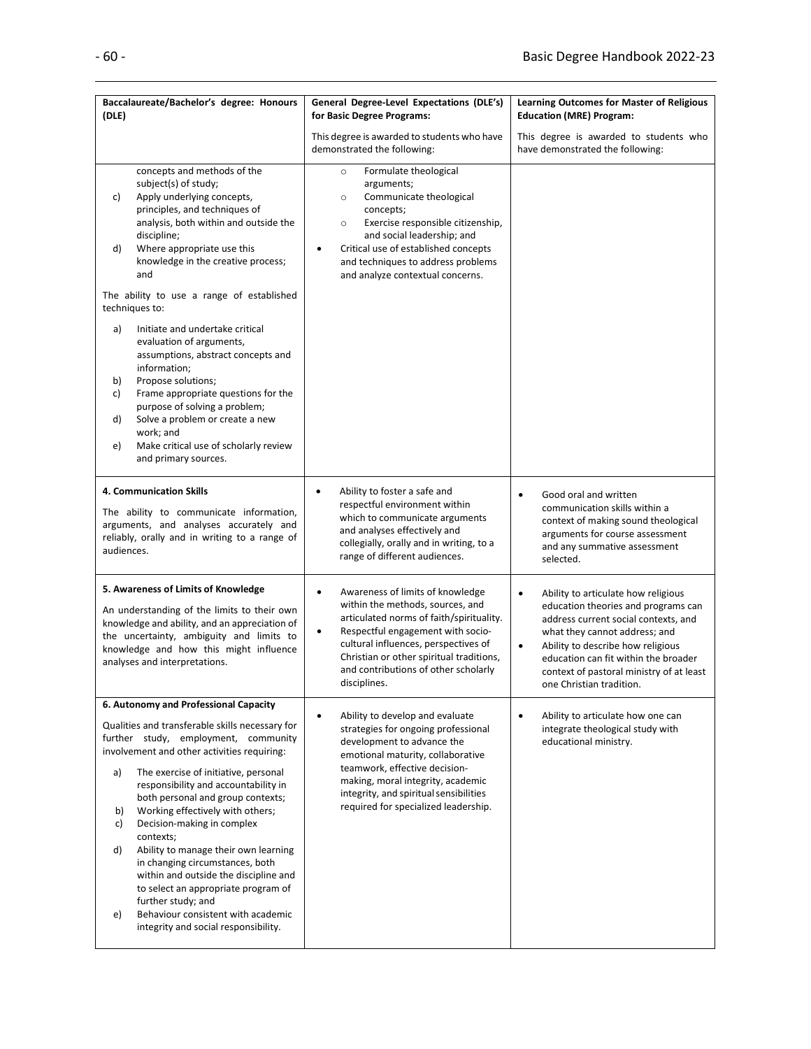| Baccalaureate/Bachelor's degree: Honours (DLE) | General Degree-Level Expectations (DLE's) for Basic Degree Programs: This degree is awarded to students who have demonstrated the following: | Learning Outcomes for Master of Religious Education (MRE) Program: This degree is awarded to students who have demonstrated the following: |
|---|---|---|
| concepts and methods of the subject(s) of study;<br>c) Apply underlying concepts, principles, and techniques of analysis, both within and outside the discipline;<br>d) Where appropriate use this knowledge in the creative process; and<br><br>The ability to use a range of established techniques to:<br><br>a) Initiate and undertake critical evaluation of arguments, assumptions, abstract concepts and information;<br>b) Propose solutions;<br>c) Frame appropriate questions for the purpose of solving a problem;<br>d) Solve a problem or create a new work; and<br>e) Make critical use of scholarly review and primary sources. | ○ Formulate theological arguments;<br>○ Communicate theological concepts;<br>○ Exercise responsible citizenship, and social leadership; and<br>• Critical use of established concepts and techniques to address problems and analyze contextual concerns. | |
| **4. Communication Skills**<br><br>The ability to communicate information, arguments, and analyses accurately and reliably, orally and in writing to a range of audiences. | • Ability to foster a safe and respectful environment within which to communicate arguments and analyses effectively and collegially, orally and in writing, to a range of different audiences. | • Good oral and written communication skills within a context of making sound theological arguments for course assessment and any summative assessment selected. |
| **5. Awareness of Limits of Knowledge**<br><br>An understanding of the limits to their own knowledge and ability, and an appreciation of the uncertainty, ambiguity and limits to knowledge and how this might influence analyses and interpretations. | • Awareness of limits of knowledge within the methods, sources, and articulated norms of faith/spirituality.<br>• Respectful engagement with socio-cultural influences, perspectives of Christian or other spiritual traditions, and contributions of other scholarly disciplines. | • Ability to articulate how religious education theories and programs can address current social contexts, and what they cannot address; and<br>• Ability to describe how religious education can fit within the broader context of pastoral ministry of at least one Christian tradition. |
| **6. Autonomy and Professional Capacity**<br><br>Qualities and transferable skills necessary for further study, employment, community involvement and other activities requiring:<br><br>a) The exercise of initiative, personal responsibility and accountability in both personal and group contexts;<br>b) Working effectively with others;<br>c) Decision-making in complex contexts;<br>d) Ability to manage their own learning in changing circumstances, both within and outside the discipline and to select an appropriate program of further study; and<br>e) Behaviour consistent with academic integrity and social responsibility. | • Ability to develop and evaluate strategies for ongoing professional development to advance the emotional maturity, collaborative teamwork, effective decision-making, moral integrity, academic integrity, and spiritual sensibilities required for specialized leadership. | • Ability to articulate how one can integrate theological study with educational ministry. |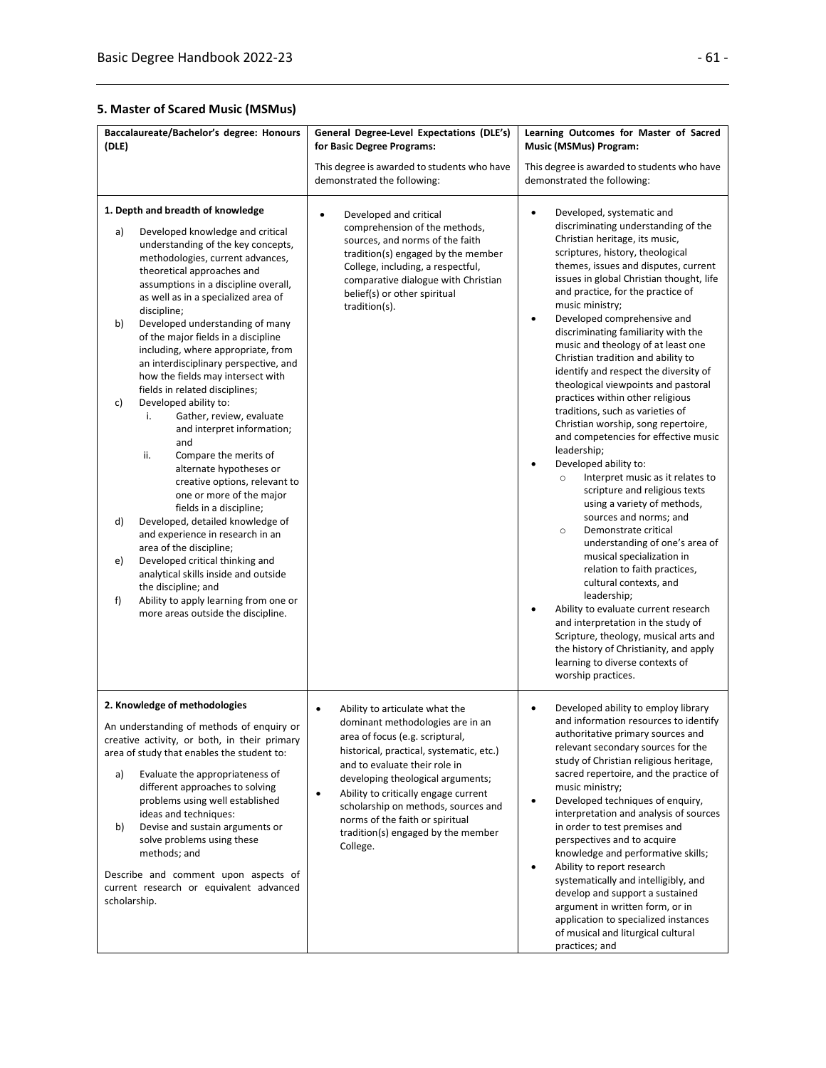## 5. Master of Scared Music (MSMus)

| Baccalaureate/Bachelor's degree: Honours (DLE) | General Degree-Level Expectations (DLE's) for Basic Degree Programs: This degree is awarded to students who have demonstrated the following: | Learning Outcomes for Master of Sacred Music (MSMus) Program: This degree is awarded to students who have demonstrated the following: |
|---|---|---|
| **1. Depth and breadth of knowledge**<br>a) Developed knowledge and critical understanding of the key concepts, methodologies, current advances, theoretical approaches and assumptions in a discipline overall, as well as in a specialized area of discipline;<br>b) Developed understanding of many of the major fields in a discipline including, where appropriate, from an interdisciplinary perspective, and how the fields may intersect with fields in related disciplines;<br>c) Developed ability to:<br>i. Gather, review, evaluate and interpret information; and<br>ii. Compare the merits of alternate hypotheses or creative options, relevant to one or more of the major fields in a discipline;<br>d) Developed, detailed knowledge of and experience in research in an area of the discipline;<br>e) Developed critical thinking and analytical skills inside and outside the discipline; and<br>f) Ability to apply learning from one or more areas outside the discipline. | • Developed and critical comprehension of the methods, sources, and norms of the faith tradition(s) engaged by the member College, including, a respectful, comparative dialogue with Christian belief(s) or other spiritual tradition(s). | • Developed, systematic and discriminating understanding of the Christian heritage, its music, scriptures, history, theological themes, issues and disputes, current issues in global Christian thought, life and practice, for the practice of music ministry;<br>• Developed comprehensive and discriminating familiarity with the music and theology of at least one Christian tradition and ability to identify and respect the diversity of theological viewpoints and pastoral practices within other religious traditions, such as varieties of Christian worship, song repertoire, and competencies for effective music leadership;<br>• Developed ability to:<br>○ Interpret music as it relates to scripture and religious texts using a variety of methods, sources and norms; and<br>○ Demonstrate critical understanding of one's area of musical specialization in relation to faith practices, cultural contexts, and leadership;<br>• Ability to evaluate current research and interpretation in the study of Scripture, theology, musical arts and the history of Christianity, and apply learning to diverse contexts of worship practices. |
| **2. Knowledge of methodologies**<br>An understanding of methods of enquiry or creative activity, or both, in their primary area of study that enables the student to:<br>a) Evaluate the appropriateness of different approaches to solving problems using well established ideas and techniques:<br>b) Devise and sustain arguments or solve problems using these methods; and<br>Describe and comment upon aspects of current research or equivalent advanced scholarship. | • Ability to articulate what the dominant methodologies are in an area of focus (e.g. scriptural, historical, practical, systematic, etc.) and to evaluate their role in developing theological arguments;<br>• Ability to critically engage current scholarship on methods, sources and norms of the faith or spiritual tradition(s) engaged by the member College. | • Developed ability to employ library and information resources to identify authoritative primary sources and relevant secondary sources for the study of Christian religious heritage, sacred repertoire, and the practice of music ministry;<br>• Developed techniques of enquiry, interpretation and analysis of sources in order to test premises and perspectives and to acquire knowledge and performative skills;<br>• Ability to report research systematically and intelligibly, and develop and support a sustained argument in written form, or in application to specialized instances of musical and liturgical cultural practices; and |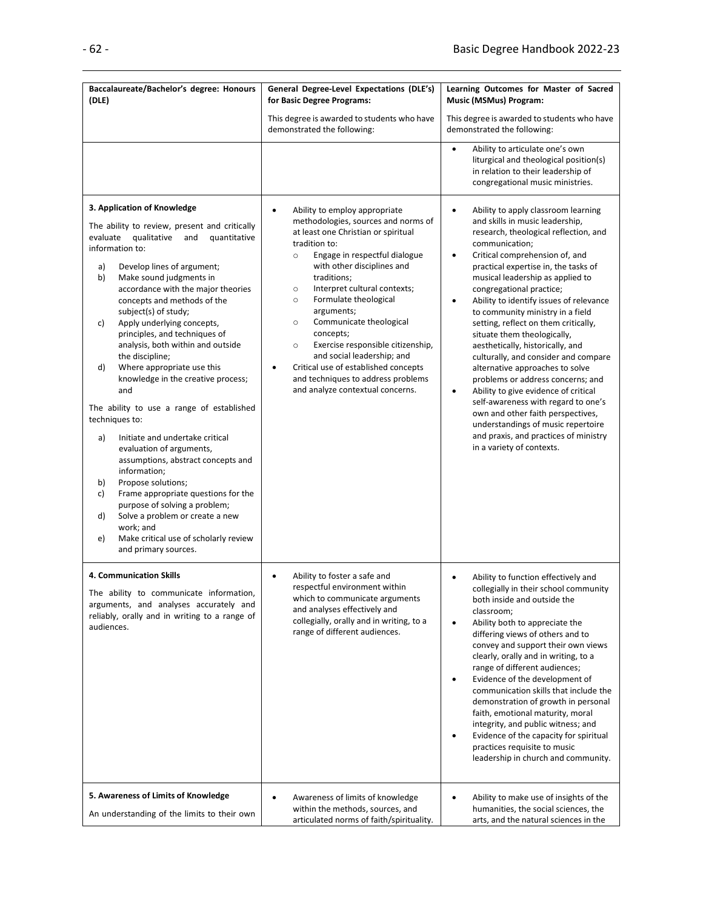| Baccalaureate/Bachelor's degree: Honours (DLE) | General Degree-Level Expectations (DLE's) for Basic Degree Programs:<br><br>This degree is awarded to students who have demonstrated the following: | Learning Outcomes for Master of Sacred Music (MSMus) Program:<br><br>This degree is awarded to students who have demonstrated the following: |
|---|---|---|
| | | • Ability to articulate one's own liturgical and theological position(s) in relation to their leadership of congregational music ministries. |
| **3. Application of Knowledge**<br><br>The ability to review, present and critically evaluate qualitative and quantitative information to:<br><br>a) Develop lines of argument;<br>b) Make sound judgments in accordance with the major theories concepts and methods of the subject(s) of study;<br>c) Apply underlying concepts, principles, and techniques of analysis, both within and outside the discipline;<br>d) Where appropriate use this knowledge in the creative process; and<br><br>The ability to use a range of established techniques to:<br><br>a) Initiate and undertake critical evaluation of arguments, assumptions, abstract concepts and information;<br>b) Propose solutions;<br>c) Frame appropriate questions for the purpose of solving a problem;<br>d) Solve a problem or create a new work; and<br>e) Make critical use of scholarly review and primary sources. | • Ability to employ appropriate methodologies, sources and norms of at least one Christian or spiritual tradition to:<br>&nbsp;&nbsp;○ Engage in respectful dialogue with other disciplines and traditions;<br>&nbsp;&nbsp;○ Interpret cultural contexts;<br>&nbsp;&nbsp;○ Formulate theological arguments;<br>&nbsp;&nbsp;○ Communicate theological concepts;<br>&nbsp;&nbsp;○ Exercise responsible citizenship, and social leadership; and<br>• Critical use of established concepts and techniques to address problems and analyze contextual concerns. | • Ability to apply classroom learning and skills in music leadership, research, theological reflection, and communication;<br>• Critical comprehension of, and practical expertise in, the tasks of musical leadership as applied to congregational practice;<br>• Ability to identify issues of relevance to community ministry in a field setting, reflect on them critically, situate them theologically, aesthetically, historically, and culturally, and consider and compare alternative approaches to solve problems or address concerns; and<br>• Ability to give evidence of critical self-awareness with regard to one's own and other faith perspectives, understandings of music repertoire and praxis, and practices of ministry in a variety of contexts. |
| **4. Communication Skills**<br><br>The ability to communicate information, arguments, and analyses accurately and reliably, orally and in writing to a range of audiences. | • Ability to foster a safe and respectful environment within which to communicate arguments and analyses effectively and collegially, orally and in writing, to a range of different audiences. | • Ability to function effectively and collegially in their school community both inside and outside the classroom;<br>• Ability both to appreciate the differing views of others and to convey and support their own views clearly, orally and in writing, to a range of different audiences;<br>• Evidence of the development of communication skills that include the demonstration of growth in personal faith, emotional maturity, moral integrity, and public witness; and<br>• Evidence of the capacity for spiritual practices requisite to music leadership in church and community. |
| **5. Awareness of Limits of Knowledge**<br><br>An understanding of the limits to their own | • Awareness of limits of knowledge within the methods, sources, and articulated norms of faith/spirituality. | • Ability to make use of insights of the humanities, the social sciences, the arts, and the natural sciences in the |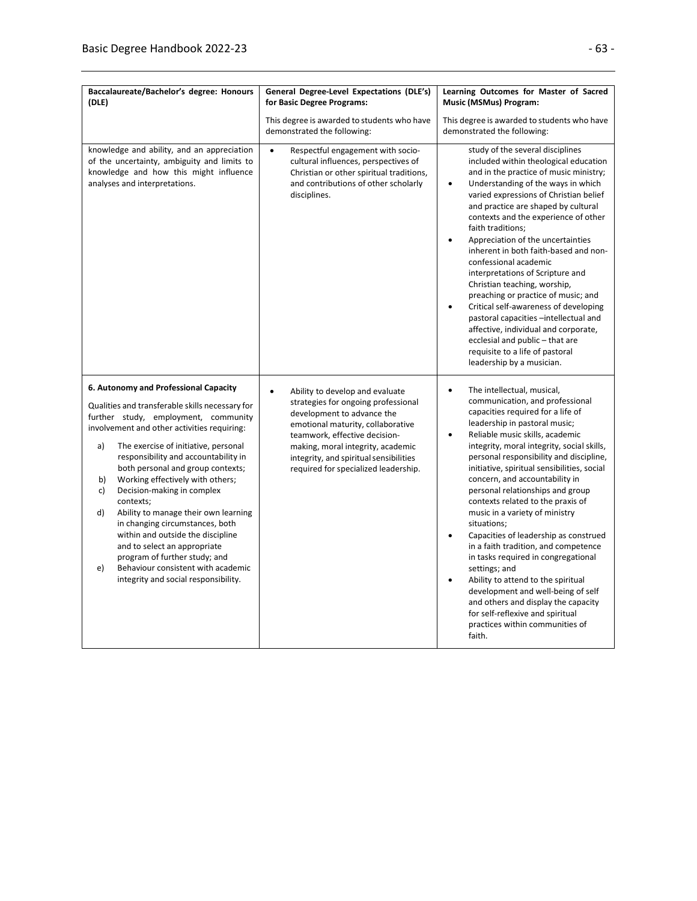| Baccalaureate/Bachelor's degree: Honours (DLE) | General Degree-Level Expectations (DLE's) for Basic Degree Programs: This degree is awarded to students who have demonstrated the following: | Learning Outcomes for Master of Sacred Music (MSMus) Program: This degree is awarded to students who have demonstrated the following: |
|---|---|---|
| knowledge and ability, and an appreciation of the uncertainty, ambiguity and limits to knowledge and how this might influence analyses and interpretations. | • Respectful engagement with socio-cultural influences, perspectives of Christian or other spiritual traditions, and contributions of other scholarly disciplines. | study of the several disciplines included within theological education and in the practice of music ministry;<br>• Understanding of the ways in which varied expressions of Christian belief and practice are shaped by cultural contexts and the experience of other faith traditions;<br>• Appreciation of the uncertainties inherent in both faith-based and non-confessional academic interpretations of Scripture and Christian teaching, worship, preaching or practice of music; and<br>• Critical self-awareness of developing pastoral capacities –intellectual and affective, individual and corporate, ecclesial and public – that are requisite to a life of pastoral leadership by a musician. |
| **6. Autonomy and Professional Capacity**<br>Qualities and transferable skills necessary for further study, employment, community involvement and other activities requiring:<br>a) The exercise of initiative, personal responsibility and accountability in both personal and group contexts;<br>b) Working effectively with others;<br>c) Decision-making in complex contexts;<br>d) Ability to manage their own learning in changing circumstances, both within and outside the discipline and to select an appropriate program of further study; and<br>e) Behaviour consistent with academic integrity and social responsibility. | • Ability to develop and evaluate strategies for ongoing professional development to advance the emotional maturity, collaborative teamwork, effective decision-making, moral integrity, academic integrity, and spiritual sensibilities required for specialized leadership. | • The intellectual, musical, communication, and professional capacities required for a life of leadership in pastoral music;<br>• Reliable music skills, academic integrity, moral integrity, social skills, personal responsibility and discipline, initiative, spiritual sensibilities, social concern, and accountability in personal relationships and group contexts related to the praxis of music in a variety of ministry situations;<br>• Capacities of leadership as construed in a faith tradition, and competence in tasks required in congregational settings; and<br>• Ability to attend to the spiritual development and well-being of self and others and display the capacity for self-reflexive and spiritual practices within communities of faith. |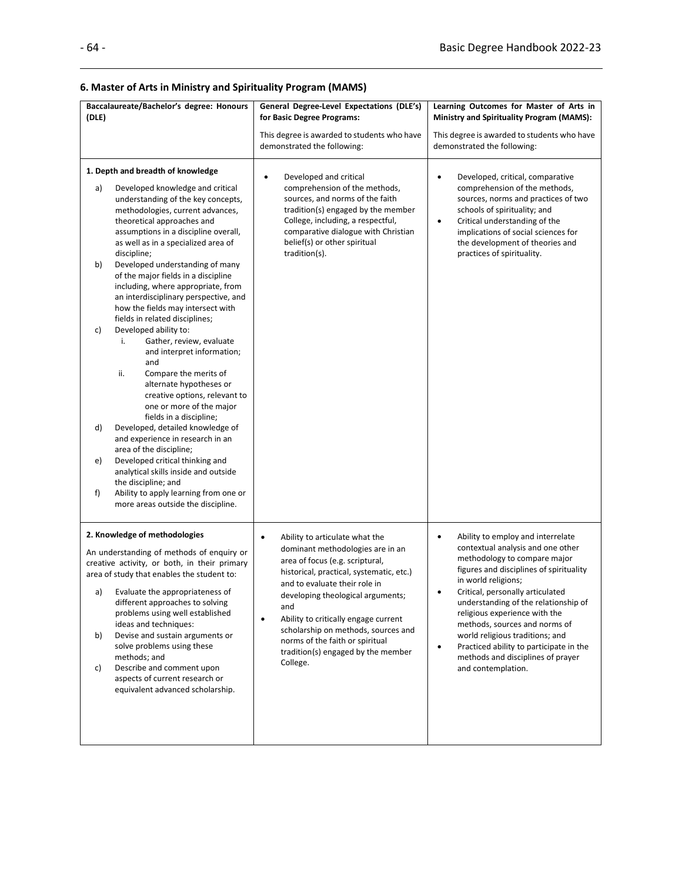## 6. Master of Arts in Ministry and Spirituality Program (MAMS)

| **Baccalaureate/Bachelor's degree: Honours (DLE)** | **General Degree-Level Expectations (DLE's) for Basic Degree Programs:**<br><br>This degree is awarded to students who have demonstrated the following: | **Learning Outcomes for Master of Arts in Ministry and Spirituality Program (MAMS):**<br><br>This degree is awarded to students who have demonstrated the following: |
|---|---|---|
| **1. Depth and breadth of knowledge**<br><br>a) Developed knowledge and critical understanding of the key concepts, methodologies, current advances, theoretical approaches and assumptions in a discipline overall, as well as in a specialized area of discipline;<br>b) Developed understanding of many of the major fields in a discipline including, where appropriate, from an interdisciplinary perspective, and how the fields may intersect with fields in related disciplines;<br>c) Developed ability to:<br>i. Gather, review, evaluate and interpret information; and<br>ii. Compare the merits of alternate hypotheses or creative options, relevant to one or more of the major fields in a discipline;<br>d) Developed, detailed knowledge of and experience in research in an area of the discipline;<br>e) Developed critical thinking and analytical skills inside and outside the discipline; and<br>f) Ability to apply learning from one or more areas outside the discipline. | • Developed and critical comprehension of the methods, sources, and norms of the faith tradition(s) engaged by the member College, including, a respectful, comparative dialogue with Christian belief(s) or other spiritual tradition(s). | • Developed, critical, comparative comprehension of the methods, sources, norms and practices of two schools of spirituality; and<br>• Critical understanding of the implications of social sciences for the development of theories and practices of spirituality. |
| **2. Knowledge of methodologies**<br><br>An understanding of methods of enquiry or creative activity, or both, in their primary area of study that enables the student to:<br><br>a) Evaluate the appropriateness of different approaches to solving problems using well established ideas and techniques:<br>b) Devise and sustain arguments or solve problems using these methods; and<br>c) Describe and comment upon aspects of current research or equivalent advanced scholarship. | • Ability to articulate what the dominant methodologies are in an area of focus (e.g. scriptural, historical, practical, systematic, etc.) and to evaluate their role in developing theological arguments; and<br>• Ability to critically engage current scholarship on methods, sources and norms of the faith or spiritual tradition(s) engaged by the member College. | • Ability to employ and interrelate contextual analysis and one other methodology to compare major figures and disciplines of spirituality in world religions;<br>• Critical, personally articulated understanding of the relationship of religious experience with the methods, sources and norms of world religious traditions; and<br>• Practiced ability to participate in the methods and disciplines of prayer and contemplation. |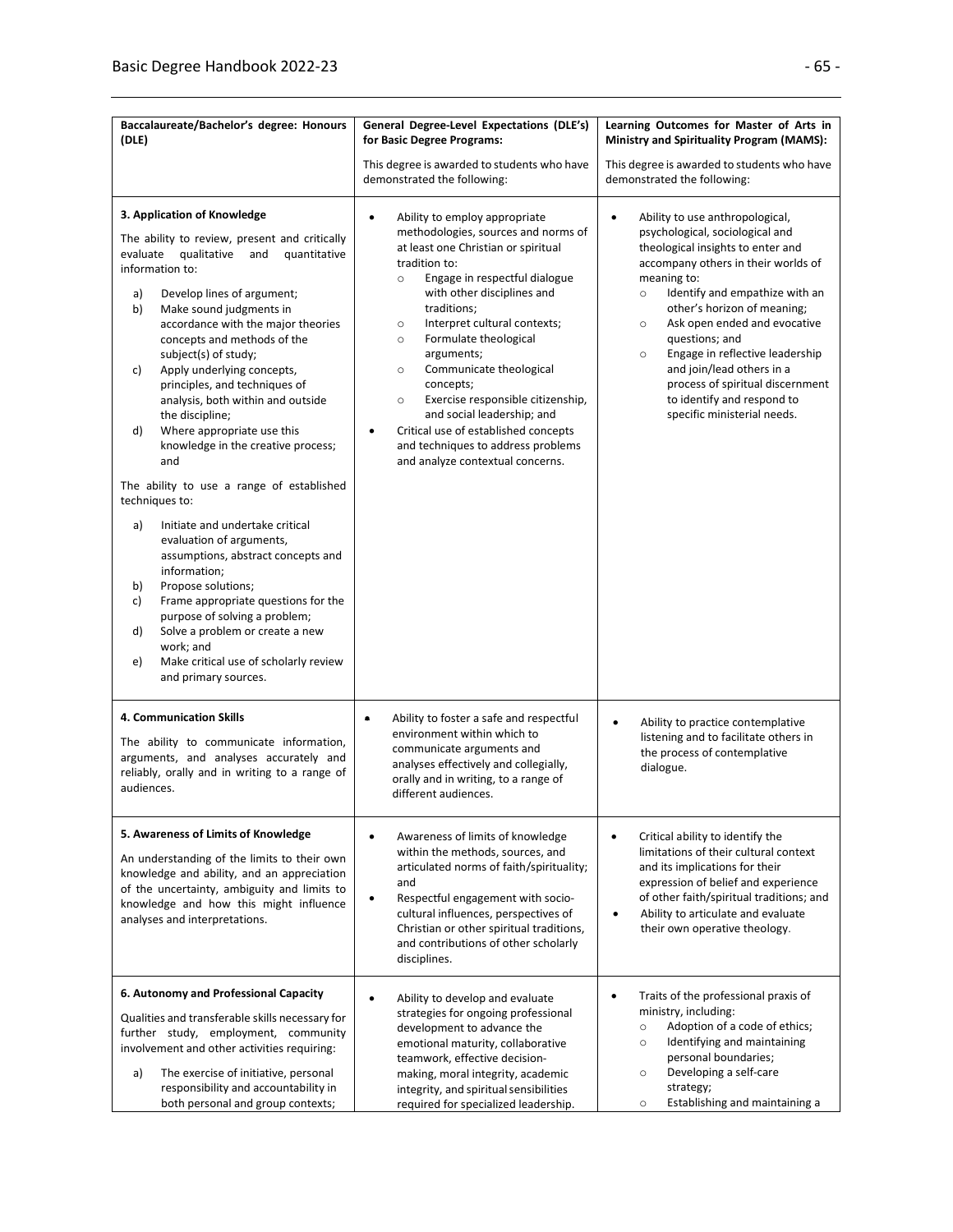| Baccalaureate/Bachelor's degree: Honours (DLE) | General Degree-Level Expectations (DLE's) for Basic Degree Programs:<br><br>This degree is awarded to students who have demonstrated the following: | Learning Outcomes for Master of Arts in Ministry and Spirituality Program (MAMS):<br><br>This degree is awarded to students who have demonstrated the following: |
|---|---|---|
| **3. Application of Knowledge**<br><br>The ability to review, present and critically evaluate qualitative and quantitative information to:<br><br>a) Develop lines of argument;<br>b) Make sound judgments in accordance with the major theories concepts and methods of the subject(s) of study;<br>c) Apply underlying concepts, principles, and techniques of analysis, both within and outside the discipline;<br>d) Where appropriate use this knowledge in the creative process; and<br><br>The ability to use a range of established techniques to:<br><br>a) Initiate and undertake critical evaluation of arguments, assumptions, abstract concepts and information;<br>b) Propose solutions;<br>c) Frame appropriate questions for the purpose of solving a problem;<br>d) Solve a problem or create a new work; and<br>e) Make critical use of scholarly review and primary sources. | • Ability to employ appropriate methodologies, sources and norms of at least one Christian or spiritual tradition to:<br>  ○ Engage in respectful dialogue with other disciplines and traditions;<br>  ○ Interpret cultural contexts;<br>  ○ Formulate theological arguments;<br>  ○ Communicate theological concepts;<br>  ○ Exercise responsible citizenship, and social leadership; and<br>• Critical use of established concepts and techniques to address problems and analyze contextual concerns. | • Ability to use anthropological, psychological, sociological and theological insights to enter and accompany others in their worlds of meaning to:<br>  ○ Identify and empathize with an other's horizon of meaning;<br>  ○ Ask open ended and evocative questions; and<br>  ○ Engage in reflective leadership and join/lead others in a process of spiritual discernment to identify and respond to specific ministerial needs. |
| **4. Communication Skills**<br><br>The ability to communicate information, arguments, and analyses accurately and reliably, orally and in writing to a range of audiences. | • Ability to foster a safe and respectful environment within which to communicate arguments and analyses effectively and collegially, orally and in writing, to a range of different audiences. | • Ability to practice contemplative listening and to facilitate others in the process of contemplative dialogue. |
| **5. Awareness of Limits of Knowledge**<br><br>An understanding of the limits to their own knowledge and ability, and an appreciation of the uncertainty, ambiguity and limits to knowledge and how this might influence analyses and interpretations. | • Awareness of limits of knowledge within the methods, sources, and articulated norms of faith/spirituality; and<br>• Respectful engagement with socio-cultural influences, perspectives of Christian or other spiritual traditions, and contributions of other scholarly disciplines. | • Critical ability to identify the limitations of their cultural context and its implications for their expression of belief and experience of other faith/spiritual traditions; and<br>• Ability to articulate and evaluate their own operative theology. |
| **6. Autonomy and Professional Capacity**<br><br>Qualities and transferable skills necessary for further study, employment, community involvement and other activities requiring:<br><br>a) The exercise of initiative, personal responsibility and accountability in both personal and group contexts; | • Ability to develop and evaluate strategies for ongoing professional development to advance the emotional maturity, collaborative teamwork, effective decision-making, moral integrity, academic integrity, and spiritual sensibilities required for specialized leadership. | • Traits of the professional praxis of ministry, including:<br>  ○ Adoption of a code of ethics;<br>  ○ Identifying and maintaining personal boundaries;<br>  ○ Developing a self-care strategy;<br>  ○ Establishing and maintaining a |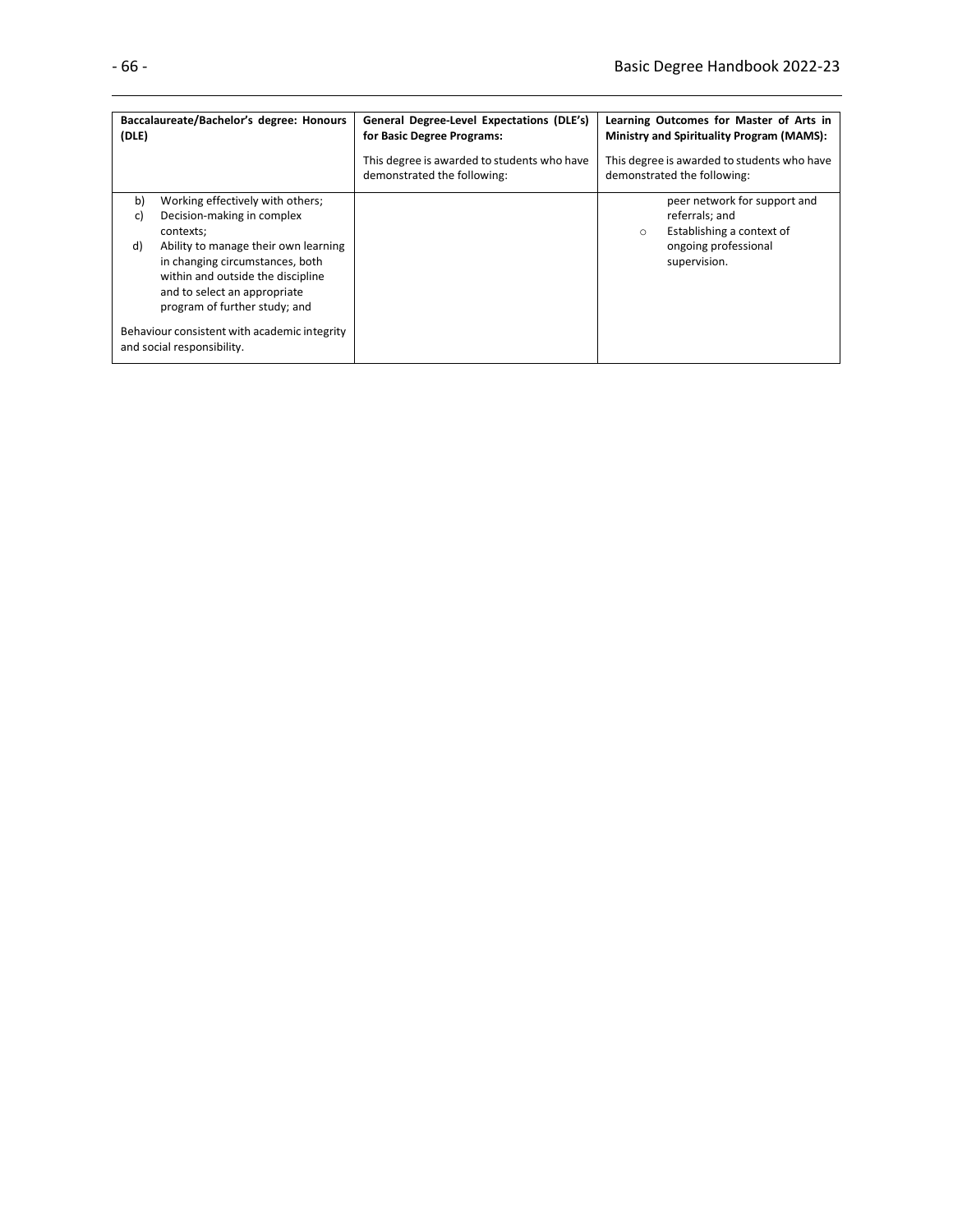| Baccalaureate/Bachelor's degree: Honours (DLE) | General Degree-Level Expectations (DLE's) for Basic Degree Programs:<br><br>This degree is awarded to students who have demonstrated the following: | Learning Outcomes for Master of Arts in Ministry and Spirituality Program (MAMS):<br><br>This degree is awarded to students who have demonstrated the following: |
|---|---|---|
| b) Working effectively with others;<br>c) Decision-making in complex contexts;<br>d) Ability to manage their own learning in changing circumstances, both within and outside the discipline and to select an appropriate program of further study; and<br><br>Behaviour consistent with academic integrity and social responsibility. | | peer network for support and referrals; and<br>○ Establishing a context of ongoing professional supervision. |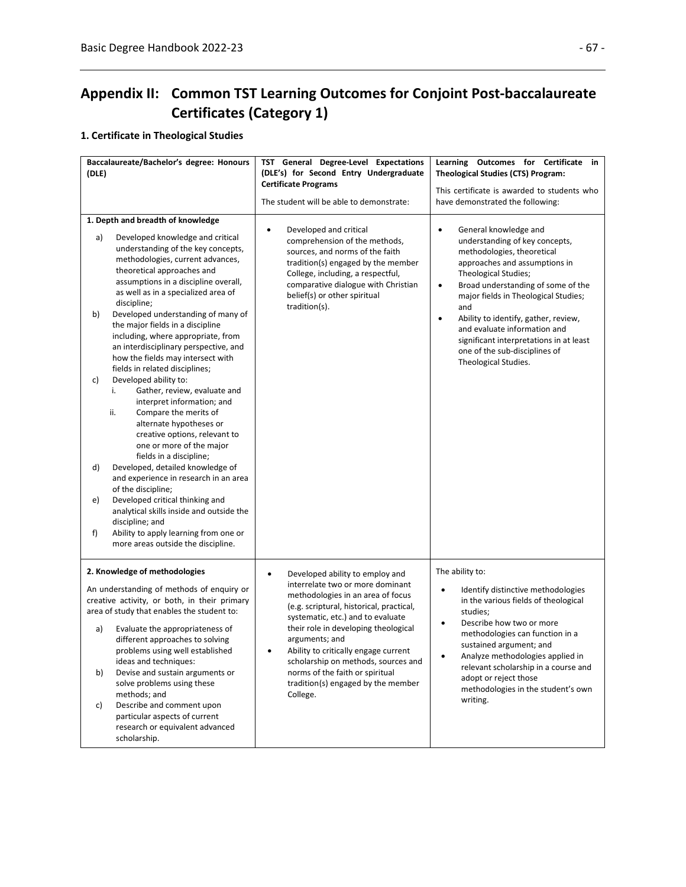# Appendix II: Common TST Learning Outcomes for Conjoint Post-baccalaureate Certificates (Category 1)

## 1. Certificate in Theological Studies

| Baccalaureate/Bachelor's degree: Honours (DLE) | TST General Degree-Level Expectations (DLE's) for Second Entry Undergraduate Certificate Programs<br><br>The student will be able to demonstrate: | Learning Outcomes for Certificate in Theological Studies (CTS) Program:<br><br>This certificate is awarded to students who have demonstrated the following: |
|---|---|---|
| **1. Depth and breadth of knowledge**<br><br>a) Developed knowledge and critical understanding of the key concepts, methodologies, current advances, theoretical approaches and assumptions in a discipline overall, as well as in a specialized area of discipline;<br>b) Developed understanding of many of the major fields in a discipline including, where appropriate, from an interdisciplinary perspective, and how the fields may intersect with fields in related disciplines;<br>c) Developed ability to:<br>i. Gather, review, evaluate and interpret information; and<br>ii. Compare the merits of alternate hypotheses or creative options, relevant to one or more of the major fields in a discipline;<br>d) Developed, detailed knowledge of and experience in research in an area of the discipline;<br>e) Developed critical thinking and analytical skills inside and outside the discipline; and<br>f) Ability to apply learning from one or more areas outside the discipline. | • Developed and critical comprehension of the methods, sources, and norms of the faith tradition(s) engaged by the member College, including, a respectful, comparative dialogue with Christian belief(s) or other spiritual tradition(s). | • General knowledge and understanding of key concepts, methodologies, theoretical approaches and assumptions in Theological Studies;<br>• Broad understanding of some of the major fields in Theological Studies; and<br>• Ability to identify, gather, review, and evaluate information and significant interpretations in at least one of the sub-disciplines of Theological Studies. |
| **2. Knowledge of methodologies**<br><br>An understanding of methods of enquiry or creative activity, or both, in their primary area of study that enables the student to:<br><br>a) Evaluate the appropriateness of different approaches to solving problems using well established ideas and techniques:<br>b) Devise and sustain arguments or solve problems using these methods; and<br>c) Describe and comment upon particular aspects of current research or equivalent advanced scholarship. | • Developed ability to employ and interrelate two or more dominant methodologies in an area of focus (e.g. scriptural, historical, practical, systematic, etc.) and to evaluate their role in developing theological arguments; and<br>• Ability to critically engage current scholarship on methods, sources and norms of the faith or spiritual tradition(s) engaged by the member College. | The ability to:<br><br>• Identify distinctive methodologies in the various fields of theological studies;<br>• Describe how two or more methodologies can function in a sustained argument; and<br>• Analyze methodologies applied in relevant scholarship in a course and adopt or reject those methodologies in the student's own writing. |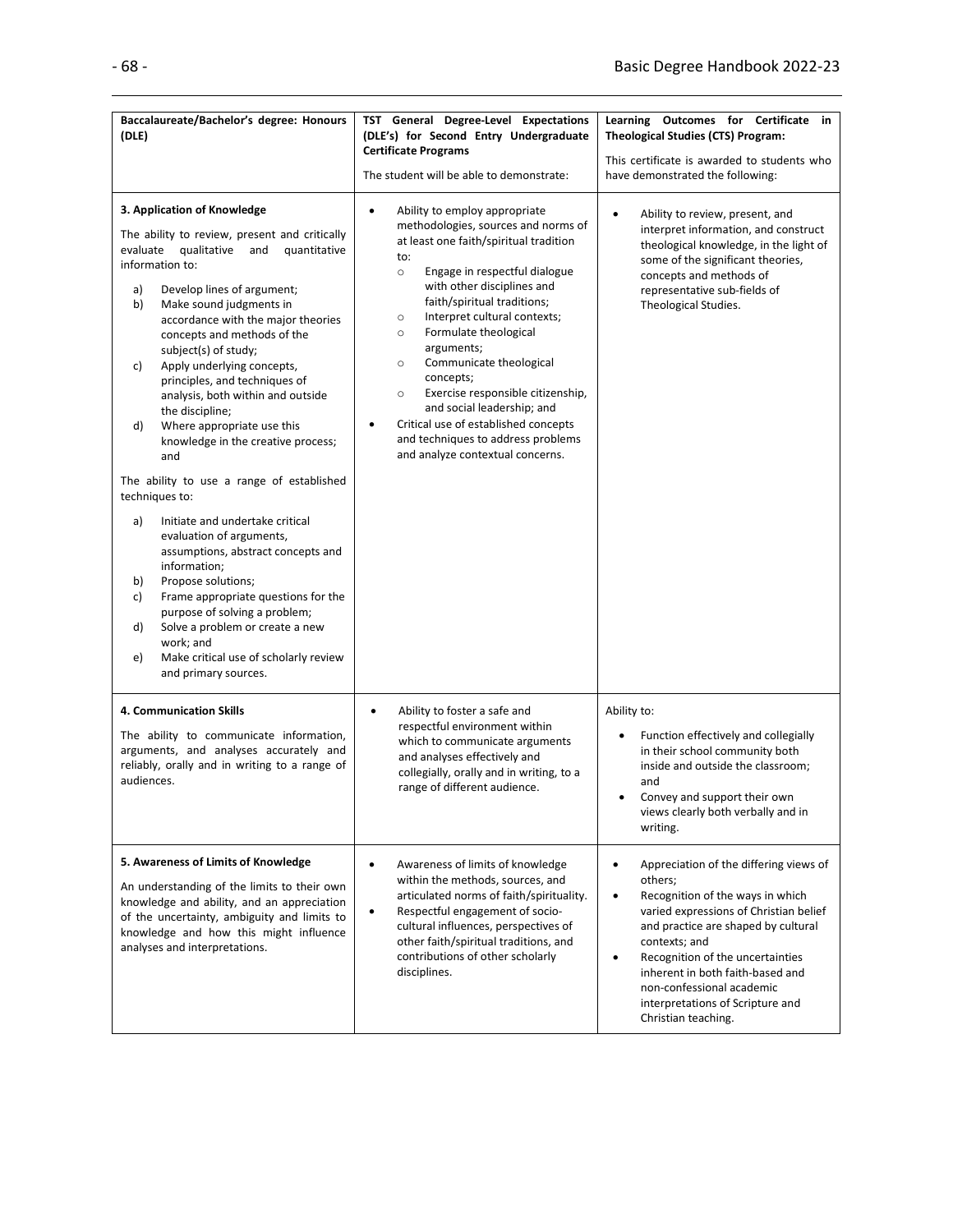| Baccalaureate/Bachelor's degree: Honours (DLE) | TST General Degree-Level Expectations (DLE's) for Second Entry Undergraduate Certificate Programs<br><br>The student will be able to demonstrate: | Learning Outcomes for Certificate in Theological Studies (CTS) Program:<br><br>This certificate is awarded to students who have demonstrated the following: |
|---|---|---|
| **3. Application of Knowledge**<br><br>The ability to review, present and critically evaluate qualitative and quantitative information to:<br><br>a) Develop lines of argument;<br>b) Make sound judgments in accordance with the major theories concepts and methods of the subject(s) of study;<br>c) Apply underlying concepts, principles, and techniques of analysis, both within and outside the discipline;<br>d) Where appropriate use this knowledge in the creative process; and<br><br>The ability to use a range of established techniques to:<br><br>a) Initiate and undertake critical evaluation of arguments, assumptions, abstract concepts and information;<br>b) Propose solutions;<br>c) Frame appropriate questions for the purpose of solving a problem;<br>d) Solve a problem or create a new work; and<br>e) Make critical use of scholarly review and primary sources. | • Ability to employ appropriate methodologies, sources and norms of at least one faith/spiritual tradition to:<br>  ○ Engage in respectful dialogue with other disciplines and faith/spiritual traditions;<br>  ○ Interpret cultural contexts;<br>  ○ Formulate theological arguments;<br>  ○ Communicate theological concepts;<br>  ○ Exercise responsible citizenship, and social leadership; and<br>• Critical use of established concepts and techniques to address problems and analyze contextual concerns. | • Ability to review, present, and interpret information, and construct theological knowledge, in the light of some of the significant theories, concepts and methods of representative sub-fields of Theological Studies. |
| **4. Communication Skills**<br><br>The ability to communicate information, arguments, and analyses accurately and reliably, orally and in writing to a range of audiences. | • Ability to foster a safe and respectful environment within which to communicate arguments and analyses effectively and collegially, orally and in writing, to a range of different audience. | Ability to:<br><br>• Function effectively and collegially in their school community both inside and outside the classroom; and<br>• Convey and support their own views clearly both verbally and in writing. |
| **5. Awareness of Limits of Knowledge**<br><br>An understanding of the limits to their own knowledge and ability, and an appreciation of the uncertainty, ambiguity and limits to knowledge and how this might influence analyses and interpretations. | • Awareness of limits of knowledge within the methods, sources, and articulated norms of faith/spirituality.<br>• Respectful engagement of socio-cultural influences, perspectives of other faith/spiritual traditions, and contributions of other scholarly disciplines. | • Appreciation of the differing views of others;<br>• Recognition of the ways in which varied expressions of Christian belief and practice are shaped by cultural contexts; and<br>• Recognition of the uncertainties inherent in both faith-based and non-confessional academic interpretations of Scripture and Christian teaching. |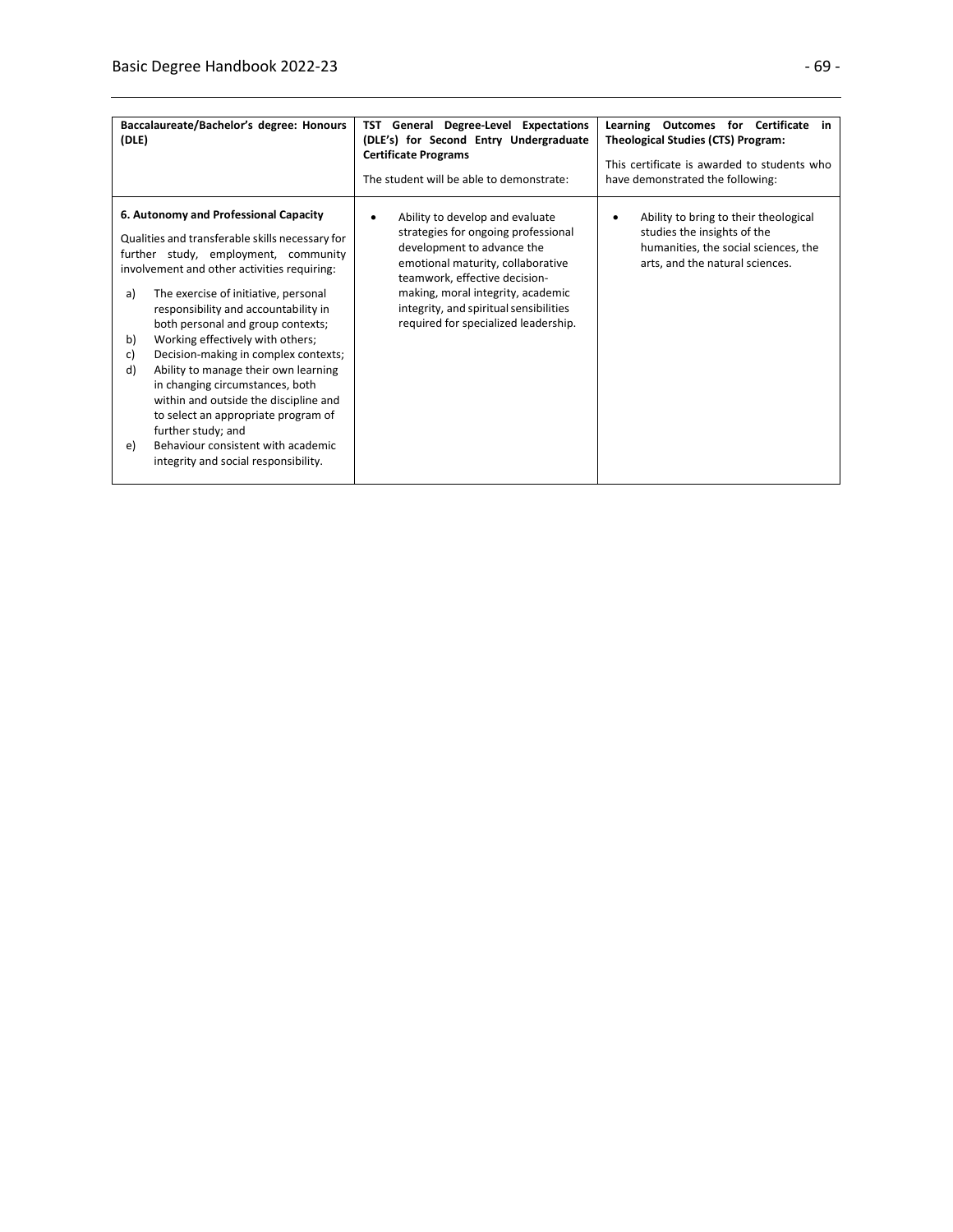| Baccalaureate/Bachelor's degree: Honours (DLE) | TST General Degree-Level Expectations (DLE's) for Second Entry Undergraduate Certificate Programs<br><br>The student will be able to demonstrate: | Learning Outcomes for Certificate in Theological Studies (CTS) Program:<br><br>This certificate is awarded to students who have demonstrated the following: |
|---|---|---|
| **6. Autonomy and Professional Capacity**<br><br>Qualities and transferable skills necessary for further study, employment, community involvement and other activities requiring:<br><br>a) The exercise of initiative, personal responsibility and accountability in both personal and group contexts;<br>b) Working effectively with others;<br>c) Decision-making in complex contexts;<br>d) Ability to manage their own learning in changing circumstances, both within and outside the discipline and to select an appropriate program of further study; and<br>e) Behaviour consistent with academic integrity and social responsibility. | • Ability to develop and evaluate strategies for ongoing professional development to advance the emotional maturity, collaborative teamwork, effective decision-making, moral integrity, academic integrity, and spiritual sensibilities required for specialized leadership. | • Ability to bring to their theological studies the insights of the humanities, the social sciences, the arts, and the natural sciences. |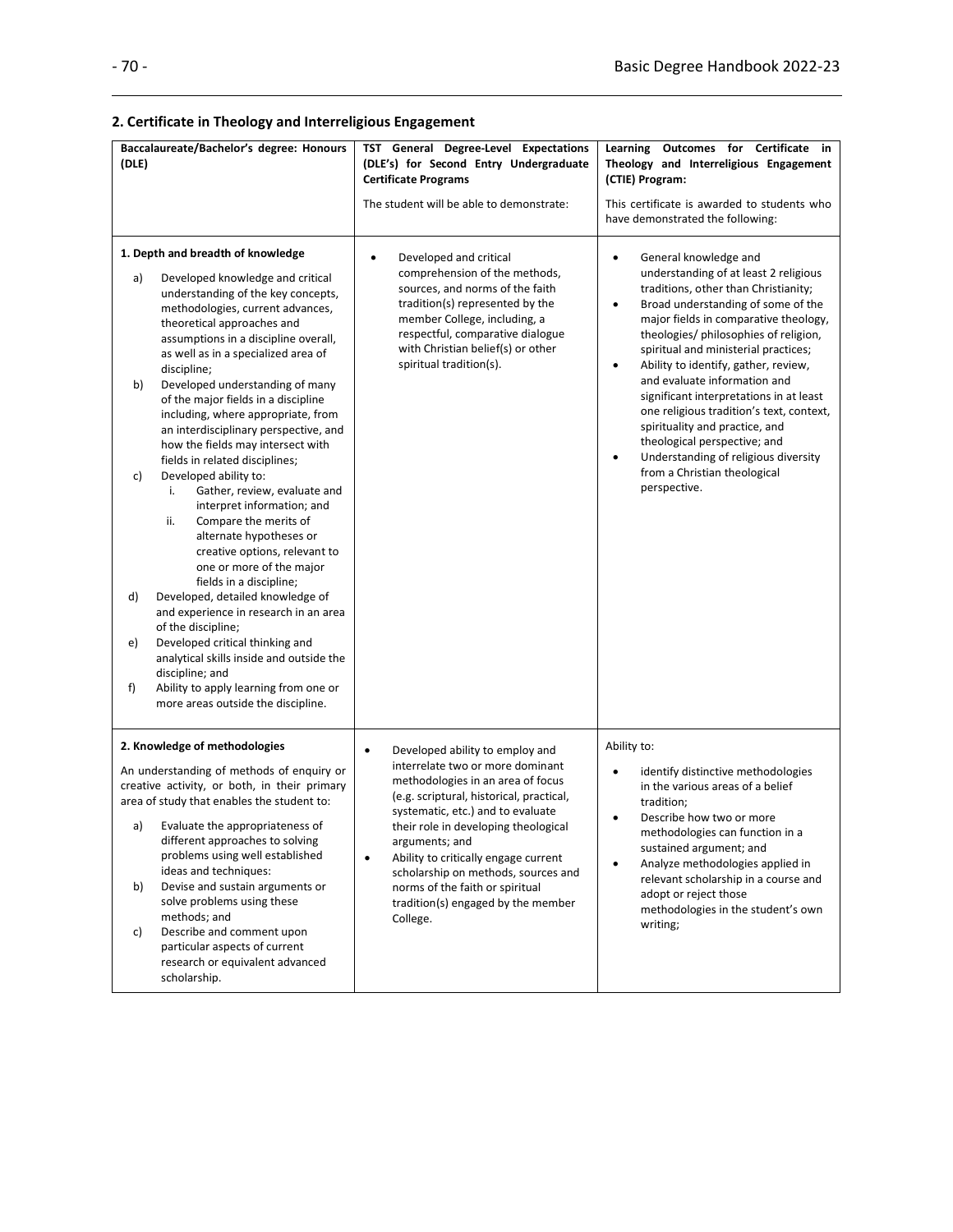## 2. Certificate in Theology and Interreligious Engagement

| **Baccalaureate/Bachelor's degree: Honours (DLE)** | **TST General Degree-Level Expectations (DLE's) for Second Entry Undergraduate Certificate Programs**<br><br>The student will be able to demonstrate: | **Learning Outcomes for Certificate in Theology and Interreligious Engagement (CTIE) Program:**<br><br>This certificate is awarded to students who have demonstrated the following: |
|---|---|---|
| **1. Depth and breadth of knowledge**<br><br>a) Developed knowledge and critical understanding of the key concepts, methodologies, current advances, theoretical approaches and assumptions in a discipline overall, as well as in a specialized area of discipline;<br>b) Developed understanding of many of the major fields in a discipline including, where appropriate, from an interdisciplinary perspective, and how the fields may intersect with fields in related disciplines;<br>c) Developed ability to:<br>i. Gather, review, evaluate and interpret information; and<br>ii. Compare the merits of alternate hypotheses or creative options, relevant to one or more of the major fields in a discipline;<br>d) Developed, detailed knowledge of and experience in research in an area of the discipline;<br>e) Developed critical thinking and analytical skills inside and outside the discipline; and<br>f) Ability to apply learning from one or more areas outside the discipline. | • Developed and critical comprehension of the methods, sources, and norms of the faith tradition(s) represented by the member College, including, a respectful, comparative dialogue with Christian belief(s) or other spiritual tradition(s). | • General knowledge and understanding of at least 2 religious traditions, other than Christianity;<br>• Broad understanding of some of the major fields in comparative theology, theologies/ philosophies of religion, spiritual and ministerial practices;<br>• Ability to identify, gather, review, and evaluate information and significant interpretations in at least one religious tradition's text, context, spirituality and practice, and theological perspective; and<br>• Understanding of religious diversity from a Christian theological perspective. |
| **2. Knowledge of methodologies**<br><br>An understanding of methods of enquiry or creative activity, or both, in their primary area of study that enables the student to:<br><br>a) Evaluate the appropriateness of different approaches to solving problems using well established ideas and techniques:<br>b) Devise and sustain arguments or solve problems using these methods; and<br>c) Describe and comment upon particular aspects of current research or equivalent advanced scholarship. | • Developed ability to employ and interrelate two or more dominant methodologies in an area of focus (e.g. scriptural, historical, practical, systematic, etc.) and to evaluate their role in developing theological arguments; and<br>• Ability to critically engage current scholarship on methods, sources and norms of the faith or spiritual tradition(s) engaged by the member College. | Ability to:<br><br>• identify distinctive methodologies in the various areas of a belief tradition;<br>• Describe how two or more methodologies can function in a sustained argument; and<br>• Analyze methodologies applied in relevant scholarship in a course and adopt or reject those methodologies in the student's own writing; |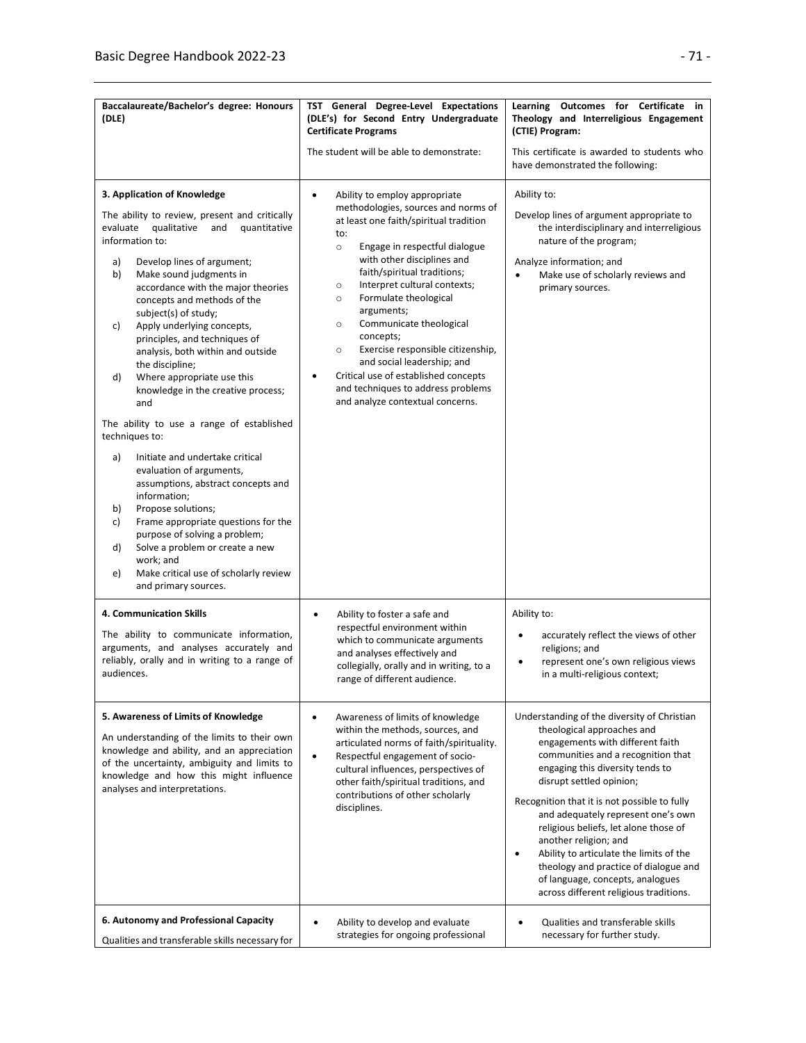| Baccalaureate/Bachelor's degree: Honours (DLE) | TST General Degree-Level Expectations (DLE's) for Second Entry Undergraduate Certificate Programs<br><br>The student will be able to demonstrate: | Learning Outcomes for Certificate in Theology and Interreligious Engagement (CTIE) Program:<br><br>This certificate is awarded to students who have demonstrated the following: |
|---|---|---|
| **3. Application of Knowledge**<br><br>The ability to review, present and critically evaluate qualitative and quantitative information to:<br>a) Develop lines of argument;<br>b) Make sound judgments in accordance with the major theories concepts and methods of the subject(s) of study;<br>c) Apply underlying concepts, principles, and techniques of analysis, both within and outside the discipline;<br>d) Where appropriate use this knowledge in the creative process; and<br><br>The ability to use a range of established techniques to:<br>a) Initiate and undertake critical evaluation of arguments, assumptions, abstract concepts and information;<br>b) Propose solutions;<br>c) Frame appropriate questions for the purpose of solving a problem;<br>d) Solve a problem or create a new work; and<br>e) Make critical use of scholarly review and primary sources. | • Ability to employ appropriate methodologies, sources and norms of at least one faith/spiritual tradition to:<br>○ Engage in respectful dialogue with other disciplines and faith/spiritual traditions;<br>○ Interpret cultural contexts;<br>○ Formulate theological arguments;<br>○ Communicate theological concepts;<br>○ Exercise responsible citizenship, and social leadership; and<br>• Critical use of established concepts and techniques to address problems and analyze contextual concerns. | Ability to:<br><br>Develop lines of argument appropriate to the interdisciplinary and interreligious nature of the program;<br><br>Analyze information; and<br>• Make use of scholarly reviews and primary sources. |
| **4. Communication Skills**<br><br>The ability to communicate information, arguments, and analyses accurately and reliably, orally and in writing to a range of audiences. | • Ability to foster a safe and respectful environment within which to communicate arguments and analyses effectively and collegially, orally and in writing, to a range of different audience. | Ability to:<br>• accurately reflect the views of other religions; and<br>• represent one's own religious views in a multi-religious context; |
| **5. Awareness of Limits of Knowledge**<br><br>An understanding of the limits to their own knowledge and ability, and an appreciation of the uncertainty, ambiguity and limits to knowledge and how this might influence analyses and interpretations. | • Awareness of limits of knowledge within the methods, sources, and articulated norms of faith/spirituality.<br>• Respectful engagement of socio-cultural influences, perspectives of other faith/spiritual traditions, and contributions of other scholarly disciplines. | Understanding of the diversity of Christian theological approaches and engagements with different faith communities and a recognition that engaging this diversity tends to disrupt settled opinion;<br><br>Recognition that it is not possible to fully and adequately represent one's own religious beliefs, let alone those of another religion; and<br>• Ability to articulate the limits of the theology and practice of dialogue and of language, concepts, analogues across different religious traditions. |
| **6. Autonomy and Professional Capacity**<br><br>Qualities and transferable skills necessary for | • Ability to develop and evaluate strategies for ongoing professional | • Qualities and transferable skills necessary for further study. |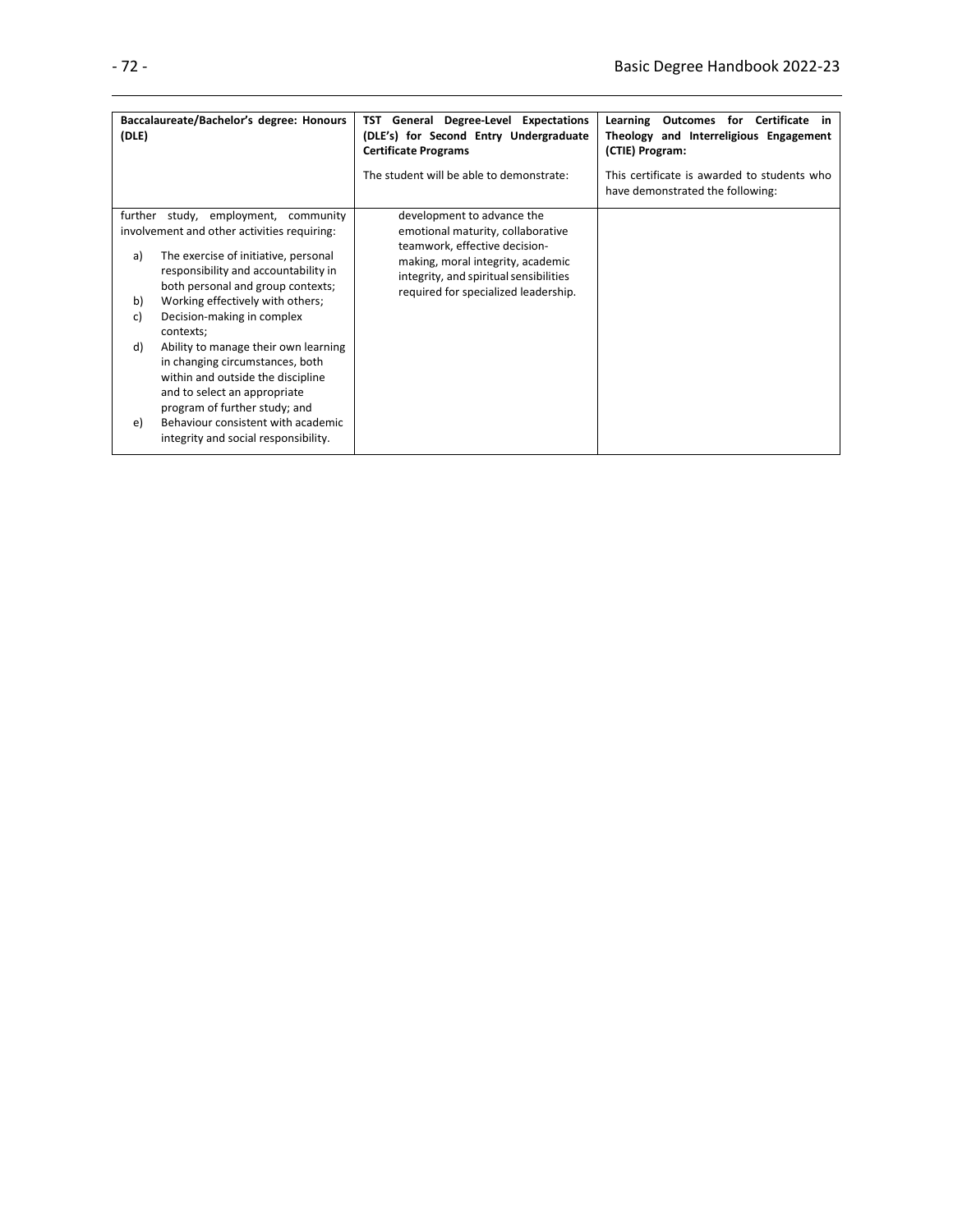| Baccalaureate/Bachelor's degree: Honours (DLE) | TST General Degree-Level Expectations (DLE's) for Second Entry Undergraduate Certificate Programs<br><br>The student will be able to demonstrate: | Learning Outcomes for Certificate in Theology and Interreligious Engagement (CTIE) Program:<br><br>This certificate is awarded to students who have demonstrated the following: |
|---|---|---|
| further study, employment, community involvement and other activities requiring:<br><br>a) The exercise of initiative, personal responsibility and accountability in both personal and group contexts;<br>b) Working effectively with others;<br>c) Decision-making in complex contexts;<br>d) Ability to manage their own learning in changing circumstances, both within and outside the discipline and to select an appropriate program of further study; and<br>e) Behaviour consistent with academic integrity and social responsibility. | development to advance the emotional maturity, collaborative teamwork, effective decision-making, moral integrity, academic integrity, and spiritual sensibilities required for specialized leadership. | |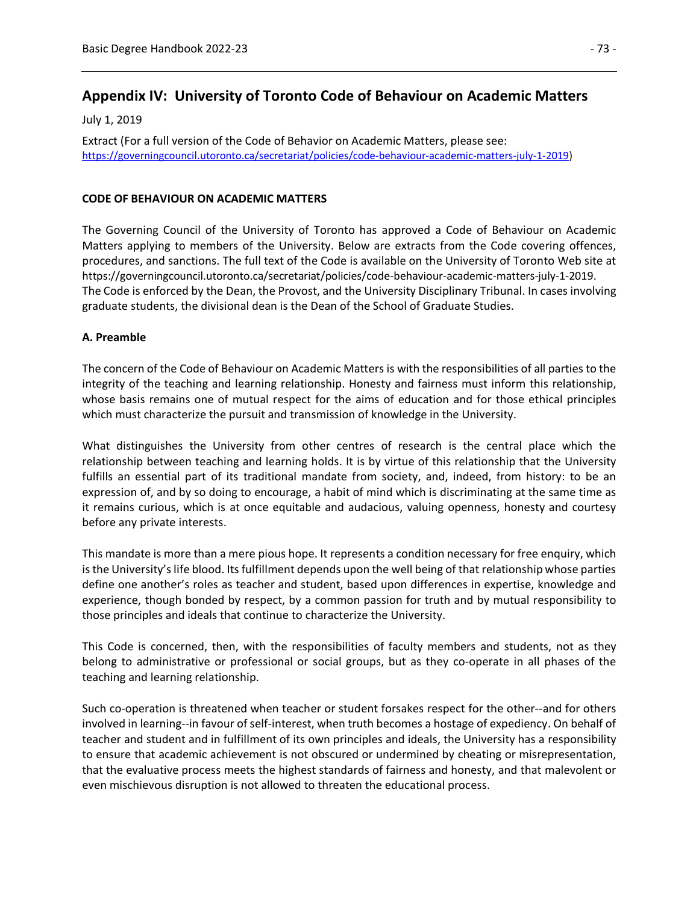## Appendix IV: University of Toronto Code of Behaviour on Academic Matters

July 1, 2019

Extract (For a full version of the Code of Behavior on Academic Matters, please see: https://governingcouncil.utoronto.ca/secretariat/policies/code-behaviour-academic-matters-july-1-2019)

**CODE OF BEHAVIOUR ON ACADEMIC MATTERS**

The Governing Council of the University of Toronto has approved a Code of Behaviour on Academic Matters applying to members of the University. Below are extracts from the Code covering offences, procedures, and sanctions. The full text of the Code is available on the University of Toronto Web site at https://governingcouncil.utoronto.ca/secretariat/policies/code-behaviour-academic-matters-july-1-2019. The Code is enforced by the Dean, the Provost, and the University Disciplinary Tribunal. In cases involving graduate students, the divisional dean is the Dean of the School of Graduate Studies.

**A. Preamble**

The concern of the Code of Behaviour on Academic Matters is with the responsibilities of all parties to the integrity of the teaching and learning relationship. Honesty and fairness must inform this relationship, whose basis remains one of mutual respect for the aims of education and for those ethical principles which must characterize the pursuit and transmission of knowledge in the University.

What distinguishes the University from other centres of research is the central place which the relationship between teaching and learning holds. It is by virtue of this relationship that the University fulfills an essential part of its traditional mandate from society, and, indeed, from history: to be an expression of, and by so doing to encourage, a habit of mind which is discriminating at the same time as it remains curious, which is at once equitable and audacious, valuing openness, honesty and courtesy before any private interests.

This mandate is more than a mere pious hope. It represents a condition necessary for free enquiry, which is the University's life blood. Its fulfillment depends upon the well being of that relationship whose parties define one another's roles as teacher and student, based upon differences in expertise, knowledge and experience, though bonded by respect, by a common passion for truth and by mutual responsibility to those principles and ideals that continue to characterize the University.

This Code is concerned, then, with the responsibilities of faculty members and students, not as they belong to administrative or professional or social groups, but as they co-operate in all phases of the teaching and learning relationship.

Such co-operation is threatened when teacher or student forsakes respect for the other--and for others involved in learning--in favour of self-interest, when truth becomes a hostage of expediency. On behalf of teacher and student and in fulfillment of its own principles and ideals, the University has a responsibility to ensure that academic achievement is not obscured or undermined by cheating or misrepresentation, that the evaluative process meets the highest standards of fairness and honesty, and that malevolent or even mischievous disruption is not allowed to threaten the educational process.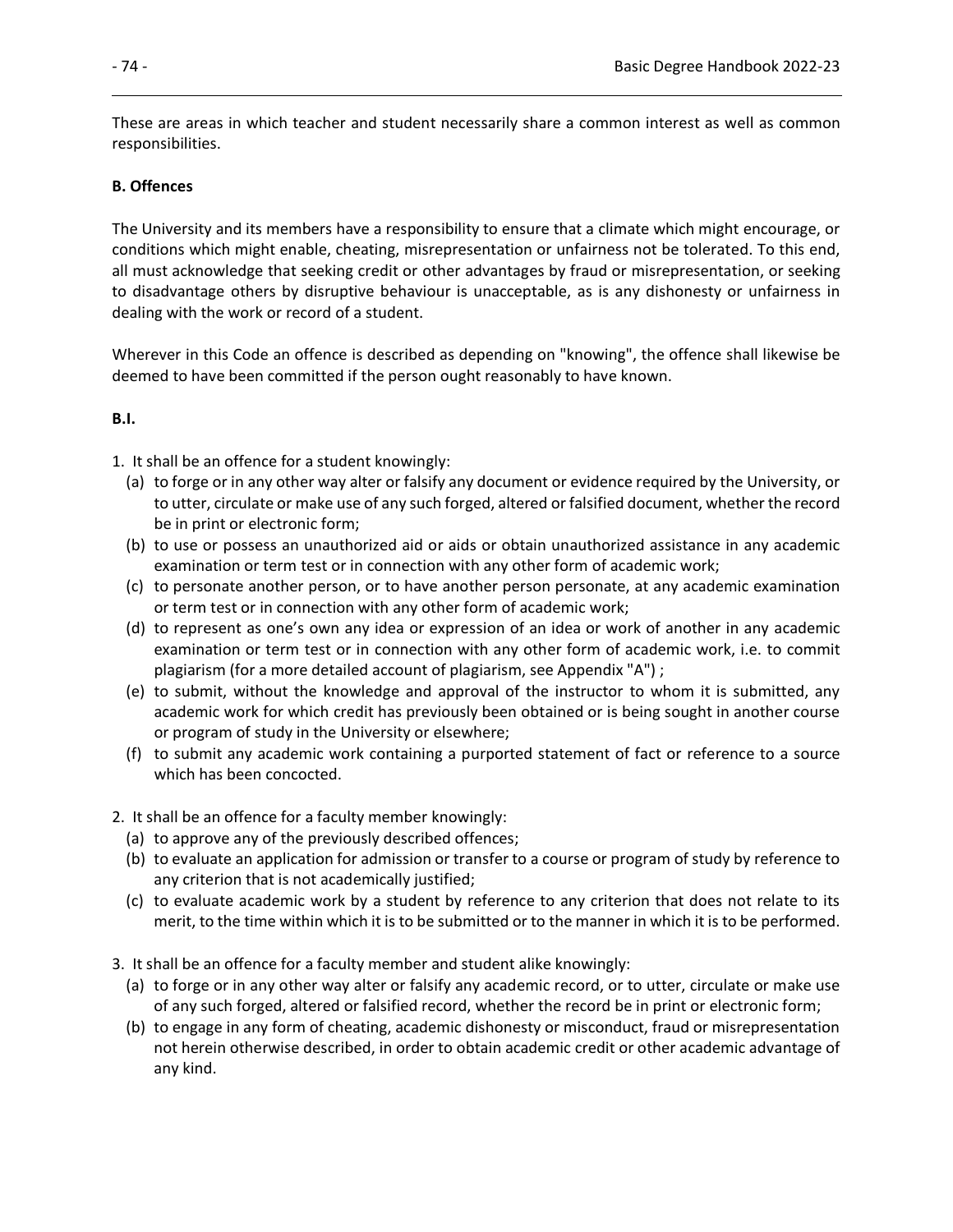These are areas in which teacher and student necessarily share a common interest as well as common responsibilities.

**B. Offences**

The University and its members have a responsibility to ensure that a climate which might encourage, or conditions which might enable, cheating, misrepresentation or unfairness not be tolerated. To this end, all must acknowledge that seeking credit or other advantages by fraud or misrepresentation, or seeking to disadvantage others by disruptive behaviour is unacceptable, as is any dishonesty or unfairness in dealing with the work or record of a student.

Wherever in this Code an offence is described as depending on "knowing", the offence shall likewise be deemed to have been committed if the person ought reasonably to have known.

**B.I.**

1. It shall be an offence for a student knowingly:
   (a) to forge or in any other way alter or falsify any document or evidence required by the University, or to utter, circulate or make use of any such forged, altered or falsified document, whether the record be in print or electronic form;
   (b) to use or possess an unauthorized aid or aids or obtain unauthorized assistance in any academic examination or term test or in connection with any other form of academic work;
   (c) to personate another person, or to have another person personate, at any academic examination or term test or in connection with any other form of academic work;
   (d) to represent as one's own any idea or expression of an idea or work of another in any academic examination or term test or in connection with any other form of academic work, i.e. to commit plagiarism (for a more detailed account of plagiarism, see Appendix "A") ;
   (e) to submit, without the knowledge and approval of the instructor to whom it is submitted, any academic work for which credit has previously been obtained or is being sought in another course or program of study in the University or elsewhere;
   (f) to submit any academic work containing a purported statement of fact or reference to a source which has been concocted.

2. It shall be an offence for a faculty member knowingly:
   (a) to approve any of the previously described offences;
   (b) to evaluate an application for admission or transfer to a course or program of study by reference to any criterion that is not academically justified;
   (c) to evaluate academic work by a student by reference to any criterion that does not relate to its merit, to the time within which it is to be submitted or to the manner in which it is to be performed.

3. It shall be an offence for a faculty member and student alike knowingly:
   (a) to forge or in any other way alter or falsify any academic record, or to utter, circulate or make use of any such forged, altered or falsified record, whether the record be in print or electronic form;
   (b) to engage in any form of cheating, academic dishonesty or misconduct, fraud or misrepresentation not herein otherwise described, in order to obtain academic credit or other academic advantage of any kind.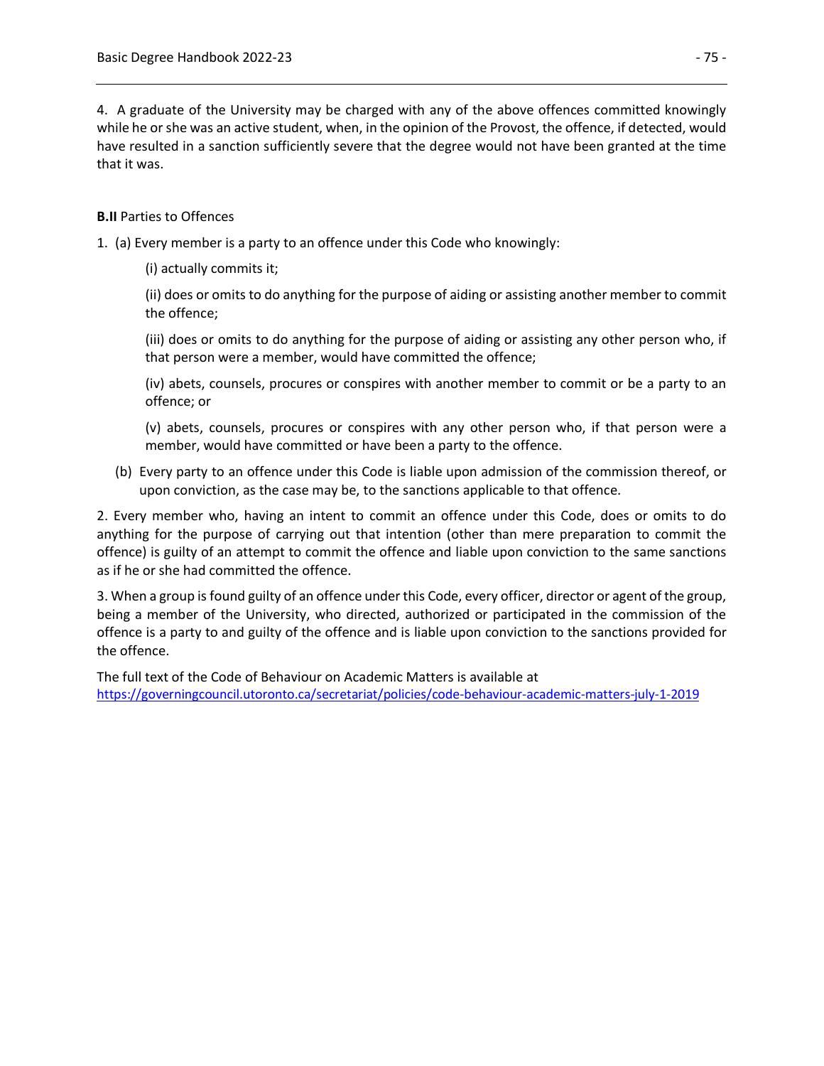4. A graduate of the University may be charged with any of the above offences committed knowingly while he or she was an active student, when, in the opinion of the Provost, the offence, if detected, would have resulted in a sanction sufficiently severe that the degree would not have been granted at the time that it was.

**B.II** Parties to Offences

1. (a) Every member is a party to an offence under this Code who knowingly:

   (i) actually commits it;

   (ii) does or omits to do anything for the purpose of aiding or assisting another member to commit the offence;

   (iii) does or omits to do anything for the purpose of aiding or assisting any other person who, if that person were a member, would have committed the offence;

   (iv) abets, counsels, procures or conspires with another member to commit or be a party to an offence; or

   (v) abets, counsels, procures or conspires with any other person who, if that person were a member, would have committed or have been a party to the offence.

   (b) Every party to an offence under this Code is liable upon admission of the commission thereof, or upon conviction, as the case may be, to the sanctions applicable to that offence.

2. Every member who, having an intent to commit an offence under this Code, does or omits to do anything for the purpose of carrying out that intention (other than mere preparation to commit the offence) is guilty of an attempt to commit the offence and liable upon conviction to the same sanctions as if he or she had committed the offence.

3. When a group is found guilty of an offence under this Code, every officer, director or agent of the group, being a member of the University, who directed, authorized or participated in the commission of the offence is a party to and guilty of the offence and is liable upon conviction to the sanctions provided for the offence.

The full text of the Code of Behaviour on Academic Matters is available at
https://governingcouncil.utoronto.ca/secretariat/policies/code-behaviour-academic-matters-july-1-2019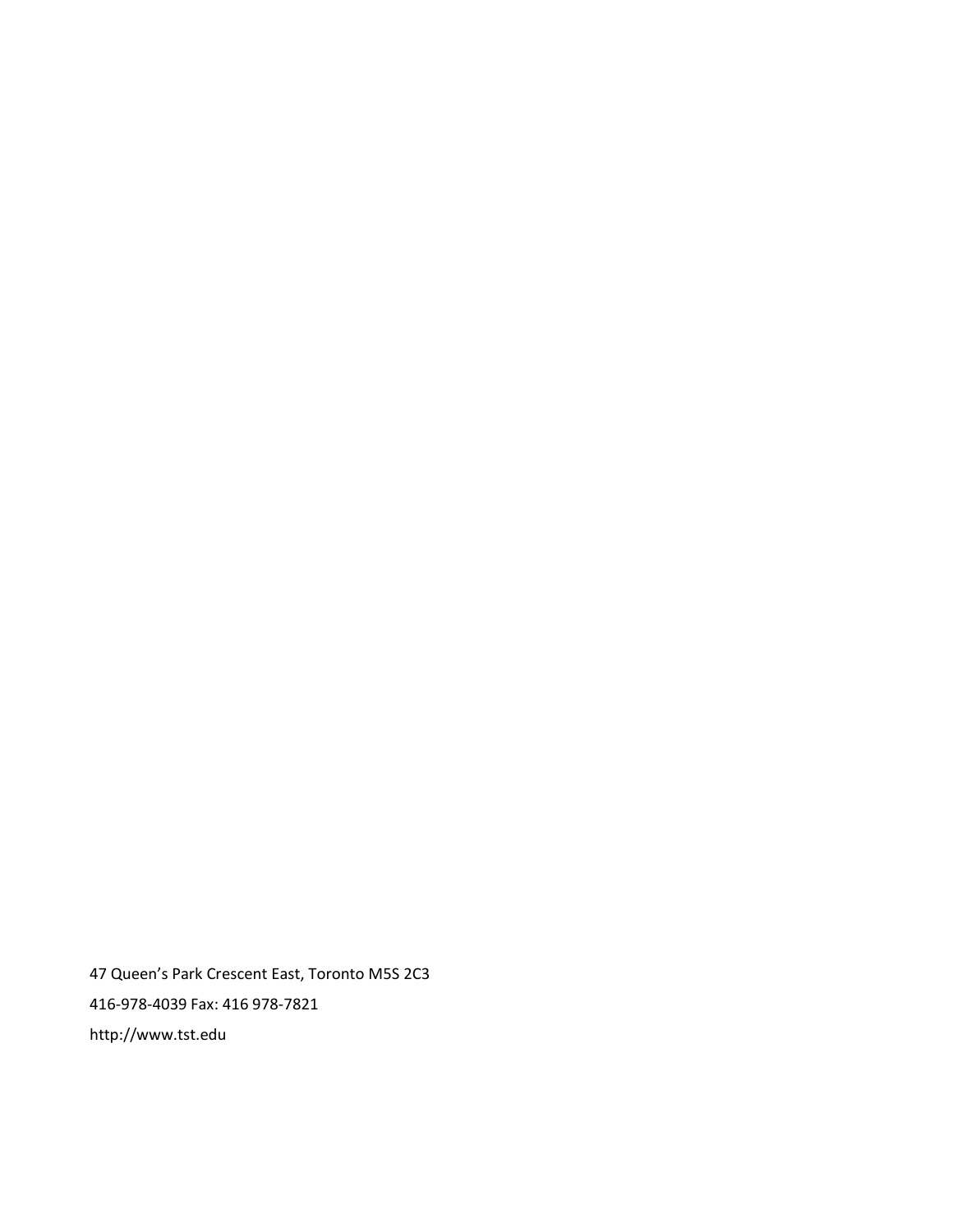47 Queen’s Park Crescent East, Toronto M5S 2C3

416-978-4039 Fax: 416 978-7821

http://www.tst.edu